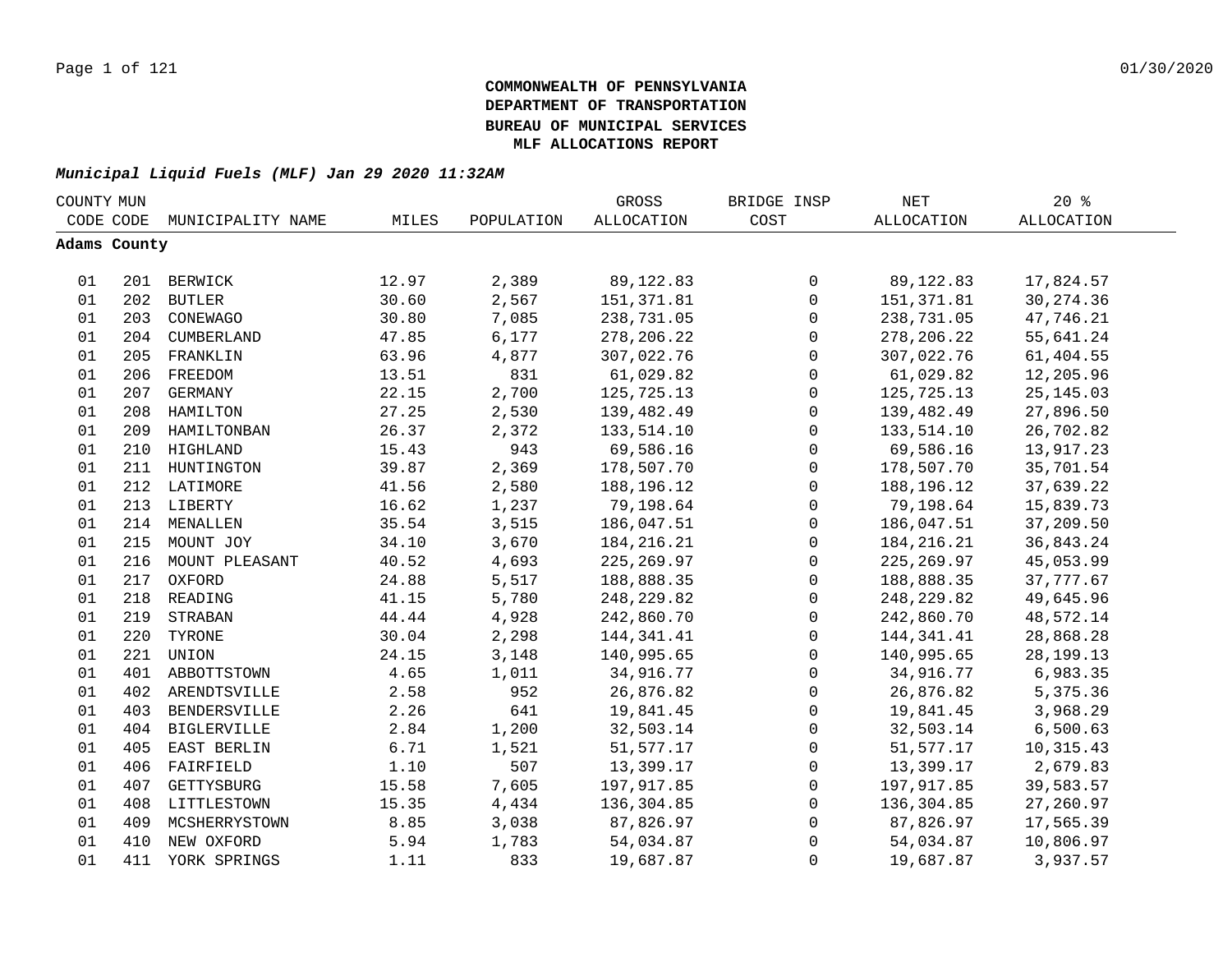# COMMONWEALTH OF PENNSYLVANIA
# DEPARTMENT OF TRANSPORTATION
# BUREAU OF MUNICIPAL SERVICES
# MLF ALLOCATIONS REPORT

***Municipal Liquid Fuels (MLF) Jan 29 2020 11:32AM***

| COUNTY CODE | MUN CODE | MUNICIPALITY NAME | MILES | POPULATION | GROSS ALLOCATION | BRIDGE INSP COST | NET ALLOCATION | 20 % ALLOCATION |
|---|---|---|---|---|---|---|---|---|
| **Adams County** | | | | | | | | |
| 01 | 201 | BERWICK | 12.97 | 2,389 | 89,122.83 | 0 | 89,122.83 | 17,824.57 |
| 01 | 202 | BUTLER | 30.60 | 2,567 | 151,371.81 | 0 | 151,371.81 | 30,274.36 |
| 01 | 203 | CONEWAGO | 30.80 | 7,085 | 238,731.05 | 0 | 238,731.05 | 47,746.21 |
| 01 | 204 | CUMBERLAND | 47.85 | 6,177 | 278,206.22 | 0 | 278,206.22 | 55,641.24 |
| 01 | 205 | FRANKLIN | 63.96 | 4,877 | 307,022.76 | 0 | 307,022.76 | 61,404.55 |
| 01 | 206 | FREEDOM | 13.51 | 831 | 61,029.82 | 0 | 61,029.82 | 12,205.96 |
| 01 | 207 | GERMANY | 22.15 | 2,700 | 125,725.13 | 0 | 125,725.13 | 25,145.03 |
| 01 | 208 | HAMILTON | 27.25 | 2,530 | 139,482.49 | 0 | 139,482.49 | 27,896.50 |
| 01 | 209 | HAMILTONBAN | 26.37 | 2,372 | 133,514.10 | 0 | 133,514.10 | 26,702.82 |
| 01 | 210 | HIGHLAND | 15.43 | 943 | 69,586.16 | 0 | 69,586.16 | 13,917.23 |
| 01 | 211 | HUNTINGTON | 39.87 | 2,369 | 178,507.70 | 0 | 178,507.70 | 35,701.54 |
| 01 | 212 | LATIMORE | 41.56 | 2,580 | 188,196.12 | 0 | 188,196.12 | 37,639.22 |
| 01 | 213 | LIBERTY | 16.62 | 1,237 | 79,198.64 | 0 | 79,198.64 | 15,839.73 |
| 01 | 214 | MENALLEN | 35.54 | 3,515 | 186,047.51 | 0 | 186,047.51 | 37,209.50 |
| 01 | 215 | MOUNT JOY | 34.10 | 3,670 | 184,216.21 | 0 | 184,216.21 | 36,843.24 |
| 01 | 216 | MOUNT PLEASANT | 40.52 | 4,693 | 225,269.97 | 0 | 225,269.97 | 45,053.99 |
| 01 | 217 | OXFORD | 24.88 | 5,517 | 188,888.35 | 0 | 188,888.35 | 37,777.67 |
| 01 | 218 | READING | 41.15 | 5,780 | 248,229.82 | 0 | 248,229.82 | 49,645.96 |
| 01 | 219 | STRABAN | 44.44 | 4,928 | 242,860.70 | 0 | 242,860.70 | 48,572.14 |
| 01 | 220 | TYRONE | 30.04 | 2,298 | 144,341.41 | 0 | 144,341.41 | 28,868.28 |
| 01 | 221 | UNION | 24.15 | 3,148 | 140,995.65 | 0 | 140,995.65 | 28,199.13 |
| 01 | 401 | ABBOTTSTOWN | 4.65 | 1,011 | 34,916.77 | 0 | 34,916.77 | 6,983.35 |
| 01 | 402 | ARENDTSVILLE | 2.58 | 952 | 26,876.82 | 0 | 26,876.82 | 5,375.36 |
| 01 | 403 | BENDERSVILLE | 2.26 | 641 | 19,841.45 | 0 | 19,841.45 | 3,968.29 |
| 01 | 404 | BIGLERVILLE | 2.84 | 1,200 | 32,503.14 | 0 | 32,503.14 | 6,500.63 |
| 01 | 405 | EAST BERLIN | 6.71 | 1,521 | 51,577.17 | 0 | 51,577.17 | 10,315.43 |
| 01 | 406 | FAIRFIELD | 1.10 | 507 | 13,399.17 | 0 | 13,399.17 | 2,679.83 |
| 01 | 407 | GETTYSBURG | 15.58 | 7,605 | 197,917.85 | 0 | 197,917.85 | 39,583.57 |
| 01 | 408 | LITTLESTOWN | 15.35 | 4,434 | 136,304.85 | 0 | 136,304.85 | 27,260.97 |
| 01 | 409 | MCSHERRYSTOWN | 8.85 | 3,038 | 87,826.97 | 0 | 87,826.97 | 17,565.39 |
| 01 | 410 | NEW OXFORD | 5.94 | 1,783 | 54,034.87 | 0 | 54,034.87 | 10,806.97 |
| 01 | 411 | YORK SPRINGS | 1.11 | 833 | 19,687.87 | 0 | 19,687.87 | 3,937.57 |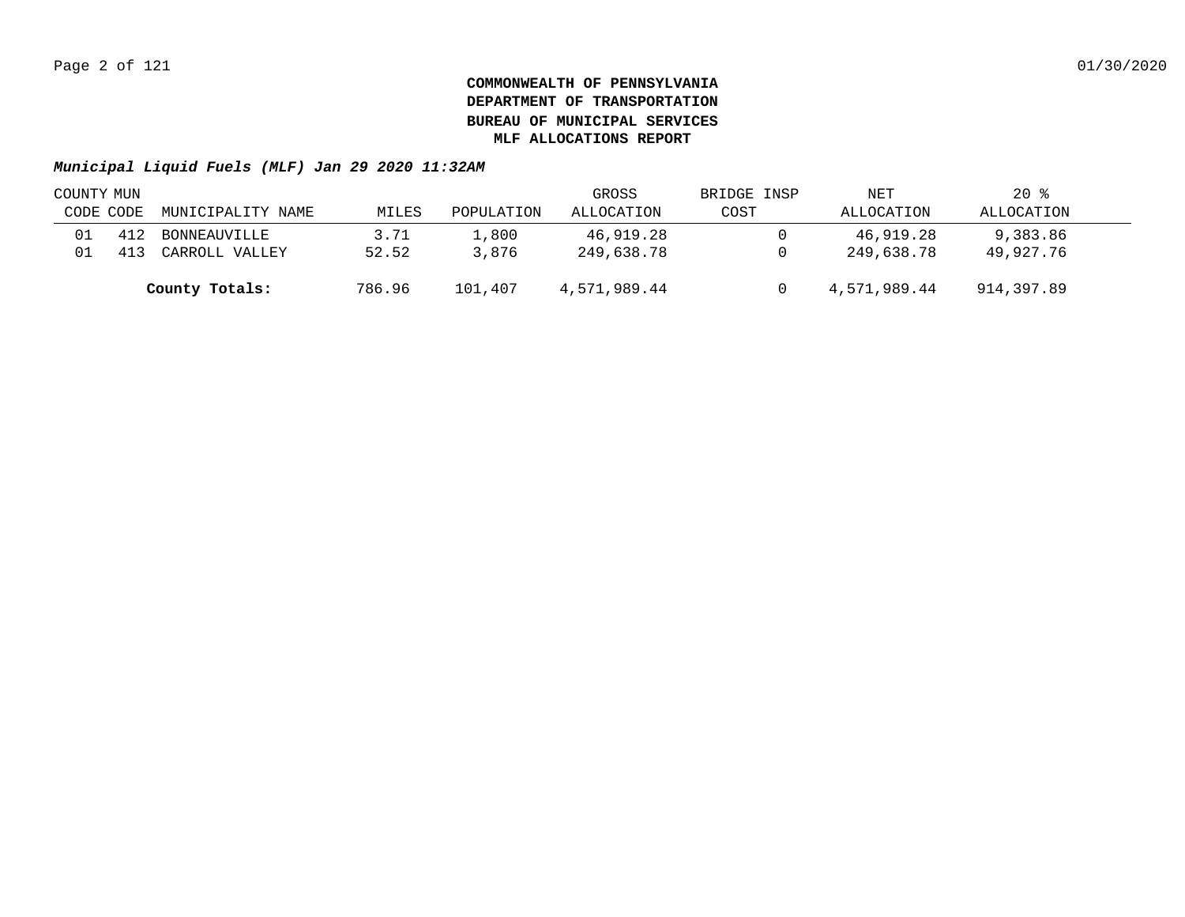**COMMONWEALTH OF PENNSYLVANIA**
**DEPARTMENT OF TRANSPORTATION**
**BUREAU OF MUNICIPAL SERVICES**
**MLF ALLOCATIONS REPORT**

***Municipal Liquid Fuels (MLF) Jan 29 2020 11:32AM***

| COUNTY CODE | MUN CODE | MUNICIPALITY NAME | MILES | POPULATION | GROSS ALLOCATION | BRIDGE INSP COST | NET ALLOCATION | 20 % ALLOCATION |
|---|---|---|---|---|---|---|---|---|
| 01 | 412 | BONNEAUVILLE | 3.71 | 1,800 | 46,919.28 | 0 | 46,919.28 | 9,383.86 |
| 01 | 413 | CARROLL VALLEY | 52.52 | 3,876 | 249,638.78 | 0 | 249,638.78 | 49,927.76 |
| | | **County Totals:** | 786.96 | 101,407 | 4,571,989.44 | 0 | 4,571,989.44 | 914,397.89 |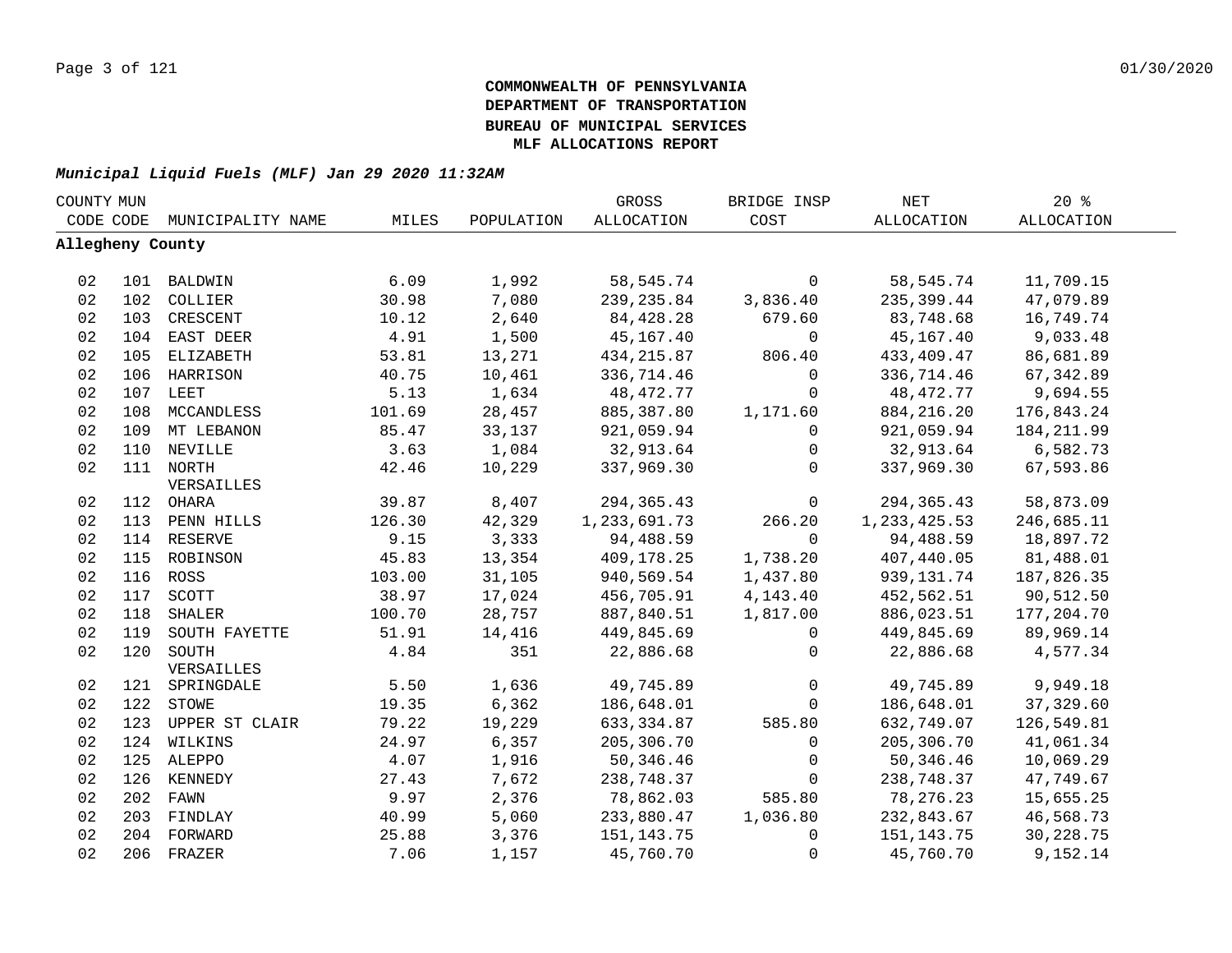**COMMONWEALTH OF PENNSYLVANIA**
**DEPARTMENT OF TRANSPORTATION**
**BUREAU OF MUNICIPAL SERVICES**
**MLF ALLOCATIONS REPORT**

***Municipal Liquid Fuels (MLF) Jan 29 2020 11:32AM***

| COUNTY CODE | MUN CODE | MUNICIPALITY NAME | MILES | POPULATION | GROSS ALLOCATION | BRIDGE INSP COST | NET ALLOCATION | 20 % ALLOCATION |
|---|---|---|---|---|---|---|---|---|
| **Allegheny County** | | | | | | | | |
| 02 | 101 | BALDWIN | 6.09 | 1,992 | 58,545.74 | 0 | 58,545.74 | 11,709.15 |
| 02 | 102 | COLLIER | 30.98 | 7,080 | 239,235.84 | 3,836.40 | 235,399.44 | 47,079.89 |
| 02 | 103 | CRESCENT | 10.12 | 2,640 | 84,428.28 | 679.60 | 83,748.68 | 16,749.74 |
| 02 | 104 | EAST DEER | 4.91 | 1,500 | 45,167.40 | 0 | 45,167.40 | 9,033.48 |
| 02 | 105 | ELIZABETH | 53.81 | 13,271 | 434,215.87 | 806.40 | 433,409.47 | 86,681.89 |
| 02 | 106 | HARRISON | 40.75 | 10,461 | 336,714.46 | 0 | 336,714.46 | 67,342.89 |
| 02 | 107 | LEET | 5.13 | 1,634 | 48,472.77 | 0 | 48,472.77 | 9,694.55 |
| 02 | 108 | MCCANDLESS | 101.69 | 28,457 | 885,387.80 | 1,171.60 | 884,216.20 | 176,843.24 |
| 02 | 109 | MT LEBANON | 85.47 | 33,137 | 921,059.94 | 0 | 921,059.94 | 184,211.99 |
| 02 | 110 | NEVILLE | 3.63 | 1,084 | 32,913.64 | 0 | 32,913.64 | 6,582.73 |
| 02 | 111 | NORTH VERSAILLES | 42.46 | 10,229 | 337,969.30 | 0 | 337,969.30 | 67,593.86 |
| 02 | 112 | OHARA | 39.87 | 8,407 | 294,365.43 | 0 | 294,365.43 | 58,873.09 |
| 02 | 113 | PENN HILLS | 126.30 | 42,329 | 1,233,691.73 | 266.20 | 1,233,425.53 | 246,685.11 |
| 02 | 114 | RESERVE | 9.15 | 3,333 | 94,488.59 | 0 | 94,488.59 | 18,897.72 |
| 02 | 115 | ROBINSON | 45.83 | 13,354 | 409,178.25 | 1,738.20 | 407,440.05 | 81,488.01 |
| 02 | 116 | ROSS | 103.00 | 31,105 | 940,569.54 | 1,437.80 | 939,131.74 | 187,826.35 |
| 02 | 117 | SCOTT | 38.97 | 17,024 | 456,705.91 | 4,143.40 | 452,562.51 | 90,512.50 |
| 02 | 118 | SHALER | 100.70 | 28,757 | 887,840.51 | 1,817.00 | 886,023.51 | 177,204.70 |
| 02 | 119 | SOUTH FAYETTE | 51.91 | 14,416 | 449,845.69 | 0 | 449,845.69 | 89,969.14 |
| 02 | 120 | SOUTH VERSAILLES | 4.84 | 351 | 22,886.68 | 0 | 22,886.68 | 4,577.34 |
| 02 | 121 | SPRINGDALE | 5.50 | 1,636 | 49,745.89 | 0 | 49,745.89 | 9,949.18 |
| 02 | 122 | STOWE | 19.35 | 6,362 | 186,648.01 | 0 | 186,648.01 | 37,329.60 |
| 02 | 123 | UPPER ST CLAIR | 79.22 | 19,229 | 633,334.87 | 585.80 | 632,749.07 | 126,549.81 |
| 02 | 124 | WILKINS | 24.97 | 6,357 | 205,306.70 | 0 | 205,306.70 | 41,061.34 |
| 02 | 125 | ALEPPO | 4.07 | 1,916 | 50,346.46 | 0 | 50,346.46 | 10,069.29 |
| 02 | 126 | KENNEDY | 27.43 | 7,672 | 238,748.37 | 0 | 238,748.37 | 47,749.67 |
| 02 | 202 | FAWN | 9.97 | 2,376 | 78,862.03 | 585.80 | 78,276.23 | 15,655.25 |
| 02 | 203 | FINDLAY | 40.99 | 5,060 | 233,880.47 | 1,036.80 | 232,843.67 | 46,568.73 |
| 02 | 204 | FORWARD | 25.88 | 3,376 | 151,143.75 | 0 | 151,143.75 | 30,228.75 |
| 02 | 206 | FRAZER | 7.06 | 1,157 | 45,760.70 | 0 | 45,760.70 | 9,152.14 |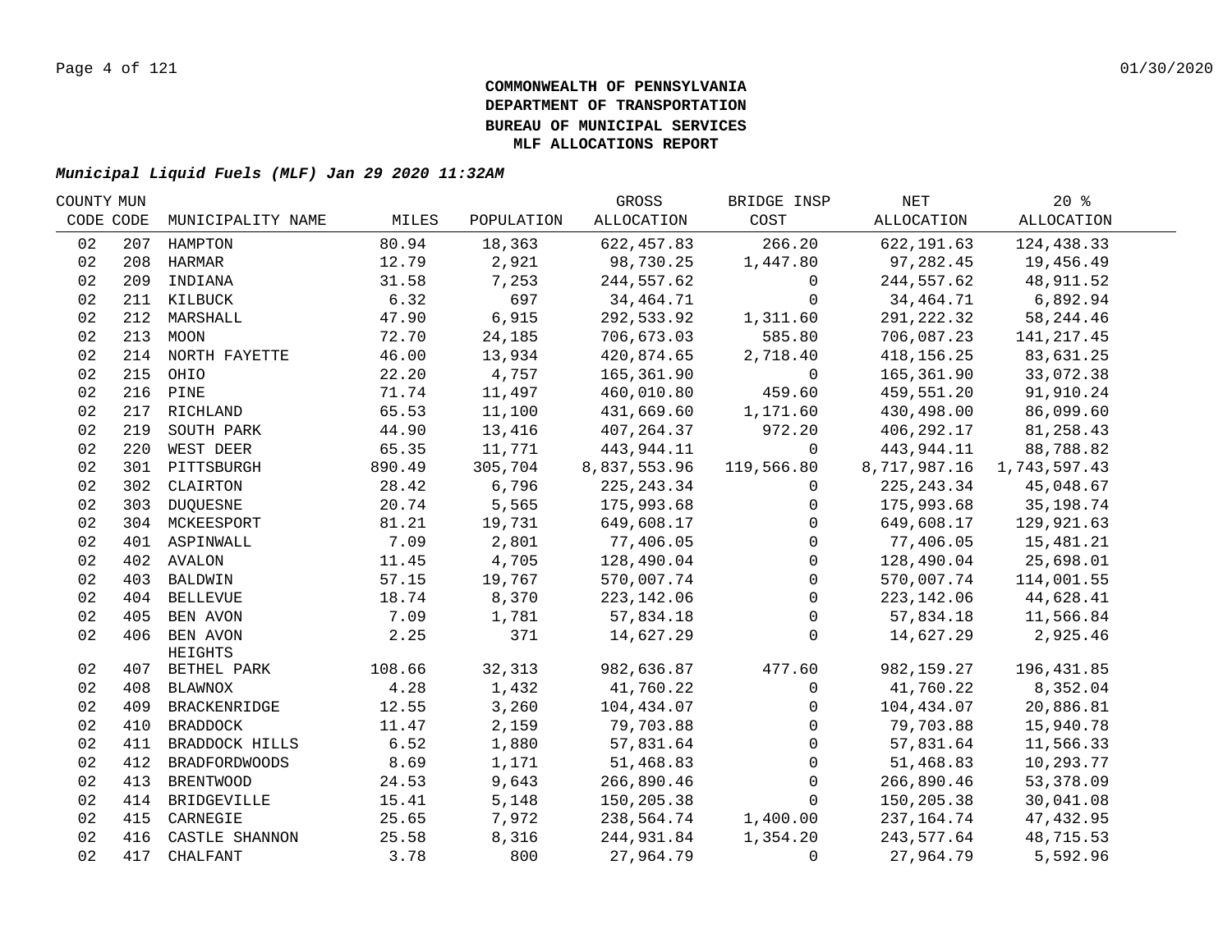# COMMONWEALTH OF PENNSYLVANIA
# DEPARTMENT OF TRANSPORTATION
# BUREAU OF MUNICIPAL SERVICES
# MLF ALLOCATIONS REPORT

***Municipal Liquid Fuels (MLF) Jan 29 2020 11:32AM***

| COUNTY CODE | MUN CODE | MUNICIPALITY NAME | MILES | POPULATION | GROSS ALLOCATION | BRIDGE INSP COST | NET ALLOCATION | 20 % ALLOCATION |
|---|---|---|---|---|---|---|---|---|
| 02 | 207 | HAMPTON | 80.94 | 18,363 | 622,457.83 | 266.20 | 622,191.63 | 124,438.33 |
| 02 | 208 | HARMAR | 12.79 | 2,921 | 98,730.25 | 1,447.80 | 97,282.45 | 19,456.49 |
| 02 | 209 | INDIANA | 31.58 | 7,253 | 244,557.62 | 0 | 244,557.62 | 48,911.52 |
| 02 | 211 | KILBUCK | 6.32 | 697 | 34,464.71 | 0 | 34,464.71 | 6,892.94 |
| 02 | 212 | MARSHALL | 47.90 | 6,915 | 292,533.92 | 1,311.60 | 291,222.32 | 58,244.46 |
| 02 | 213 | MOON | 72.70 | 24,185 | 706,673.03 | 585.80 | 706,087.23 | 141,217.45 |
| 02 | 214 | NORTH FAYETTE | 46.00 | 13,934 | 420,874.65 | 2,718.40 | 418,156.25 | 83,631.25 |
| 02 | 215 | OHIO | 22.20 | 4,757 | 165,361.90 | 0 | 165,361.90 | 33,072.38 |
| 02 | 216 | PINE | 71.74 | 11,497 | 460,010.80 | 459.60 | 459,551.20 | 91,910.24 |
| 02 | 217 | RICHLAND | 65.53 | 11,100 | 431,669.60 | 1,171.60 | 430,498.00 | 86,099.60 |
| 02 | 219 | SOUTH PARK | 44.90 | 13,416 | 407,264.37 | 972.20 | 406,292.17 | 81,258.43 |
| 02 | 220 | WEST DEER | 65.35 | 11,771 | 443,944.11 | 0 | 443,944.11 | 88,788.82 |
| 02 | 301 | PITTSBURGH | 890.49 | 305,704 | 8,837,553.96 | 119,566.80 | 8,717,987.16 | 1,743,597.43 |
| 02 | 302 | CLAIRTON | 28.42 | 6,796 | 225,243.34 | 0 | 225,243.34 | 45,048.67 |
| 02 | 303 | DUQUESNE | 20.74 | 5,565 | 175,993.68 | 0 | 175,993.68 | 35,198.74 |
| 02 | 304 | MCKEESPORT | 81.21 | 19,731 | 649,608.17 | 0 | 649,608.17 | 129,921.63 |
| 02 | 401 | ASPINWALL | 7.09 | 2,801 | 77,406.05 | 0 | 77,406.05 | 15,481.21 |
| 02 | 402 | AVALON | 11.45 | 4,705 | 128,490.04 | 0 | 128,490.04 | 25,698.01 |
| 02 | 403 | BALDWIN | 57.15 | 19,767 | 570,007.74 | 0 | 570,007.74 | 114,001.55 |
| 02 | 404 | BELLEVUE | 18.74 | 8,370 | 223,142.06 | 0 | 223,142.06 | 44,628.41 |
| 02 | 405 | BEN AVON | 7.09 | 1,781 | 57,834.18 | 0 | 57,834.18 | 11,566.84 |
| 02 | 406 | BEN AVON HEIGHTS | 2.25 | 371 | 14,627.29 | 0 | 14,627.29 | 2,925.46 |
| 02 | 407 | BETHEL PARK | 108.66 | 32,313 | 982,636.87 | 477.60 | 982,159.27 | 196,431.85 |
| 02 | 408 | BLAWNOX | 4.28 | 1,432 | 41,760.22 | 0 | 41,760.22 | 8,352.04 |
| 02 | 409 | BRACKENRIDGE | 12.55 | 3,260 | 104,434.07 | 0 | 104,434.07 | 20,886.81 |
| 02 | 410 | BRADDOCK | 11.47 | 2,159 | 79,703.88 | 0 | 79,703.88 | 15,940.78 |
| 02 | 411 | BRADDOCK HILLS | 6.52 | 1,880 | 57,831.64 | 0 | 57,831.64 | 11,566.33 |
| 02 | 412 | BRADFORDWOODS | 8.69 | 1,171 | 51,468.83 | 0 | 51,468.83 | 10,293.77 |
| 02 | 413 | BRENTWOOD | 24.53 | 9,643 | 266,890.46 | 0 | 266,890.46 | 53,378.09 |
| 02 | 414 | BRIDGEVILLE | 15.41 | 5,148 | 150,205.38 | 0 | 150,205.38 | 30,041.08 |
| 02 | 415 | CARNEGIE | 25.65 | 7,972 | 238,564.74 | 1,400.00 | 237,164.74 | 47,432.95 |
| 02 | 416 | CASTLE SHANNON | 25.58 | 8,316 | 244,931.84 | 1,354.20 | 243,577.64 | 48,715.53 |
| 02 | 417 | CHALFANT | 3.78 | 800 | 27,964.79 | 0 | 27,964.79 | 5,592.96 |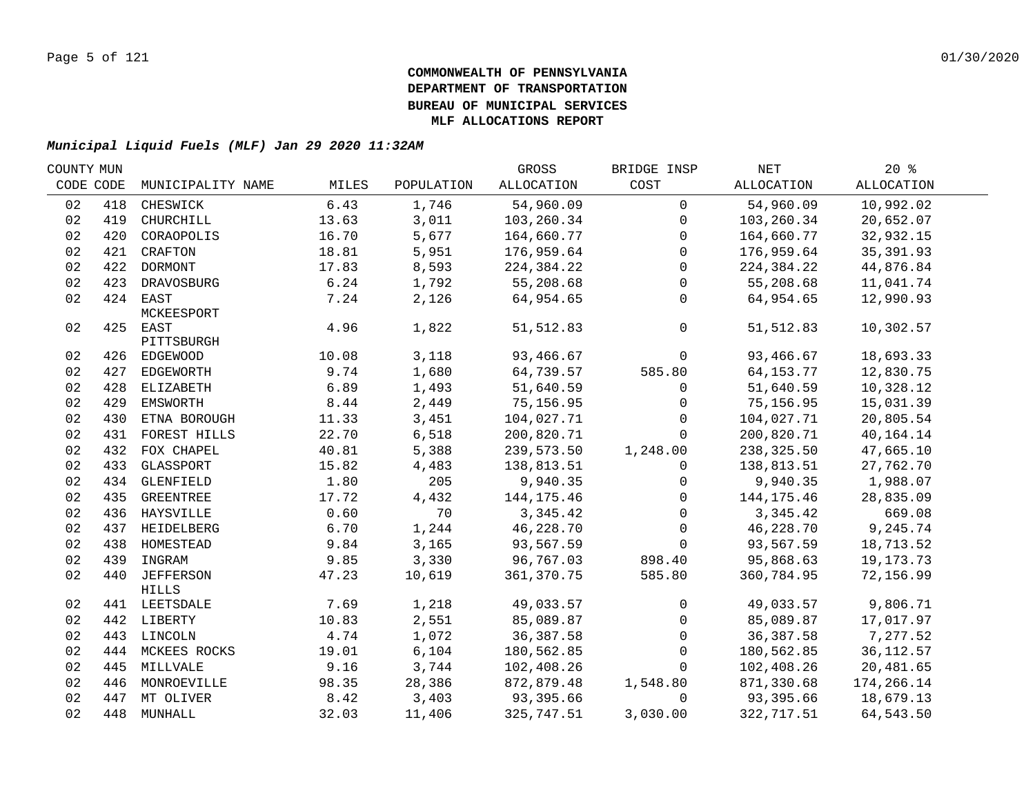# COMMONWEALTH OF PENNSYLVANIA
# DEPARTMENT OF TRANSPORTATION
# BUREAU OF MUNICIPAL SERVICES
# MLF ALLOCATIONS REPORT

***Municipal Liquid Fuels (MLF) Jan 29 2020 11:32AM***

| COUNTY CODE | MUN CODE | MUNICIPALITY NAME | MILES | POPULATION | GROSS ALLOCATION | BRIDGE INSP COST | NET ALLOCATION | 20 % ALLOCATION |
|---|---|---|---|---|---|---|---|---|
| 02 | 418 | CHESWICK | 6.43 | 1,746 | 54,960.09 | 0 | 54,960.09 | 10,992.02 |
| 02 | 419 | CHURCHILL | 13.63 | 3,011 | 103,260.34 | 0 | 103,260.34 | 20,652.07 |
| 02 | 420 | CORAOPOLIS | 16.70 | 5,677 | 164,660.77 | 0 | 164,660.77 | 32,932.15 |
| 02 | 421 | CRAFTON | 18.81 | 5,951 | 176,959.64 | 0 | 176,959.64 | 35,391.93 |
| 02 | 422 | DORMONT | 17.83 | 8,593 | 224,384.22 | 0 | 224,384.22 | 44,876.84 |
| 02 | 423 | DRAVOSBURG | 6.24 | 1,792 | 55,208.68 | 0 | 55,208.68 | 11,041.74 |
| 02 | 424 | EAST MCKEESPORT | 7.24 | 2,126 | 64,954.65 | 0 | 64,954.65 | 12,990.93 |
| 02 | 425 | EAST PITTSBURGH | 4.96 | 1,822 | 51,512.83 | 0 | 51,512.83 | 10,302.57 |
| 02 | 426 | EDGEWOOD | 10.08 | 3,118 | 93,466.67 | 0 | 93,466.67 | 18,693.33 |
| 02 | 427 | EDGEWORTH | 9.74 | 1,680 | 64,739.57 | 585.80 | 64,153.77 | 12,830.75 |
| 02 | 428 | ELIZABETH | 6.89 | 1,493 | 51,640.59 | 0 | 51,640.59 | 10,328.12 |
| 02 | 429 | EMSWORTH | 8.44 | 2,449 | 75,156.95 | 0 | 75,156.95 | 15,031.39 |
| 02 | 430 | ETNA BOROUGH | 11.33 | 3,451 | 104,027.71 | 0 | 104,027.71 | 20,805.54 |
| 02 | 431 | FOREST HILLS | 22.70 | 6,518 | 200,820.71 | 0 | 200,820.71 | 40,164.14 |
| 02 | 432 | FOX CHAPEL | 40.81 | 5,388 | 239,573.50 | 1,248.00 | 238,325.50 | 47,665.10 |
| 02 | 433 | GLASSPORT | 15.82 | 4,483 | 138,813.51 | 0 | 138,813.51 | 27,762.70 |
| 02 | 434 | GLENFIELD | 1.80 | 205 | 9,940.35 | 0 | 9,940.35 | 1,988.07 |
| 02 | 435 | GREENTREE | 17.72 | 4,432 | 144,175.46 | 0 | 144,175.46 | 28,835.09 |
| 02 | 436 | HAYSVILLE | 0.60 | 70 | 3,345.42 | 0 | 3,345.42 | 669.08 |
| 02 | 437 | HEIDELBERG | 6.70 | 1,244 | 46,228.70 | 0 | 46,228.70 | 9,245.74 |
| 02 | 438 | HOMESTEAD | 9.84 | 3,165 | 93,567.59 | 0 | 93,567.59 | 18,713.52 |
| 02 | 439 | INGRAM | 9.85 | 3,330 | 96,767.03 | 898.40 | 95,868.63 | 19,173.73 |
| 02 | 440 | JEFFERSON HILLS | 47.23 | 10,619 | 361,370.75 | 585.80 | 360,784.95 | 72,156.99 |
| 02 | 441 | LEETSDALE | 7.69 | 1,218 | 49,033.57 | 0 | 49,033.57 | 9,806.71 |
| 02 | 442 | LIBERTY | 10.83 | 2,551 | 85,089.87 | 0 | 85,089.87 | 17,017.97 |
| 02 | 443 | LINCOLN | 4.74 | 1,072 | 36,387.58 | 0 | 36,387.58 | 7,277.52 |
| 02 | 444 | MCKEES ROCKS | 19.01 | 6,104 | 180,562.85 | 0 | 180,562.85 | 36,112.57 |
| 02 | 445 | MILLVALE | 9.16 | 3,744 | 102,408.26 | 0 | 102,408.26 | 20,481.65 |
| 02 | 446 | MONROEVILLE | 98.35 | 28,386 | 872,879.48 | 1,548.80 | 871,330.68 | 174,266.14 |
| 02 | 447 | MT OLIVER | 8.42 | 3,403 | 93,395.66 | 0 | 93,395.66 | 18,679.13 |
| 02 | 448 | MUNHALL | 32.03 | 11,406 | 325,747.51 | 3,030.00 | 322,717.51 | 64,543.50 |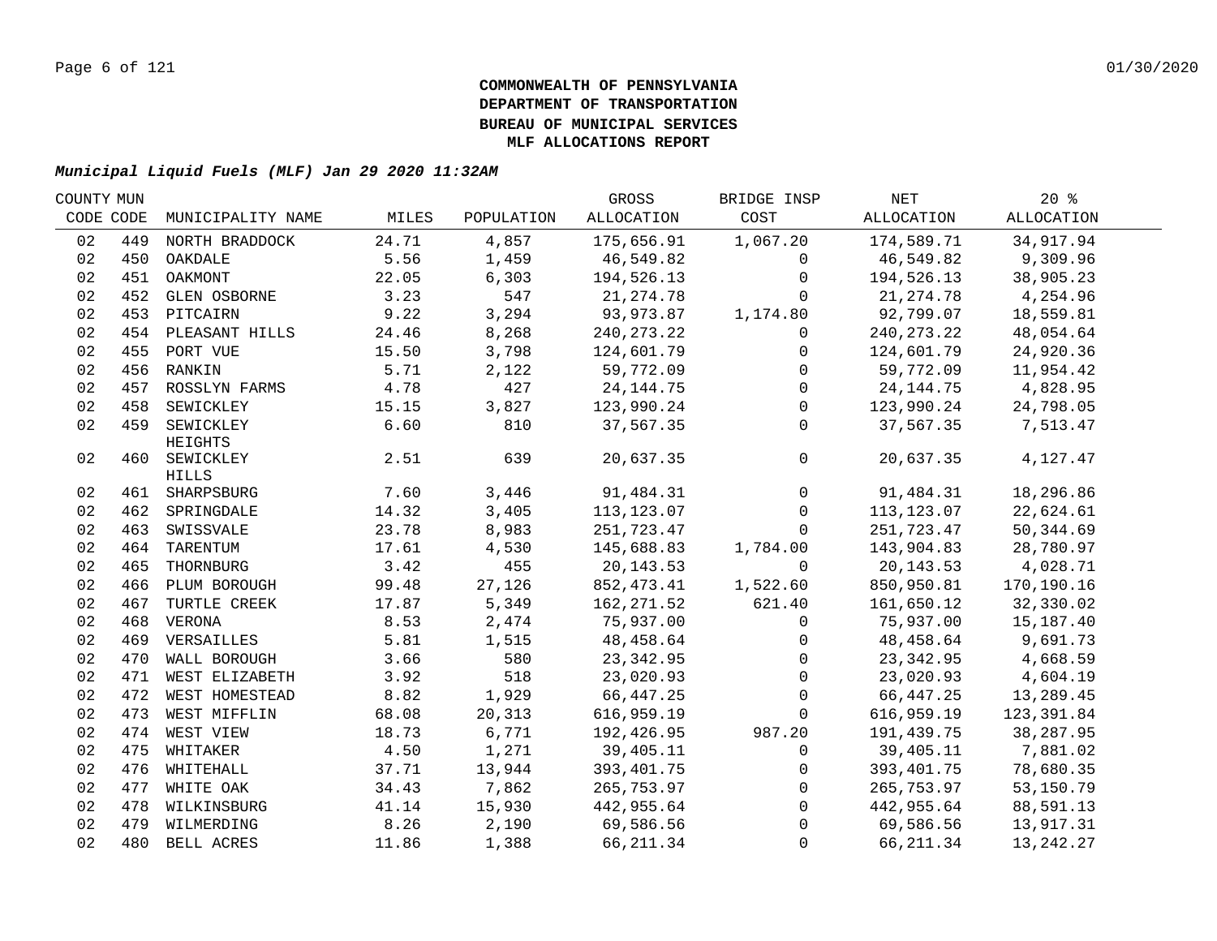**COMMONWEALTH OF PENNSYLVANIA**
**DEPARTMENT OF TRANSPORTATION**
**BUREAU OF MUNICIPAL SERVICES**
**MLF ALLOCATIONS REPORT**

***Municipal Liquid Fuels (MLF) Jan 29 2020 11:32AM***

| COUNTY CODE | MUN CODE | MUNICIPALITY NAME | MILES | POPULATION | GROSS ALLOCATION | BRIDGE INSP COST | NET ALLOCATION | 20 % ALLOCATION |
|---|---|---|---|---|---|---|---|---|
| 02 | 449 | NORTH BRADDOCK | 24.71 | 4,857 | 175,656.91 | 1,067.20 | 174,589.71 | 34,917.94 |
| 02 | 450 | OAKDALE | 5.56 | 1,459 | 46,549.82 | 0 | 46,549.82 | 9,309.96 |
| 02 | 451 | OAKMONT | 22.05 | 6,303 | 194,526.13 | 0 | 194,526.13 | 38,905.23 |
| 02 | 452 | GLEN OSBORNE | 3.23 | 547 | 21,274.78 | 0 | 21,274.78 | 4,254.96 |
| 02 | 453 | PITCAIRN | 9.22 | 3,294 | 93,973.87 | 1,174.80 | 92,799.07 | 18,559.81 |
| 02 | 454 | PLEASANT HILLS | 24.46 | 8,268 | 240,273.22 | 0 | 240,273.22 | 48,054.64 |
| 02 | 455 | PORT VUE | 15.50 | 3,798 | 124,601.79 | 0 | 124,601.79 | 24,920.36 |
| 02 | 456 | RANKIN | 5.71 | 2,122 | 59,772.09 | 0 | 59,772.09 | 11,954.42 |
| 02 | 457 | ROSSLYN FARMS | 4.78 | 427 | 24,144.75 | 0 | 24,144.75 | 4,828.95 |
| 02 | 458 | SEWICKLEY | 15.15 | 3,827 | 123,990.24 | 0 | 123,990.24 | 24,798.05 |
| 02 | 459 | SEWICKLEY HEIGHTS | 6.60 | 810 | 37,567.35 | 0 | 37,567.35 | 7,513.47 |
| 02 | 460 | SEWICKLEY HILLS | 2.51 | 639 | 20,637.35 | 0 | 20,637.35 | 4,127.47 |
| 02 | 461 | SHARPSBURG | 7.60 | 3,446 | 91,484.31 | 0 | 91,484.31 | 18,296.86 |
| 02 | 462 | SPRINGDALE | 14.32 | 3,405 | 113,123.07 | 0 | 113,123.07 | 22,624.61 |
| 02 | 463 | SWISSVALE | 23.78 | 8,983 | 251,723.47 | 0 | 251,723.47 | 50,344.69 |
| 02 | 464 | TARENTUM | 17.61 | 4,530 | 145,688.83 | 1,784.00 | 143,904.83 | 28,780.97 |
| 02 | 465 | THORNBURG | 3.42 | 455 | 20,143.53 | 0 | 20,143.53 | 4,028.71 |
| 02 | 466 | PLUM BOROUGH | 99.48 | 27,126 | 852,473.41 | 1,522.60 | 850,950.81 | 170,190.16 |
| 02 | 467 | TURTLE CREEK | 17.87 | 5,349 | 162,271.52 | 621.40 | 161,650.12 | 32,330.02 |
| 02 | 468 | VERONA | 8.53 | 2,474 | 75,937.00 | 0 | 75,937.00 | 15,187.40 |
| 02 | 469 | VERSAILLES | 5.81 | 1,515 | 48,458.64 | 0 | 48,458.64 | 9,691.73 |
| 02 | 470 | WALL BOROUGH | 3.66 | 580 | 23,342.95 | 0 | 23,342.95 | 4,668.59 |
| 02 | 471 | WEST ELIZABETH | 3.92 | 518 | 23,020.93 | 0 | 23,020.93 | 4,604.19 |
| 02 | 472 | WEST HOMESTEAD | 8.82 | 1,929 | 66,447.25 | 0 | 66,447.25 | 13,289.45 |
| 02 | 473 | WEST MIFFLIN | 68.08 | 20,313 | 616,959.19 | 0 | 616,959.19 | 123,391.84 |
| 02 | 474 | WEST VIEW | 18.73 | 6,771 | 192,426.95 | 987.20 | 191,439.75 | 38,287.95 |
| 02 | 475 | WHITAKER | 4.50 | 1,271 | 39,405.11 | 0 | 39,405.11 | 7,881.02 |
| 02 | 476 | WHITEHALL | 37.71 | 13,944 | 393,401.75 | 0 | 393,401.75 | 78,680.35 |
| 02 | 477 | WHITE OAK | 34.43 | 7,862 | 265,753.97 | 0 | 265,753.97 | 53,150.79 |
| 02 | 478 | WILKINSBURG | 41.14 | 15,930 | 442,955.64 | 0 | 442,955.64 | 88,591.13 |
| 02 | 479 | WILMERDING | 8.26 | 2,190 | 69,586.56 | 0 | 69,586.56 | 13,917.31 |
| 02 | 480 | BELL ACRES | 11.86 | 1,388 | 66,211.34 | 0 | 66,211.34 | 13,242.27 |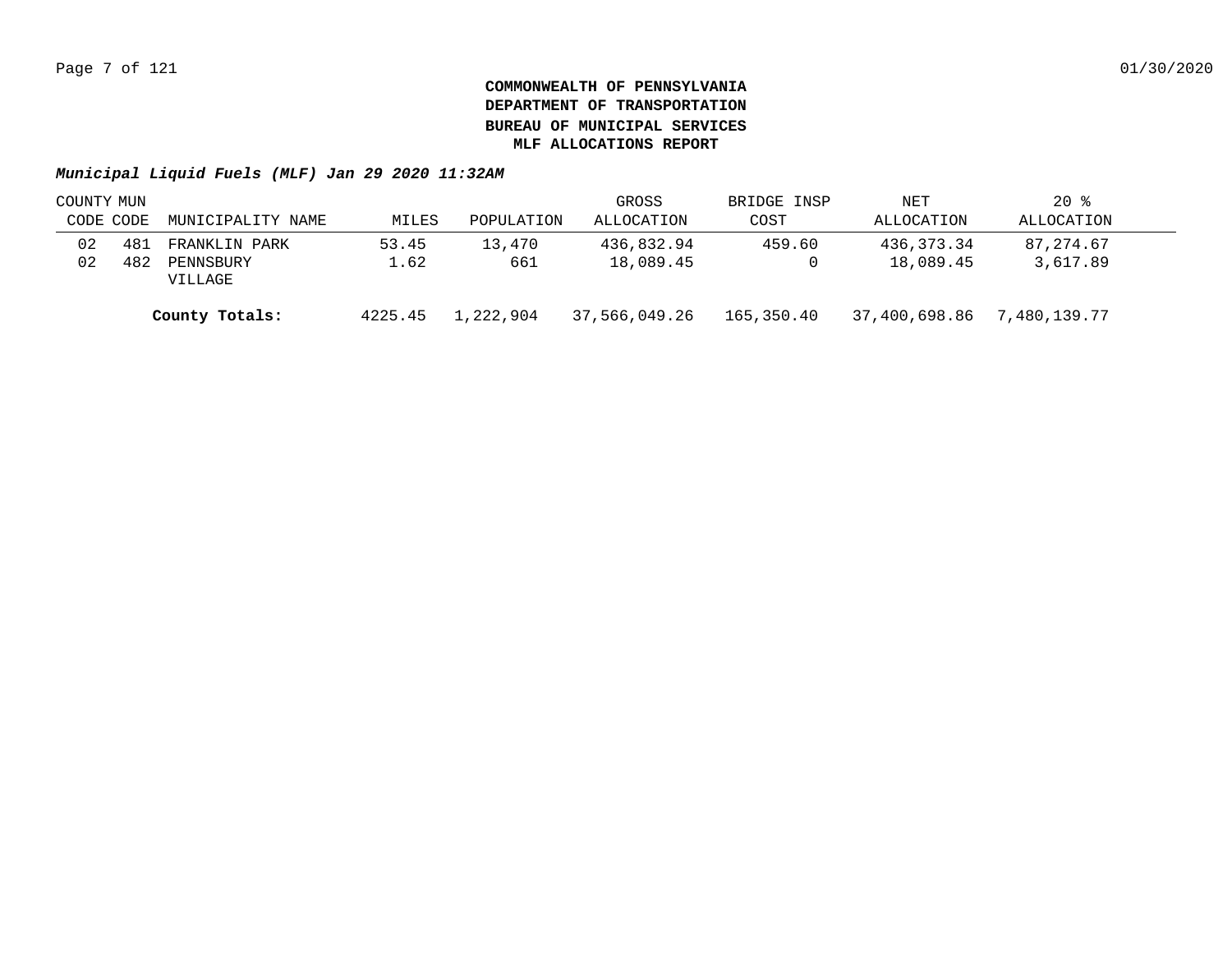**COMMONWEALTH OF PENNSYLVANIA**
**DEPARTMENT OF TRANSPORTATION**
**BUREAU OF MUNICIPAL SERVICES**
**MLF ALLOCATIONS REPORT**

***Municipal Liquid Fuels (MLF) Jan 29 2020 11:32AM***

| COUNTY CODE | MUN CODE | MUNICIPALITY NAME | MILES | POPULATION | GROSS ALLOCATION | BRIDGE INSP COST | NET ALLOCATION | 20 % ALLOCATION |
|---|---|---|---|---|---|---|---|---|
| 02 | 481 | FRANKLIN PARK | 53.45 | 13,470 | 436,832.94 | 459.60 | 436,373.34 | 87,274.67 |
| 02 | 482 | PENNSBURY VILLAGE | 1.62 | 661 | 18,089.45 | 0 | 18,089.45 | 3,617.89 |
| | | **County Totals:** | 4225.45 | 1,222,904 | 37,566,049.26 | 165,350.40 | 37,400,698.86 | 7,480,139.77 |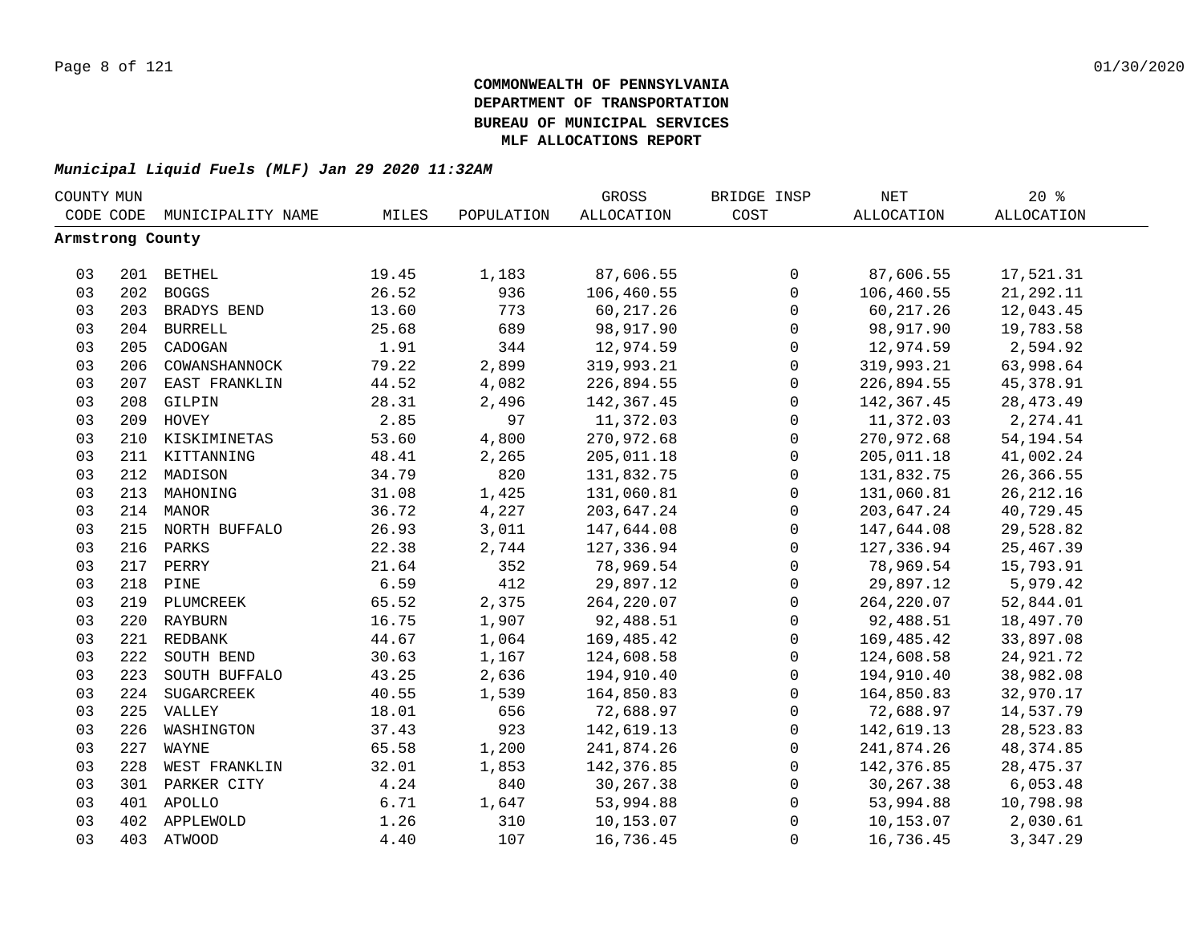**COMMONWEALTH OF PENNSYLVANIA**
**DEPARTMENT OF TRANSPORTATION**
**BUREAU OF MUNICIPAL SERVICES**
**MLF ALLOCATIONS REPORT**

***Municipal Liquid Fuels (MLF) Jan 29 2020 11:32AM***

| COUNTY CODE | MUN CODE | MUNICIPALITY NAME | MILES | POPULATION | GROSS ALLOCATION | BRIDGE INSP COST | NET ALLOCATION | 20 % ALLOCATION |
|---|---|---|---|---|---|---|---|---|
| **Armstrong County** | | | | | | | | |
| 03 | 201 | BETHEL | 19.45 | 1,183 | 87,606.55 | 0 | 87,606.55 | 17,521.31 |
| 03 | 202 | BOGGS | 26.52 | 936 | 106,460.55 | 0 | 106,460.55 | 21,292.11 |
| 03 | 203 | BRADYS BEND | 13.60 | 773 | 60,217.26 | 0 | 60,217.26 | 12,043.45 |
| 03 | 204 | BURRELL | 25.68 | 689 | 98,917.90 | 0 | 98,917.90 | 19,783.58 |
| 03 | 205 | CADOGAN | 1.91 | 344 | 12,974.59 | 0 | 12,974.59 | 2,594.92 |
| 03 | 206 | COWANSHANNOCK | 79.22 | 2,899 | 319,993.21 | 0 | 319,993.21 | 63,998.64 |
| 03 | 207 | EAST FRANKLIN | 44.52 | 4,082 | 226,894.55 | 0 | 226,894.55 | 45,378.91 |
| 03 | 208 | GILPIN | 28.31 | 2,496 | 142,367.45 | 0 | 142,367.45 | 28,473.49 |
| 03 | 209 | HOVEY | 2.85 | 97 | 11,372.03 | 0 | 11,372.03 | 2,274.41 |
| 03 | 210 | KISKIMINETAS | 53.60 | 4,800 | 270,972.68 | 0 | 270,972.68 | 54,194.54 |
| 03 | 211 | KITTANNING | 48.41 | 2,265 | 205,011.18 | 0 | 205,011.18 | 41,002.24 |
| 03 | 212 | MADISON | 34.79 | 820 | 131,832.75 | 0 | 131,832.75 | 26,366.55 |
| 03 | 213 | MAHONING | 31.08 | 1,425 | 131,060.81 | 0 | 131,060.81 | 26,212.16 |
| 03 | 214 | MANOR | 36.72 | 4,227 | 203,647.24 | 0 | 203,647.24 | 40,729.45 |
| 03 | 215 | NORTH BUFFALO | 26.93 | 3,011 | 147,644.08 | 0 | 147,644.08 | 29,528.82 |
| 03 | 216 | PARKS | 22.38 | 2,744 | 127,336.94 | 0 | 127,336.94 | 25,467.39 |
| 03 | 217 | PERRY | 21.64 | 352 | 78,969.54 | 0 | 78,969.54 | 15,793.91 |
| 03 | 218 | PINE | 6.59 | 412 | 29,897.12 | 0 | 29,897.12 | 5,979.42 |
| 03 | 219 | PLUMCREEK | 65.52 | 2,375 | 264,220.07 | 0 | 264,220.07 | 52,844.01 |
| 03 | 220 | RAYBURN | 16.75 | 1,907 | 92,488.51 | 0 | 92,488.51 | 18,497.70 |
| 03 | 221 | REDBANK | 44.67 | 1,064 | 169,485.42 | 0 | 169,485.42 | 33,897.08 |
| 03 | 222 | SOUTH BEND | 30.63 | 1,167 | 124,608.58 | 0 | 124,608.58 | 24,921.72 |
| 03 | 223 | SOUTH BUFFALO | 43.25 | 2,636 | 194,910.40 | 0 | 194,910.40 | 38,982.08 |
| 03 | 224 | SUGARCREEK | 40.55 | 1,539 | 164,850.83 | 0 | 164,850.83 | 32,970.17 |
| 03 | 225 | VALLEY | 18.01 | 656 | 72,688.97 | 0 | 72,688.97 | 14,537.79 |
| 03 | 226 | WASHINGTON | 37.43 | 923 | 142,619.13 | 0 | 142,619.13 | 28,523.83 |
| 03 | 227 | WAYNE | 65.58 | 1,200 | 241,874.26 | 0 | 241,874.26 | 48,374.85 |
| 03 | 228 | WEST FRANKLIN | 32.01 | 1,853 | 142,376.85 | 0 | 142,376.85 | 28,475.37 |
| 03 | 301 | PARKER CITY | 4.24 | 840 | 30,267.38 | 0 | 30,267.38 | 6,053.48 |
| 03 | 401 | APOLLO | 6.71 | 1,647 | 53,994.88 | 0 | 53,994.88 | 10,798.98 |
| 03 | 402 | APPLEWOLD | 1.26 | 310 | 10,153.07 | 0 | 10,153.07 | 2,030.61 |
| 03 | 403 | ATWOOD | 4.40 | 107 | 16,736.45 | 0 | 16,736.45 | 3,347.29 |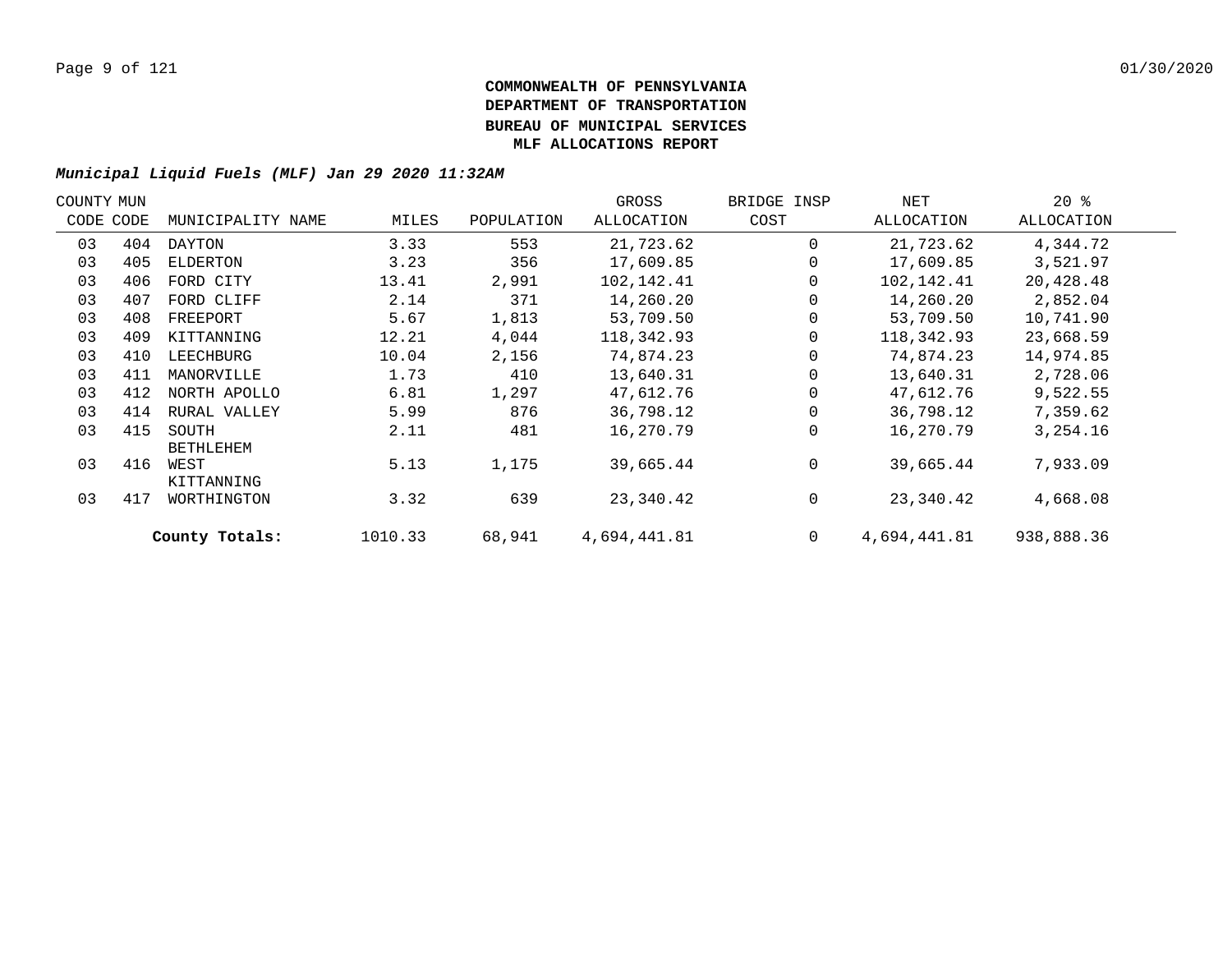# COMMONWEALTH OF PENNSYLVANIA
# DEPARTMENT OF TRANSPORTATION
# BUREAU OF MUNICIPAL SERVICES
# MLF ALLOCATIONS REPORT

***Municipal Liquid Fuels (MLF) Jan 29 2020 11:32AM***

| COUNTY CODE | MUN CODE | MUNICIPALITY NAME | MILES | POPULATION | GROSS ALLOCATION | BRIDGE INSP COST | NET ALLOCATION | 20 % ALLOCATION |
|---|---|---|---|---|---|---|---|---|
| 03 | 404 | DAYTON | 3.33 | 553 | 21,723.62 | 0 | 21,723.62 | 4,344.72 |
| 03 | 405 | ELDERTON | 3.23 | 356 | 17,609.85 | 0 | 17,609.85 | 3,521.97 |
| 03 | 406 | FORD CITY | 13.41 | 2,991 | 102,142.41 | 0 | 102,142.41 | 20,428.48 |
| 03 | 407 | FORD CLIFF | 2.14 | 371 | 14,260.20 | 0 | 14,260.20 | 2,852.04 |
| 03 | 408 | FREEPORT | 5.67 | 1,813 | 53,709.50 | 0 | 53,709.50 | 10,741.90 |
| 03 | 409 | KITTANNING | 12.21 | 4,044 | 118,342.93 | 0 | 118,342.93 | 23,668.59 |
| 03 | 410 | LEECHBURG | 10.04 | 2,156 | 74,874.23 | 0 | 74,874.23 | 14,974.85 |
| 03 | 411 | MANORVILLE | 1.73 | 410 | 13,640.31 | 0 | 13,640.31 | 2,728.06 |
| 03 | 412 | NORTH APOLLO | 6.81 | 1,297 | 47,612.76 | 0 | 47,612.76 | 9,522.55 |
| 03 | 414 | RURAL VALLEY | 5.99 | 876 | 36,798.12 | 0 | 36,798.12 | 7,359.62 |
| 03 | 415 | SOUTH BETHLEHEM | 2.11 | 481 | 16,270.79 | 0 | 16,270.79 | 3,254.16 |
| 03 | 416 | WEST KITTANNING | 5.13 | 1,175 | 39,665.44 | 0 | 39,665.44 | 7,933.09 |
| 03 | 417 | WORTHINGTON | 3.32 | 639 | 23,340.42 | 0 | 23,340.42 | 4,668.08 |
| | | **County Totals:** | 1010.33 | 68,941 | 4,694,441.81 | 0 | 4,694,441.81 | 938,888.36 |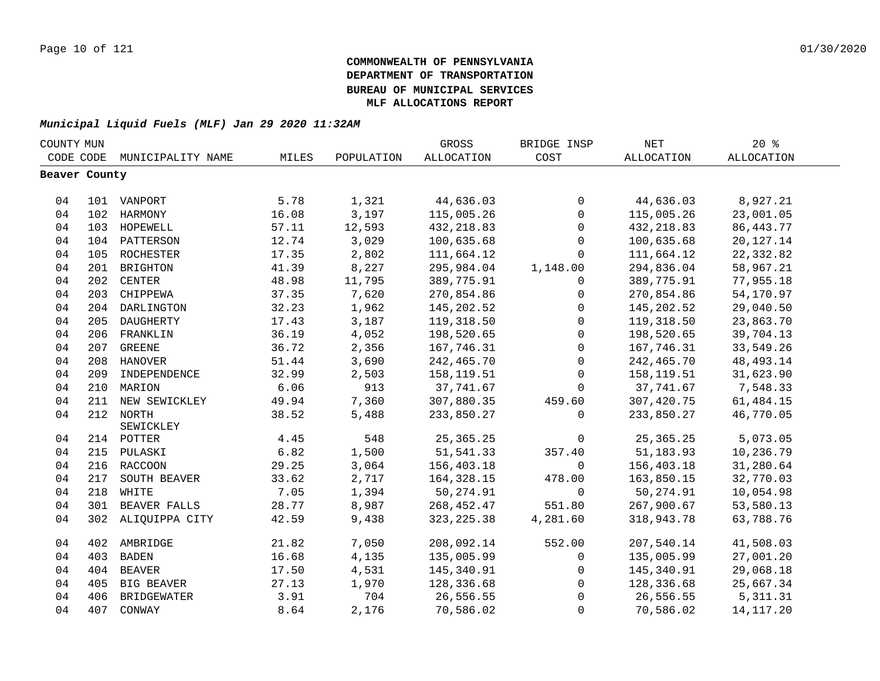**COMMONWEALTH OF PENNSYLVANIA**
**DEPARTMENT OF TRANSPORTATION**
**BUREAU OF MUNICIPAL SERVICES**
**MLF ALLOCATIONS REPORT**

***Municipal Liquid Fuels (MLF) Jan 29 2020 11:32AM***

| COUNTY CODE | MUN CODE | MUNICIPALITY NAME | MILES | POPULATION | GROSS ALLOCATION | BRIDGE INSP COST | NET ALLOCATION | 20 % ALLOCATION |
|---|---|---|---|---|---|---|---|---|
| **Beaver County** | | | | | | | | |
| 04 | 101 | VANPORT | 5.78 | 1,321 | 44,636.03 | 0 | 44,636.03 | 8,927.21 |
| 04 | 102 | HARMONY | 16.08 | 3,197 | 115,005.26 | 0 | 115,005.26 | 23,001.05 |
| 04 | 103 | HOPEWELL | 57.11 | 12,593 | 432,218.83 | 0 | 432,218.83 | 86,443.77 |
| 04 | 104 | PATTERSON | 12.74 | 3,029 | 100,635.68 | 0 | 100,635.68 | 20,127.14 |
| 04 | 105 | ROCHESTER | 17.35 | 2,802 | 111,664.12 | 0 | 111,664.12 | 22,332.82 |
| 04 | 201 | BRIGHTON | 41.39 | 8,227 | 295,984.04 | 1,148.00 | 294,836.04 | 58,967.21 |
| 04 | 202 | CENTER | 48.98 | 11,795 | 389,775.91 | 0 | 389,775.91 | 77,955.18 |
| 04 | 203 | CHIPPEWA | 37.35 | 7,620 | 270,854.86 | 0 | 270,854.86 | 54,170.97 |
| 04 | 204 | DARLINGTON | 32.23 | 1,962 | 145,202.52 | 0 | 145,202.52 | 29,040.50 |
| 04 | 205 | DAUGHERTY | 17.43 | 3,187 | 119,318.50 | 0 | 119,318.50 | 23,863.70 |
| 04 | 206 | FRANKLIN | 36.19 | 4,052 | 198,520.65 | 0 | 198,520.65 | 39,704.13 |
| 04 | 207 | GREENE | 36.72 | 2,356 | 167,746.31 | 0 | 167,746.31 | 33,549.26 |
| 04 | 208 | HANOVER | 51.44 | 3,690 | 242,465.70 | 0 | 242,465.70 | 48,493.14 |
| 04 | 209 | INDEPENDENCE | 32.99 | 2,503 | 158,119.51 | 0 | 158,119.51 | 31,623.90 |
| 04 | 210 | MARION | 6.06 | 913 | 37,741.67 | 0 | 37,741.67 | 7,548.33 |
| 04 | 211 | NEW SEWICKLEY | 49.94 | 7,360 | 307,880.35 | 459.60 | 307,420.75 | 61,484.15 |
| 04 | 212 | NORTH SEWICKLEY | 38.52 | 5,488 | 233,850.27 | 0 | 233,850.27 | 46,770.05 |
| 04 | 214 | POTTER | 4.45 | 548 | 25,365.25 | 0 | 25,365.25 | 5,073.05 |
| 04 | 215 | PULASKI | 6.82 | 1,500 | 51,541.33 | 357.40 | 51,183.93 | 10,236.79 |
| 04 | 216 | RACCOON | 29.25 | 3,064 | 156,403.18 | 0 | 156,403.18 | 31,280.64 |
| 04 | 217 | SOUTH BEAVER | 33.62 | 2,717 | 164,328.15 | 478.00 | 163,850.15 | 32,770.03 |
| 04 | 218 | WHITE | 7.05 | 1,394 | 50,274.91 | 0 | 50,274.91 | 10,054.98 |
| 04 | 301 | BEAVER FALLS | 28.77 | 8,987 | 268,452.47 | 551.80 | 267,900.67 | 53,580.13 |
| 04 | 302 | ALIQUIPPA CITY | 42.59 | 9,438 | 323,225.38 | 4,281.60 | 318,943.78 | 63,788.76 |
| 04 | 402 | AMBRIDGE | 21.82 | 7,050 | 208,092.14 | 552.00 | 207,540.14 | 41,508.03 |
| 04 | 403 | BADEN | 16.68 | 4,135 | 135,005.99 | 0 | 135,005.99 | 27,001.20 |
| 04 | 404 | BEAVER | 17.50 | 4,531 | 145,340.91 | 0 | 145,340.91 | 29,068.18 |
| 04 | 405 | BIG BEAVER | 27.13 | 1,970 | 128,336.68 | 0 | 128,336.68 | 25,667.34 |
| 04 | 406 | BRIDGEWATER | 3.91 | 704 | 26,556.55 | 0 | 26,556.55 | 5,311.31 |
| 04 | 407 | CONWAY | 8.64 | 2,176 | 70,586.02 | 0 | 70,586.02 | 14,117.20 |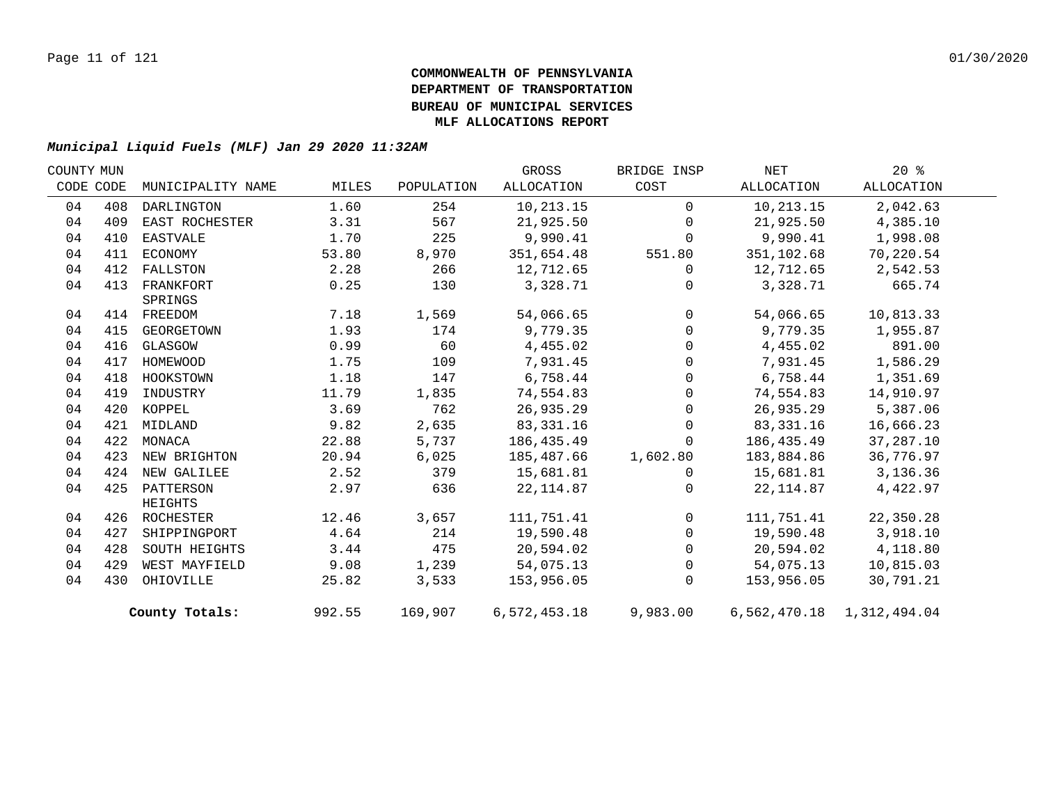**COMMONWEALTH OF PENNSYLVANIA**
**DEPARTMENT OF TRANSPORTATION**
**BUREAU OF MUNICIPAL SERVICES**
**MLF ALLOCATIONS REPORT**

***Municipal Liquid Fuels (MLF) Jan 29 2020 11:32AM***

| COUNTY CODE | MUN CODE | MUNICIPALITY NAME | MILES | POPULATION | GROSS ALLOCATION | BRIDGE INSP COST | NET ALLOCATION | 20 % ALLOCATION |
|---|---|---|---|---|---|---|---|---|
| 04 | 408 | DARLINGTON | 1.60 | 254 | 10,213.15 | 0 | 10,213.15 | 2,042.63 |
| 04 | 409 | EAST ROCHESTER | 3.31 | 567 | 21,925.50 | 0 | 21,925.50 | 4,385.10 |
| 04 | 410 | EASTVALE | 1.70 | 225 | 9,990.41 | 0 | 9,990.41 | 1,998.08 |
| 04 | 411 | ECONOMY | 53.80 | 8,970 | 351,654.48 | 551.80 | 351,102.68 | 70,220.54 |
| 04 | 412 | FALLSTON | 2.28 | 266 | 12,712.65 | 0 | 12,712.65 | 2,542.53 |
| 04 | 413 | FRANKFORT SPRINGS | 0.25 | 130 | 3,328.71 | 0 | 3,328.71 | 665.74 |
| 04 | 414 | FREEDOM | 7.18 | 1,569 | 54,066.65 | 0 | 54,066.65 | 10,813.33 |
| 04 | 415 | GEORGETOWN | 1.93 | 174 | 9,779.35 | 0 | 9,779.35 | 1,955.87 |
| 04 | 416 | GLASGOW | 0.99 | 60 | 4,455.02 | 0 | 4,455.02 | 891.00 |
| 04 | 417 | HOMEWOOD | 1.75 | 109 | 7,931.45 | 0 | 7,931.45 | 1,586.29 |
| 04 | 418 | HOOKSTOWN | 1.18 | 147 | 6,758.44 | 0 | 6,758.44 | 1,351.69 |
| 04 | 419 | INDUSTRY | 11.79 | 1,835 | 74,554.83 | 0 | 74,554.83 | 14,910.97 |
| 04 | 420 | KOPPEL | 3.69 | 762 | 26,935.29 | 0 | 26,935.29 | 5,387.06 |
| 04 | 421 | MIDLAND | 9.82 | 2,635 | 83,331.16 | 0 | 83,331.16 | 16,666.23 |
| 04 | 422 | MONACA | 22.88 | 5,737 | 186,435.49 | 0 | 186,435.49 | 37,287.10 |
| 04 | 423 | NEW BRIGHTON | 20.94 | 6,025 | 185,487.66 | 1,602.80 | 183,884.86 | 36,776.97 |
| 04 | 424 | NEW GALILEE | 2.52 | 379 | 15,681.81 | 0 | 15,681.81 | 3,136.36 |
| 04 | 425 | PATTERSON HEIGHTS | 2.97 | 636 | 22,114.87 | 0 | 22,114.87 | 4,422.97 |
| 04 | 426 | ROCHESTER | 12.46 | 3,657 | 111,751.41 | 0 | 111,751.41 | 22,350.28 |
| 04 | 427 | SHIPPINGPORT | 4.64 | 214 | 19,590.48 | 0 | 19,590.48 | 3,918.10 |
| 04 | 428 | SOUTH HEIGHTS | 3.44 | 475 | 20,594.02 | 0 | 20,594.02 | 4,118.80 |
| 04 | 429 | WEST MAYFIELD | 9.08 | 1,239 | 54,075.13 | 0 | 54,075.13 | 10,815.03 |
| 04 | 430 | OHIOVILLE | 25.82 | 3,533 | 153,956.05 | 0 | 153,956.05 | 30,791.21 |
| | | **County Totals:** | 992.55 | 169,907 | 6,572,453.18 | 9,983.00 | 6,562,470.18 | 1,312,494.04 |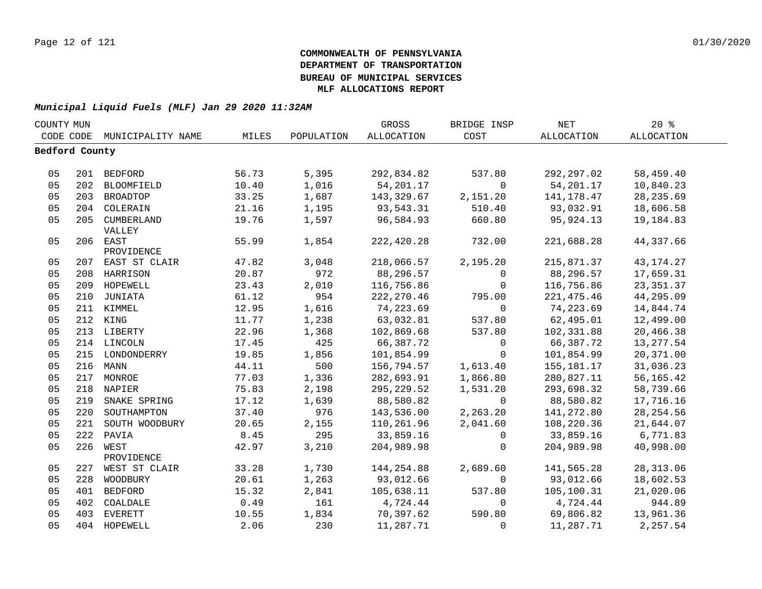**COMMONWEALTH OF PENNSYLVANIA**
**DEPARTMENT OF TRANSPORTATION**
**BUREAU OF MUNICIPAL SERVICES**
**MLF ALLOCATIONS REPORT**

***Municipal Liquid Fuels (MLF) Jan 29 2020 11:32AM***

| COUNTY CODE | MUN CODE | MUNICIPALITY NAME | MILES | POPULATION | GROSS ALLOCATION | BRIDGE INSP COST | NET ALLOCATION | 20 % ALLOCATION |
|---|---|---|---|---|---|---|---|---|
| **Bedford County** | | | | | | | | |
| 05 | 201 | BEDFORD | 56.73 | 5,395 | 292,834.82 | 537.80 | 292,297.02 | 58,459.40 |
| 05 | 202 | BLOOMFIELD | 10.40 | 1,016 | 54,201.17 | 0 | 54,201.17 | 10,840.23 |
| 05 | 203 | BROADTOP | 33.25 | 1,687 | 143,329.67 | 2,151.20 | 141,178.47 | 28,235.69 |
| 05 | 204 | COLERAIN | 21.16 | 1,195 | 93,543.31 | 510.40 | 93,032.91 | 18,606.58 |
| 05 | 205 | CUMBERLAND VALLEY | 19.76 | 1,597 | 96,584.93 | 660.80 | 95,924.13 | 19,184.83 |
| 05 | 206 | EAST PROVIDENCE | 55.99 | 1,854 | 222,420.28 | 732.00 | 221,688.28 | 44,337.66 |
| 05 | 207 | EAST ST CLAIR | 47.82 | 3,048 | 218,066.57 | 2,195.20 | 215,871.37 | 43,174.27 |
| 05 | 208 | HARRISON | 20.87 | 972 | 88,296.57 | 0 | 88,296.57 | 17,659.31 |
| 05 | 209 | HOPEWELL | 23.43 | 2,010 | 116,756.86 | 0 | 116,756.86 | 23,351.37 |
| 05 | 210 | JUNIATA | 61.12 | 954 | 222,270.46 | 795.00 | 221,475.46 | 44,295.09 |
| 05 | 211 | KIMMEL | 12.95 | 1,616 | 74,223.69 | 0 | 74,223.69 | 14,844.74 |
| 05 | 212 | KING | 11.77 | 1,238 | 63,032.81 | 537.80 | 62,495.01 | 12,499.00 |
| 05 | 213 | LIBERTY | 22.96 | 1,368 | 102,869.68 | 537.80 | 102,331.88 | 20,466.38 |
| 05 | 214 | LINCOLN | 17.45 | 425 | 66,387.72 | 0 | 66,387.72 | 13,277.54 |
| 05 | 215 | LONDONDERRY | 19.85 | 1,856 | 101,854.99 | 0 | 101,854.99 | 20,371.00 |
| 05 | 216 | MANN | 44.11 | 500 | 156,794.57 | 1,613.40 | 155,181.17 | 31,036.23 |
| 05 | 217 | MONROE | 77.03 | 1,336 | 282,693.91 | 1,866.80 | 280,827.11 | 56,165.42 |
| 05 | 218 | NAPIER | 75.83 | 2,198 | 295,229.52 | 1,531.20 | 293,698.32 | 58,739.66 |
| 05 | 219 | SNAKE SPRING | 17.12 | 1,639 | 88,580.82 | 0 | 88,580.82 | 17,716.16 |
| 05 | 220 | SOUTHAMPTON | 37.40 | 976 | 143,536.00 | 2,263.20 | 141,272.80 | 28,254.56 |
| 05 | 221 | SOUTH WOODBURY | 20.65 | 2,155 | 110,261.96 | 2,041.60 | 108,220.36 | 21,644.07 |
| 05 | 222 | PAVIA | 8.45 | 295 | 33,859.16 | 0 | 33,859.16 | 6,771.83 |
| 05 | 226 | WEST PROVIDENCE | 42.97 | 3,210 | 204,989.98 | 0 | 204,989.98 | 40,998.00 |
| 05 | 227 | WEST ST CLAIR | 33.28 | 1,730 | 144,254.88 | 2,689.60 | 141,565.28 | 28,313.06 |
| 05 | 228 | WOODBURY | 20.61 | 1,263 | 93,012.66 | 0 | 93,012.66 | 18,602.53 |
| 05 | 401 | BEDFORD | 15.32 | 2,841 | 105,638.11 | 537.80 | 105,100.31 | 21,020.06 |
| 05 | 402 | COALDALE | 0.49 | 161 | 4,724.44 | 0 | 4,724.44 | 944.89 |
| 05 | 403 | EVERETT | 10.55 | 1,834 | 70,397.62 | 590.80 | 69,806.82 | 13,961.36 |
| 05 | 404 | HOPEWELL | 2.06 | 230 | 11,287.71 | 0 | 11,287.71 | 2,257.54 |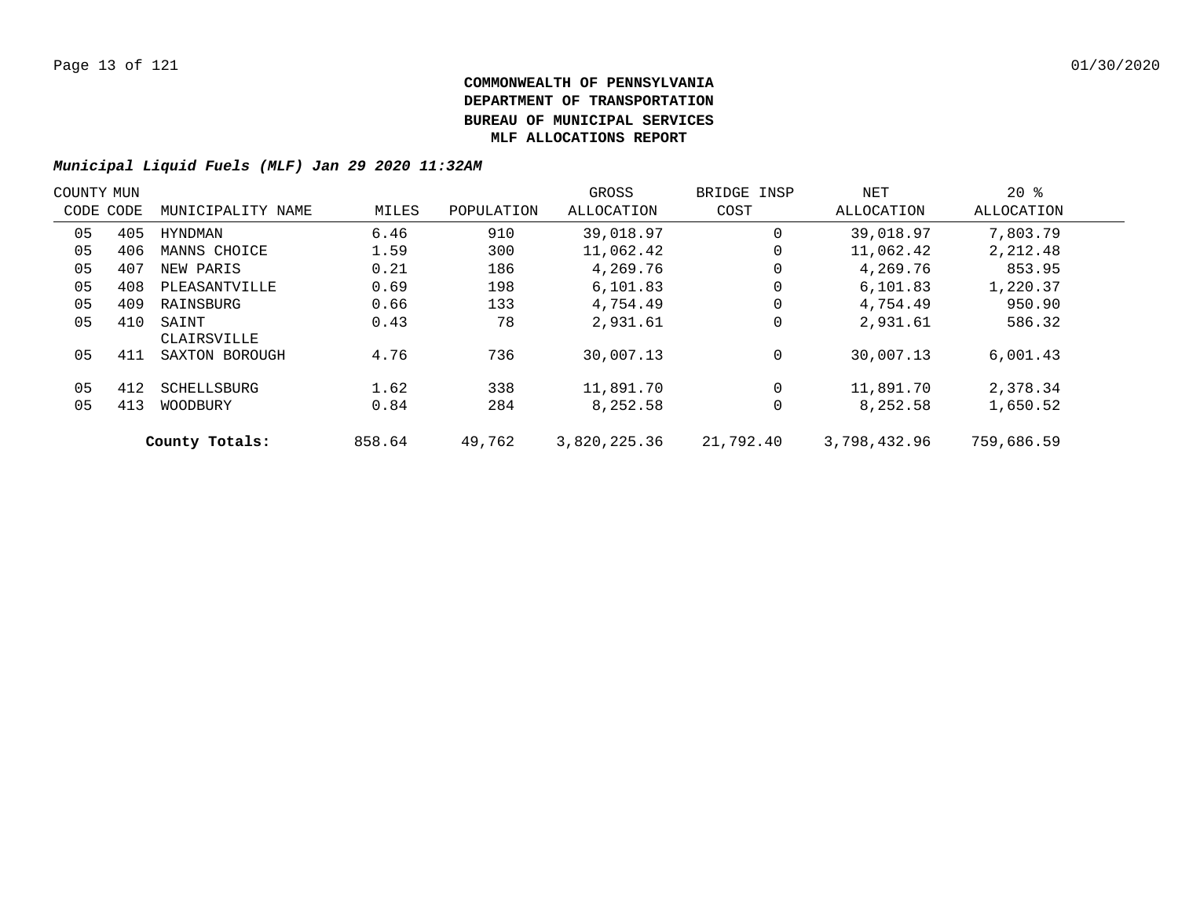**COMMONWEALTH OF PENNSYLVANIA**
**DEPARTMENT OF TRANSPORTATION**
**BUREAU OF MUNICIPAL SERVICES**
**MLF ALLOCATIONS REPORT**

***Municipal Liquid Fuels (MLF) Jan 29 2020 11:32AM***

| COUNTY CODE | MUN CODE | MUNICIPALITY NAME | MILES | POPULATION | GROSS ALLOCATION | BRIDGE INSP COST | NET ALLOCATION | 20 % ALLOCATION |
|---|---|---|---|---|---|---|---|---|
| 05 | 405 | HYNDMAN | 6.46 | 910 | 39,018.97 | 0 | 39,018.97 | 7,803.79 |
| 05 | 406 | MANNS CHOICE | 1.59 | 300 | 11,062.42 | 0 | 11,062.42 | 2,212.48 |
| 05 | 407 | NEW PARIS | 0.21 | 186 | 4,269.76 | 0 | 4,269.76 | 853.95 |
| 05 | 408 | PLEASANTVILLE | 0.69 | 198 | 6,101.83 | 0 | 6,101.83 | 1,220.37 |
| 05 | 409 | RAINSBURG | 0.66 | 133 | 4,754.49 | 0 | 4,754.49 | 950.90 |
| 05 | 410 | SAINT CLAIRSVILLE | 0.43 | 78 | 2,931.61 | 0 | 2,931.61 | 586.32 |
| 05 | 411 | SAXTON BOROUGH | 4.76 | 736 | 30,007.13 | 0 | 30,007.13 | 6,001.43 |
| 05 | 412 | SCHELLSBURG | 1.62 | 338 | 11,891.70 | 0 | 11,891.70 | 2,378.34 |
| 05 | 413 | WOODBURY | 0.84 | 284 | 8,252.58 | 0 | 8,252.58 | 1,650.52 |
| | | **County Totals:** | 858.64 | 49,762 | 3,820,225.36 | 21,792.40 | 3,798,432.96 | 759,686.59 |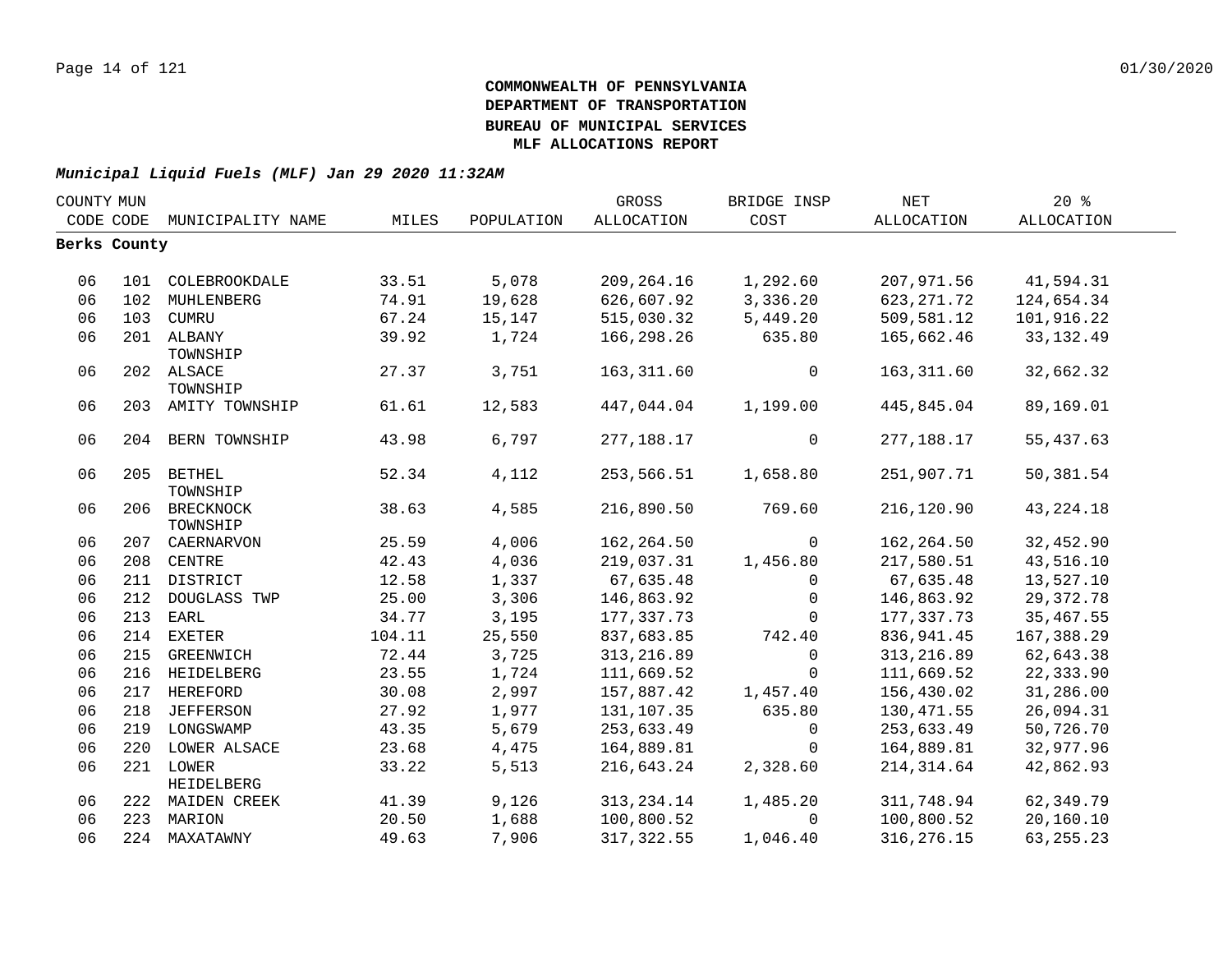**COMMONWEALTH OF PENNSYLVANIA**
**DEPARTMENT OF TRANSPORTATION**
**BUREAU OF MUNICIPAL SERVICES**
**MLF ALLOCATIONS REPORT**

***Municipal Liquid Fuels (MLF) Jan 29 2020 11:32AM***

| COUNTY CODE | MUN CODE | MUNICIPALITY NAME | MILES | POPULATION | GROSS ALLOCATION | BRIDGE INSP COST | NET ALLOCATION | 20 % ALLOCATION |
|---|---|---|---|---|---|---|---|---|
| **Berks County** | | | | | | | | |
| 06 | 101 | COLEBROOKDALE | 33.51 | 5,078 | 209,264.16 | 1,292.60 | 207,971.56 | 41,594.31 |
| 06 | 102 | MUHLENBERG | 74.91 | 19,628 | 626,607.92 | 3,336.20 | 623,271.72 | 124,654.34 |
| 06 | 103 | CUMRU | 67.24 | 15,147 | 515,030.32 | 5,449.20 | 509,581.12 | 101,916.22 |
| 06 | 201 | ALBANY TOWNSHIP | 39.92 | 1,724 | 166,298.26 | 635.80 | 165,662.46 | 33,132.49 |
| 06 | 202 | ALSACE TOWNSHIP | 27.37 | 3,751 | 163,311.60 | 0 | 163,311.60 | 32,662.32 |
| 06 | 203 | AMITY TOWNSHIP | 61.61 | 12,583 | 447,044.04 | 1,199.00 | 445,845.04 | 89,169.01 |
| 06 | 204 | BERN TOWNSHIP | 43.98 | 6,797 | 277,188.17 | 0 | 277,188.17 | 55,437.63 |
| 06 | 205 | BETHEL TOWNSHIP | 52.34 | 4,112 | 253,566.51 | 1,658.80 | 251,907.71 | 50,381.54 |
| 06 | 206 | BRECKNOCK TOWNSHIP | 38.63 | 4,585 | 216,890.50 | 769.60 | 216,120.90 | 43,224.18 |
| 06 | 207 | CAERNARVON | 25.59 | 4,006 | 162,264.50 | 0 | 162,264.50 | 32,452.90 |
| 06 | 208 | CENTRE | 42.43 | 4,036 | 219,037.31 | 1,456.80 | 217,580.51 | 43,516.10 |
| 06 | 211 | DISTRICT | 12.58 | 1,337 | 67,635.48 | 0 | 67,635.48 | 13,527.10 |
| 06 | 212 | DOUGLASS TWP | 25.00 | 3,306 | 146,863.92 | 0 | 146,863.92 | 29,372.78 |
| 06 | 213 | EARL | 34.77 | 3,195 | 177,337.73 | 0 | 177,337.73 | 35,467.55 |
| 06 | 214 | EXETER | 104.11 | 25,550 | 837,683.85 | 742.40 | 836,941.45 | 167,388.29 |
| 06 | 215 | GREENWICH | 72.44 | 3,725 | 313,216.89 | 0 | 313,216.89 | 62,643.38 |
| 06 | 216 | HEIDELBERG | 23.55 | 1,724 | 111,669.52 | 0 | 111,669.52 | 22,333.90 |
| 06 | 217 | HEREFORD | 30.08 | 2,997 | 157,887.42 | 1,457.40 | 156,430.02 | 31,286.00 |
| 06 | 218 | JEFFERSON | 27.92 | 1,977 | 131,107.35 | 635.80 | 130,471.55 | 26,094.31 |
| 06 | 219 | LONGSWAMP | 43.35 | 5,679 | 253,633.49 | 0 | 253,633.49 | 50,726.70 |
| 06 | 220 | LOWER ALSACE | 23.68 | 4,475 | 164,889.81 | 0 | 164,889.81 | 32,977.96 |
| 06 | 221 | LOWER HEIDELBERG | 33.22 | 5,513 | 216,643.24 | 2,328.60 | 214,314.64 | 42,862.93 |
| 06 | 222 | MAIDEN CREEK | 41.39 | 9,126 | 313,234.14 | 1,485.20 | 311,748.94 | 62,349.79 |
| 06 | 223 | MARION | 20.50 | 1,688 | 100,800.52 | 0 | 100,800.52 | 20,160.10 |
| 06 | 224 | MAXATAWNY | 49.63 | 7,906 | 317,322.55 | 1,046.40 | 316,276.15 | 63,255.23 |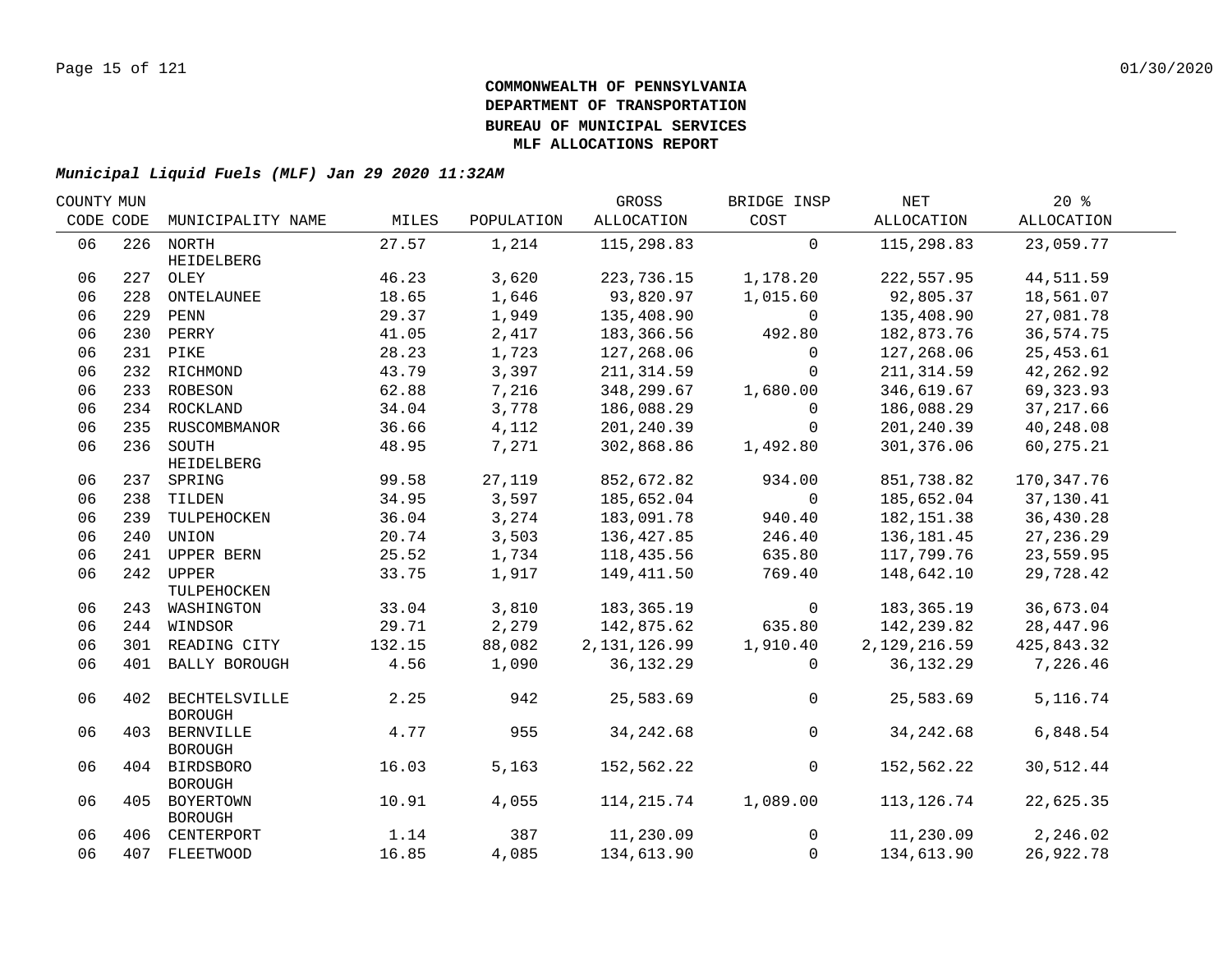**COMMONWEALTH OF PENNSYLVANIA**
**DEPARTMENT OF TRANSPORTATION**
**BUREAU OF MUNICIPAL SERVICES**
**MLF ALLOCATIONS REPORT**

***Municipal Liquid Fuels (MLF) Jan 29 2020 11:32AM***

| COUNTY CODE | MUN CODE | MUNICIPALITY NAME | MILES | POPULATION | GROSS ALLOCATION | BRIDGE INSP COST | NET ALLOCATION | 20 % ALLOCATION |
|---|---|---|---|---|---|---|---|---|
| 06 | 226 | NORTH HEIDELBERG | 27.57 | 1,214 | 115,298.83 | 0 | 115,298.83 | 23,059.77 |
| 06 | 227 | OLEY | 46.23 | 3,620 | 223,736.15 | 1,178.20 | 222,557.95 | 44,511.59 |
| 06 | 228 | ONTELAUNEE | 18.65 | 1,646 | 93,820.97 | 1,015.60 | 92,805.37 | 18,561.07 |
| 06 | 229 | PENN | 29.37 | 1,949 | 135,408.90 | 0 | 135,408.90 | 27,081.78 |
| 06 | 230 | PERRY | 41.05 | 2,417 | 183,366.56 | 492.80 | 182,873.76 | 36,574.75 |
| 06 | 231 | PIKE | 28.23 | 1,723 | 127,268.06 | 0 | 127,268.06 | 25,453.61 |
| 06 | 232 | RICHMOND | 43.79 | 3,397 | 211,314.59 | 0 | 211,314.59 | 42,262.92 |
| 06 | 233 | ROBESON | 62.88 | 7,216 | 348,299.67 | 1,680.00 | 346,619.67 | 69,323.93 |
| 06 | 234 | ROCKLAND | 34.04 | 3,778 | 186,088.29 | 0 | 186,088.29 | 37,217.66 |
| 06 | 235 | RUSCOMBMANOR | 36.66 | 4,112 | 201,240.39 | 0 | 201,240.39 | 40,248.08 |
| 06 | 236 | SOUTH HEIDELBERG | 48.95 | 7,271 | 302,868.86 | 1,492.80 | 301,376.06 | 60,275.21 |
| 06 | 237 | SPRING | 99.58 | 27,119 | 852,672.82 | 934.00 | 851,738.82 | 170,347.76 |
| 06 | 238 | TILDEN | 34.95 | 3,597 | 185,652.04 | 0 | 185,652.04 | 37,130.41 |
| 06 | 239 | TULPEHOCKEN | 36.04 | 3,274 | 183,091.78 | 940.40 | 182,151.38 | 36,430.28 |
| 06 | 240 | UNION | 20.74 | 3,503 | 136,427.85 | 246.40 | 136,181.45 | 27,236.29 |
| 06 | 241 | UPPER BERN | 25.52 | 1,734 | 118,435.56 | 635.80 | 117,799.76 | 23,559.95 |
| 06 | 242 | UPPER TULPEHOCKEN | 33.75 | 1,917 | 149,411.50 | 769.40 | 148,642.10 | 29,728.42 |
| 06 | 243 | WASHINGTON | 33.04 | 3,810 | 183,365.19 | 0 | 183,365.19 | 36,673.04 |
| 06 | 244 | WINDSOR | 29.71 | 2,279 | 142,875.62 | 635.80 | 142,239.82 | 28,447.96 |
| 06 | 301 | READING CITY | 132.15 | 88,082 | 2,131,126.99 | 1,910.40 | 2,129,216.59 | 425,843.32 |
| 06 | 401 | BALLY BOROUGH | 4.56 | 1,090 | 36,132.29 | 0 | 36,132.29 | 7,226.46 |
| 06 | 402 | BECHTELSVILLE BOROUGH | 2.25 | 942 | 25,583.69 | 0 | 25,583.69 | 5,116.74 |
| 06 | 403 | BERNVILLE BOROUGH | 4.77 | 955 | 34,242.68 | 0 | 34,242.68 | 6,848.54 |
| 06 | 404 | BIRDSBORO BOROUGH | 16.03 | 5,163 | 152,562.22 | 0 | 152,562.22 | 30,512.44 |
| 06 | 405 | BOYERTOWN BOROUGH | 10.91 | 4,055 | 114,215.74 | 1,089.00 | 113,126.74 | 22,625.35 |
| 06 | 406 | CENTERPORT | 1.14 | 387 | 11,230.09 | 0 | 11,230.09 | 2,246.02 |
| 06 | 407 | FLEETWOOD | 16.85 | 4,085 | 134,613.90 | 0 | 134,613.90 | 26,922.78 |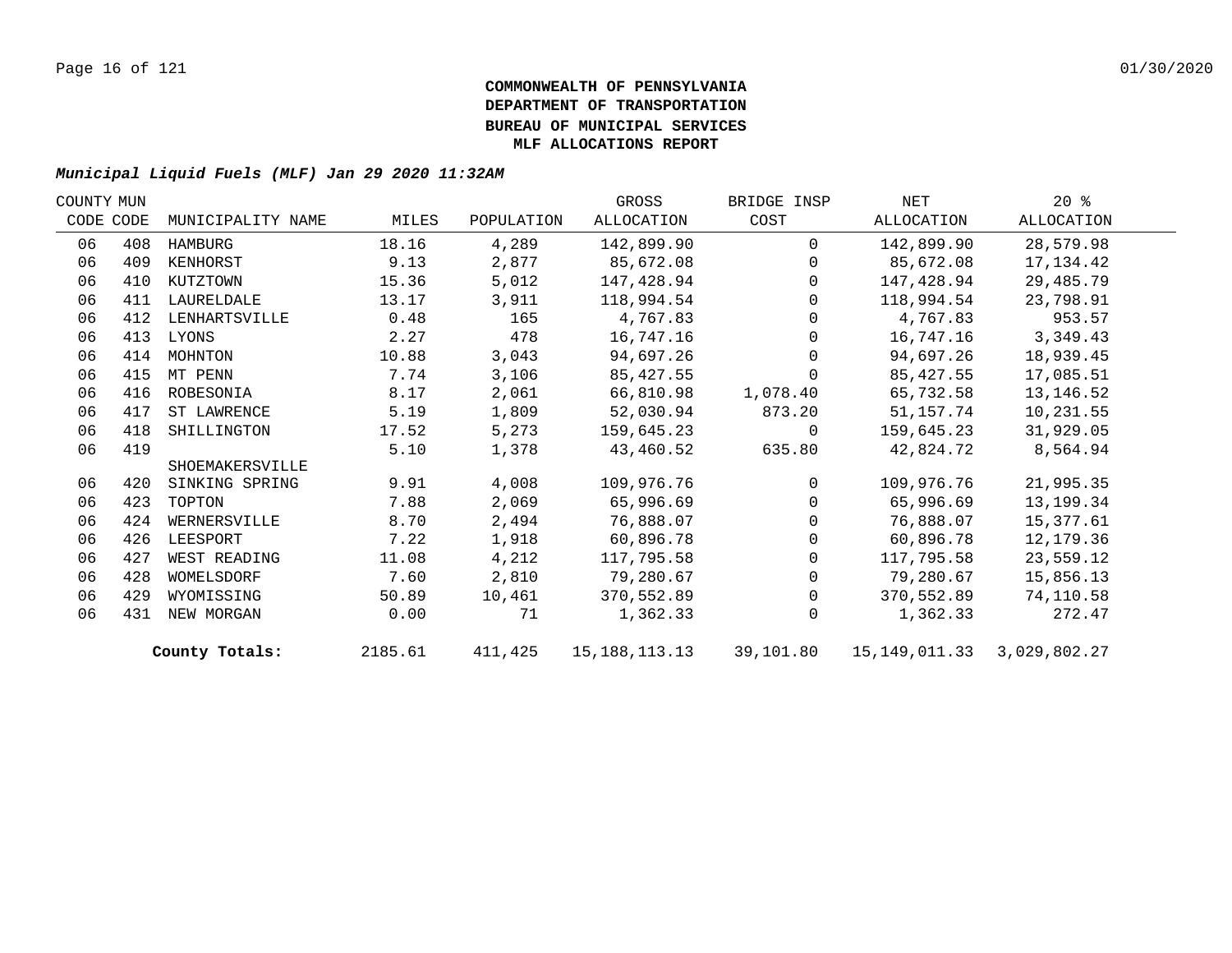**COMMONWEALTH OF PENNSYLVANIA**
**DEPARTMENT OF TRANSPORTATION**
**BUREAU OF MUNICIPAL SERVICES**
**MLF ALLOCATIONS REPORT**

***Municipal Liquid Fuels (MLF) Jan 29 2020 11:32AM***

| COUNTY CODE | MUN CODE | MUNICIPALITY NAME | MILES | POPULATION | GROSS ALLOCATION | BRIDGE INSP COST | NET ALLOCATION | 20 % ALLOCATION |
|---|---|---|---|---|---|---|---|---|
| 06 | 408 | HAMBURG | 18.16 | 4,289 | 142,899.90 | 0 | 142,899.90 | 28,579.98 |
| 06 | 409 | KENHORST | 9.13 | 2,877 | 85,672.08 | 0 | 85,672.08 | 17,134.42 |
| 06 | 410 | KUTZTOWN | 15.36 | 5,012 | 147,428.94 | 0 | 147,428.94 | 29,485.79 |
| 06 | 411 | LAURELDALE | 13.17 | 3,911 | 118,994.54 | 0 | 118,994.54 | 23,798.91 |
| 06 | 412 | LENHARTSVILLE | 0.48 | 165 | 4,767.83 | 0 | 4,767.83 | 953.57 |
| 06 | 413 | LYONS | 2.27 | 478 | 16,747.16 | 0 | 16,747.16 | 3,349.43 |
| 06 | 414 | MOHNTON | 10.88 | 3,043 | 94,697.26 | 0 | 94,697.26 | 18,939.45 |
| 06 | 415 | MT PENN | 7.74 | 3,106 | 85,427.55 | 0 | 85,427.55 | 17,085.51 |
| 06 | 416 | ROBESONIA | 8.17 | 2,061 | 66,810.98 | 1,078.40 | 65,732.58 | 13,146.52 |
| 06 | 417 | ST LAWRENCE | 5.19 | 1,809 | 52,030.94 | 873.20 | 51,157.74 | 10,231.55 |
| 06 | 418 | SHILLINGTON | 17.52 | 5,273 | 159,645.23 | 0 | 159,645.23 | 31,929.05 |
| 06 | 419 | SHOEMAKERSVILLE | 5.10 | 1,378 | 43,460.52 | 635.80 | 42,824.72 | 8,564.94 |
| 06 | 420 | SINKING SPRING | 9.91 | 4,008 | 109,976.76 | 0 | 109,976.76 | 21,995.35 |
| 06 | 423 | TOPTON | 7.88 | 2,069 | 65,996.69 | 0 | 65,996.69 | 13,199.34 |
| 06 | 424 | WERNERSVILLE | 8.70 | 2,494 | 76,888.07 | 0 | 76,888.07 | 15,377.61 |
| 06 | 426 | LEESPORT | 7.22 | 1,918 | 60,896.78 | 0 | 60,896.78 | 12,179.36 |
| 06 | 427 | WEST READING | 11.08 | 4,212 | 117,795.58 | 0 | 117,795.58 | 23,559.12 |
| 06 | 428 | WOMELSDORF | 7.60 | 2,810 | 79,280.67 | 0 | 79,280.67 | 15,856.13 |
| 06 | 429 | WYOMISSING | 50.89 | 10,461 | 370,552.89 | 0 | 370,552.89 | 74,110.58 |
| 06 | 431 | NEW MORGAN | 0.00 | 71 | 1,362.33 | 0 | 1,362.33 | 272.47 |
| | | **County Totals:** | 2185.61 | 411,425 | 15,188,113.13 | 39,101.80 | 15,149,011.33 | 3,029,802.27 |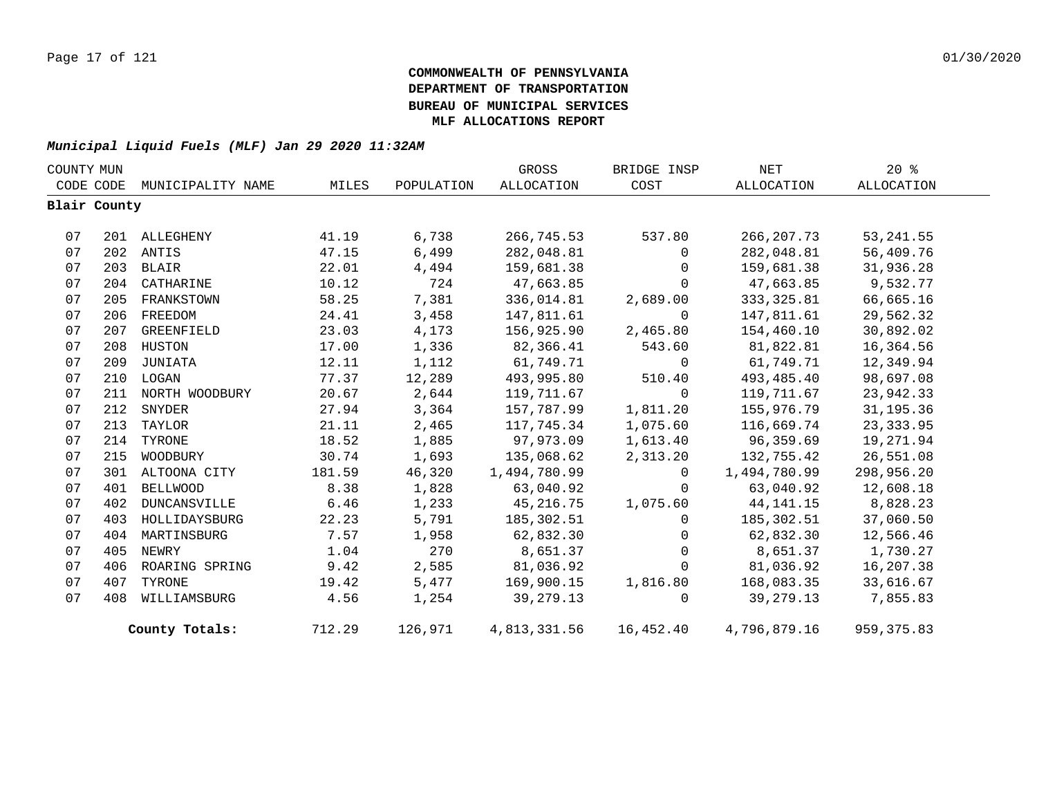# COMMONWEALTH OF PENNSYLVANIA
# DEPARTMENT OF TRANSPORTATION
# BUREAU OF MUNICIPAL SERVICES
# MLF ALLOCATIONS REPORT

***Municipal Liquid Fuels (MLF) Jan 29 2020 11:32AM***

| COUNTY CODE | MUN CODE | MUNICIPALITY NAME | MILES | POPULATION | GROSS ALLOCATION | BRIDGE INSP COST | NET ALLOCATION | 20 % ALLOCATION |
|---|---|---|---|---|---|---|---|---|
| **Blair County** | | | | | | | | |
| 07 | 201 | ALLEGHENY | 41.19 | 6,738 | 266,745.53 | 537.80 | 266,207.73 | 53,241.55 |
| 07 | 202 | ANTIS | 47.15 | 6,499 | 282,048.81 | 0 | 282,048.81 | 56,409.76 |
| 07 | 203 | BLAIR | 22.01 | 4,494 | 159,681.38 | 0 | 159,681.38 | 31,936.28 |
| 07 | 204 | CATHARINE | 10.12 | 724 | 47,663.85 | 0 | 47,663.85 | 9,532.77 |
| 07 | 205 | FRANKSTOWN | 58.25 | 7,381 | 336,014.81 | 2,689.00 | 333,325.81 | 66,665.16 |
| 07 | 206 | FREEDOM | 24.41 | 3,458 | 147,811.61 | 0 | 147,811.61 | 29,562.32 |
| 07 | 207 | GREENFIELD | 23.03 | 4,173 | 156,925.90 | 2,465.80 | 154,460.10 | 30,892.02 |
| 07 | 208 | HUSTON | 17.00 | 1,336 | 82,366.41 | 543.60 | 81,822.81 | 16,364.56 |
| 07 | 209 | JUNIATA | 12.11 | 1,112 | 61,749.71 | 0 | 61,749.71 | 12,349.94 |
| 07 | 210 | LOGAN | 77.37 | 12,289 | 493,995.80 | 510.40 | 493,485.40 | 98,697.08 |
| 07 | 211 | NORTH WOODBURY | 20.67 | 2,644 | 119,711.67 | 0 | 119,711.67 | 23,942.33 |
| 07 | 212 | SNYDER | 27.94 | 3,364 | 157,787.99 | 1,811.20 | 155,976.79 | 31,195.36 |
| 07 | 213 | TAYLOR | 21.11 | 2,465 | 117,745.34 | 1,075.60 | 116,669.74 | 23,333.95 |
| 07 | 214 | TYRONE | 18.52 | 1,885 | 97,973.09 | 1,613.40 | 96,359.69 | 19,271.94 |
| 07 | 215 | WOODBURY | 30.74 | 1,693 | 135,068.62 | 2,313.20 | 132,755.42 | 26,551.08 |
| 07 | 301 | ALTOONA CITY | 181.59 | 46,320 | 1,494,780.99 | 0 | 1,494,780.99 | 298,956.20 |
| 07 | 401 | BELLWOOD | 8.38 | 1,828 | 63,040.92 | 0 | 63,040.92 | 12,608.18 |
| 07 | 402 | DUNCANSVILLE | 6.46 | 1,233 | 45,216.75 | 1,075.60 | 44,141.15 | 8,828.23 |
| 07 | 403 | HOLLIDAYSBURG | 22.23 | 5,791 | 185,302.51 | 0 | 185,302.51 | 37,060.50 |
| 07 | 404 | MARTINSBURG | 7.57 | 1,958 | 62,832.30 | 0 | 62,832.30 | 12,566.46 |
| 07 | 405 | NEWRY | 1.04 | 270 | 8,651.37 | 0 | 8,651.37 | 1,730.27 |
| 07 | 406 | ROARING SPRING | 9.42 | 2,585 | 81,036.92 | 0 | 81,036.92 | 16,207.38 |
| 07 | 407 | TYRONE | 19.42 | 5,477 | 169,900.15 | 1,816.80 | 168,083.35 | 33,616.67 |
| 07 | 408 | WILLIAMSBURG | 4.56 | 1,254 | 39,279.13 | 0 | 39,279.13 | 7,855.83 |
| | | **County Totals:** | 712.29 | 126,971 | 4,813,331.56 | 16,452.40 | 4,796,879.16 | 959,375.83 |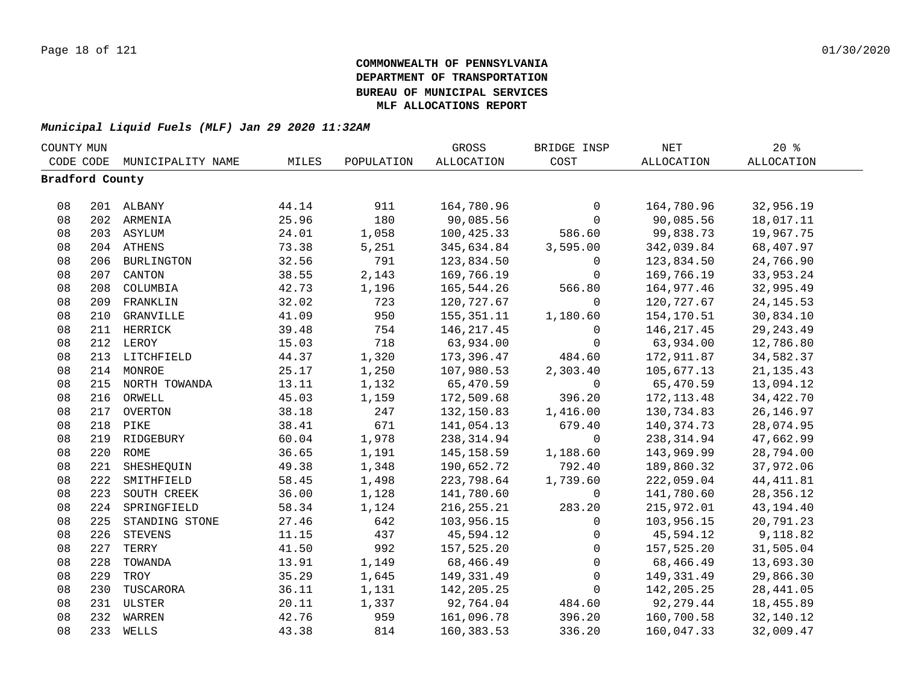**COMMONWEALTH OF PENNSYLVANIA**
**DEPARTMENT OF TRANSPORTATION**
**BUREAU OF MUNICIPAL SERVICES**
**MLF ALLOCATIONS REPORT**

***Municipal Liquid Fuels (MLF) Jan 29 2020 11:32AM***

| COUNTY CODE | MUN CODE | MUNICIPALITY NAME | MILES | POPULATION | GROSS ALLOCATION | BRIDGE INSP COST | NET ALLOCATION | 20 % ALLOCATION |
|---|---|---|---|---|---|---|---|---|
| **Bradford County** | | | | | | | | |
| 08 | 201 | ALBANY | 44.14 | 911 | 164,780.96 | 0 | 164,780.96 | 32,956.19 |
| 08 | 202 | ARMENIA | 25.96 | 180 | 90,085.56 | 0 | 90,085.56 | 18,017.11 |
| 08 | 203 | ASYLUM | 24.01 | 1,058 | 100,425.33 | 586.60 | 99,838.73 | 19,967.75 |
| 08 | 204 | ATHENS | 73.38 | 5,251 | 345,634.84 | 3,595.00 | 342,039.84 | 68,407.97 |
| 08 | 206 | BURLINGTON | 32.56 | 791 | 123,834.50 | 0 | 123,834.50 | 24,766.90 |
| 08 | 207 | CANTON | 38.55 | 2,143 | 169,766.19 | 0 | 169,766.19 | 33,953.24 |
| 08 | 208 | COLUMBIA | 42.73 | 1,196 | 165,544.26 | 566.80 | 164,977.46 | 32,995.49 |
| 08 | 209 | FRANKLIN | 32.02 | 723 | 120,727.67 | 0 | 120,727.67 | 24,145.53 |
| 08 | 210 | GRANVILLE | 41.09 | 950 | 155,351.11 | 1,180.60 | 154,170.51 | 30,834.10 |
| 08 | 211 | HERRICK | 39.48 | 754 | 146,217.45 | 0 | 146,217.45 | 29,243.49 |
| 08 | 212 | LEROY | 15.03 | 718 | 63,934.00 | 0 | 63,934.00 | 12,786.80 |
| 08 | 213 | LITCHFIELD | 44.37 | 1,320 | 173,396.47 | 484.60 | 172,911.87 | 34,582.37 |
| 08 | 214 | MONROE | 25.17 | 1,250 | 107,980.53 | 2,303.40 | 105,677.13 | 21,135.43 |
| 08 | 215 | NORTH TOWANDA | 13.11 | 1,132 | 65,470.59 | 0 | 65,470.59 | 13,094.12 |
| 08 | 216 | ORWELL | 45.03 | 1,159 | 172,509.68 | 396.20 | 172,113.48 | 34,422.70 |
| 08 | 217 | OVERTON | 38.18 | 247 | 132,150.83 | 1,416.00 | 130,734.83 | 26,146.97 |
| 08 | 218 | PIKE | 38.41 | 671 | 141,054.13 | 679.40 | 140,374.73 | 28,074.95 |
| 08 | 219 | RIDGEBURY | 60.04 | 1,978 | 238,314.94 | 0 | 238,314.94 | 47,662.99 |
| 08 | 220 | ROME | 36.65 | 1,191 | 145,158.59 | 1,188.60 | 143,969.99 | 28,794.00 |
| 08 | 221 | SHESHEQUIN | 49.38 | 1,348 | 190,652.72 | 792.40 | 189,860.32 | 37,972.06 |
| 08 | 222 | SMITHFIELD | 58.45 | 1,498 | 223,798.64 | 1,739.60 | 222,059.04 | 44,411.81 |
| 08 | 223 | SOUTH CREEK | 36.00 | 1,128 | 141,780.60 | 0 | 141,780.60 | 28,356.12 |
| 08 | 224 | SPRINGFIELD | 58.34 | 1,124 | 216,255.21 | 283.20 | 215,972.01 | 43,194.40 |
| 08 | 225 | STANDING STONE | 27.46 | 642 | 103,956.15 | 0 | 103,956.15 | 20,791.23 |
| 08 | 226 | STEVENS | 11.15 | 437 | 45,594.12 | 0 | 45,594.12 | 9,118.82 |
| 08 | 227 | TERRY | 41.50 | 992 | 157,525.20 | 0 | 157,525.20 | 31,505.04 |
| 08 | 228 | TOWANDA | 13.91 | 1,149 | 68,466.49 | 0 | 68,466.49 | 13,693.30 |
| 08 | 229 | TROY | 35.29 | 1,645 | 149,331.49 | 0 | 149,331.49 | 29,866.30 |
| 08 | 230 | TUSCARORA | 36.11 | 1,131 | 142,205.25 | 0 | 142,205.25 | 28,441.05 |
| 08 | 231 | ULSTER | 20.11 | 1,337 | 92,764.04 | 484.60 | 92,279.44 | 18,455.89 |
| 08 | 232 | WARREN | 42.76 | 959 | 161,096.78 | 396.20 | 160,700.58 | 32,140.12 |
| 08 | 233 | WELLS | 43.38 | 814 | 160,383.53 | 336.20 | 160,047.33 | 32,009.47 |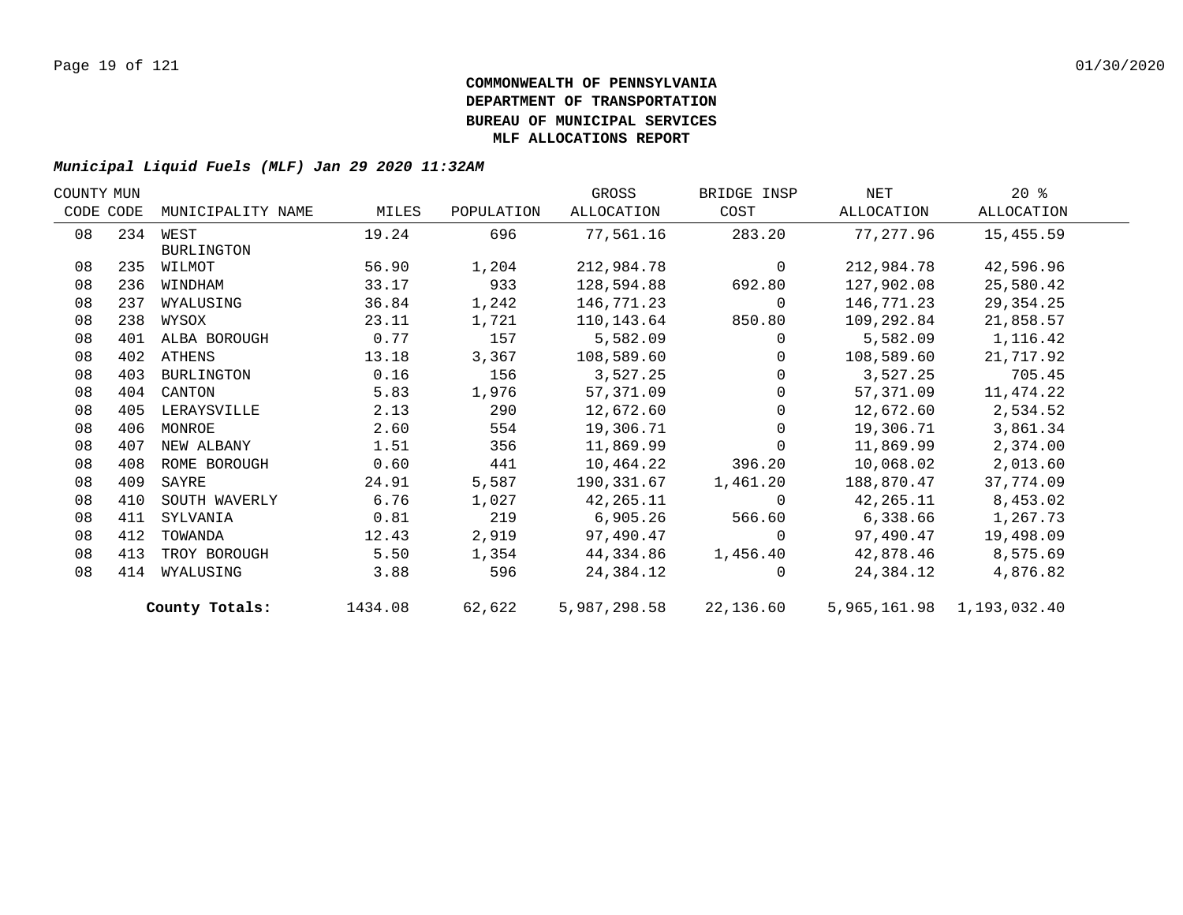**COMMONWEALTH OF PENNSYLVANIA**
**DEPARTMENT OF TRANSPORTATION**
**BUREAU OF MUNICIPAL SERVICES**
**MLF ALLOCATIONS REPORT**

***Municipal Liquid Fuels (MLF) Jan 29 2020 11:32AM***

| COUNTY CODE | MUN CODE | MUNICIPALITY NAME | MILES | POPULATION | GROSS ALLOCATION | BRIDGE INSP COST | NET ALLOCATION | 20 % ALLOCATION |
|---|---|---|---|---|---|---|---|---|
| 08 | 234 | WEST BURLINGTON | 19.24 | 696 | 77,561.16 | 283.20 | 77,277.96 | 15,455.59 |
| 08 | 235 | WILMOT | 56.90 | 1,204 | 212,984.78 | 0 | 212,984.78 | 42,596.96 |
| 08 | 236 | WINDHAM | 33.17 | 933 | 128,594.88 | 692.80 | 127,902.08 | 25,580.42 |
| 08 | 237 | WYALUSING | 36.84 | 1,242 | 146,771.23 | 0 | 146,771.23 | 29,354.25 |
| 08 | 238 | WYSOX | 23.11 | 1,721 | 110,143.64 | 850.80 | 109,292.84 | 21,858.57 |
| 08 | 401 | ALBA BOROUGH | 0.77 | 157 | 5,582.09 | 0 | 5,582.09 | 1,116.42 |
| 08 | 402 | ATHENS | 13.18 | 3,367 | 108,589.60 | 0 | 108,589.60 | 21,717.92 |
| 08 | 403 | BURLINGTON | 0.16 | 156 | 3,527.25 | 0 | 3,527.25 | 705.45 |
| 08 | 404 | CANTON | 5.83 | 1,976 | 57,371.09 | 0 | 57,371.09 | 11,474.22 |
| 08 | 405 | LERAYSVILLE | 2.13 | 290 | 12,672.60 | 0 | 12,672.60 | 2,534.52 |
| 08 | 406 | MONROE | 2.60 | 554 | 19,306.71 | 0 | 19,306.71 | 3,861.34 |
| 08 | 407 | NEW ALBANY | 1.51 | 356 | 11,869.99 | 0 | 11,869.99 | 2,374.00 |
| 08 | 408 | ROME BOROUGH | 0.60 | 441 | 10,464.22 | 396.20 | 10,068.02 | 2,013.60 |
| 08 | 409 | SAYRE | 24.91 | 5,587 | 190,331.67 | 1,461.20 | 188,870.47 | 37,774.09 |
| 08 | 410 | SOUTH WAVERLY | 6.76 | 1,027 | 42,265.11 | 0 | 42,265.11 | 8,453.02 |
| 08 | 411 | SYLVANIA | 0.81 | 219 | 6,905.26 | 566.60 | 6,338.66 | 1,267.73 |
| 08 | 412 | TOWANDA | 12.43 | 2,919 | 97,490.47 | 0 | 97,490.47 | 19,498.09 |
| 08 | 413 | TROY BOROUGH | 5.50 | 1,354 | 44,334.86 | 1,456.40 | 42,878.46 | 8,575.69 |
| 08 | 414 | WYALUSING | 3.88 | 596 | 24,384.12 | 0 | 24,384.12 | 4,876.82 |
| | | **County Totals:** | 1434.08 | 62,622 | 5,987,298.58 | 22,136.60 | 5,965,161.98 | 1,193,032.40 |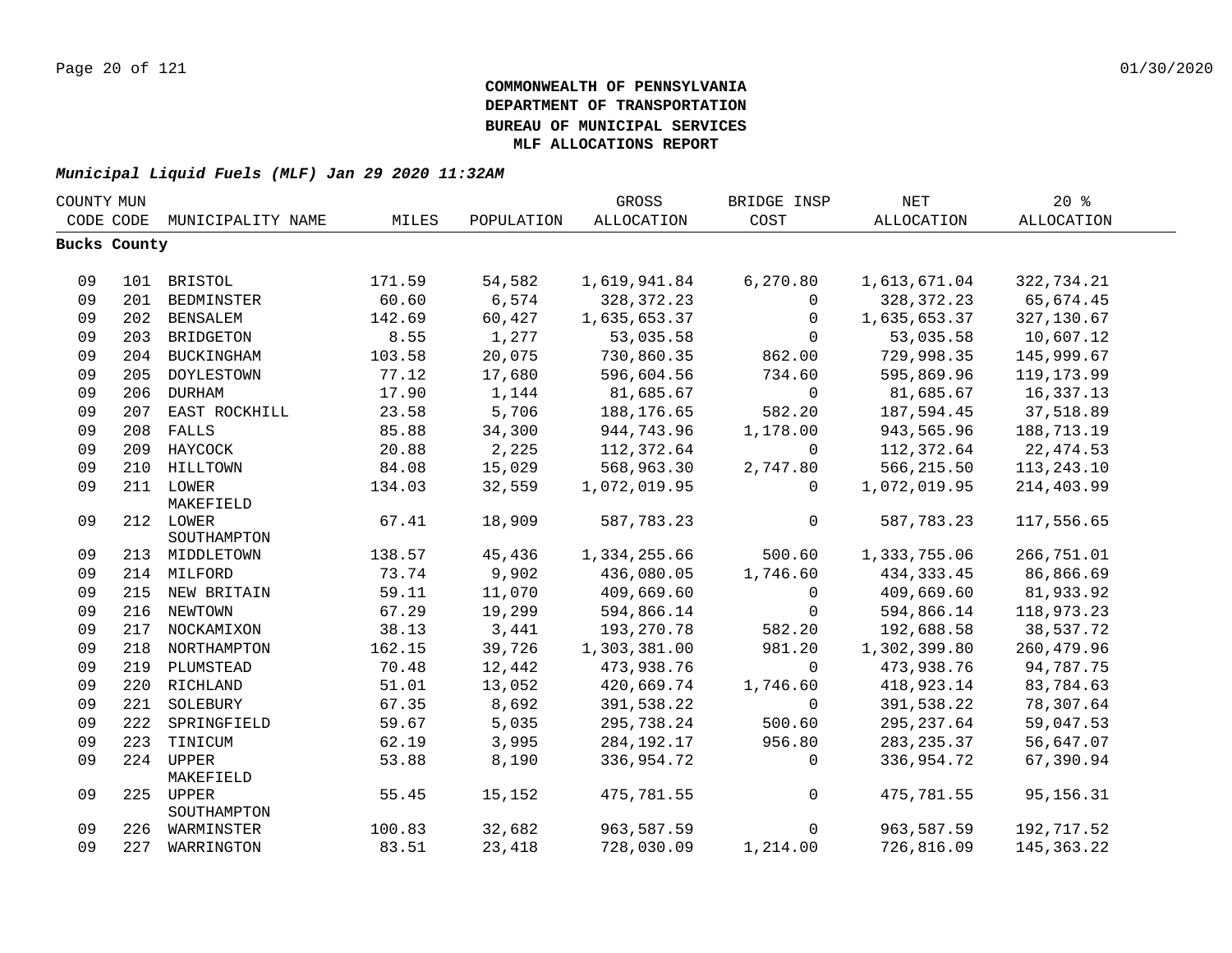**COMMONWEALTH OF PENNSYLVANIA**
**DEPARTMENT OF TRANSPORTATION**
**BUREAU OF MUNICIPAL SERVICES**
**MLF ALLOCATIONS REPORT**

***Municipal Liquid Fuels (MLF) Jan 29 2020 11:32AM***

| COUNTY CODE | MUN CODE | MUNICIPALITY NAME | MILES | POPULATION | GROSS ALLOCATION | BRIDGE INSP COST | NET ALLOCATION | 20 % ALLOCATION |
|---|---|---|---|---|---|---|---|---|
| **Bucks County** | | | | | | | | |
| 09 | 101 | BRISTOL | 171.59 | 54,582 | 1,619,941.84 | 6,270.80 | 1,613,671.04 | 322,734.21 |
| 09 | 201 | BEDMINSTER | 60.60 | 6,574 | 328,372.23 | 0 | 328,372.23 | 65,674.45 |
| 09 | 202 | BENSALEM | 142.69 | 60,427 | 1,635,653.37 | 0 | 1,635,653.37 | 327,130.67 |
| 09 | 203 | BRIDGETON | 8.55 | 1,277 | 53,035.58 | 0 | 53,035.58 | 10,607.12 |
| 09 | 204 | BUCKINGHAM | 103.58 | 20,075 | 730,860.35 | 862.00 | 729,998.35 | 145,999.67 |
| 09 | 205 | DOYLESTOWN | 77.12 | 17,680 | 596,604.56 | 734.60 | 595,869.96 | 119,173.99 |
| 09 | 206 | DURHAM | 17.90 | 1,144 | 81,685.67 | 0 | 81,685.67 | 16,337.13 |
| 09 | 207 | EAST ROCKHILL | 23.58 | 5,706 | 188,176.65 | 582.20 | 187,594.45 | 37,518.89 |
| 09 | 208 | FALLS | 85.88 | 34,300 | 944,743.96 | 1,178.00 | 943,565.96 | 188,713.19 |
| 09 | 209 | HAYCOCK | 20.88 | 2,225 | 112,372.64 | 0 | 112,372.64 | 22,474.53 |
| 09 | 210 | HILLTOWN | 84.08 | 15,029 | 568,963.30 | 2,747.80 | 566,215.50 | 113,243.10 |
| 09 | 211 | LOWER MAKEFIELD | 134.03 | 32,559 | 1,072,019.95 | 0 | 1,072,019.95 | 214,403.99 |
| 09 | 212 | LOWER SOUTHAMPTON | 67.41 | 18,909 | 587,783.23 | 0 | 587,783.23 | 117,556.65 |
| 09 | 213 | MIDDLETOWN | 138.57 | 45,436 | 1,334,255.66 | 500.60 | 1,333,755.06 | 266,751.01 |
| 09 | 214 | MILFORD | 73.74 | 9,902 | 436,080.05 | 1,746.60 | 434,333.45 | 86,866.69 |
| 09 | 215 | NEW BRITAIN | 59.11 | 11,070 | 409,669.60 | 0 | 409,669.60 | 81,933.92 |
| 09 | 216 | NEWTOWN | 67.29 | 19,299 | 594,866.14 | 0 | 594,866.14 | 118,973.23 |
| 09 | 217 | NOCKAMIXON | 38.13 | 3,441 | 193,270.78 | 582.20 | 192,688.58 | 38,537.72 |
| 09 | 218 | NORTHAMPTON | 162.15 | 39,726 | 1,303,381.00 | 981.20 | 1,302,399.80 | 260,479.96 |
| 09 | 219 | PLUMSTEAD | 70.48 | 12,442 | 473,938.76 | 0 | 473,938.76 | 94,787.75 |
| 09 | 220 | RICHLAND | 51.01 | 13,052 | 420,669.74 | 1,746.60 | 418,923.14 | 83,784.63 |
| 09 | 221 | SOLEBURY | 67.35 | 8,692 | 391,538.22 | 0 | 391,538.22 | 78,307.64 |
| 09 | 222 | SPRINGFIELD | 59.67 | 5,035 | 295,738.24 | 500.60 | 295,237.64 | 59,047.53 |
| 09 | 223 | TINICUM | 62.19 | 3,995 | 284,192.17 | 956.80 | 283,235.37 | 56,647.07 |
| 09 | 224 | UPPER MAKEFIELD | 53.88 | 8,190 | 336,954.72 | 0 | 336,954.72 | 67,390.94 |
| 09 | 225 | UPPER SOUTHAMPTON | 55.45 | 15,152 | 475,781.55 | 0 | 475,781.55 | 95,156.31 |
| 09 | 226 | WARMINSTER | 100.83 | 32,682 | 963,587.59 | 0 | 963,587.59 | 192,717.52 |
| 09 | 227 | WARRINGTON | 83.51 | 23,418 | 728,030.09 | 1,214.00 | 726,816.09 | 145,363.22 |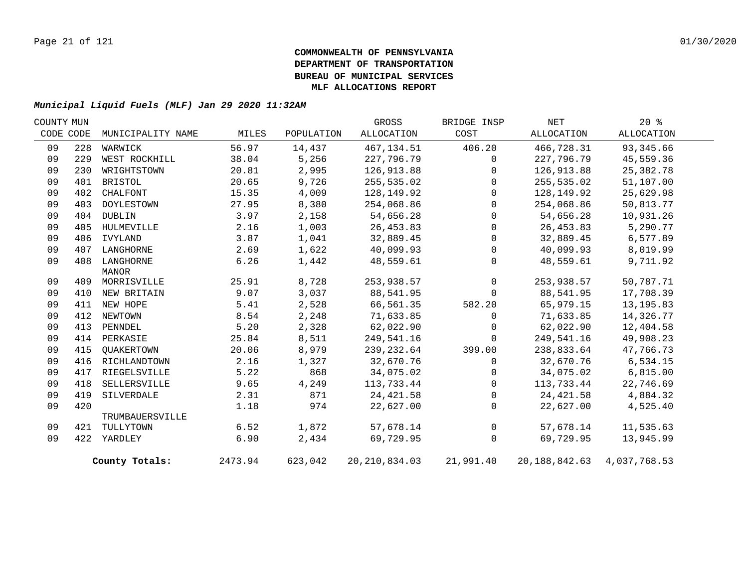**COMMONWEALTH OF PENNSYLVANIA**
**DEPARTMENT OF TRANSPORTATION**
**BUREAU OF MUNICIPAL SERVICES**
**MLF ALLOCATIONS REPORT**

***Municipal Liquid Fuels (MLF) Jan 29 2020 11:32AM***

| COUNTY CODE | MUN CODE | MUNICIPALITY NAME | MILES | POPULATION | GROSS ALLOCATION | BRIDGE INSP COST | NET ALLOCATION | 20 % ALLOCATION |
|---|---|---|---|---|---|---|---|---|
| 09 | 228 | WARWICK | 56.97 | 14,437 | 467,134.51 | 406.20 | 466,728.31 | 93,345.66 |
| 09 | 229 | WEST ROCKHILL | 38.04 | 5,256 | 227,796.79 | 0 | 227,796.79 | 45,559.36 |
| 09 | 230 | WRIGHTSTOWN | 20.81 | 2,995 | 126,913.88 | 0 | 126,913.88 | 25,382.78 |
| 09 | 401 | BRISTOL | 20.65 | 9,726 | 255,535.02 | 0 | 255,535.02 | 51,107.00 |
| 09 | 402 | CHALFONT | 15.35 | 4,009 | 128,149.92 | 0 | 128,149.92 | 25,629.98 |
| 09 | 403 | DOYLESTOWN | 27.95 | 8,380 | 254,068.86 | 0 | 254,068.86 | 50,813.77 |
| 09 | 404 | DUBLIN | 3.97 | 2,158 | 54,656.28 | 0 | 54,656.28 | 10,931.26 |
| 09 | 405 | HULMEVILLE | 2.16 | 1,003 | 26,453.83 | 0 | 26,453.83 | 5,290.77 |
| 09 | 406 | IVYLAND | 3.87 | 1,041 | 32,889.45 | 0 | 32,889.45 | 6,577.89 |
| 09 | 407 | LANGHORNE | 2.69 | 1,622 | 40,099.93 | 0 | 40,099.93 | 8,019.99 |
| 09 | 408 | LANGHORNE MANOR | 6.26 | 1,442 | 48,559.61 | 0 | 48,559.61 | 9,711.92 |
| 09 | 409 | MORRISVILLE | 25.91 | 8,728 | 253,938.57 | 0 | 253,938.57 | 50,787.71 |
| 09 | 410 | NEW BRITAIN | 9.07 | 3,037 | 88,541.95 | 0 | 88,541.95 | 17,708.39 |
| 09 | 411 | NEW HOPE | 5.41 | 2,528 | 66,561.35 | 582.20 | 65,979.15 | 13,195.83 |
| 09 | 412 | NEWTOWN | 8.54 | 2,248 | 71,633.85 | 0 | 71,633.85 | 14,326.77 |
| 09 | 413 | PENNDEL | 5.20 | 2,328 | 62,022.90 | 0 | 62,022.90 | 12,404.58 |
| 09 | 414 | PERKASIE | 25.84 | 8,511 | 249,541.16 | 0 | 249,541.16 | 49,908.23 |
| 09 | 415 | QUAKERTOWN | 20.06 | 8,979 | 239,232.64 | 399.00 | 238,833.64 | 47,766.73 |
| 09 | 416 | RICHLANDTOWN | 2.16 | 1,327 | 32,670.76 | 0 | 32,670.76 | 6,534.15 |
| 09 | 417 | RIEGELSVILLE | 5.22 | 868 | 34,075.02 | 0 | 34,075.02 | 6,815.00 |
| 09 | 418 | SELLERSVILLE | 9.65 | 4,249 | 113,733.44 | 0 | 113,733.44 | 22,746.69 |
| 09 | 419 | SILVERDALE | 2.31 | 871 | 24,421.58 | 0 | 24,421.58 | 4,884.32 |
| 09 | 420 | TRUMBAUERSVILLE | 1.18 | 974 | 22,627.00 | 0 | 22,627.00 | 4,525.40 |
| 09 | 421 | TULLYTOWN | 6.52 | 1,872 | 57,678.14 | 0 | 57,678.14 | 11,535.63 |
| 09 | 422 | YARDLEY | 6.90 | 2,434 | 69,729.95 | 0 | 69,729.95 | 13,945.99 |
| | | **County Totals:** | 2473.94 | 623,042 | 20,210,834.03 | 21,991.40 | 20,188,842.63 | 4,037,768.53 |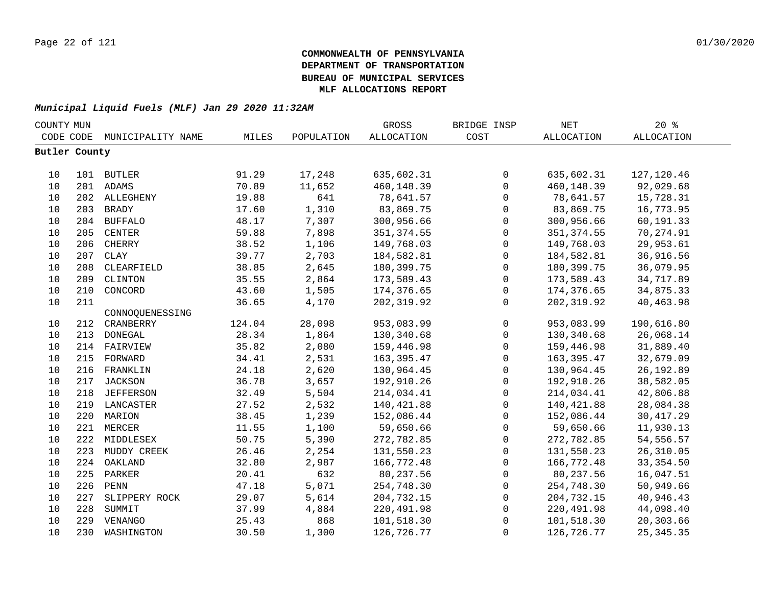**COMMONWEALTH OF PENNSYLVANIA**
**DEPARTMENT OF TRANSPORTATION**
**BUREAU OF MUNICIPAL SERVICES**
**MLF ALLOCATIONS REPORT**

***Municipal Liquid Fuels (MLF) Jan 29 2020 11:32AM***

| COUNTY CODE | MUN CODE | MUNICIPALITY NAME | MILES | POPULATION | GROSS ALLOCATION | BRIDGE INSP COST | NET ALLOCATION | 20 % ALLOCATION |
|---|---|---|---|---|---|---|---|---|
| **Butler County** | | | | | | | | |
| 10 | 101 | BUTLER | 91.29 | 17,248 | 635,602.31 | 0 | 635,602.31 | 127,120.46 |
| 10 | 201 | ADAMS | 70.89 | 11,652 | 460,148.39 | 0 | 460,148.39 | 92,029.68 |
| 10 | 202 | ALLEGHENY | 19.88 | 641 | 78,641.57 | 0 | 78,641.57 | 15,728.31 |
| 10 | 203 | BRADY | 17.60 | 1,310 | 83,869.75 | 0 | 83,869.75 | 16,773.95 |
| 10 | 204 | BUFFALO | 48.17 | 7,307 | 300,956.66 | 0 | 300,956.66 | 60,191.33 |
| 10 | 205 | CENTER | 59.88 | 7,898 | 351,374.55 | 0 | 351,374.55 | 70,274.91 |
| 10 | 206 | CHERRY | 38.52 | 1,106 | 149,768.03 | 0 | 149,768.03 | 29,953.61 |
| 10 | 207 | CLAY | 39.77 | 2,703 | 184,582.81 | 0 | 184,582.81 | 36,916.56 |
| 10 | 208 | CLEARFIELD | 38.85 | 2,645 | 180,399.75 | 0 | 180,399.75 | 36,079.95 |
| 10 | 209 | CLINTON | 35.55 | 2,864 | 173,589.43 | 0 | 173,589.43 | 34,717.89 |
| 10 | 210 | CONCORD | 43.60 | 1,505 | 174,376.65 | 0 | 174,376.65 | 34,875.33 |
| 10 | 211 | CONNOQUENESSING | 36.65 | 4,170 | 202,319.92 | 0 | 202,319.92 | 40,463.98 |
| 10 | 212 | CRANBERRY | 124.04 | 28,098 | 953,083.99 | 0 | 953,083.99 | 190,616.80 |
| 10 | 213 | DONEGAL | 28.34 | 1,864 | 130,340.68 | 0 | 130,340.68 | 26,068.14 |
| 10 | 214 | FAIRVIEW | 35.82 | 2,080 | 159,446.98 | 0 | 159,446.98 | 31,889.40 |
| 10 | 215 | FORWARD | 34.41 | 2,531 | 163,395.47 | 0 | 163,395.47 | 32,679.09 |
| 10 | 216 | FRANKLIN | 24.18 | 2,620 | 130,964.45 | 0 | 130,964.45 | 26,192.89 |
| 10 | 217 | JACKSON | 36.78 | 3,657 | 192,910.26 | 0 | 192,910.26 | 38,582.05 |
| 10 | 218 | JEFFERSON | 32.49 | 5,504 | 214,034.41 | 0 | 214,034.41 | 42,806.88 |
| 10 | 219 | LANCASTER | 27.52 | 2,532 | 140,421.88 | 0 | 140,421.88 | 28,084.38 |
| 10 | 220 | MARION | 38.45 | 1,239 | 152,086.44 | 0 | 152,086.44 | 30,417.29 |
| 10 | 221 | MERCER | 11.55 | 1,100 | 59,650.66 | 0 | 59,650.66 | 11,930.13 |
| 10 | 222 | MIDDLESEX | 50.75 | 5,390 | 272,782.85 | 0 | 272,782.85 | 54,556.57 |
| 10 | 223 | MUDDY CREEK | 26.46 | 2,254 | 131,550.23 | 0 | 131,550.23 | 26,310.05 |
| 10 | 224 | OAKLAND | 32.80 | 2,987 | 166,772.48 | 0 | 166,772.48 | 33,354.50 |
| 10 | 225 | PARKER | 20.41 | 632 | 80,237.56 | 0 | 80,237.56 | 16,047.51 |
| 10 | 226 | PENN | 47.18 | 5,071 | 254,748.30 | 0 | 254,748.30 | 50,949.66 |
| 10 | 227 | SLIPPERY ROCK | 29.07 | 5,614 | 204,732.15 | 0 | 204,732.15 | 40,946.43 |
| 10 | 228 | SUMMIT | 37.99 | 4,884 | 220,491.98 | 0 | 220,491.98 | 44,098.40 |
| 10 | 229 | VENANGO | 25.43 | 868 | 101,518.30 | 0 | 101,518.30 | 20,303.66 |
| 10 | 230 | WASHINGTON | 30.50 | 1,300 | 126,726.77 | 0 | 126,726.77 | 25,345.35 |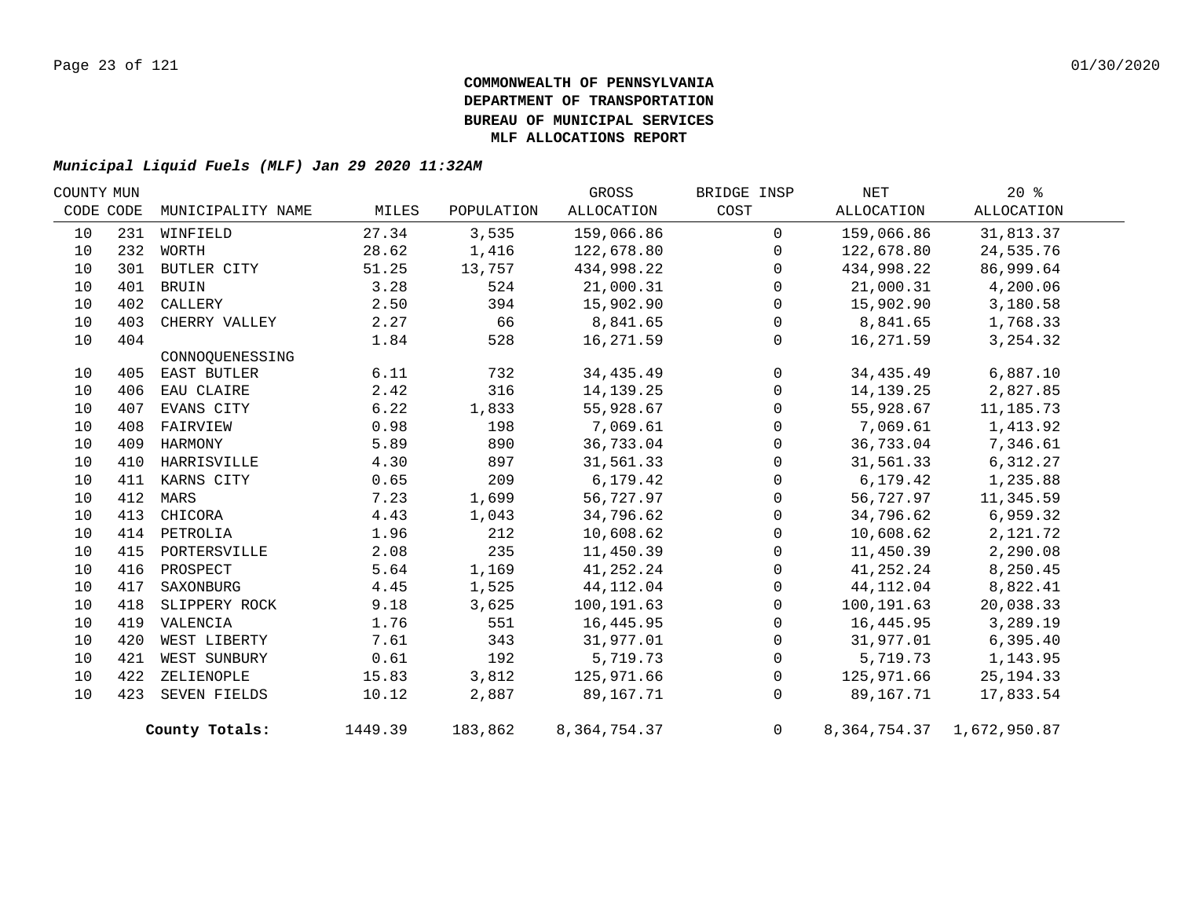**COMMONWEALTH OF PENNSYLVANIA**
**DEPARTMENT OF TRANSPORTATION**
**BUREAU OF MUNICIPAL SERVICES**
**MLF ALLOCATIONS REPORT**

***Municipal Liquid Fuels (MLF) Jan 29 2020 11:32AM***

| COUNTY CODE | MUN CODE | MUNICIPALITY NAME | MILES | POPULATION | GROSS ALLOCATION | BRIDGE INSP COST | NET ALLOCATION | 20 % ALLOCATION |
|---|---|---|---|---|---|---|---|---|
| 10 | 231 | WINFIELD | 27.34 | 3,535 | 159,066.86 | 0 | 159,066.86 | 31,813.37 |
| 10 | 232 | WORTH | 28.62 | 1,416 | 122,678.80 | 0 | 122,678.80 | 24,535.76 |
| 10 | 301 | BUTLER CITY | 51.25 | 13,757 | 434,998.22 | 0 | 434,998.22 | 86,999.64 |
| 10 | 401 | BRUIN | 3.28 | 524 | 21,000.31 | 0 | 21,000.31 | 4,200.06 |
| 10 | 402 | CALLERY | 2.50 | 394 | 15,902.90 | 0 | 15,902.90 | 3,180.58 |
| 10 | 403 | CHERRY VALLEY | 2.27 | 66 | 8,841.65 | 0 | 8,841.65 | 1,768.33 |
| 10 | 404 | CONNOQUENESSING | 1.84 | 528 | 16,271.59 | 0 | 16,271.59 | 3,254.32 |
| 10 | 405 | EAST BUTLER | 6.11 | 732 | 34,435.49 | 0 | 34,435.49 | 6,887.10 |
| 10 | 406 | EAU CLAIRE | 2.42 | 316 | 14,139.25 | 0 | 14,139.25 | 2,827.85 |
| 10 | 407 | EVANS CITY | 6.22 | 1,833 | 55,928.67 | 0 | 55,928.67 | 11,185.73 |
| 10 | 408 | FAIRVIEW | 0.98 | 198 | 7,069.61 | 0 | 7,069.61 | 1,413.92 |
| 10 | 409 | HARMONY | 5.89 | 890 | 36,733.04 | 0 | 36,733.04 | 7,346.61 |
| 10 | 410 | HARRISVILLE | 4.30 | 897 | 31,561.33 | 0 | 31,561.33 | 6,312.27 |
| 10 | 411 | KARNS CITY | 0.65 | 209 | 6,179.42 | 0 | 6,179.42 | 1,235.88 |
| 10 | 412 | MARS | 7.23 | 1,699 | 56,727.97 | 0 | 56,727.97 | 11,345.59 |
| 10 | 413 | CHICORA | 4.43 | 1,043 | 34,796.62 | 0 | 34,796.62 | 6,959.32 |
| 10 | 414 | PETROLIA | 1.96 | 212 | 10,608.62 | 0 | 10,608.62 | 2,121.72 |
| 10 | 415 | PORTERSVILLE | 2.08 | 235 | 11,450.39 | 0 | 11,450.39 | 2,290.08 |
| 10 | 416 | PROSPECT | 5.64 | 1,169 | 41,252.24 | 0 | 41,252.24 | 8,250.45 |
| 10 | 417 | SAXONBURG | 4.45 | 1,525 | 44,112.04 | 0 | 44,112.04 | 8,822.41 |
| 10 | 418 | SLIPPERY ROCK | 9.18 | 3,625 | 100,191.63 | 0 | 100,191.63 | 20,038.33 |
| 10 | 419 | VALENCIA | 1.76 | 551 | 16,445.95 | 0 | 16,445.95 | 3,289.19 |
| 10 | 420 | WEST LIBERTY | 7.61 | 343 | 31,977.01 | 0 | 31,977.01 | 6,395.40 |
| 10 | 421 | WEST SUNBURY | 0.61 | 192 | 5,719.73 | 0 | 5,719.73 | 1,143.95 |
| 10 | 422 | ZELIENOPLE | 15.83 | 3,812 | 125,971.66 | 0 | 125,971.66 | 25,194.33 |
| 10 | 423 | SEVEN FIELDS | 10.12 | 2,887 | 89,167.71 | 0 | 89,167.71 | 17,833.54 |
| | | **County Totals:** | 1449.39 | 183,862 | 8,364,754.37 | 0 | 8,364,754.37 | 1,672,950.87 |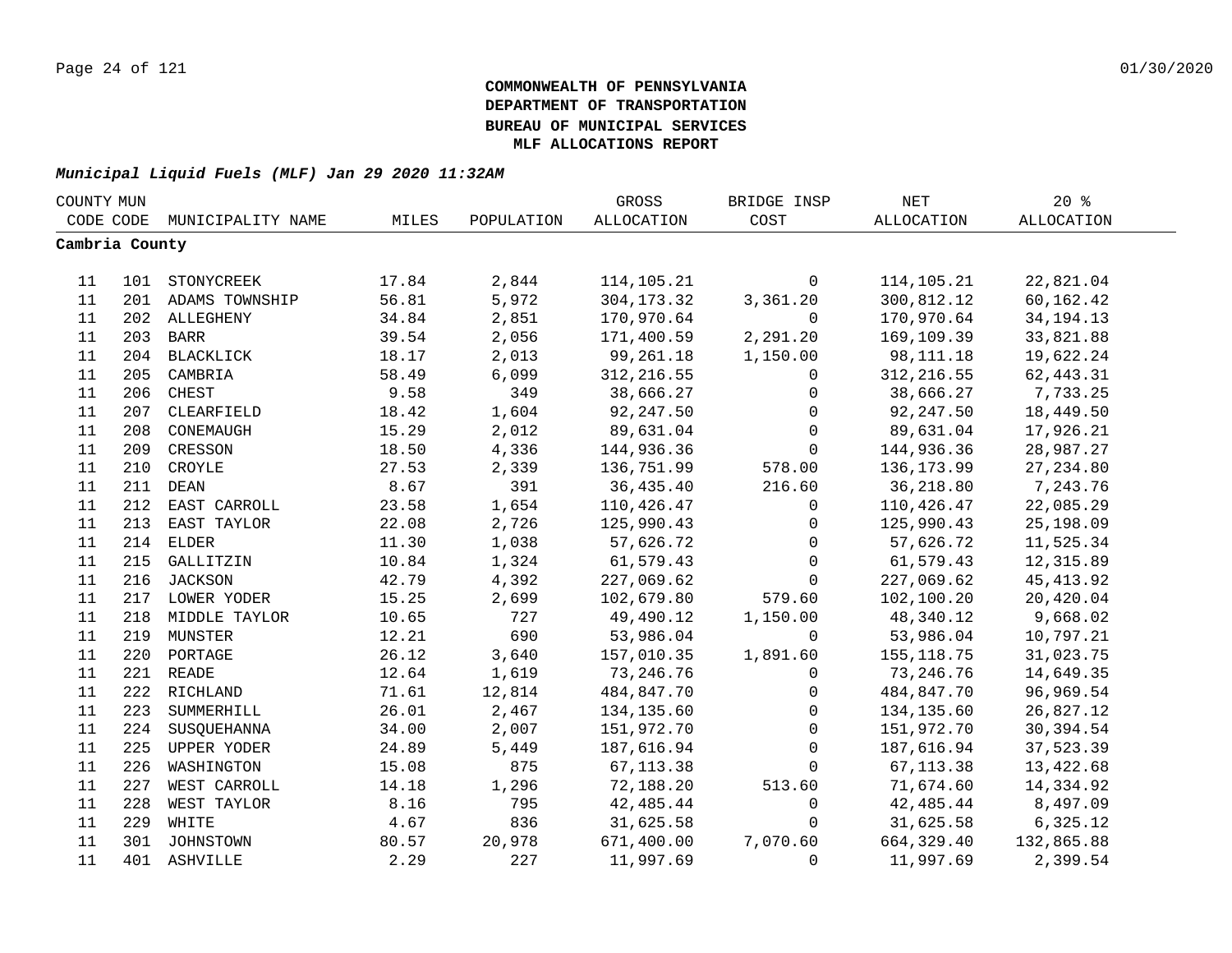**COMMONWEALTH OF PENNSYLVANIA**
**DEPARTMENT OF TRANSPORTATION**
**BUREAU OF MUNICIPAL SERVICES**
**MLF ALLOCATIONS REPORT**

***Municipal Liquid Fuels (MLF) Jan 29 2020 11:32AM***

| COUNTY CODE | MUN CODE | MUNICIPALITY NAME | MILES | POPULATION | GROSS ALLOCATION | BRIDGE INSP COST | NET ALLOCATION | 20 % ALLOCATION |
|---|---|---|---|---|---|---|---|---|
| **Cambria County** | | | | | | | | |
| 11 | 101 | STONYCREEK | 17.84 | 2,844 | 114,105.21 | 0 | 114,105.21 | 22,821.04 |
| 11 | 201 | ADAMS TOWNSHIP | 56.81 | 5,972 | 304,173.32 | 3,361.20 | 300,812.12 | 60,162.42 |
| 11 | 202 | ALLEGHENY | 34.84 | 2,851 | 170,970.64 | 0 | 170,970.64 | 34,194.13 |
| 11 | 203 | BARR | 39.54 | 2,056 | 171,400.59 | 2,291.20 | 169,109.39 | 33,821.88 |
| 11 | 204 | BLACKLICK | 18.17 | 2,013 | 99,261.18 | 1,150.00 | 98,111.18 | 19,622.24 |
| 11 | 205 | CAMBRIA | 58.49 | 6,099 | 312,216.55 | 0 | 312,216.55 | 62,443.31 |
| 11 | 206 | CHEST | 9.58 | 349 | 38,666.27 | 0 | 38,666.27 | 7,733.25 |
| 11 | 207 | CLEARFIELD | 18.42 | 1,604 | 92,247.50 | 0 | 92,247.50 | 18,449.50 |
| 11 | 208 | CONEMAUGH | 15.29 | 2,012 | 89,631.04 | 0 | 89,631.04 | 17,926.21 |
| 11 | 209 | CRESSON | 18.50 | 4,336 | 144,936.36 | 0 | 144,936.36 | 28,987.27 |
| 11 | 210 | CROYLE | 27.53 | 2,339 | 136,751.99 | 578.00 | 136,173.99 | 27,234.80 |
| 11 | 211 | DEAN | 8.67 | 391 | 36,435.40 | 216.60 | 36,218.80 | 7,243.76 |
| 11 | 212 | EAST CARROLL | 23.58 | 1,654 | 110,426.47 | 0 | 110,426.47 | 22,085.29 |
| 11 | 213 | EAST TAYLOR | 22.08 | 2,726 | 125,990.43 | 0 | 125,990.43 | 25,198.09 |
| 11 | 214 | ELDER | 11.30 | 1,038 | 57,626.72 | 0 | 57,626.72 | 11,525.34 |
| 11 | 215 | GALLITZIN | 10.84 | 1,324 | 61,579.43 | 0 | 61,579.43 | 12,315.89 |
| 11 | 216 | JACKSON | 42.79 | 4,392 | 227,069.62 | 0 | 227,069.62 | 45,413.92 |
| 11 | 217 | LOWER YODER | 15.25 | 2,699 | 102,679.80 | 579.60 | 102,100.20 | 20,420.04 |
| 11 | 218 | MIDDLE TAYLOR | 10.65 | 727 | 49,490.12 | 1,150.00 | 48,340.12 | 9,668.02 |
| 11 | 219 | MUNSTER | 12.21 | 690 | 53,986.04 | 0 | 53,986.04 | 10,797.21 |
| 11 | 220 | PORTAGE | 26.12 | 3,640 | 157,010.35 | 1,891.60 | 155,118.75 | 31,023.75 |
| 11 | 221 | READE | 12.64 | 1,619 | 73,246.76 | 0 | 73,246.76 | 14,649.35 |
| 11 | 222 | RICHLAND | 71.61 | 12,814 | 484,847.70 | 0 | 484,847.70 | 96,969.54 |
| 11 | 223 | SUMMERHILL | 26.01 | 2,467 | 134,135.60 | 0 | 134,135.60 | 26,827.12 |
| 11 | 224 | SUSQUEHANNA | 34.00 | 2,007 | 151,972.70 | 0 | 151,972.70 | 30,394.54 |
| 11 | 225 | UPPER YODER | 24.89 | 5,449 | 187,616.94 | 0 | 187,616.94 | 37,523.39 |
| 11 | 226 | WASHINGTON | 15.08 | 875 | 67,113.38 | 0 | 67,113.38 | 13,422.68 |
| 11 | 227 | WEST CARROLL | 14.18 | 1,296 | 72,188.20 | 513.60 | 71,674.60 | 14,334.92 |
| 11 | 228 | WEST TAYLOR | 8.16 | 795 | 42,485.44 | 0 | 42,485.44 | 8,497.09 |
| 11 | 229 | WHITE | 4.67 | 836 | 31,625.58 | 0 | 31,625.58 | 6,325.12 |
| 11 | 301 | JOHNSTOWN | 80.57 | 20,978 | 671,400.00 | 7,070.60 | 664,329.40 | 132,865.88 |
| 11 | 401 | ASHVILLE | 2.29 | 227 | 11,997.69 | 0 | 11,997.69 | 2,399.54 |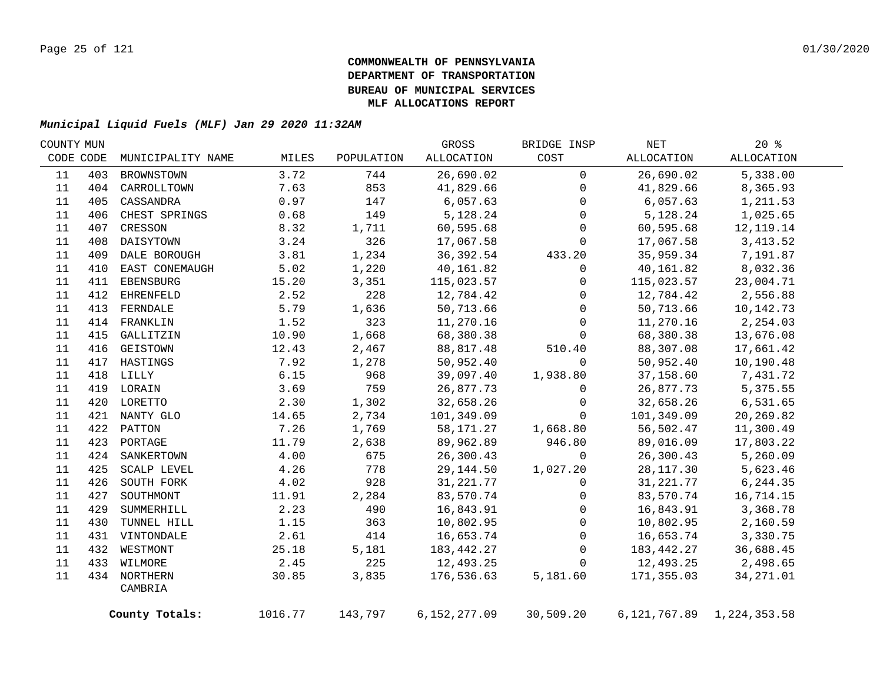**COMMONWEALTH OF PENNSYLVANIA**
**DEPARTMENT OF TRANSPORTATION**
**BUREAU OF MUNICIPAL SERVICES**
**MLF ALLOCATIONS REPORT**

***Municipal Liquid Fuels (MLF) Jan 29 2020 11:32AM***

| COUNTY CODE | MUN CODE | MUNICIPALITY NAME | MILES | POPULATION | GROSS ALLOCATION | BRIDGE INSP COST | NET ALLOCATION | 20 % ALLOCATION |
|---|---|---|---|---|---|---|---|---|
| 11 | 403 | BROWNSTOWN | 3.72 | 744 | 26,690.02 | 0 | 26,690.02 | 5,338.00 |
| 11 | 404 | CARROLLTOWN | 7.63 | 853 | 41,829.66 | 0 | 41,829.66 | 8,365.93 |
| 11 | 405 | CASSANDRA | 0.97 | 147 | 6,057.63 | 0 | 6,057.63 | 1,211.53 |
| 11 | 406 | CHEST SPRINGS | 0.68 | 149 | 5,128.24 | 0 | 5,128.24 | 1,025.65 |
| 11 | 407 | CRESSON | 8.32 | 1,711 | 60,595.68 | 0 | 60,595.68 | 12,119.14 |
| 11 | 408 | DAISYTOWN | 3.24 | 326 | 17,067.58 | 0 | 17,067.58 | 3,413.52 |
| 11 | 409 | DALE BOROUGH | 3.81 | 1,234 | 36,392.54 | 433.20 | 35,959.34 | 7,191.87 |
| 11 | 410 | EAST CONEMAUGH | 5.02 | 1,220 | 40,161.82 | 0 | 40,161.82 | 8,032.36 |
| 11 | 411 | EBENSBURG | 15.20 | 3,351 | 115,023.57 | 0 | 115,023.57 | 23,004.71 |
| 11 | 412 | EHRENFELD | 2.52 | 228 | 12,784.42 | 0 | 12,784.42 | 2,556.88 |
| 11 | 413 | FERNDALE | 5.79 | 1,636 | 50,713.66 | 0 | 50,713.66 | 10,142.73 |
| 11 | 414 | FRANKLIN | 1.52 | 323 | 11,270.16 | 0 | 11,270.16 | 2,254.03 |
| 11 | 415 | GALLITZIN | 10.90 | 1,668 | 68,380.38 | 0 | 68,380.38 | 13,676.08 |
| 11 | 416 | GEISTOWN | 12.43 | 2,467 | 88,817.48 | 510.40 | 88,307.08 | 17,661.42 |
| 11 | 417 | HASTINGS | 7.92 | 1,278 | 50,952.40 | 0 | 50,952.40 | 10,190.48 |
| 11 | 418 | LILLY | 6.15 | 968 | 39,097.40 | 1,938.80 | 37,158.60 | 7,431.72 |
| 11 | 419 | LORAIN | 3.69 | 759 | 26,877.73 | 0 | 26,877.73 | 5,375.55 |
| 11 | 420 | LORETTO | 2.30 | 1,302 | 32,658.26 | 0 | 32,658.26 | 6,531.65 |
| 11 | 421 | NANTY GLO | 14.65 | 2,734 | 101,349.09 | 0 | 101,349.09 | 20,269.82 |
| 11 | 422 | PATTON | 7.26 | 1,769 | 58,171.27 | 1,668.80 | 56,502.47 | 11,300.49 |
| 11 | 423 | PORTAGE | 11.79 | 2,638 | 89,962.89 | 946.80 | 89,016.09 | 17,803.22 |
| 11 | 424 | SANKERTOWN | 4.00 | 675 | 26,300.43 | 0 | 26,300.43 | 5,260.09 |
| 11 | 425 | SCALP LEVEL | 4.26 | 778 | 29,144.50 | 1,027.20 | 28,117.30 | 5,623.46 |
| 11 | 426 | SOUTH FORK | 4.02 | 928 | 31,221.77 | 0 | 31,221.77 | 6,244.35 |
| 11 | 427 | SOUTHMONT | 11.91 | 2,284 | 83,570.74 | 0 | 83,570.74 | 16,714.15 |
| 11 | 429 | SUMMERHILL | 2.23 | 490 | 16,843.91 | 0 | 16,843.91 | 3,368.78 |
| 11 | 430 | TUNNEL HILL | 1.15 | 363 | 10,802.95 | 0 | 10,802.95 | 2,160.59 |
| 11 | 431 | VINTONDALE | 2.61 | 414 | 16,653.74 | 0 | 16,653.74 | 3,330.75 |
| 11 | 432 | WESTMONT | 25.18 | 5,181 | 183,442.27 | 0 | 183,442.27 | 36,688.45 |
| 11 | 433 | WILMORE | 2.45 | 225 | 12,493.25 | 0 | 12,493.25 | 2,498.65 |
| 11 | 434 | NORTHERN CAMBRIA | 30.85 | 3,835 | 176,536.63 | 5,181.60 | 171,355.03 | 34,271.01 |
| | | **County Totals:** | 1016.77 | 143,797 | 6,152,277.09 | 30,509.20 | 6,121,767.89 | 1,224,353.58 |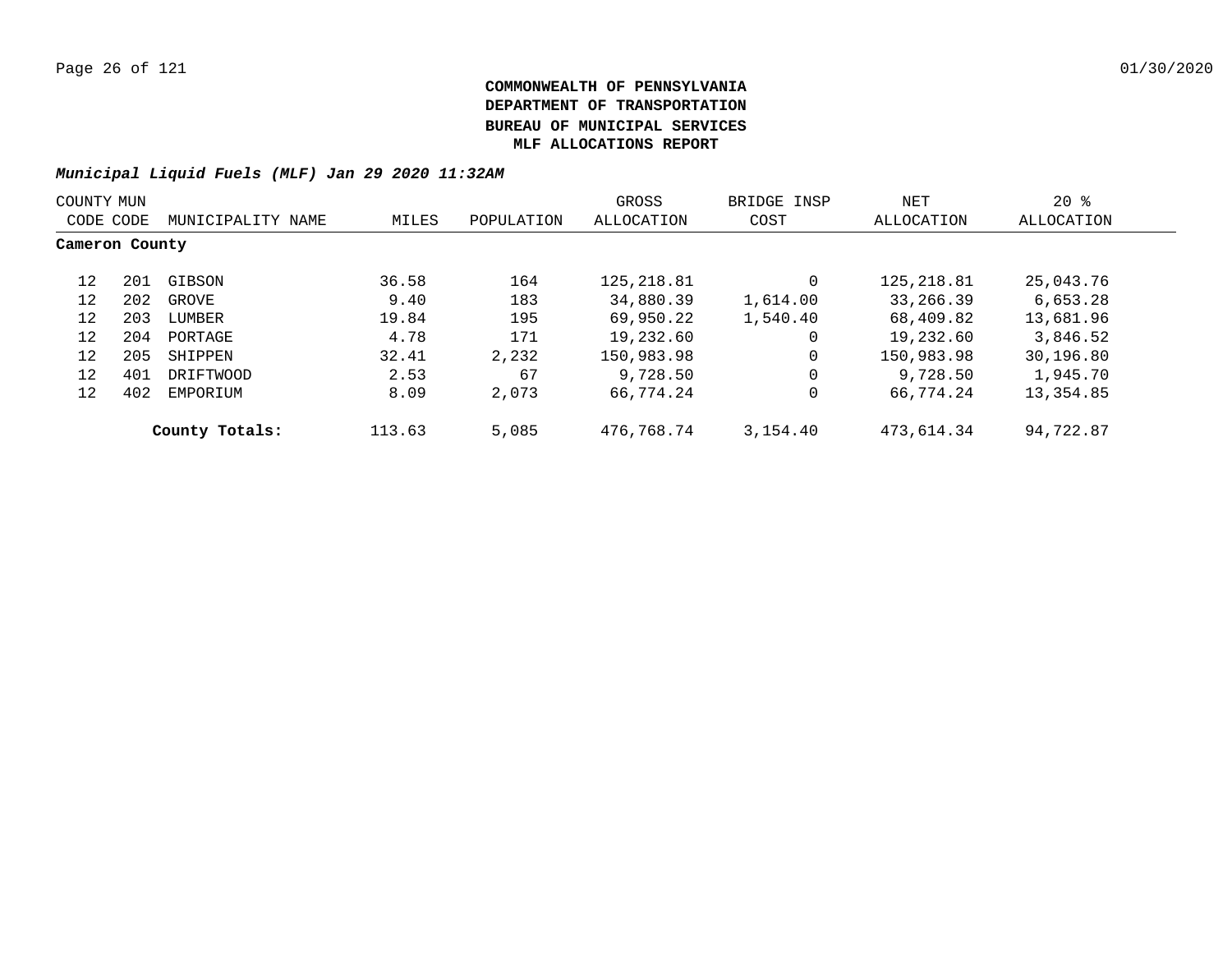**COMMONWEALTH OF PENNSYLVANIA**
**DEPARTMENT OF TRANSPORTATION**
**BUREAU OF MUNICIPAL SERVICES**
**MLF ALLOCATIONS REPORT**

***Municipal Liquid Fuels (MLF) Jan 29 2020 11:32AM***

| COUNTY CODE | MUN CODE | MUNICIPALITY NAME | MILES | POPULATION | GROSS ALLOCATION | BRIDGE INSP COST | NET ALLOCATION | 20 % ALLOCATION |
|---|---|---|---|---|---|---|---|---|
| **Cameron County** | | | | | | | | |
| 12 | 201 | GIBSON | 36.58 | 164 | 125,218.81 | 0 | 125,218.81 | 25,043.76 |
| 12 | 202 | GROVE | 9.40 | 183 | 34,880.39 | 1,614.00 | 33,266.39 | 6,653.28 |
| 12 | 203 | LUMBER | 19.84 | 195 | 69,950.22 | 1,540.40 | 68,409.82 | 13,681.96 |
| 12 | 204 | PORTAGE | 4.78 | 171 | 19,232.60 | 0 | 19,232.60 | 3,846.52 |
| 12 | 205 | SHIPPEN | 32.41 | 2,232 | 150,983.98 | 0 | 150,983.98 | 30,196.80 |
| 12 | 401 | DRIFTWOOD | 2.53 | 67 | 9,728.50 | 0 | 9,728.50 | 1,945.70 |
| 12 | 402 | EMPORIUM | 8.09 | 2,073 | 66,774.24 | 0 | 66,774.24 | 13,354.85 |
| | | **County Totals:** | 113.63 | 5,085 | 476,768.74 | 3,154.40 | 473,614.34 | 94,722.87 |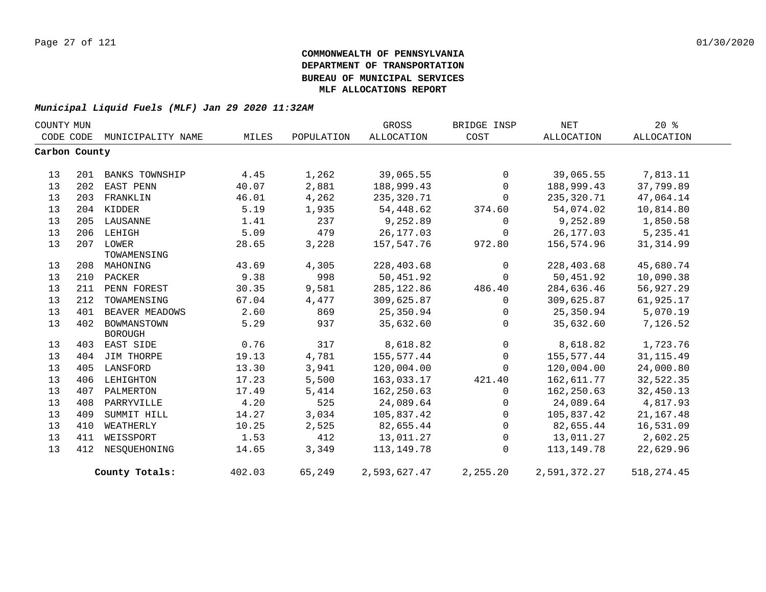**COMMONWEALTH OF PENNSYLVANIA**
**DEPARTMENT OF TRANSPORTATION**
**BUREAU OF MUNICIPAL SERVICES**
**MLF ALLOCATIONS REPORT**

*Municipal Liquid Fuels (MLF) Jan 29 2020 11:32AM*

| COUNTY CODE | MUN CODE | MUNICIPALITY NAME | MILES | POPULATION | GROSS ALLOCATION | BRIDGE INSP COST | NET ALLOCATION | 20 % ALLOCATION |
|---|---|---|---|---|---|---|---|---|
| **Carbon County** | | | | | | | | |
| 13 | 201 | BANKS TOWNSHIP | 4.45 | 1,262 | 39,065.55 | 0 | 39,065.55 | 7,813.11 |
| 13 | 202 | EAST PENN | 40.07 | 2,881 | 188,999.43 | 0 | 188,999.43 | 37,799.89 |
| 13 | 203 | FRANKLIN | 46.01 | 4,262 | 235,320.71 | 0 | 235,320.71 | 47,064.14 |
| 13 | 204 | KIDDER | 5.19 | 1,935 | 54,448.62 | 374.60 | 54,074.02 | 10,814.80 |
| 13 | 205 | LAUSANNE | 1.41 | 237 | 9,252.89 | 0 | 9,252.89 | 1,850.58 |
| 13 | 206 | LEHIGH | 5.09 | 479 | 26,177.03 | 0 | 26,177.03 | 5,235.41 |
| 13 | 207 | LOWER TOWAMENSING | 28.65 | 3,228 | 157,547.76 | 972.80 | 156,574.96 | 31,314.99 |
| 13 | 208 | MAHONING | 43.69 | 4,305 | 228,403.68 | 0 | 228,403.68 | 45,680.74 |
| 13 | 210 | PACKER | 9.38 | 998 | 50,451.92 | 0 | 50,451.92 | 10,090.38 |
| 13 | 211 | PENN FOREST | 30.35 | 9,581 | 285,122.86 | 486.40 | 284,636.46 | 56,927.29 |
| 13 | 212 | TOWAMENSING | 67.04 | 4,477 | 309,625.87 | 0 | 309,625.87 | 61,925.17 |
| 13 | 401 | BEAVER MEADOWS | 2.60 | 869 | 25,350.94 | 0 | 25,350.94 | 5,070.19 |
| 13 | 402 | BOWMANSTOWN BOROUGH | 5.29 | 937 | 35,632.60 | 0 | 35,632.60 | 7,126.52 |
| 13 | 403 | EAST SIDE | 0.76 | 317 | 8,618.82 | 0 | 8,618.82 | 1,723.76 |
| 13 | 404 | JIM THORPE | 19.13 | 4,781 | 155,577.44 | 0 | 155,577.44 | 31,115.49 |
| 13 | 405 | LANSFORD | 13.30 | 3,941 | 120,004.00 | 0 | 120,004.00 | 24,000.80 |
| 13 | 406 | LEHIGHTON | 17.23 | 5,500 | 163,033.17 | 421.40 | 162,611.77 | 32,522.35 |
| 13 | 407 | PALMERTON | 17.49 | 5,414 | 162,250.63 | 0 | 162,250.63 | 32,450.13 |
| 13 | 408 | PARRYVILLE | 4.20 | 525 | 24,089.64 | 0 | 24,089.64 | 4,817.93 |
| 13 | 409 | SUMMIT HILL | 14.27 | 3,034 | 105,837.42 | 0 | 105,837.42 | 21,167.48 |
| 13 | 410 | WEATHERLY | 10.25 | 2,525 | 82,655.44 | 0 | 82,655.44 | 16,531.09 |
| 13 | 411 | WEISSPORT | 1.53 | 412 | 13,011.27 | 0 | 13,011.27 | 2,602.25 |
| 13 | 412 | NESQUEHONING | 14.65 | 3,349 | 113,149.78 | 0 | 113,149.78 | 22,629.96 |
| | | **County Totals:** | 402.03 | 65,249 | 2,593,627.47 | 2,255.20 | 2,591,372.27 | 518,274.45 |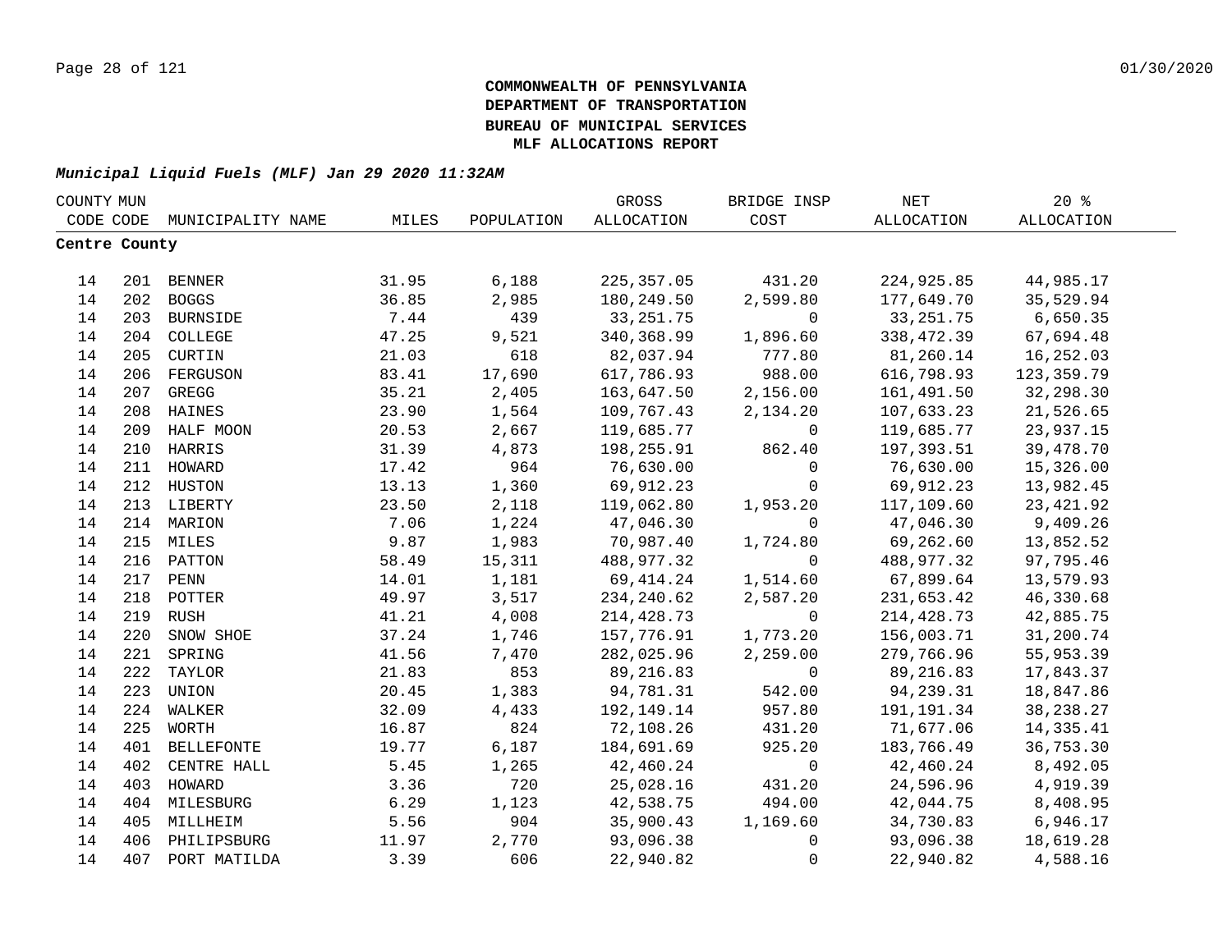**COMMONWEALTH OF PENNSYLVANIA**
**DEPARTMENT OF TRANSPORTATION**
**BUREAU OF MUNICIPAL SERVICES**
**MLF ALLOCATIONS REPORT**

***Municipal Liquid Fuels (MLF) Jan 29 2020 11:32AM***

| COUNTY CODE | MUN CODE | MUNICIPALITY NAME | MILES | POPULATION | GROSS ALLOCATION | BRIDGE INSP COST | NET ALLOCATION | 20 % ALLOCATION |
|---|---|---|---|---|---|---|---|---|
| **Centre County** | | | | | | | | |
| 14 | 201 | BENNER | 31.95 | 6,188 | 225,357.05 | 431.20 | 224,925.85 | 44,985.17 |
| 14 | 202 | BOGGS | 36.85 | 2,985 | 180,249.50 | 2,599.80 | 177,649.70 | 35,529.94 |
| 14 | 203 | BURNSIDE | 7.44 | 439 | 33,251.75 | 0 | 33,251.75 | 6,650.35 |
| 14 | 204 | COLLEGE | 47.25 | 9,521 | 340,368.99 | 1,896.60 | 338,472.39 | 67,694.48 |
| 14 | 205 | CURTIN | 21.03 | 618 | 82,037.94 | 777.80 | 81,260.14 | 16,252.03 |
| 14 | 206 | FERGUSON | 83.41 | 17,690 | 617,786.93 | 988.00 | 616,798.93 | 123,359.79 |
| 14 | 207 | GREGG | 35.21 | 2,405 | 163,647.50 | 2,156.00 | 161,491.50 | 32,298.30 |
| 14 | 208 | HAINES | 23.90 | 1,564 | 109,767.43 | 2,134.20 | 107,633.23 | 21,526.65 |
| 14 | 209 | HALF MOON | 20.53 | 2,667 | 119,685.77 | 0 | 119,685.77 | 23,937.15 |
| 14 | 210 | HARRIS | 31.39 | 4,873 | 198,255.91 | 862.40 | 197,393.51 | 39,478.70 |
| 14 | 211 | HOWARD | 17.42 | 964 | 76,630.00 | 0 | 76,630.00 | 15,326.00 |
| 14 | 212 | HUSTON | 13.13 | 1,360 | 69,912.23 | 0 | 69,912.23 | 13,982.45 |
| 14 | 213 | LIBERTY | 23.50 | 2,118 | 119,062.80 | 1,953.20 | 117,109.60 | 23,421.92 |
| 14 | 214 | MARION | 7.06 | 1,224 | 47,046.30 | 0 | 47,046.30 | 9,409.26 |
| 14 | 215 | MILES | 9.87 | 1,983 | 70,987.40 | 1,724.80 | 69,262.60 | 13,852.52 |
| 14 | 216 | PATTON | 58.49 | 15,311 | 488,977.32 | 0 | 488,977.32 | 97,795.46 |
| 14 | 217 | PENN | 14.01 | 1,181 | 69,414.24 | 1,514.60 | 67,899.64 | 13,579.93 |
| 14 | 218 | POTTER | 49.97 | 3,517 | 234,240.62 | 2,587.20 | 231,653.42 | 46,330.68 |
| 14 | 219 | RUSH | 41.21 | 4,008 | 214,428.73 | 0 | 214,428.73 | 42,885.75 |
| 14 | 220 | SNOW SHOE | 37.24 | 1,746 | 157,776.91 | 1,773.20 | 156,003.71 | 31,200.74 |
| 14 | 221 | SPRING | 41.56 | 7,470 | 282,025.96 | 2,259.00 | 279,766.96 | 55,953.39 |
| 14 | 222 | TAYLOR | 21.83 | 853 | 89,216.83 | 0 | 89,216.83 | 17,843.37 |
| 14 | 223 | UNION | 20.45 | 1,383 | 94,781.31 | 542.00 | 94,239.31 | 18,847.86 |
| 14 | 224 | WALKER | 32.09 | 4,433 | 192,149.14 | 957.80 | 191,191.34 | 38,238.27 |
| 14 | 225 | WORTH | 16.87 | 824 | 72,108.26 | 431.20 | 71,677.06 | 14,335.41 |
| 14 | 401 | BELLEFONTE | 19.77 | 6,187 | 184,691.69 | 925.20 | 183,766.49 | 36,753.30 |
| 14 | 402 | CENTRE HALL | 5.45 | 1,265 | 42,460.24 | 0 | 42,460.24 | 8,492.05 |
| 14 | 403 | HOWARD | 3.36 | 720 | 25,028.16 | 431.20 | 24,596.96 | 4,919.39 |
| 14 | 404 | MILESBURG | 6.29 | 1,123 | 42,538.75 | 494.00 | 42,044.75 | 8,408.95 |
| 14 | 405 | MILLHEIM | 5.56 | 904 | 35,900.43 | 1,169.60 | 34,730.83 | 6,946.17 |
| 14 | 406 | PHILIPSBURG | 11.97 | 2,770 | 93,096.38 | 0 | 93,096.38 | 18,619.28 |
| 14 | 407 | PORT MATILDA | 3.39 | 606 | 22,940.82 | 0 | 22,940.82 | 4,588.16 |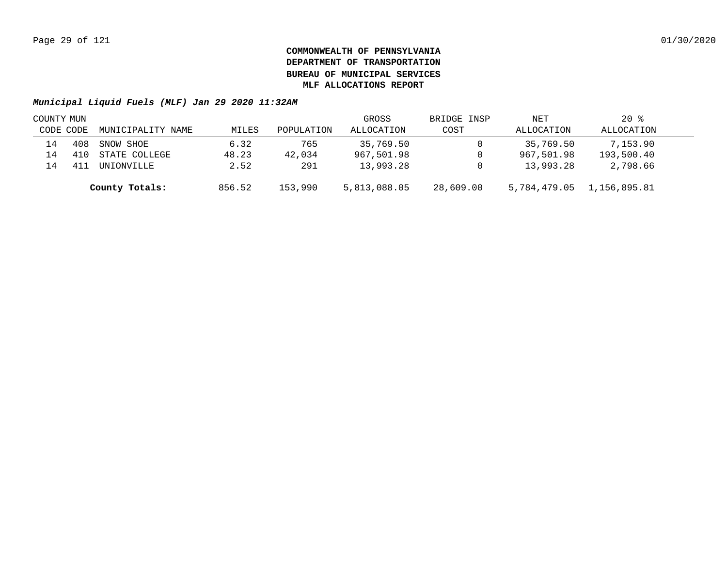**COMMONWEALTH OF PENNSYLVANIA**
**DEPARTMENT OF TRANSPORTATION**
**BUREAU OF MUNICIPAL SERVICES**
**MLF ALLOCATIONS REPORT**

***Municipal Liquid Fuels (MLF) Jan 29 2020 11:32AM***

| COUNTY CODE | MUN CODE | MUNICIPALITY NAME | MILES | POPULATION | GROSS ALLOCATION | BRIDGE INSP COST | NET ALLOCATION | 20 % ALLOCATION |
|---|---|---|---|---|---|---|---|---|
| 14 | 408 | SNOW SHOE | 6.32 | 765 | 35,769.50 | 0 | 35,769.50 | 7,153.90 |
| 14 | 410 | STATE COLLEGE | 48.23 | 42,034 | 967,501.98 | 0 | 967,501.98 | 193,500.40 |
| 14 | 411 | UNIONVILLE | 2.52 | 291 | 13,993.28 | 0 | 13,993.28 | 2,798.66 |
| | | **County Totals:** | 856.52 | 153,990 | 5,813,088.05 | 28,609.00 | 5,784,479.05 | 1,156,895.81 |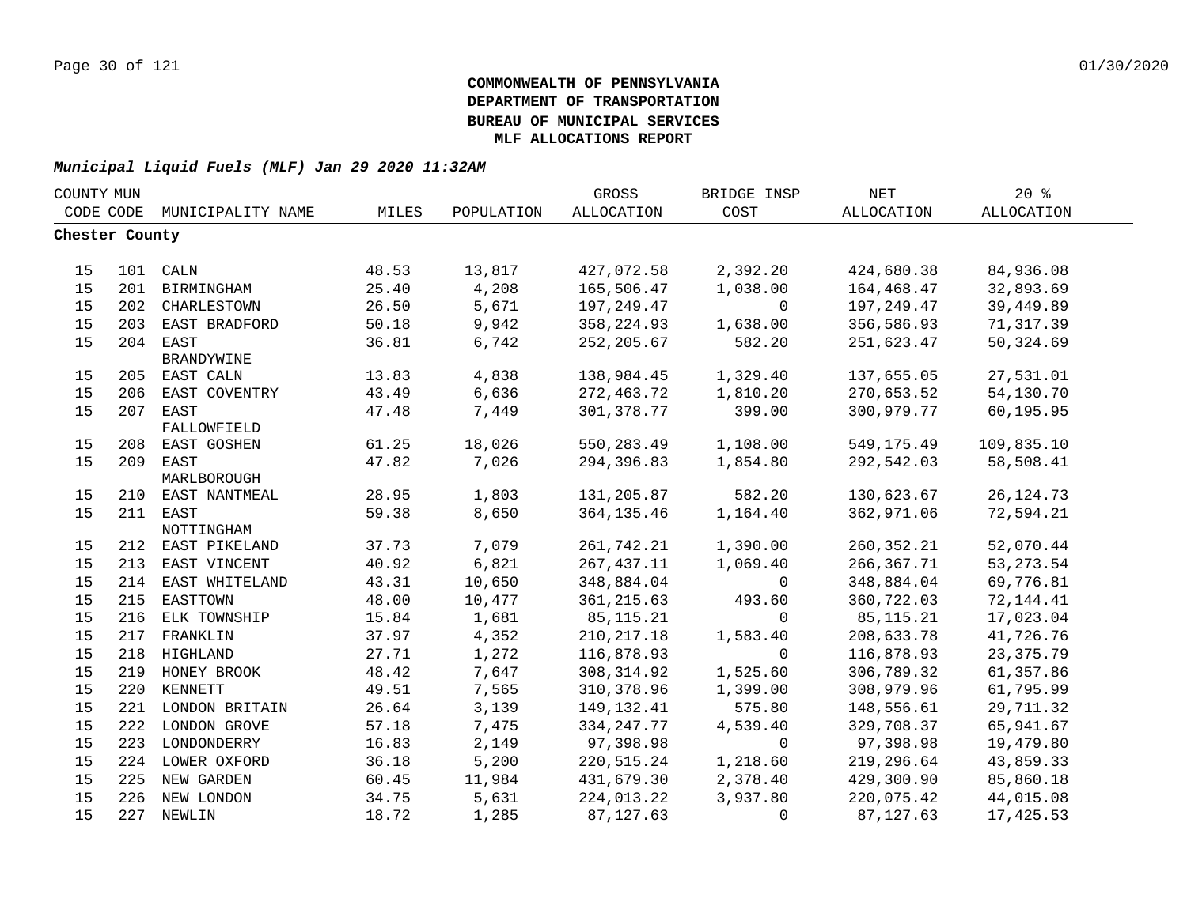**COMMONWEALTH OF PENNSYLVANIA**
**DEPARTMENT OF TRANSPORTATION**
**BUREAU OF MUNICIPAL SERVICES**
**MLF ALLOCATIONS REPORT**

***Municipal Liquid Fuels (MLF) Jan 29 2020 11:32AM***

| COUNTY CODE | MUN CODE | MUNICIPALITY NAME | MILES | POPULATION | GROSS ALLOCATION | BRIDGE INSP COST | NET ALLOCATION | 20 % ALLOCATION |
|---|---|---|---|---|---|---|---|---|
| **Chester County** | | | | | | | | |
| 15 | 101 | CALN | 48.53 | 13,817 | 427,072.58 | 2,392.20 | 424,680.38 | 84,936.08 |
| 15 | 201 | BIRMINGHAM | 25.40 | 4,208 | 165,506.47 | 1,038.00 | 164,468.47 | 32,893.69 |
| 15 | 202 | CHARLESTOWN | 26.50 | 5,671 | 197,249.47 | 0 | 197,249.47 | 39,449.89 |
| 15 | 203 | EAST BRADFORD | 50.18 | 9,942 | 358,224.93 | 1,638.00 | 356,586.93 | 71,317.39 |
| 15 | 204 | EAST BRANDYWINE | 36.81 | 6,742 | 252,205.67 | 582.20 | 251,623.47 | 50,324.69 |
| 15 | 205 | EAST CALN | 13.83 | 4,838 | 138,984.45 | 1,329.40 | 137,655.05 | 27,531.01 |
| 15 | 206 | EAST COVENTRY | 43.49 | 6,636 | 272,463.72 | 1,810.20 | 270,653.52 | 54,130.70 |
| 15 | 207 | EAST FALLOWFIELD | 47.48 | 7,449 | 301,378.77 | 399.00 | 300,979.77 | 60,195.95 |
| 15 | 208 | EAST GOSHEN | 61.25 | 18,026 | 550,283.49 | 1,108.00 | 549,175.49 | 109,835.10 |
| 15 | 209 | EAST MARLBOROUGH | 47.82 | 7,026 | 294,396.83 | 1,854.80 | 292,542.03 | 58,508.41 |
| 15 | 210 | EAST NANTMEAL | 28.95 | 1,803 | 131,205.87 | 582.20 | 130,623.67 | 26,124.73 |
| 15 | 211 | EAST NOTTINGHAM | 59.38 | 8,650 | 364,135.46 | 1,164.40 | 362,971.06 | 72,594.21 |
| 15 | 212 | EAST PIKELAND | 37.73 | 7,079 | 261,742.21 | 1,390.00 | 260,352.21 | 52,070.44 |
| 15 | 213 | EAST VINCENT | 40.92 | 6,821 | 267,437.11 | 1,069.40 | 266,367.71 | 53,273.54 |
| 15 | 214 | EAST WHITELAND | 43.31 | 10,650 | 348,884.04 | 0 | 348,884.04 | 69,776.81 |
| 15 | 215 | EASTTOWN | 48.00 | 10,477 | 361,215.63 | 493.60 | 360,722.03 | 72,144.41 |
| 15 | 216 | ELK TOWNSHIP | 15.84 | 1,681 | 85,115.21 | 0 | 85,115.21 | 17,023.04 |
| 15 | 217 | FRANKLIN | 37.97 | 4,352 | 210,217.18 | 1,583.40 | 208,633.78 | 41,726.76 |
| 15 | 218 | HIGHLAND | 27.71 | 1,272 | 116,878.93 | 0 | 116,878.93 | 23,375.79 |
| 15 | 219 | HONEY BROOK | 48.42 | 7,647 | 308,314.92 | 1,525.60 | 306,789.32 | 61,357.86 |
| 15 | 220 | KENNETT | 49.51 | 7,565 | 310,378.96 | 1,399.00 | 308,979.96 | 61,795.99 |
| 15 | 221 | LONDON BRITAIN | 26.64 | 3,139 | 149,132.41 | 575.80 | 148,556.61 | 29,711.32 |
| 15 | 222 | LONDON GROVE | 57.18 | 7,475 | 334,247.77 | 4,539.40 | 329,708.37 | 65,941.67 |
| 15 | 223 | LONDONDERRY | 16.83 | 2,149 | 97,398.98 | 0 | 97,398.98 | 19,479.80 |
| 15 | 224 | LOWER OXFORD | 36.18 | 5,200 | 220,515.24 | 1,218.60 | 219,296.64 | 43,859.33 |
| 15 | 225 | NEW GARDEN | 60.45 | 11,984 | 431,679.30 | 2,378.40 | 429,300.90 | 85,860.18 |
| 15 | 226 | NEW LONDON | 34.75 | 5,631 | 224,013.22 | 3,937.80 | 220,075.42 | 44,015.08 |
| 15 | 227 | NEWLIN | 18.72 | 1,285 | 87,127.63 | 0 | 87,127.63 | 17,425.53 |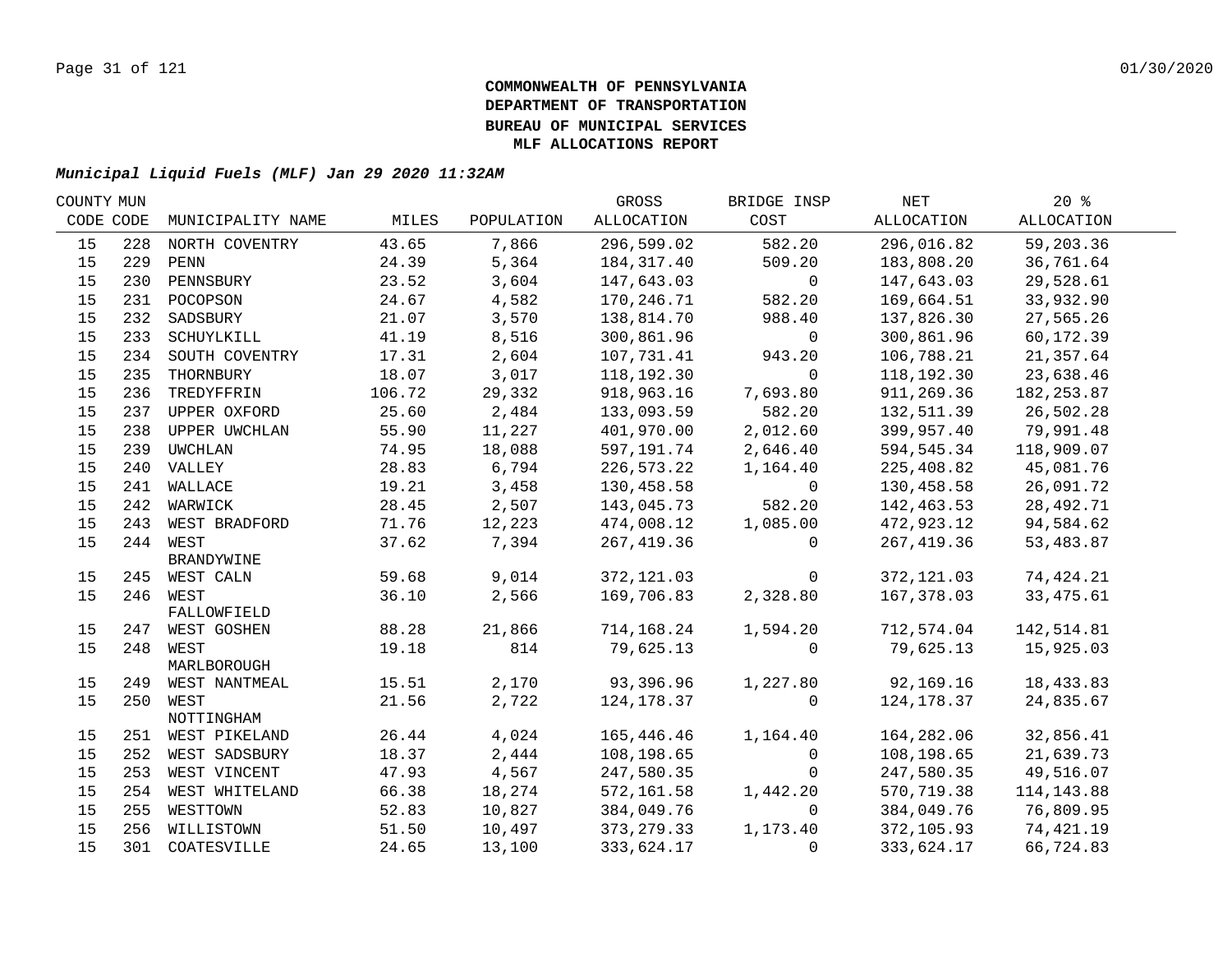# COMMONWEALTH OF PENNSYLVANIA
# DEPARTMENT OF TRANSPORTATION
# BUREAU OF MUNICIPAL SERVICES
# MLF ALLOCATIONS REPORT

***Municipal Liquid Fuels (MLF) Jan 29 2020 11:32AM***

| COUNTY CODE | MUN CODE | MUNICIPALITY NAME | MILES | POPULATION | GROSS ALLOCATION | BRIDGE INSP COST | NET ALLOCATION | 20 % ALLOCATION |
|---|---|---|---|---|---|---|---|---|
| 15 | 228 | NORTH COVENTRY | 43.65 | 7,866 | 296,599.02 | 582.20 | 296,016.82 | 59,203.36 |
| 15 | 229 | PENN | 24.39 | 5,364 | 184,317.40 | 509.20 | 183,808.20 | 36,761.64 |
| 15 | 230 | PENNSBURY | 23.52 | 3,604 | 147,643.03 | 0 | 147,643.03 | 29,528.61 |
| 15 | 231 | POCOPSON | 24.67 | 4,582 | 170,246.71 | 582.20 | 169,664.51 | 33,932.90 |
| 15 | 232 | SADSBURY | 21.07 | 3,570 | 138,814.70 | 988.40 | 137,826.30 | 27,565.26 |
| 15 | 233 | SCHUYLKILL | 41.19 | 8,516 | 300,861.96 | 0 | 300,861.96 | 60,172.39 |
| 15 | 234 | SOUTH COVENTRY | 17.31 | 2,604 | 107,731.41 | 943.20 | 106,788.21 | 21,357.64 |
| 15 | 235 | THORNBURY | 18.07 | 3,017 | 118,192.30 | 0 | 118,192.30 | 23,638.46 |
| 15 | 236 | TREDYFFRIN | 106.72 | 29,332 | 918,963.16 | 7,693.80 | 911,269.36 | 182,253.87 |
| 15 | 237 | UPPER OXFORD | 25.60 | 2,484 | 133,093.59 | 582.20 | 132,511.39 | 26,502.28 |
| 15 | 238 | UPPER UWCHLAN | 55.90 | 11,227 | 401,970.00 | 2,012.60 | 399,957.40 | 79,991.48 |
| 15 | 239 | UWCHLAN | 74.95 | 18,088 | 597,191.74 | 2,646.40 | 594,545.34 | 118,909.07 |
| 15 | 240 | VALLEY | 28.83 | 6,794 | 226,573.22 | 1,164.40 | 225,408.82 | 45,081.76 |
| 15 | 241 | WALLACE | 19.21 | 3,458 | 130,458.58 | 0 | 130,458.58 | 26,091.72 |
| 15 | 242 | WARWICK | 28.45 | 2,507 | 143,045.73 | 582.20 | 142,463.53 | 28,492.71 |
| 15 | 243 | WEST BRADFORD | 71.76 | 12,223 | 474,008.12 | 1,085.00 | 472,923.12 | 94,584.62 |
| 15 | 244 | WEST BRANDYWINE | 37.62 | 7,394 | 267,419.36 | 0 | 267,419.36 | 53,483.87 |
| 15 | 245 | WEST CALN | 59.68 | 9,014 | 372,121.03 | 0 | 372,121.03 | 74,424.21 |
| 15 | 246 | WEST FALLOWFIELD | 36.10 | 2,566 | 169,706.83 | 2,328.80 | 167,378.03 | 33,475.61 |
| 15 | 247 | WEST GOSHEN | 88.28 | 21,866 | 714,168.24 | 1,594.20 | 712,574.04 | 142,514.81 |
| 15 | 248 | WEST MARLBOROUGH | 19.18 | 814 | 79,625.13 | 0 | 79,625.13 | 15,925.03 |
| 15 | 249 | WEST NANTMEAL | 15.51 | 2,170 | 93,396.96 | 1,227.80 | 92,169.16 | 18,433.83 |
| 15 | 250 | WEST NOTTINGHAM | 21.56 | 2,722 | 124,178.37 | 0 | 124,178.37 | 24,835.67 |
| 15 | 251 | WEST PIKELAND | 26.44 | 4,024 | 165,446.46 | 1,164.40 | 164,282.06 | 32,856.41 |
| 15 | 252 | WEST SADSBURY | 18.37 | 2,444 | 108,198.65 | 0 | 108,198.65 | 21,639.73 |
| 15 | 253 | WEST VINCENT | 47.93 | 4,567 | 247,580.35 | 0 | 247,580.35 | 49,516.07 |
| 15 | 254 | WEST WHITELAND | 66.38 | 18,274 | 572,161.58 | 1,442.20 | 570,719.38 | 114,143.88 |
| 15 | 255 | WESTTOWN | 52.83 | 10,827 | 384,049.76 | 0 | 384,049.76 | 76,809.95 |
| 15 | 256 | WILLISTOWN | 51.50 | 10,497 | 373,279.33 | 1,173.40 | 372,105.93 | 74,421.19 |
| 15 | 301 | COATESVILLE | 24.65 | 13,100 | 333,624.17 | 0 | 333,624.17 | 66,724.83 |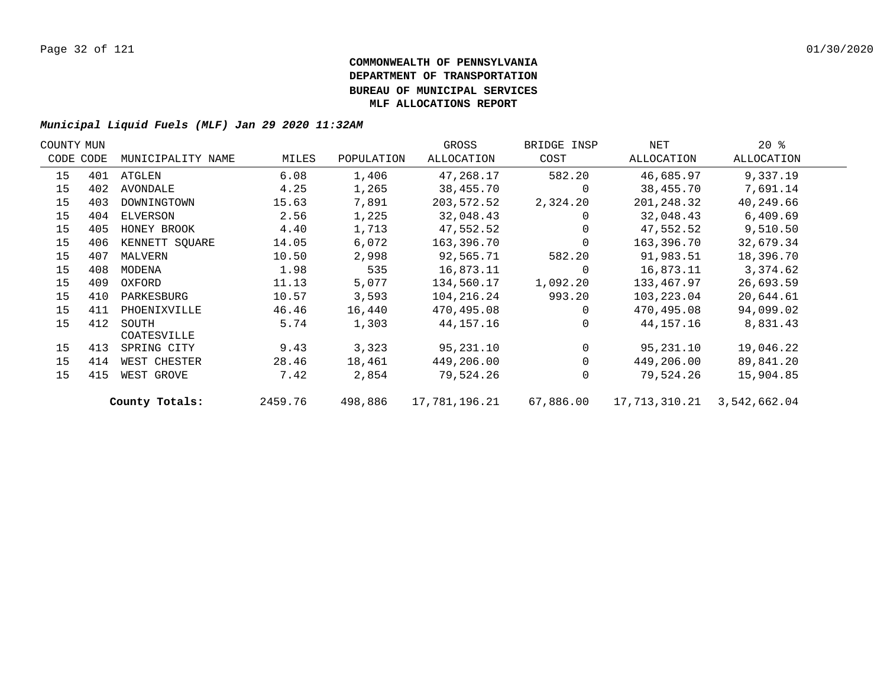**COMMONWEALTH OF PENNSYLVANIA**
**DEPARTMENT OF TRANSPORTATION**
**BUREAU OF MUNICIPAL SERVICES**
**MLF ALLOCATIONS REPORT**

***Municipal Liquid Fuels (MLF) Jan 29 2020 11:32AM***

| COUNTY CODE | MUN CODE | MUNICIPALITY NAME | MILES | POPULATION | GROSS ALLOCATION | BRIDGE INSP COST | NET ALLOCATION | 20 % ALLOCATION |
|---|---|---|---|---|---|---|---|---|
| 15 | 401 | ATGLEN | 6.08 | 1,406 | 47,268.17 | 582.20 | 46,685.97 | 9,337.19 |
| 15 | 402 | AVONDALE | 4.25 | 1,265 | 38,455.70 | 0 | 38,455.70 | 7,691.14 |
| 15 | 403 | DOWNINGTOWN | 15.63 | 7,891 | 203,572.52 | 2,324.20 | 201,248.32 | 40,249.66 |
| 15 | 404 | ELVERSON | 2.56 | 1,225 | 32,048.43 | 0 | 32,048.43 | 6,409.69 |
| 15 | 405 | HONEY BROOK | 4.40 | 1,713 | 47,552.52 | 0 | 47,552.52 | 9,510.50 |
| 15 | 406 | KENNETT SQUARE | 14.05 | 6,072 | 163,396.70 | 0 | 163,396.70 | 32,679.34 |
| 15 | 407 | MALVERN | 10.50 | 2,998 | 92,565.71 | 582.20 | 91,983.51 | 18,396.70 |
| 15 | 408 | MODENA | 1.98 | 535 | 16,873.11 | 0 | 16,873.11 | 3,374.62 |
| 15 | 409 | OXFORD | 11.13 | 5,077 | 134,560.17 | 1,092.20 | 133,467.97 | 26,693.59 |
| 15 | 410 | PARKESBURG | 10.57 | 3,593 | 104,216.24 | 993.20 | 103,223.04 | 20,644.61 |
| 15 | 411 | PHOENIXVILLE | 46.46 | 16,440 | 470,495.08 | 0 | 470,495.08 | 94,099.02 |
| 15 | 412 | SOUTH COATESVILLE | 5.74 | 1,303 | 44,157.16 | 0 | 44,157.16 | 8,831.43 |
| 15 | 413 | SPRING CITY | 9.43 | 3,323 | 95,231.10 | 0 | 95,231.10 | 19,046.22 |
| 15 | 414 | WEST CHESTER | 28.46 | 18,461 | 449,206.00 | 0 | 449,206.00 | 89,841.20 |
| 15 | 415 | WEST GROVE | 7.42 | 2,854 | 79,524.26 | 0 | 79,524.26 | 15,904.85 |
| | | **County Totals:** | 2459.76 | 498,886 | 17,781,196.21 | 67,886.00 | 17,713,310.21 | 3,542,662.04 |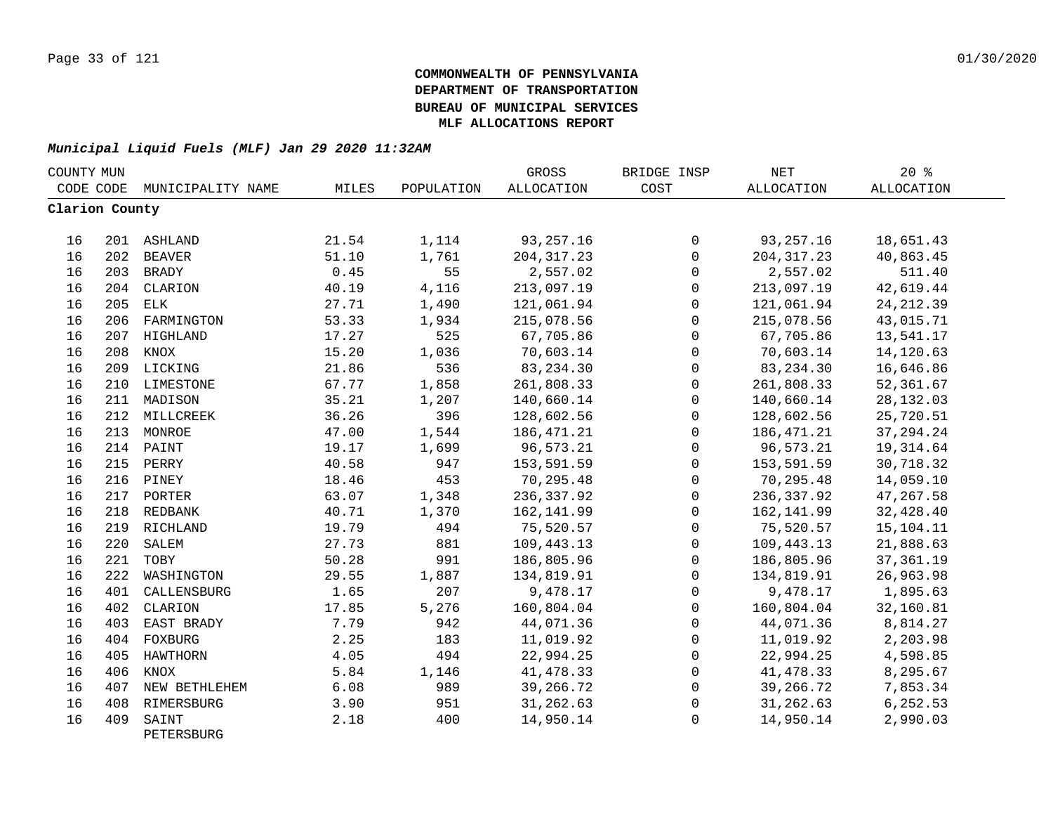**COMMONWEALTH OF PENNSYLVANIA**
**DEPARTMENT OF TRANSPORTATION**
**BUREAU OF MUNICIPAL SERVICES**
**MLF ALLOCATIONS REPORT**

***Municipal Liquid Fuels (MLF) Jan 29 2020 11:32AM***

| COUNTY CODE | MUN CODE | MUNICIPALITY NAME | MILES | POPULATION | GROSS ALLOCATION | BRIDGE INSP COST | NET ALLOCATION | 20 % ALLOCATION |
|---|---|---|---|---|---|---|---|---|
| **Clarion County** | | | | | | | | |
| 16 | 201 | ASHLAND | 21.54 | 1,114 | 93,257.16 | 0 | 93,257.16 | 18,651.43 |
| 16 | 202 | BEAVER | 51.10 | 1,761 | 204,317.23 | 0 | 204,317.23 | 40,863.45 |
| 16 | 203 | BRADY | 0.45 | 55 | 2,557.02 | 0 | 2,557.02 | 511.40 |
| 16 | 204 | CLARION | 40.19 | 4,116 | 213,097.19 | 0 | 213,097.19 | 42,619.44 |
| 16 | 205 | ELK | 27.71 | 1,490 | 121,061.94 | 0 | 121,061.94 | 24,212.39 |
| 16 | 206 | FARMINGTON | 53.33 | 1,934 | 215,078.56 | 0 | 215,078.56 | 43,015.71 |
| 16 | 207 | HIGHLAND | 17.27 | 525 | 67,705.86 | 0 | 67,705.86 | 13,541.17 |
| 16 | 208 | KNOX | 15.20 | 1,036 | 70,603.14 | 0 | 70,603.14 | 14,120.63 |
| 16 | 209 | LICKING | 21.86 | 536 | 83,234.30 | 0 | 83,234.30 | 16,646.86 |
| 16 | 210 | LIMESTONE | 67.77 | 1,858 | 261,808.33 | 0 | 261,808.33 | 52,361.67 |
| 16 | 211 | MADISON | 35.21 | 1,207 | 140,660.14 | 0 | 140,660.14 | 28,132.03 |
| 16 | 212 | MILLCREEK | 36.26 | 396 | 128,602.56 | 0 | 128,602.56 | 25,720.51 |
| 16 | 213 | MONROE | 47.00 | 1,544 | 186,471.21 | 0 | 186,471.21 | 37,294.24 |
| 16 | 214 | PAINT | 19.17 | 1,699 | 96,573.21 | 0 | 96,573.21 | 19,314.64 |
| 16 | 215 | PERRY | 40.58 | 947 | 153,591.59 | 0 | 153,591.59 | 30,718.32 |
| 16 | 216 | PINEY | 18.46 | 453 | 70,295.48 | 0 | 70,295.48 | 14,059.10 |
| 16 | 217 | PORTER | 63.07 | 1,348 | 236,337.92 | 0 | 236,337.92 | 47,267.58 |
| 16 | 218 | REDBANK | 40.71 | 1,370 | 162,141.99 | 0 | 162,141.99 | 32,428.40 |
| 16 | 219 | RICHLAND | 19.79 | 494 | 75,520.57 | 0 | 75,520.57 | 15,104.11 |
| 16 | 220 | SALEM | 27.73 | 881 | 109,443.13 | 0 | 109,443.13 | 21,888.63 |
| 16 | 221 | TOBY | 50.28 | 991 | 186,805.96 | 0 | 186,805.96 | 37,361.19 |
| 16 | 222 | WASHINGTON | 29.55 | 1,887 | 134,819.91 | 0 | 134,819.91 | 26,963.98 |
| 16 | 401 | CALLENSBURG | 1.65 | 207 | 9,478.17 | 0 | 9,478.17 | 1,895.63 |
| 16 | 402 | CLARION | 17.85 | 5,276 | 160,804.04 | 0 | 160,804.04 | 32,160.81 |
| 16 | 403 | EAST BRADY | 7.79 | 942 | 44,071.36 | 0 | 44,071.36 | 8,814.27 |
| 16 | 404 | FOXBURG | 2.25 | 183 | 11,019.92 | 0 | 11,019.92 | 2,203.98 |
| 16 | 405 | HAWTHORN | 4.05 | 494 | 22,994.25 | 0 | 22,994.25 | 4,598.85 |
| 16 | 406 | KNOX | 5.84 | 1,146 | 41,478.33 | 0 | 41,478.33 | 8,295.67 |
| 16 | 407 | NEW BETHLEHEM | 6.08 | 989 | 39,266.72 | 0 | 39,266.72 | 7,853.34 |
| 16 | 408 | RIMERSBURG | 3.90 | 951 | 31,262.63 | 0 | 31,262.63 | 6,252.53 |
| 16 | 409 | SAINT PETERSBURG | 2.18 | 400 | 14,950.14 | 0 | 14,950.14 | 2,990.03 |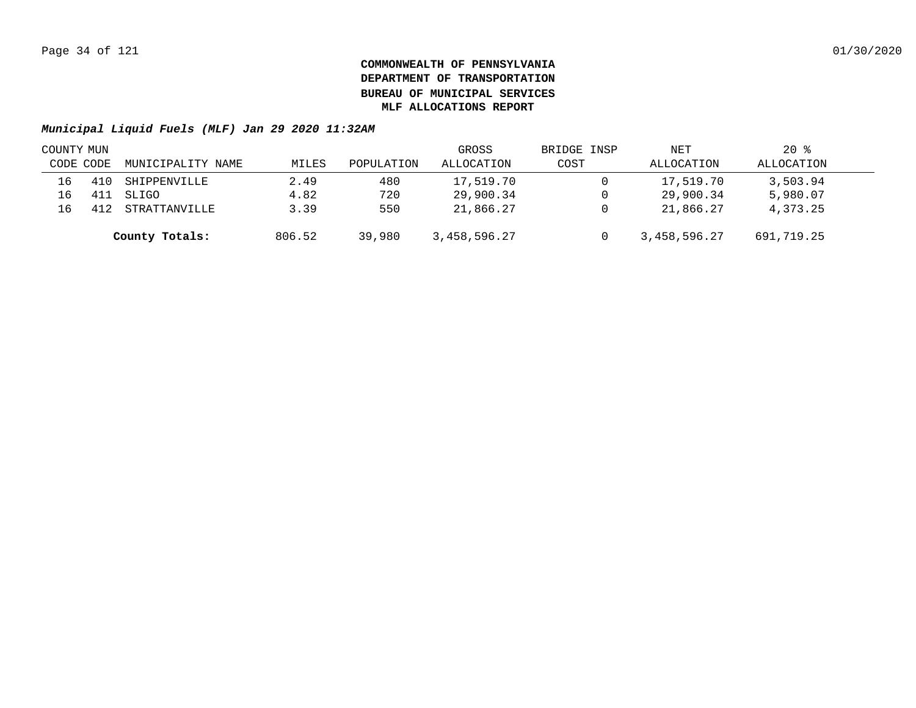**COMMONWEALTH OF PENNSYLVANIA**
**DEPARTMENT OF TRANSPORTATION**
**BUREAU OF MUNICIPAL SERVICES**
**MLF ALLOCATIONS REPORT**

***Municipal Liquid Fuels (MLF) Jan 29 2020 11:32AM***

| COUNTY CODE | MUN CODE | MUNICIPALITY NAME | MILES | POPULATION | GROSS ALLOCATION | BRIDGE INSP COST | NET ALLOCATION | 20 % ALLOCATION |
|---|---|---|---|---|---|---|---|---|
| 16 | 410 | SHIPPENVILLE | 2.49 | 480 | 17,519.70 | 0 | 17,519.70 | 3,503.94 |
| 16 | 411 | SLIGO | 4.82 | 720 | 29,900.34 | 0 | 29,900.34 | 5,980.07 |
| 16 | 412 | STRATTANVILLE | 3.39 | 550 | 21,866.27 | 0 | 21,866.27 | 4,373.25 |
| | | **County Totals:** | 806.52 | 39,980 | 3,458,596.27 | 0 | 3,458,596.27 | 691,719.25 |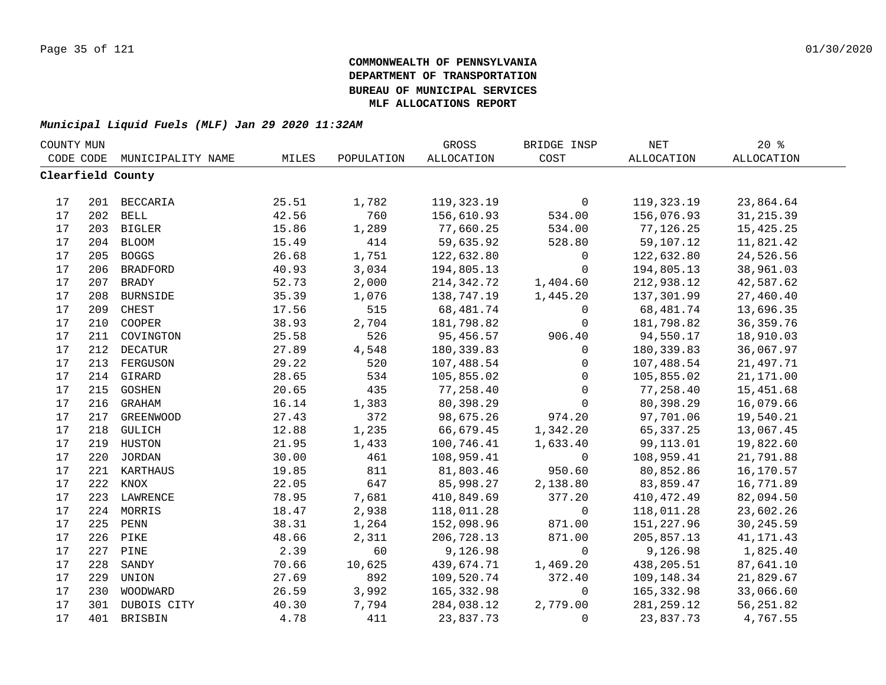**COMMONWEALTH OF PENNSYLVANIA**
**DEPARTMENT OF TRANSPORTATION**
**BUREAU OF MUNICIPAL SERVICES**
**MLF ALLOCATIONS REPORT**

***Municipal Liquid Fuels (MLF) Jan 29 2020 11:32AM***

| COUNTY CODE | MUN CODE | MUNICIPALITY NAME | MILES | POPULATION | GROSS ALLOCATION | BRIDGE INSP COST | NET ALLOCATION | 20 % ALLOCATION |
|---|---|---|---|---|---|---|---|---|
| **Clearfield County** | | | | | | | | |
| 17 | 201 | BECCARIA | 25.51 | 1,782 | 119,323.19 | 0 | 119,323.19 | 23,864.64 |
| 17 | 202 | BELL | 42.56 | 760 | 156,610.93 | 534.00 | 156,076.93 | 31,215.39 |
| 17 | 203 | BIGLER | 15.86 | 1,289 | 77,660.25 | 534.00 | 77,126.25 | 15,425.25 |
| 17 | 204 | BLOOM | 15.49 | 414 | 59,635.92 | 528.80 | 59,107.12 | 11,821.42 |
| 17 | 205 | BOGGS | 26.68 | 1,751 | 122,632.80 | 0 | 122,632.80 | 24,526.56 |
| 17 | 206 | BRADFORD | 40.93 | 3,034 | 194,805.13 | 0 | 194,805.13 | 38,961.03 |
| 17 | 207 | BRADY | 52.73 | 2,000 | 214,342.72 | 1,404.60 | 212,938.12 | 42,587.62 |
| 17 | 208 | BURNSIDE | 35.39 | 1,076 | 138,747.19 | 1,445.20 | 137,301.99 | 27,460.40 |
| 17 | 209 | CHEST | 17.56 | 515 | 68,481.74 | 0 | 68,481.74 | 13,696.35 |
| 17 | 210 | COOPER | 38.93 | 2,704 | 181,798.82 | 0 | 181,798.82 | 36,359.76 |
| 17 | 211 | COVINGTON | 25.58 | 526 | 95,456.57 | 906.40 | 94,550.17 | 18,910.03 |
| 17 | 212 | DECATUR | 27.89 | 4,548 | 180,339.83 | 0 | 180,339.83 | 36,067.97 |
| 17 | 213 | FERGUSON | 29.22 | 520 | 107,488.54 | 0 | 107,488.54 | 21,497.71 |
| 17 | 214 | GIRARD | 28.65 | 534 | 105,855.02 | 0 | 105,855.02 | 21,171.00 |
| 17 | 215 | GOSHEN | 20.65 | 435 | 77,258.40 | 0 | 77,258.40 | 15,451.68 |
| 17 | 216 | GRAHAM | 16.14 | 1,383 | 80,398.29 | 0 | 80,398.29 | 16,079.66 |
| 17 | 217 | GREENWOOD | 27.43 | 372 | 98,675.26 | 974.20 | 97,701.06 | 19,540.21 |
| 17 | 218 | GULICH | 12.88 | 1,235 | 66,679.45 | 1,342.20 | 65,337.25 | 13,067.45 |
| 17 | 219 | HUSTON | 21.95 | 1,433 | 100,746.41 | 1,633.40 | 99,113.01 | 19,822.60 |
| 17 | 220 | JORDAN | 30.00 | 461 | 108,959.41 | 0 | 108,959.41 | 21,791.88 |
| 17 | 221 | KARTHAUS | 19.85 | 811 | 81,803.46 | 950.60 | 80,852.86 | 16,170.57 |
| 17 | 222 | KNOX | 22.05 | 647 | 85,998.27 | 2,138.80 | 83,859.47 | 16,771.89 |
| 17 | 223 | LAWRENCE | 78.95 | 7,681 | 410,849.69 | 377.20 | 410,472.49 | 82,094.50 |
| 17 | 224 | MORRIS | 18.47 | 2,938 | 118,011.28 | 0 | 118,011.28 | 23,602.26 |
| 17 | 225 | PENN | 38.31 | 1,264 | 152,098.96 | 871.00 | 151,227.96 | 30,245.59 |
| 17 | 226 | PIKE | 48.66 | 2,311 | 206,728.13 | 871.00 | 205,857.13 | 41,171.43 |
| 17 | 227 | PINE | 2.39 | 60 | 9,126.98 | 0 | 9,126.98 | 1,825.40 |
| 17 | 228 | SANDY | 70.66 | 10,625 | 439,674.71 | 1,469.20 | 438,205.51 | 87,641.10 |
| 17 | 229 | UNION | 27.69 | 892 | 109,520.74 | 372.40 | 109,148.34 | 21,829.67 |
| 17 | 230 | WOODWARD | 26.59 | 3,992 | 165,332.98 | 0 | 165,332.98 | 33,066.60 |
| 17 | 301 | DUBOIS CITY | 40.30 | 7,794 | 284,038.12 | 2,779.00 | 281,259.12 | 56,251.82 |
| 17 | 401 | BRISBIN | 4.78 | 411 | 23,837.73 | 0 | 23,837.73 | 4,767.55 |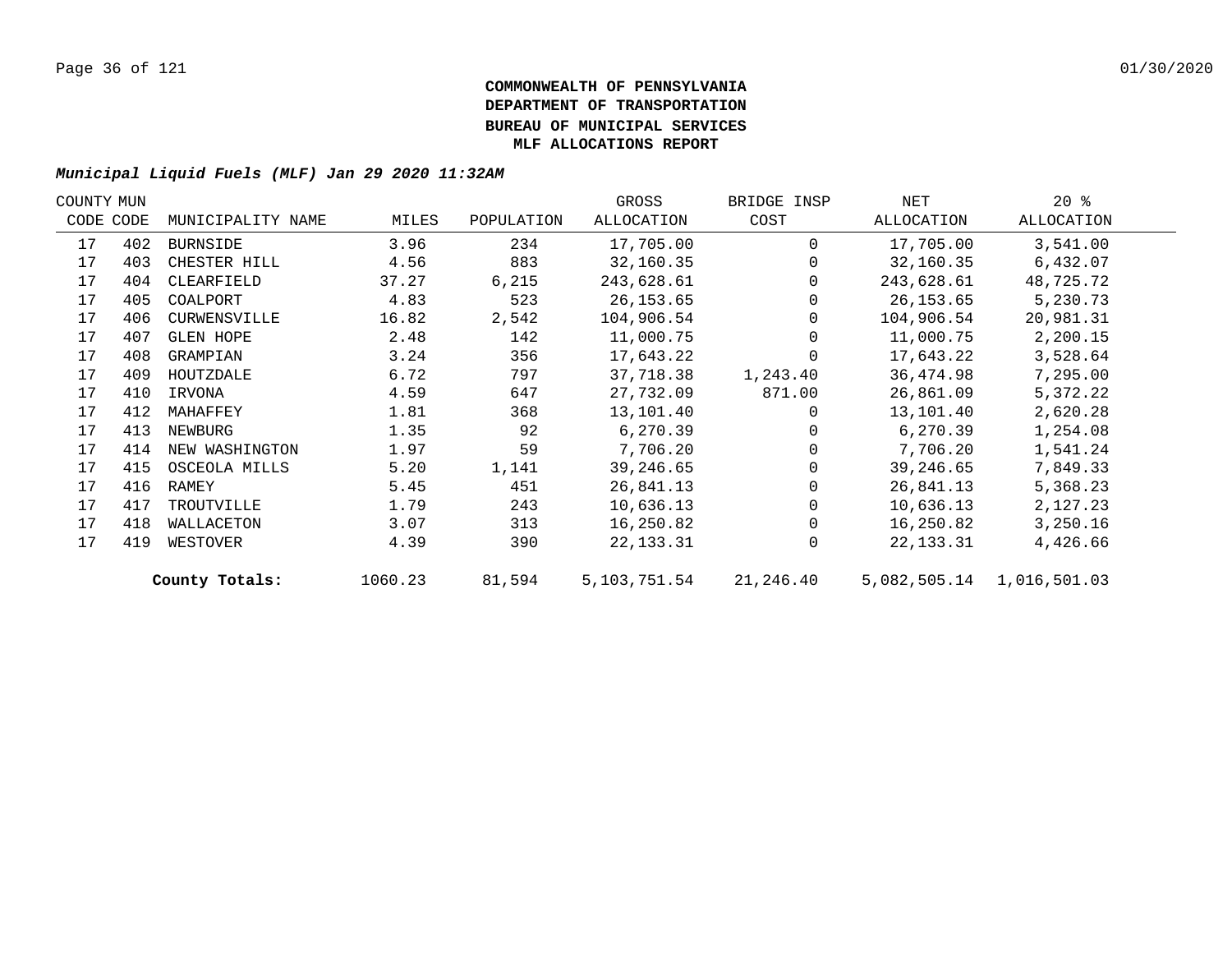**COMMONWEALTH OF PENNSYLVANIA**
**DEPARTMENT OF TRANSPORTATION**
**BUREAU OF MUNICIPAL SERVICES**
**MLF ALLOCATIONS REPORT**

***Municipal Liquid Fuels (MLF) Jan 29 2020 11:32AM***

| COUNTY CODE | MUN CODE | MUNICIPALITY NAME | MILES | POPULATION | GROSS ALLOCATION | BRIDGE INSP COST | NET ALLOCATION | 20 % ALLOCATION |
|---|---|---|---|---|---|---|---|---|
| 17 | 402 | BURNSIDE | 3.96 | 234 | 17,705.00 | 0 | 17,705.00 | 3,541.00 |
| 17 | 403 | CHESTER HILL | 4.56 | 883 | 32,160.35 | 0 | 32,160.35 | 6,432.07 |
| 17 | 404 | CLEARFIELD | 37.27 | 6,215 | 243,628.61 | 0 | 243,628.61 | 48,725.72 |
| 17 | 405 | COALPORT | 4.83 | 523 | 26,153.65 | 0 | 26,153.65 | 5,230.73 |
| 17 | 406 | CURWENSVILLE | 16.82 | 2,542 | 104,906.54 | 0 | 104,906.54 | 20,981.31 |
| 17 | 407 | GLEN HOPE | 2.48 | 142 | 11,000.75 | 0 | 11,000.75 | 2,200.15 |
| 17 | 408 | GRAMPIAN | 3.24 | 356 | 17,643.22 | 0 | 17,643.22 | 3,528.64 |
| 17 | 409 | HOUTZDALE | 6.72 | 797 | 37,718.38 | 1,243.40 | 36,474.98 | 7,295.00 |
| 17 | 410 | IRVONA | 4.59 | 647 | 27,732.09 | 871.00 | 26,861.09 | 5,372.22 |
| 17 | 412 | MAHAFFEY | 1.81 | 368 | 13,101.40 | 0 | 13,101.40 | 2,620.28 |
| 17 | 413 | NEWBURG | 1.35 | 92 | 6,270.39 | 0 | 6,270.39 | 1,254.08 |
| 17 | 414 | NEW WASHINGTON | 1.97 | 59 | 7,706.20 | 0 | 7,706.20 | 1,541.24 |
| 17 | 415 | OSCEOLA MILLS | 5.20 | 1,141 | 39,246.65 | 0 | 39,246.65 | 7,849.33 |
| 17 | 416 | RAMEY | 5.45 | 451 | 26,841.13 | 0 | 26,841.13 | 5,368.23 |
| 17 | 417 | TROUTVILLE | 1.79 | 243 | 10,636.13 | 0 | 10,636.13 | 2,127.23 |
| 17 | 418 | WALLACETON | 3.07 | 313 | 16,250.82 | 0 | 16,250.82 | 3,250.16 |
| 17 | 419 | WESTOVER | 4.39 | 390 | 22,133.31 | 0 | 22,133.31 | 4,426.66 |
| | | **County Totals:** | 1060.23 | 81,594 | 5,103,751.54 | 21,246.40 | 5,082,505.14 | 1,016,501.03 |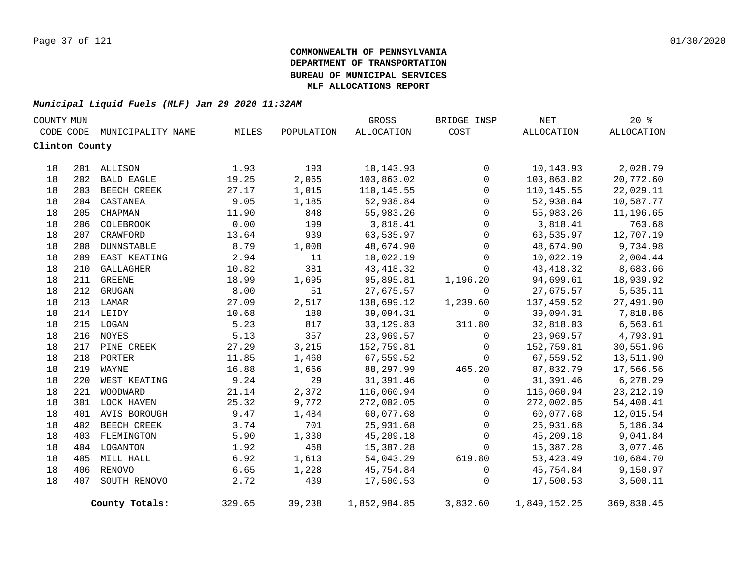**COMMONWEALTH OF PENNSYLVANIA**
**DEPARTMENT OF TRANSPORTATION**
**BUREAU OF MUNICIPAL SERVICES**
**MLF ALLOCATIONS REPORT**

*Municipal Liquid Fuels (MLF) Jan 29 2020 11:32AM*

| COUNTY CODE | MUN CODE | MUNICIPALITY NAME | MILES | POPULATION | GROSS ALLOCATION | BRIDGE INSP COST | NET ALLOCATION | 20 % ALLOCATION |
|---|---|---|---|---|---|---|---|---|
| **Clinton County** | | | | | | | | |
| 18 | 201 | ALLISON | 1.93 | 193 | 10,143.93 | 0 | 10,143.93 | 2,028.79 |
| 18 | 202 | BALD EAGLE | 19.25 | 2,065 | 103,863.02 | 0 | 103,863.02 | 20,772.60 |
| 18 | 203 | BEECH CREEK | 27.17 | 1,015 | 110,145.55 | 0 | 110,145.55 | 22,029.11 |
| 18 | 204 | CASTANEA | 9.05 | 1,185 | 52,938.84 | 0 | 52,938.84 | 10,587.77 |
| 18 | 205 | CHAPMAN | 11.90 | 848 | 55,983.26 | 0 | 55,983.26 | 11,196.65 |
| 18 | 206 | COLEBROOK | 0.00 | 199 | 3,818.41 | 0 | 3,818.41 | 763.68 |
| 18 | 207 | CRAWFORD | 13.64 | 939 | 63,535.97 | 0 | 63,535.97 | 12,707.19 |
| 18 | 208 | DUNNSTABLE | 8.79 | 1,008 | 48,674.90 | 0 | 48,674.90 | 9,734.98 |
| 18 | 209 | EAST KEATING | 2.94 | 11 | 10,022.19 | 0 | 10,022.19 | 2,004.44 |
| 18 | 210 | GALLAGHER | 10.82 | 381 | 43,418.32 | 0 | 43,418.32 | 8,683.66 |
| 18 | 211 | GREENE | 18.99 | 1,695 | 95,895.81 | 1,196.20 | 94,699.61 | 18,939.92 |
| 18 | 212 | GRUGAN | 8.00 | 51 | 27,675.57 | 0 | 27,675.57 | 5,535.11 |
| 18 | 213 | LAMAR | 27.09 | 2,517 | 138,699.12 | 1,239.60 | 137,459.52 | 27,491.90 |
| 18 | 214 | LEIDY | 10.68 | 180 | 39,094.31 | 0 | 39,094.31 | 7,818.86 |
| 18 | 215 | LOGAN | 5.23 | 817 | 33,129.83 | 311.80 | 32,818.03 | 6,563.61 |
| 18 | 216 | NOYES | 5.13 | 357 | 23,969.57 | 0 | 23,969.57 | 4,793.91 |
| 18 | 217 | PINE CREEK | 27.29 | 3,215 | 152,759.81 | 0 | 152,759.81 | 30,551.96 |
| 18 | 218 | PORTER | 11.85 | 1,460 | 67,559.52 | 0 | 67,559.52 | 13,511.90 |
| 18 | 219 | WAYNE | 16.88 | 1,666 | 88,297.99 | 465.20 | 87,832.79 | 17,566.56 |
| 18 | 220 | WEST KEATING | 9.24 | 29 | 31,391.46 | 0 | 31,391.46 | 6,278.29 |
| 18 | 221 | WOODWARD | 21.14 | 2,372 | 116,060.94 | 0 | 116,060.94 | 23,212.19 |
| 18 | 301 | LOCK HAVEN | 25.32 | 9,772 | 272,002.05 | 0 | 272,002.05 | 54,400.41 |
| 18 | 401 | AVIS BOROUGH | 9.47 | 1,484 | 60,077.68 | 0 | 60,077.68 | 12,015.54 |
| 18 | 402 | BEECH CREEK | 3.74 | 701 | 25,931.68 | 0 | 25,931.68 | 5,186.34 |
| 18 | 403 | FLEMINGTON | 5.90 | 1,330 | 45,209.18 | 0 | 45,209.18 | 9,041.84 |
| 18 | 404 | LOGANTON | 1.92 | 468 | 15,387.28 | 0 | 15,387.28 | 3,077.46 |
| 18 | 405 | MILL HALL | 6.92 | 1,613 | 54,043.29 | 619.80 | 53,423.49 | 10,684.70 |
| 18 | 406 | RENOVO | 6.65 | 1,228 | 45,754.84 | 0 | 45,754.84 | 9,150.97 |
| 18 | 407 | SOUTH RENOVO | 2.72 | 439 | 17,500.53 | 0 | 17,500.53 | 3,500.11 |
| | | **County Totals:** | 329.65 | 39,238 | 1,852,984.85 | 3,832.60 | 1,849,152.25 | 369,830.45 |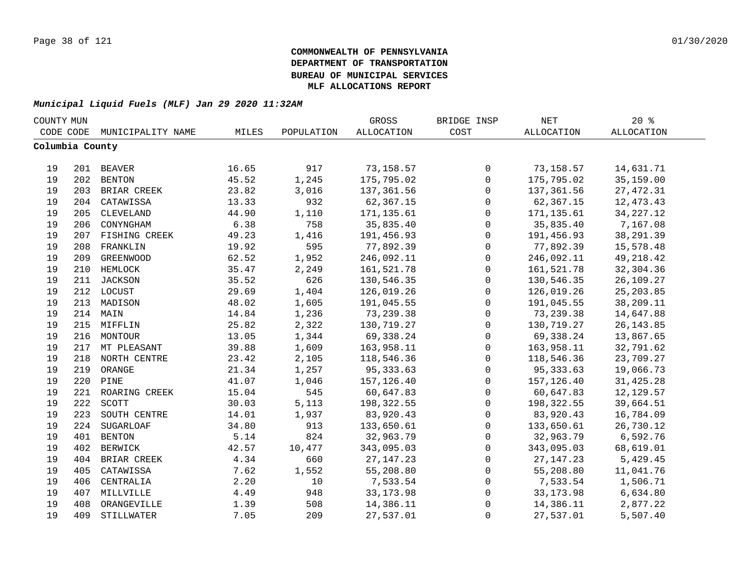**COMMONWEALTH OF PENNSYLVANIA**
**DEPARTMENT OF TRANSPORTATION**
**BUREAU OF MUNICIPAL SERVICES**
**MLF ALLOCATIONS REPORT**

***Municipal Liquid Fuels (MLF) Jan 29 2020 11:32AM***

| COUNTY CODE | MUN CODE | MUNICIPALITY NAME | MILES | POPULATION | GROSS ALLOCATION | BRIDGE INSP COST | NET ALLOCATION | 20 % ALLOCATION |
|---|---|---|---|---|---|---|---|---|
| **Columbia County** | | | | | | | | |
| 19 | 201 | BEAVER | 16.65 | 917 | 73,158.57 | 0 | 73,158.57 | 14,631.71 |
| 19 | 202 | BENTON | 45.52 | 1,245 | 175,795.02 | 0 | 175,795.02 | 35,159.00 |
| 19 | 203 | BRIAR CREEK | 23.82 | 3,016 | 137,361.56 | 0 | 137,361.56 | 27,472.31 |
| 19 | 204 | CATAWISSA | 13.33 | 932 | 62,367.15 | 0 | 62,367.15 | 12,473.43 |
| 19 | 205 | CLEVELAND | 44.90 | 1,110 | 171,135.61 | 0 | 171,135.61 | 34,227.12 |
| 19 | 206 | CONYNGHAM | 6.38 | 758 | 35,835.40 | 0 | 35,835.40 | 7,167.08 |
| 19 | 207 | FISHING CREEK | 49.23 | 1,416 | 191,456.93 | 0 | 191,456.93 | 38,291.39 |
| 19 | 208 | FRANKLIN | 19.92 | 595 | 77,892.39 | 0 | 77,892.39 | 15,578.48 |
| 19 | 209 | GREENWOOD | 62.52 | 1,952 | 246,092.11 | 0 | 246,092.11 | 49,218.42 |
| 19 | 210 | HEMLOCK | 35.47 | 2,249 | 161,521.78 | 0 | 161,521.78 | 32,304.36 |
| 19 | 211 | JACKSON | 35.52 | 626 | 130,546.35 | 0 | 130,546.35 | 26,109.27 |
| 19 | 212 | LOCUST | 29.69 | 1,404 | 126,019.26 | 0 | 126,019.26 | 25,203.85 |
| 19 | 213 | MADISON | 48.02 | 1,605 | 191,045.55 | 0 | 191,045.55 | 38,209.11 |
| 19 | 214 | MAIN | 14.84 | 1,236 | 73,239.38 | 0 | 73,239.38 | 14,647.88 |
| 19 | 215 | MIFFLIN | 25.82 | 2,322 | 130,719.27 | 0 | 130,719.27 | 26,143.85 |
| 19 | 216 | MONTOUR | 13.05 | 1,344 | 69,338.24 | 0 | 69,338.24 | 13,867.65 |
| 19 | 217 | MT PLEASANT | 39.88 | 1,609 | 163,958.11 | 0 | 163,958.11 | 32,791.62 |
| 19 | 218 | NORTH CENTRE | 23.42 | 2,105 | 118,546.36 | 0 | 118,546.36 | 23,709.27 |
| 19 | 219 | ORANGE | 21.34 | 1,257 | 95,333.63 | 0 | 95,333.63 | 19,066.73 |
| 19 | 220 | PINE | 41.07 | 1,046 | 157,126.40 | 0 | 157,126.40 | 31,425.28 |
| 19 | 221 | ROARING CREEK | 15.04 | 545 | 60,647.83 | 0 | 60,647.83 | 12,129.57 |
| 19 | 222 | SCOTT | 30.03 | 5,113 | 198,322.55 | 0 | 198,322.55 | 39,664.51 |
| 19 | 223 | SOUTH CENTRE | 14.01 | 1,937 | 83,920.43 | 0 | 83,920.43 | 16,784.09 |
| 19 | 224 | SUGARLOAF | 34.80 | 913 | 133,650.61 | 0 | 133,650.61 | 26,730.12 |
| 19 | 401 | BENTON | 5.14 | 824 | 32,963.79 | 0 | 32,963.79 | 6,592.76 |
| 19 | 402 | BERWICK | 42.57 | 10,477 | 343,095.03 | 0 | 343,095.03 | 68,619.01 |
| 19 | 404 | BRIAR CREEK | 4.34 | 660 | 27,147.23 | 0 | 27,147.23 | 5,429.45 |
| 19 | 405 | CATAWISSA | 7.62 | 1,552 | 55,208.80 | 0 | 55,208.80 | 11,041.76 |
| 19 | 406 | CENTRALIA | 2.20 | 10 | 7,533.54 | 0 | 7,533.54 | 1,506.71 |
| 19 | 407 | MILLVILLE | 4.49 | 948 | 33,173.98 | 0 | 33,173.98 | 6,634.80 |
| 19 | 408 | ORANGEVILLE | 1.39 | 508 | 14,386.11 | 0 | 14,386.11 | 2,877.22 |
| 19 | 409 | STILLWATER | 7.05 | 209 | 27,537.01 | 0 | 27,537.01 | 5,507.40 |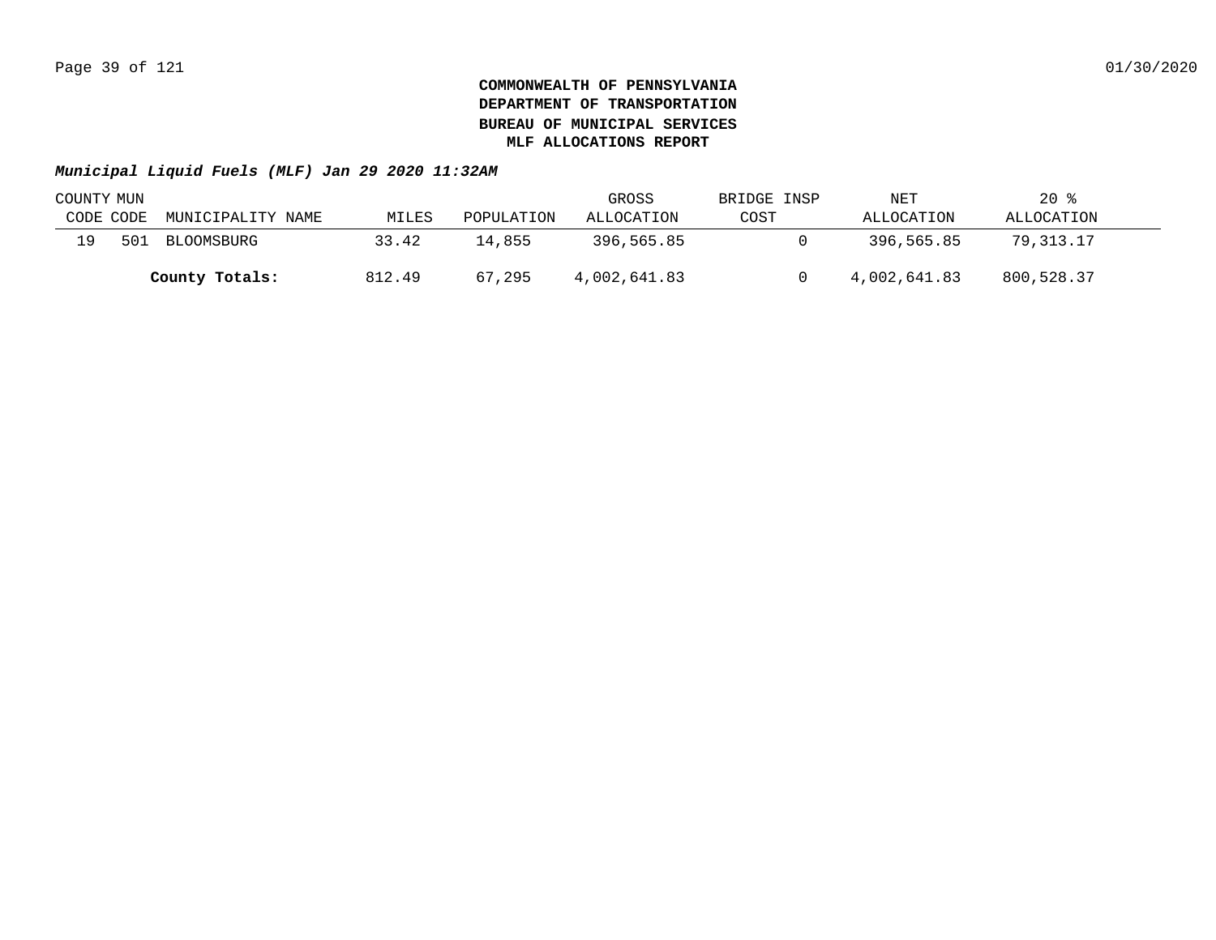**COMMONWEALTH OF PENNSYLVANIA**
**DEPARTMENT OF TRANSPORTATION**
**BUREAU OF MUNICIPAL SERVICES**
**MLF ALLOCATIONS REPORT**

***Municipal Liquid Fuels (MLF) Jan 29 2020 11:32AM***

| COUNTY CODE | MUN CODE | MUNICIPALITY NAME | MILES | POPULATION | GROSS ALLOCATION | BRIDGE INSP COST | NET ALLOCATION | 20 % ALLOCATION |
|---|---|---|---|---|---|---|---|---|
| 19 | 501 | BLOOMSBURG | 33.42 | 14,855 | 396,565.85 | 0 | 396,565.85 | 79,313.17 |
| | | **County Totals:** | 812.49 | 67,295 | 4,002,641.83 | 0 | 4,002,641.83 | 800,528.37 |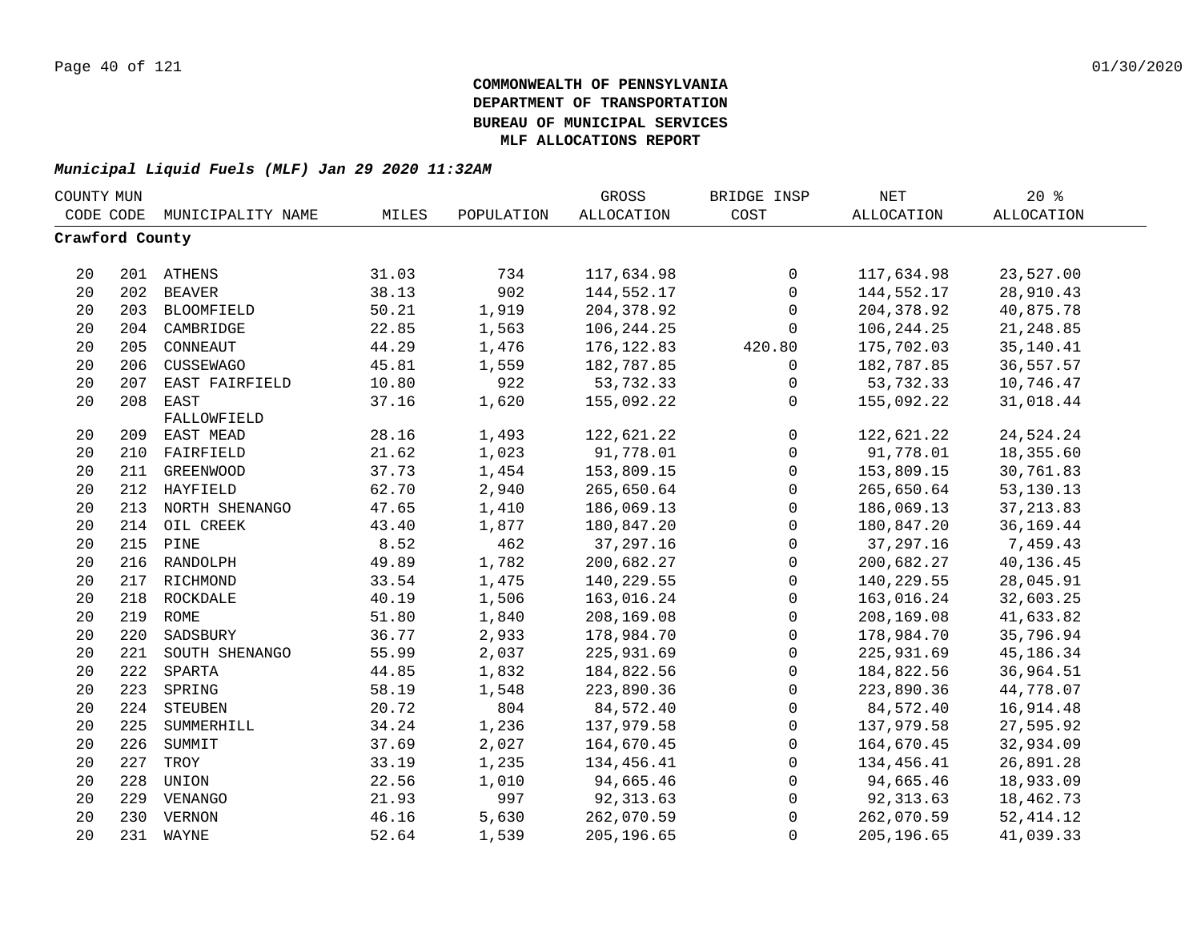**COMMONWEALTH OF PENNSYLVANIA**
**DEPARTMENT OF TRANSPORTATION**
**BUREAU OF MUNICIPAL SERVICES**
**MLF ALLOCATIONS REPORT**

***Municipal Liquid Fuels (MLF) Jan 29 2020 11:32AM***

| COUNTY CODE | MUN CODE | MUNICIPALITY NAME | MILES | POPULATION | GROSS ALLOCATION | BRIDGE INSP COST | NET ALLOCATION | 20 % ALLOCATION |
|---|---|---|---|---|---|---|---|---|
| **Crawford County** | | | | | | | | |
| 20 | 201 | ATHENS | 31.03 | 734 | 117,634.98 | 0 | 117,634.98 | 23,527.00 |
| 20 | 202 | BEAVER | 38.13 | 902 | 144,552.17 | 0 | 144,552.17 | 28,910.43 |
| 20 | 203 | BLOOMFIELD | 50.21 | 1,919 | 204,378.92 | 0 | 204,378.92 | 40,875.78 |
| 20 | 204 | CAMBRIDGE | 22.85 | 1,563 | 106,244.25 | 0 | 106,244.25 | 21,248.85 |
| 20 | 205 | CONNEAUT | 44.29 | 1,476 | 176,122.83 | 420.80 | 175,702.03 | 35,140.41 |
| 20 | 206 | CUSSEWAGO | 45.81 | 1,559 | 182,787.85 | 0 | 182,787.85 | 36,557.57 |
| 20 | 207 | EAST FAIRFIELD | 10.80 | 922 | 53,732.33 | 0 | 53,732.33 | 10,746.47 |
| 20 | 208 | EAST FALLOWFIELD | 37.16 | 1,620 | 155,092.22 | 0 | 155,092.22 | 31,018.44 |
| 20 | 209 | EAST MEAD | 28.16 | 1,493 | 122,621.22 | 0 | 122,621.22 | 24,524.24 |
| 20 | 210 | FAIRFIELD | 21.62 | 1,023 | 91,778.01 | 0 | 91,778.01 | 18,355.60 |
| 20 | 211 | GREENWOOD | 37.73 | 1,454 | 153,809.15 | 0 | 153,809.15 | 30,761.83 |
| 20 | 212 | HAYFIELD | 62.70 | 2,940 | 265,650.64 | 0 | 265,650.64 | 53,130.13 |
| 20 | 213 | NORTH SHENANGO | 47.65 | 1,410 | 186,069.13 | 0 | 186,069.13 | 37,213.83 |
| 20 | 214 | OIL CREEK | 43.40 | 1,877 | 180,847.20 | 0 | 180,847.20 | 36,169.44 |
| 20 | 215 | PINE | 8.52 | 462 | 37,297.16 | 0 | 37,297.16 | 7,459.43 |
| 20 | 216 | RANDOLPH | 49.89 | 1,782 | 200,682.27 | 0 | 200,682.27 | 40,136.45 |
| 20 | 217 | RICHMOND | 33.54 | 1,475 | 140,229.55 | 0 | 140,229.55 | 28,045.91 |
| 20 | 218 | ROCKDALE | 40.19 | 1,506 | 163,016.24 | 0 | 163,016.24 | 32,603.25 |
| 20 | 219 | ROME | 51.80 | 1,840 | 208,169.08 | 0 | 208,169.08 | 41,633.82 |
| 20 | 220 | SADSBURY | 36.77 | 2,933 | 178,984.70 | 0 | 178,984.70 | 35,796.94 |
| 20 | 221 | SOUTH SHENANGO | 55.99 | 2,037 | 225,931.69 | 0 | 225,931.69 | 45,186.34 |
| 20 | 222 | SPARTA | 44.85 | 1,832 | 184,822.56 | 0 | 184,822.56 | 36,964.51 |
| 20 | 223 | SPRING | 58.19 | 1,548 | 223,890.36 | 0 | 223,890.36 | 44,778.07 |
| 20 | 224 | STEUBEN | 20.72 | 804 | 84,572.40 | 0 | 84,572.40 | 16,914.48 |
| 20 | 225 | SUMMERHILL | 34.24 | 1,236 | 137,979.58 | 0 | 137,979.58 | 27,595.92 |
| 20 | 226 | SUMMIT | 37.69 | 2,027 | 164,670.45 | 0 | 164,670.45 | 32,934.09 |
| 20 | 227 | TROY | 33.19 | 1,235 | 134,456.41 | 0 | 134,456.41 | 26,891.28 |
| 20 | 228 | UNION | 22.56 | 1,010 | 94,665.46 | 0 | 94,665.46 | 18,933.09 |
| 20 | 229 | VENANGO | 21.93 | 997 | 92,313.63 | 0 | 92,313.63 | 18,462.73 |
| 20 | 230 | VERNON | 46.16 | 5,630 | 262,070.59 | 0 | 262,070.59 | 52,414.12 |
| 20 | 231 | WAYNE | 52.64 | 1,539 | 205,196.65 | 0 | 205,196.65 | 41,039.33 |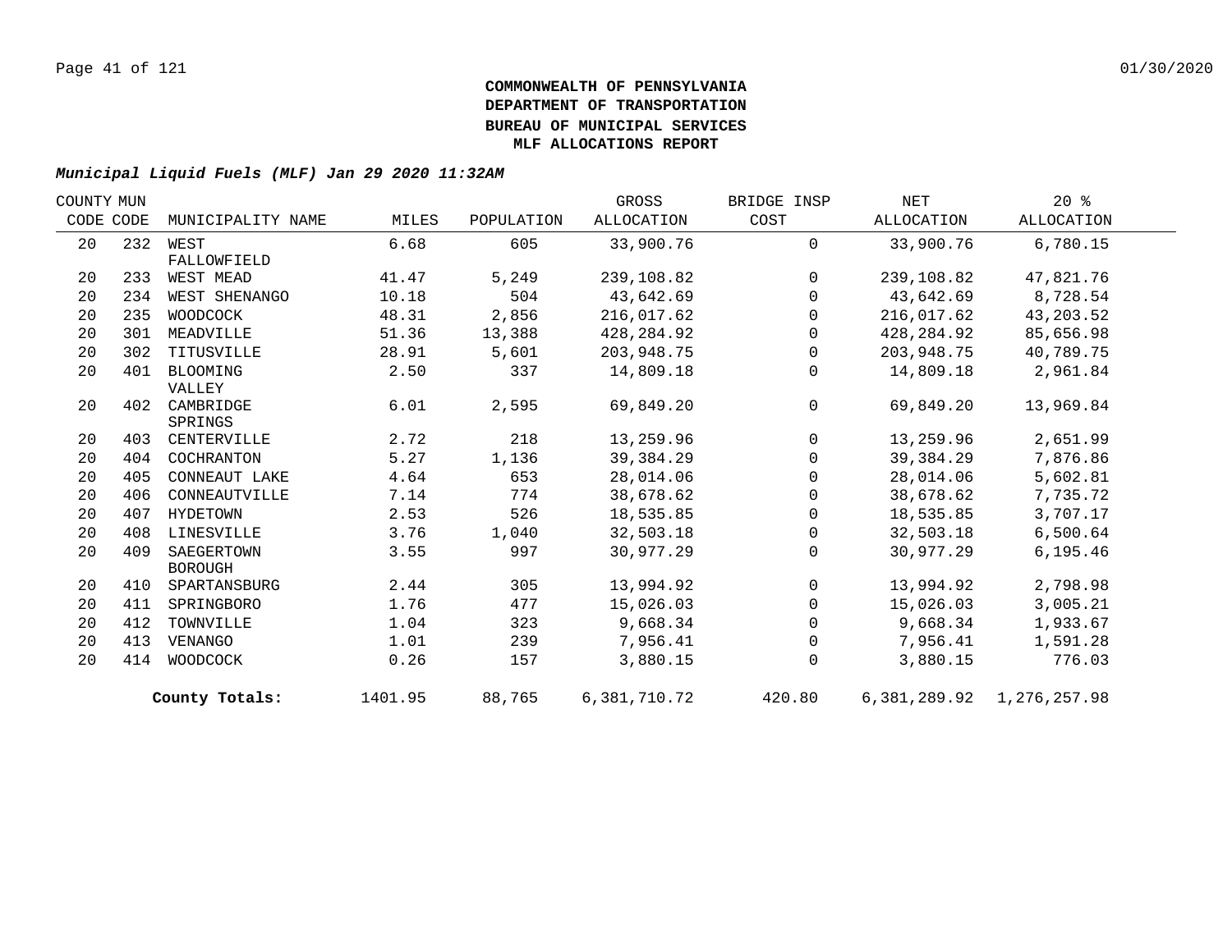**COMMONWEALTH OF PENNSYLVANIA**
**DEPARTMENT OF TRANSPORTATION**
**BUREAU OF MUNICIPAL SERVICES**
**MLF ALLOCATIONS REPORT**

***Municipal Liquid Fuels (MLF) Jan 29 2020 11:32AM***

| COUNTY CODE | MUN CODE | MUNICIPALITY NAME | MILES | POPULATION | GROSS ALLOCATION | BRIDGE INSP COST | NET ALLOCATION | 20 % ALLOCATION |
|---|---|---|---|---|---|---|---|---|
| 20 | 232 | WEST FALLOWFIELD | 6.68 | 605 | 33,900.76 | 0 | 33,900.76 | 6,780.15 |
| 20 | 233 | WEST MEAD | 41.47 | 5,249 | 239,108.82 | 0 | 239,108.82 | 47,821.76 |
| 20 | 234 | WEST SHENANGO | 10.18 | 504 | 43,642.69 | 0 | 43,642.69 | 8,728.54 |
| 20 | 235 | WOODCOCK | 48.31 | 2,856 | 216,017.62 | 0 | 216,017.62 | 43,203.52 |
| 20 | 301 | MEADVILLE | 51.36 | 13,388 | 428,284.92 | 0 | 428,284.92 | 85,656.98 |
| 20 | 302 | TITUSVILLE | 28.91 | 5,601 | 203,948.75 | 0 | 203,948.75 | 40,789.75 |
| 20 | 401 | BLOOMING VALLEY | 2.50 | 337 | 14,809.18 | 0 | 14,809.18 | 2,961.84 |
| 20 | 402 | CAMBRIDGE SPRINGS | 6.01 | 2,595 | 69,849.20 | 0 | 69,849.20 | 13,969.84 |
| 20 | 403 | CENTERVILLE | 2.72 | 218 | 13,259.96 | 0 | 13,259.96 | 2,651.99 |
| 20 | 404 | COCHRANTON | 5.27 | 1,136 | 39,384.29 | 0 | 39,384.29 | 7,876.86 |
| 20 | 405 | CONNEAUT LAKE | 4.64 | 653 | 28,014.06 | 0 | 28,014.06 | 5,602.81 |
| 20 | 406 | CONNEAUTVILLE | 7.14 | 774 | 38,678.62 | 0 | 38,678.62 | 7,735.72 |
| 20 | 407 | HYDETOWN | 2.53 | 526 | 18,535.85 | 0 | 18,535.85 | 3,707.17 |
| 20 | 408 | LINESVILLE | 3.76 | 1,040 | 32,503.18 | 0 | 32,503.18 | 6,500.64 |
| 20 | 409 | SAEGERTOWN BOROUGH | 3.55 | 997 | 30,977.29 | 0 | 30,977.29 | 6,195.46 |
| 20 | 410 | SPARTANSBURG | 2.44 | 305 | 13,994.92 | 0 | 13,994.92 | 2,798.98 |
| 20 | 411 | SPRINGBORO | 1.76 | 477 | 15,026.03 | 0 | 15,026.03 | 3,005.21 |
| 20 | 412 | TOWNVILLE | 1.04 | 323 | 9,668.34 | 0 | 9,668.34 | 1,933.67 |
| 20 | 413 | VENANGO | 1.01 | 239 | 7,956.41 | 0 | 7,956.41 | 1,591.28 |
| 20 | 414 | WOODCOCK | 0.26 | 157 | 3,880.15 | 0 | 3,880.15 | 776.03 |
| | | **County Totals:** | 1401.95 | 88,765 | 6,381,710.72 | 420.80 | 6,381,289.92 | 1,276,257.98 |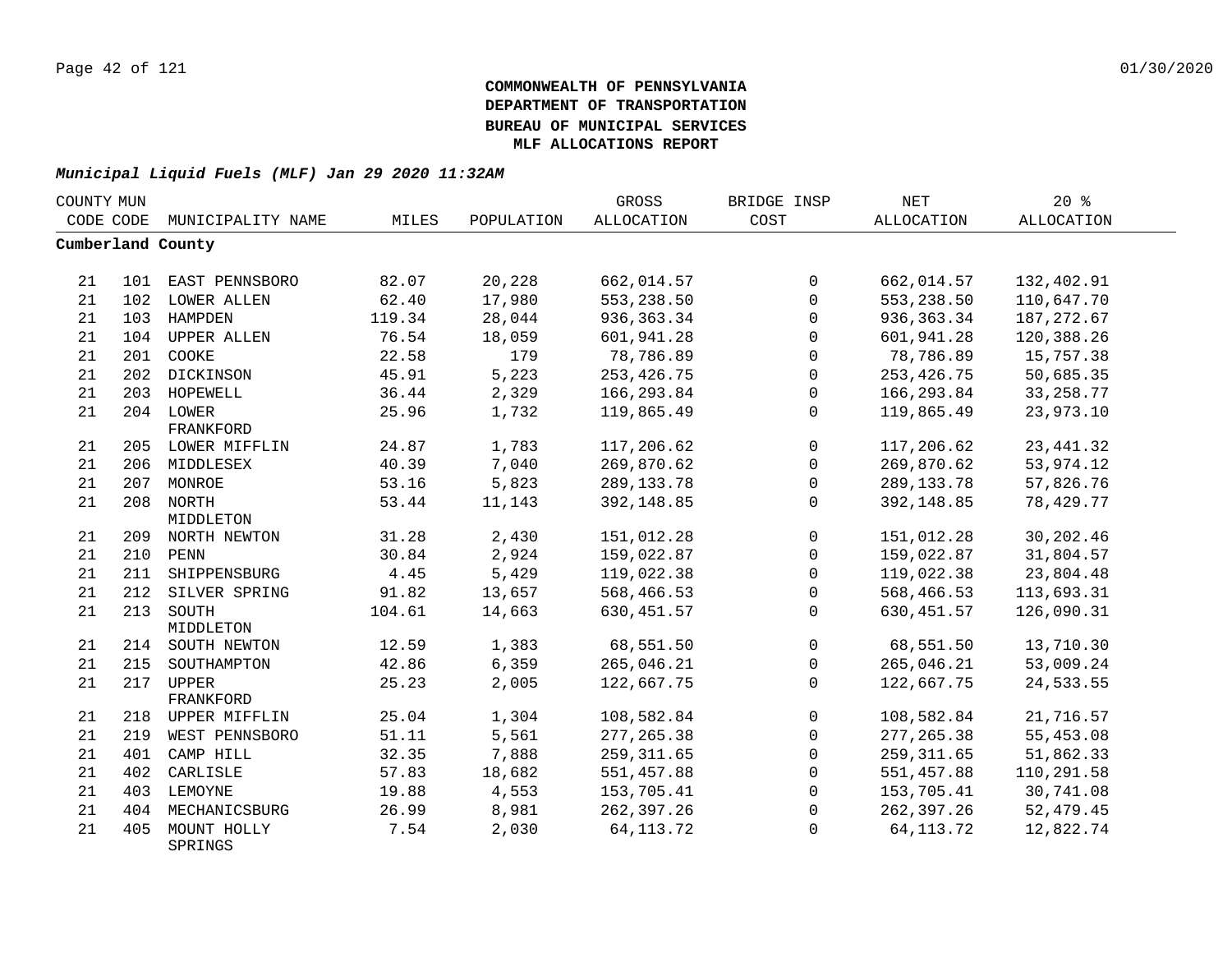# COMMONWEALTH OF PENNSYLVANIA
# DEPARTMENT OF TRANSPORTATION
# BUREAU OF MUNICIPAL SERVICES
# MLF ALLOCATIONS REPORT

***Municipal Liquid Fuels (MLF) Jan 29 2020 11:32AM***

| COUNTY CODE | MUN CODE | MUNICIPALITY NAME | MILES | POPULATION | GROSS ALLOCATION | BRIDGE INSP COST | NET ALLOCATION | 20 % ALLOCATION |
|---|---|---|---|---|---|---|---|---|
| **Cumberland County** | | | | | | | | |
| 21 | 101 | EAST PENNSBORO | 82.07 | 20,228 | 662,014.57 | 0 | 662,014.57 | 132,402.91 |
| 21 | 102 | LOWER ALLEN | 62.40 | 17,980 | 553,238.50 | 0 | 553,238.50 | 110,647.70 |
| 21 | 103 | HAMPDEN | 119.34 | 28,044 | 936,363.34 | 0 | 936,363.34 | 187,272.67 |
| 21 | 104 | UPPER ALLEN | 76.54 | 18,059 | 601,941.28 | 0 | 601,941.28 | 120,388.26 |
| 21 | 201 | COOKE | 22.58 | 179 | 78,786.89 | 0 | 78,786.89 | 15,757.38 |
| 21 | 202 | DICKINSON | 45.91 | 5,223 | 253,426.75 | 0 | 253,426.75 | 50,685.35 |
| 21 | 203 | HOPEWELL | 36.44 | 2,329 | 166,293.84 | 0 | 166,293.84 | 33,258.77 |
| 21 | 204 | LOWER FRANKFORD | 25.96 | 1,732 | 119,865.49 | 0 | 119,865.49 | 23,973.10 |
| 21 | 205 | LOWER MIFFLIN | 24.87 | 1,783 | 117,206.62 | 0 | 117,206.62 | 23,441.32 |
| 21 | 206 | MIDDLESEX | 40.39 | 7,040 | 269,870.62 | 0 | 269,870.62 | 53,974.12 |
| 21 | 207 | MONROE | 53.16 | 5,823 | 289,133.78 | 0 | 289,133.78 | 57,826.76 |
| 21 | 208 | NORTH MIDDLETON | 53.44 | 11,143 | 392,148.85 | 0 | 392,148.85 | 78,429.77 |
| 21 | 209 | NORTH NEWTON | 31.28 | 2,430 | 151,012.28 | 0 | 151,012.28 | 30,202.46 |
| 21 | 210 | PENN | 30.84 | 2,924 | 159,022.87 | 0 | 159,022.87 | 31,804.57 |
| 21 | 211 | SHIPPENSBURG | 4.45 | 5,429 | 119,022.38 | 0 | 119,022.38 | 23,804.48 |
| 21 | 212 | SILVER SPRING | 91.82 | 13,657 | 568,466.53 | 0 | 568,466.53 | 113,693.31 |
| 21 | 213 | SOUTH MIDDLETON | 104.61 | 14,663 | 630,451.57 | 0 | 630,451.57 | 126,090.31 |
| 21 | 214 | SOUTH NEWTON | 12.59 | 1,383 | 68,551.50 | 0 | 68,551.50 | 13,710.30 |
| 21 | 215 | SOUTHAMPTON | 42.86 | 6,359 | 265,046.21 | 0 | 265,046.21 | 53,009.24 |
| 21 | 217 | UPPER FRANKFORD | 25.23 | 2,005 | 122,667.75 | 0 | 122,667.75 | 24,533.55 |
| 21 | 218 | UPPER MIFFLIN | 25.04 | 1,304 | 108,582.84 | 0 | 108,582.84 | 21,716.57 |
| 21 | 219 | WEST PENNSBORO | 51.11 | 5,561 | 277,265.38 | 0 | 277,265.38 | 55,453.08 |
| 21 | 401 | CAMP HILL | 32.35 | 7,888 | 259,311.65 | 0 | 259,311.65 | 51,862.33 |
| 21 | 402 | CARLISLE | 57.83 | 18,682 | 551,457.88 | 0 | 551,457.88 | 110,291.58 |
| 21 | 403 | LEMOYNE | 19.88 | 4,553 | 153,705.41 | 0 | 153,705.41 | 30,741.08 |
| 21 | 404 | MECHANICSBURG | 26.99 | 8,981 | 262,397.26 | 0 | 262,397.26 | 52,479.45 |
| 21 | 405 | MOUNT HOLLY SPRINGS | 7.54 | 2,030 | 64,113.72 | 0 | 64,113.72 | 12,822.74 |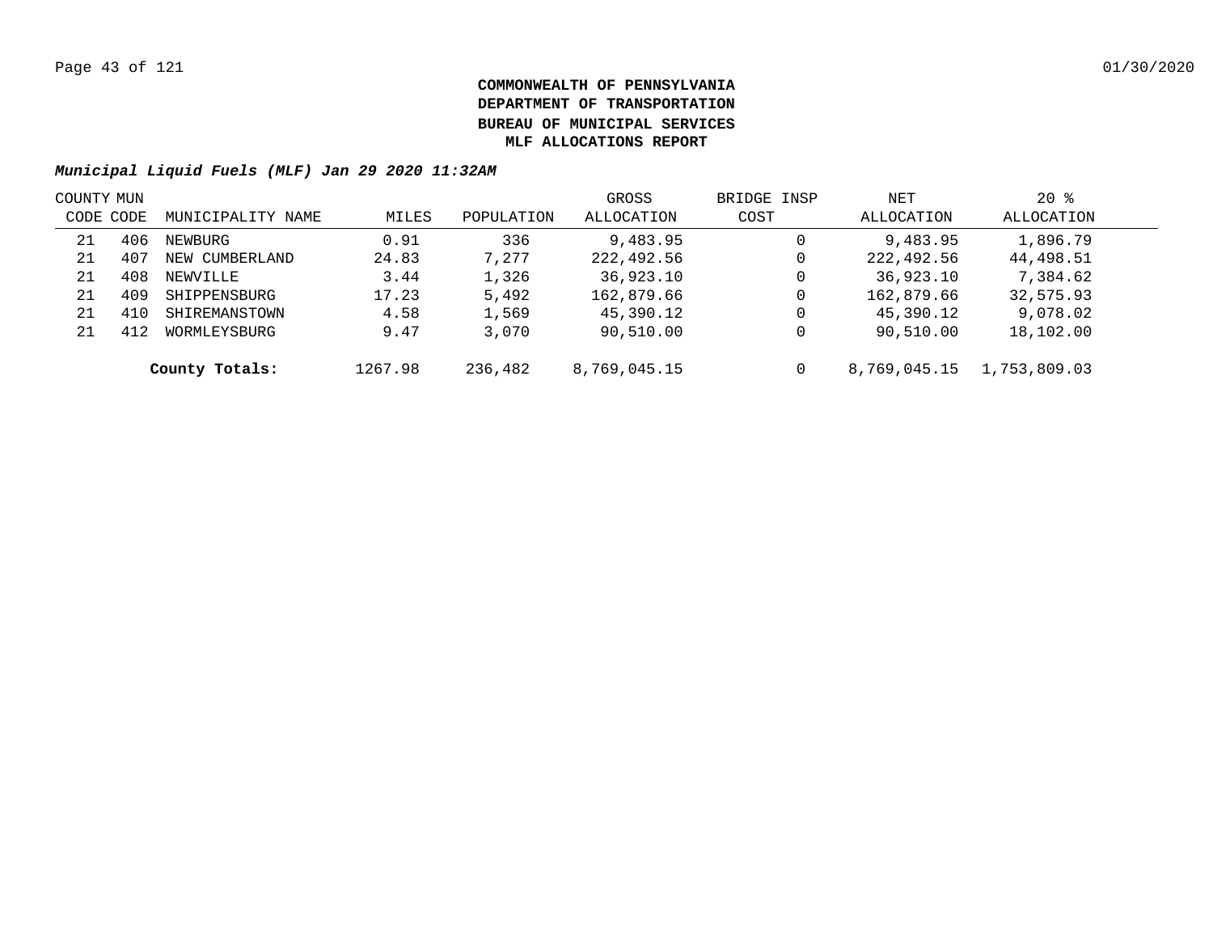**COMMONWEALTH OF PENNSYLVANIA**
**DEPARTMENT OF TRANSPORTATION**
**BUREAU OF MUNICIPAL SERVICES**
**MLF ALLOCATIONS REPORT**

***Municipal Liquid Fuels (MLF) Jan 29 2020 11:32AM***

| COUNTY CODE | MUN CODE | MUNICIPALITY NAME | MILES | POPULATION | GROSS ALLOCATION | BRIDGE INSP COST | NET ALLOCATION | 20 % ALLOCATION |
|---|---|---|---|---|---|---|---|---|
| 21 | 406 | NEWBURG | 0.91 | 336 | 9,483.95 | 0 | 9,483.95 | 1,896.79 |
| 21 | 407 | NEW CUMBERLAND | 24.83 | 7,277 | 222,492.56 | 0 | 222,492.56 | 44,498.51 |
| 21 | 408 | NEWVILLE | 3.44 | 1,326 | 36,923.10 | 0 | 36,923.10 | 7,384.62 |
| 21 | 409 | SHIPPENSBURG | 17.23 | 5,492 | 162,879.66 | 0 | 162,879.66 | 32,575.93 |
| 21 | 410 | SHIREMANSTOWN | 4.58 | 1,569 | 45,390.12 | 0 | 45,390.12 | 9,078.02 |
| 21 | 412 | WORMLEYSBURG | 9.47 | 3,070 | 90,510.00 | 0 | 90,510.00 | 18,102.00 |
| | | **County Totals:** | 1267.98 | 236,482 | 8,769,045.15 | 0 | 8,769,045.15 | 1,753,809.03 |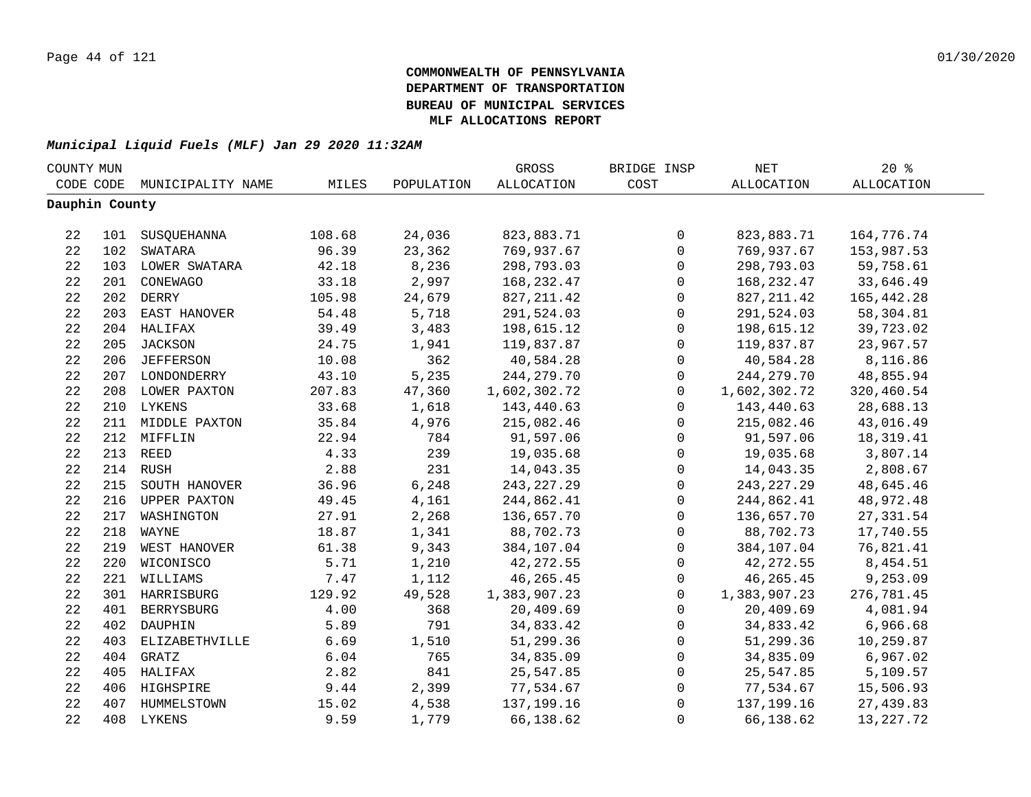**COMMONWEALTH OF PENNSYLVANIA**
**DEPARTMENT OF TRANSPORTATION**
**BUREAU OF MUNICIPAL SERVICES**
**MLF ALLOCATIONS REPORT**

***Municipal Liquid Fuels (MLF) Jan 29 2020 11:32AM***

| COUNTY CODE | MUN CODE | MUNICIPALITY NAME | MILES | POPULATION | GROSS ALLOCATION | BRIDGE INSP COST | NET ALLOCATION | 20 % ALLOCATION |
|---|---|---|---|---|---|---|---|---|
| **Dauphin County** | | | | | | | | |
| 22 | 101 | SUSQUEHANNA | 108.68 | 24,036 | 823,883.71 | 0 | 823,883.71 | 164,776.74 |
| 22 | 102 | SWATARA | 96.39 | 23,362 | 769,937.67 | 0 | 769,937.67 | 153,987.53 |
| 22 | 103 | LOWER SWATARA | 42.18 | 8,236 | 298,793.03 | 0 | 298,793.03 | 59,758.61 |
| 22 | 201 | CONEWAGO | 33.18 | 2,997 | 168,232.47 | 0 | 168,232.47 | 33,646.49 |
| 22 | 202 | DERRY | 105.98 | 24,679 | 827,211.42 | 0 | 827,211.42 | 165,442.28 |
| 22 | 203 | EAST HANOVER | 54.48 | 5,718 | 291,524.03 | 0 | 291,524.03 | 58,304.81 |
| 22 | 204 | HALIFAX | 39.49 | 3,483 | 198,615.12 | 0 | 198,615.12 | 39,723.02 |
| 22 | 205 | JACKSON | 24.75 | 1,941 | 119,837.87 | 0 | 119,837.87 | 23,967.57 |
| 22 | 206 | JEFFERSON | 10.08 | 362 | 40,584.28 | 0 | 40,584.28 | 8,116.86 |
| 22 | 207 | LONDONDERRY | 43.10 | 5,235 | 244,279.70 | 0 | 244,279.70 | 48,855.94 |
| 22 | 208 | LOWER PAXTON | 207.83 | 47,360 | 1,602,302.72 | 0 | 1,602,302.72 | 320,460.54 |
| 22 | 210 | LYKENS | 33.68 | 1,618 | 143,440.63 | 0 | 143,440.63 | 28,688.13 |
| 22 | 211 | MIDDLE PAXTON | 35.84 | 4,976 | 215,082.46 | 0 | 215,082.46 | 43,016.49 |
| 22 | 212 | MIFFLIN | 22.94 | 784 | 91,597.06 | 0 | 91,597.06 | 18,319.41 |
| 22 | 213 | REED | 4.33 | 239 | 19,035.68 | 0 | 19,035.68 | 3,807.14 |
| 22 | 214 | RUSH | 2.88 | 231 | 14,043.35 | 0 | 14,043.35 | 2,808.67 |
| 22 | 215 | SOUTH HANOVER | 36.96 | 6,248 | 243,227.29 | 0 | 243,227.29 | 48,645.46 |
| 22 | 216 | UPPER PAXTON | 49.45 | 4,161 | 244,862.41 | 0 | 244,862.41 | 48,972.48 |
| 22 | 217 | WASHINGTON | 27.91 | 2,268 | 136,657.70 | 0 | 136,657.70 | 27,331.54 |
| 22 | 218 | WAYNE | 18.87 | 1,341 | 88,702.73 | 0 | 88,702.73 | 17,740.55 |
| 22 | 219 | WEST HANOVER | 61.38 | 9,343 | 384,107.04 | 0 | 384,107.04 | 76,821.41 |
| 22 | 220 | WICONISCO | 5.71 | 1,210 | 42,272.55 | 0 | 42,272.55 | 8,454.51 |
| 22 | 221 | WILLIAMS | 7.47 | 1,112 | 46,265.45 | 0 | 46,265.45 | 9,253.09 |
| 22 | 301 | HARRISBURG | 129.92 | 49,528 | 1,383,907.23 | 0 | 1,383,907.23 | 276,781.45 |
| 22 | 401 | BERRYSBURG | 4.00 | 368 | 20,409.69 | 0 | 20,409.69 | 4,081.94 |
| 22 | 402 | DAUPHIN | 5.89 | 791 | 34,833.42 | 0 | 34,833.42 | 6,966.68 |
| 22 | 403 | ELIZABETHVILLE | 6.69 | 1,510 | 51,299.36 | 0 | 51,299.36 | 10,259.87 |
| 22 | 404 | GRATZ | 6.04 | 765 | 34,835.09 | 0 | 34,835.09 | 6,967.02 |
| 22 | 405 | HALIFAX | 2.82 | 841 | 25,547.85 | 0 | 25,547.85 | 5,109.57 |
| 22 | 406 | HIGHSPIRE | 9.44 | 2,399 | 77,534.67 | 0 | 77,534.67 | 15,506.93 |
| 22 | 407 | HUMMELSTOWN | 15.02 | 4,538 | 137,199.16 | 0 | 137,199.16 | 27,439.83 |
| 22 | 408 | LYKENS | 9.59 | 1,779 | 66,138.62 | 0 | 66,138.62 | 13,227.72 |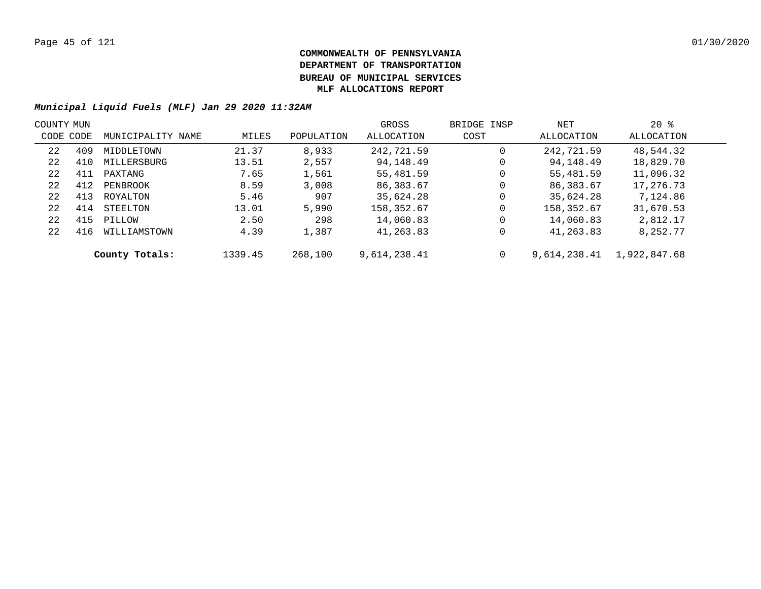**COMMONWEALTH OF PENNSYLVANIA**
**DEPARTMENT OF TRANSPORTATION**
**BUREAU OF MUNICIPAL SERVICES**
**MLF ALLOCATIONS REPORT**

***Municipal Liquid Fuels (MLF) Jan 29 2020 11:32AM***

| COUNTY CODE | MUN CODE | MUNICIPALITY NAME | MILES | POPULATION | GROSS ALLOCATION | BRIDGE INSP COST | NET ALLOCATION | 20 % ALLOCATION |
|---|---|---|---|---|---|---|---|---|
| 22 | 409 | MIDDLETOWN | 21.37 | 8,933 | 242,721.59 | 0 | 242,721.59 | 48,544.32 |
| 22 | 410 | MILLERSBURG | 13.51 | 2,557 | 94,148.49 | 0 | 94,148.49 | 18,829.70 |
| 22 | 411 | PAXTANG | 7.65 | 1,561 | 55,481.59 | 0 | 55,481.59 | 11,096.32 |
| 22 | 412 | PENBROOK | 8.59 | 3,008 | 86,383.67 | 0 | 86,383.67 | 17,276.73 |
| 22 | 413 | ROYALTON | 5.46 | 907 | 35,624.28 | 0 | 35,624.28 | 7,124.86 |
| 22 | 414 | STEELTON | 13.01 | 5,990 | 158,352.67 | 0 | 158,352.67 | 31,670.53 |
| 22 | 415 | PILLOW | 2.50 | 298 | 14,060.83 | 0 | 14,060.83 | 2,812.17 |
| 22 | 416 | WILLIAMSTOWN | 4.39 | 1,387 | 41,263.83 | 0 | 41,263.83 | 8,252.77 |
| | | **County Totals:** | 1339.45 | 268,100 | 9,614,238.41 | 0 | 9,614,238.41 | 1,922,847.68 |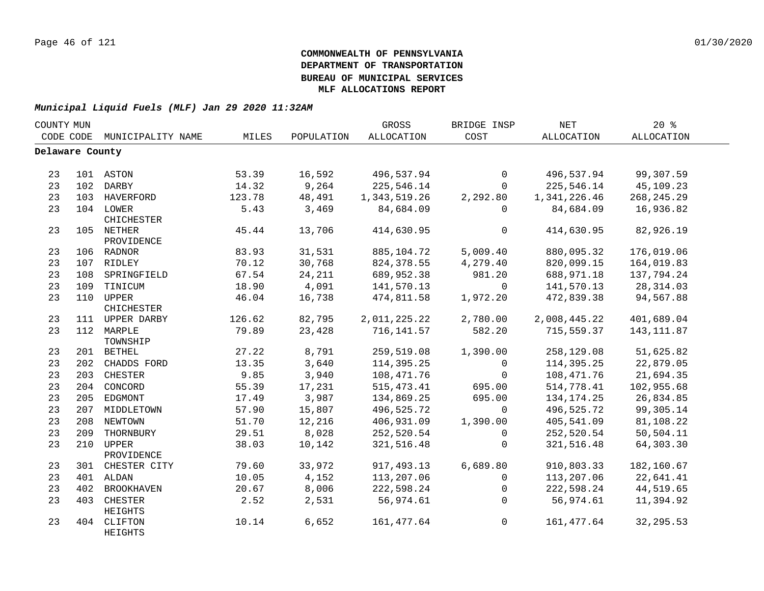**COMMONWEALTH OF PENNSYLVANIA**
**DEPARTMENT OF TRANSPORTATION**
**BUREAU OF MUNICIPAL SERVICES**
**MLF ALLOCATIONS REPORT**

***Municipal Liquid Fuels (MLF) Jan 29 2020 11:32AM***

| COUNTY CODE | MUN CODE | MUNICIPALITY NAME | MILES | POPULATION | GROSS ALLOCATION | BRIDGE INSP COST | NET ALLOCATION | 20 % ALLOCATION |
|---|---|---|---|---|---|---|---|---|
| **Delaware County** | | | | | | | | |
| 23 | 101 | ASTON | 53.39 | 16,592 | 496,537.94 | 0 | 496,537.94 | 99,307.59 |
| 23 | 102 | DARBY | 14.32 | 9,264 | 225,546.14 | 0 | 225,546.14 | 45,109.23 |
| 23 | 103 | HAVERFORD | 123.78 | 48,491 | 1,343,519.26 | 2,292.80 | 1,341,226.46 | 268,245.29 |
| 23 | 104 | LOWER CHICHESTER | 5.43 | 3,469 | 84,684.09 | 0 | 84,684.09 | 16,936.82 |
| 23 | 105 | NETHER PROVIDENCE | 45.44 | 13,706 | 414,630.95 | 0 | 414,630.95 | 82,926.19 |
| 23 | 106 | RADNOR | 83.93 | 31,531 | 885,104.72 | 5,009.40 | 880,095.32 | 176,019.06 |
| 23 | 107 | RIDLEY | 70.12 | 30,768 | 824,378.55 | 4,279.40 | 820,099.15 | 164,019.83 |
| 23 | 108 | SPRINGFIELD | 67.54 | 24,211 | 689,952.38 | 981.20 | 688,971.18 | 137,794.24 |
| 23 | 109 | TINICUM | 18.90 | 4,091 | 141,570.13 | 0 | 141,570.13 | 28,314.03 |
| 23 | 110 | UPPER CHICHESTER | 46.04 | 16,738 | 474,811.58 | 1,972.20 | 472,839.38 | 94,567.88 |
| 23 | 111 | UPPER DARBY | 126.62 | 82,795 | 2,011,225.22 | 2,780.00 | 2,008,445.22 | 401,689.04 |
| 23 | 112 | MARPLE TOWNSHIP | 79.89 | 23,428 | 716,141.57 | 582.20 | 715,559.37 | 143,111.87 |
| 23 | 201 | BETHEL | 27.22 | 8,791 | 259,519.08 | 1,390.00 | 258,129.08 | 51,625.82 |
| 23 | 202 | CHADDS FORD | 13.35 | 3,640 | 114,395.25 | 0 | 114,395.25 | 22,879.05 |
| 23 | 203 | CHESTER | 9.85 | 3,940 | 108,471.76 | 0 | 108,471.76 | 21,694.35 |
| 23 | 204 | CONCORD | 55.39 | 17,231 | 515,473.41 | 695.00 | 514,778.41 | 102,955.68 |
| 23 | 205 | EDGMONT | 17.49 | 3,987 | 134,869.25 | 695.00 | 134,174.25 | 26,834.85 |
| 23 | 207 | MIDDLETOWN | 57.90 | 15,807 | 496,525.72 | 0 | 496,525.72 | 99,305.14 |
| 23 | 208 | NEWTOWN | 51.70 | 12,216 | 406,931.09 | 1,390.00 | 405,541.09 | 81,108.22 |
| 23 | 209 | THORNBURY | 29.51 | 8,028 | 252,520.54 | 0 | 252,520.54 | 50,504.11 |
| 23 | 210 | UPPER PROVIDENCE | 38.03 | 10,142 | 321,516.48 | 0 | 321,516.48 | 64,303.30 |
| 23 | 301 | CHESTER CITY | 79.60 | 33,972 | 917,493.13 | 6,689.80 | 910,803.33 | 182,160.67 |
| 23 | 401 | ALDAN | 10.05 | 4,152 | 113,207.06 | 0 | 113,207.06 | 22,641.41 |
| 23 | 402 | BROOKHAVEN | 20.67 | 8,006 | 222,598.24 | 0 | 222,598.24 | 44,519.65 |
| 23 | 403 | CHESTER HEIGHTS | 2.52 | 2,531 | 56,974.61 | 0 | 56,974.61 | 11,394.92 |
| 23 | 404 | CLIFTON HEIGHTS | 10.14 | 6,652 | 161,477.64 | 0 | 161,477.64 | 32,295.53 |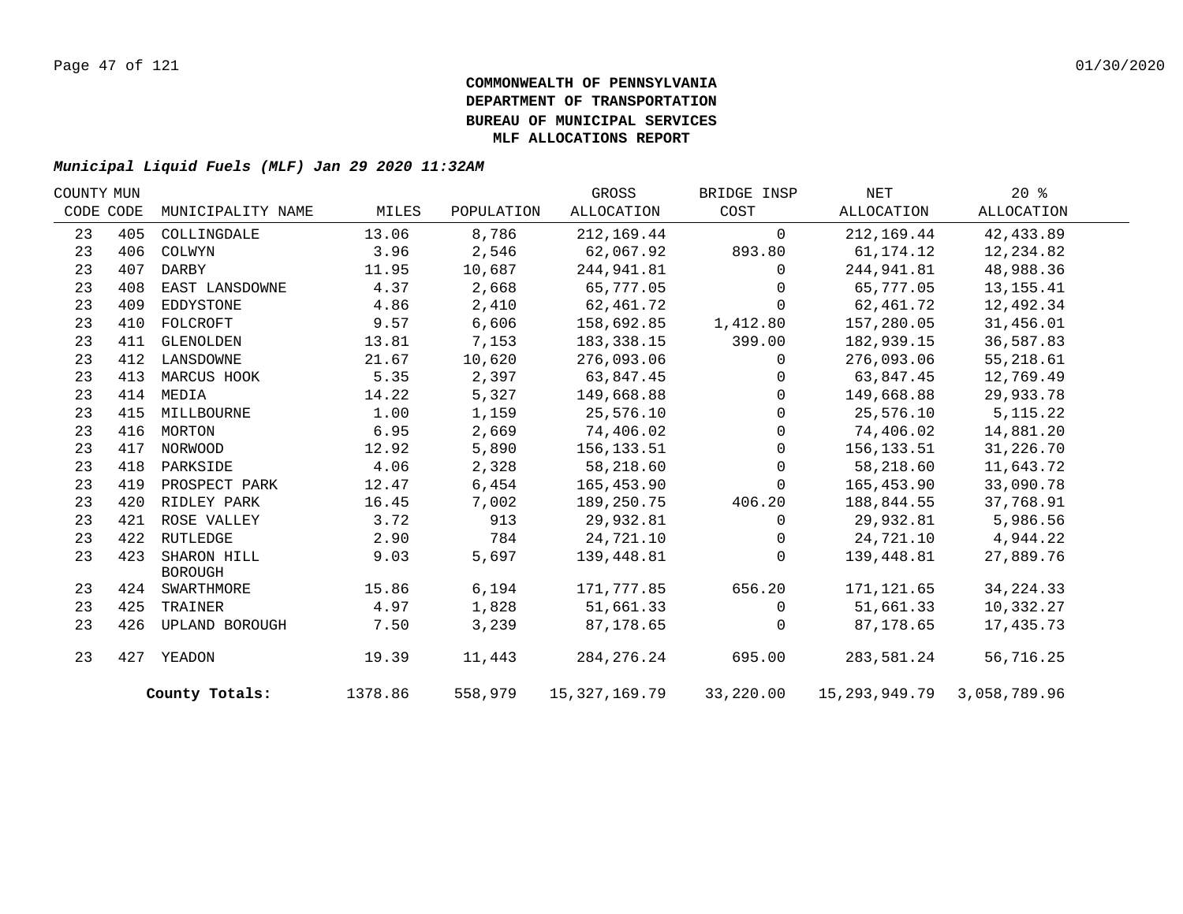**COMMONWEALTH OF PENNSYLVANIA**
**DEPARTMENT OF TRANSPORTATION**
**BUREAU OF MUNICIPAL SERVICES**
**MLF ALLOCATIONS REPORT**

***Municipal Liquid Fuels (MLF) Jan 29 2020 11:32AM***

| COUNTY CODE | MUN CODE | MUNICIPALITY NAME | MILES | POPULATION | GROSS ALLOCATION | BRIDGE INSP COST | NET ALLOCATION | 20 % ALLOCATION |
|---|---|---|---|---|---|---|---|---|
| 23 | 405 | COLLINGDALE | 13.06 | 8,786 | 212,169.44 | 0 | 212,169.44 | 42,433.89 |
| 23 | 406 | COLWYN | 3.96 | 2,546 | 62,067.92 | 893.80 | 61,174.12 | 12,234.82 |
| 23 | 407 | DARBY | 11.95 | 10,687 | 244,941.81 | 0 | 244,941.81 | 48,988.36 |
| 23 | 408 | EAST LANSDOWNE | 4.37 | 2,668 | 65,777.05 | 0 | 65,777.05 | 13,155.41 |
| 23 | 409 | EDDYSTONE | 4.86 | 2,410 | 62,461.72 | 0 | 62,461.72 | 12,492.34 |
| 23 | 410 | FOLCROFT | 9.57 | 6,606 | 158,692.85 | 1,412.80 | 157,280.05 | 31,456.01 |
| 23 | 411 | GLENOLDEN | 13.81 | 7,153 | 183,338.15 | 399.00 | 182,939.15 | 36,587.83 |
| 23 | 412 | LANSDOWNE | 21.67 | 10,620 | 276,093.06 | 0 | 276,093.06 | 55,218.61 |
| 23 | 413 | MARCUS HOOK | 5.35 | 2,397 | 63,847.45 | 0 | 63,847.45 | 12,769.49 |
| 23 | 414 | MEDIA | 14.22 | 5,327 | 149,668.88 | 0 | 149,668.88 | 29,933.78 |
| 23 | 415 | MILLBOURNE | 1.00 | 1,159 | 25,576.10 | 0 | 25,576.10 | 5,115.22 |
| 23 | 416 | MORTON | 6.95 | 2,669 | 74,406.02 | 0 | 74,406.02 | 14,881.20 |
| 23 | 417 | NORWOOD | 12.92 | 5,890 | 156,133.51 | 0 | 156,133.51 | 31,226.70 |
| 23 | 418 | PARKSIDE | 4.06 | 2,328 | 58,218.60 | 0 | 58,218.60 | 11,643.72 |
| 23 | 419 | PROSPECT PARK | 12.47 | 6,454 | 165,453.90 | 0 | 165,453.90 | 33,090.78 |
| 23 | 420 | RIDLEY PARK | 16.45 | 7,002 | 189,250.75 | 406.20 | 188,844.55 | 37,768.91 |
| 23 | 421 | ROSE VALLEY | 3.72 | 913 | 29,932.81 | 0 | 29,932.81 | 5,986.56 |
| 23 | 422 | RUTLEDGE | 2.90 | 784 | 24,721.10 | 0 | 24,721.10 | 4,944.22 |
| 23 | 423 | SHARON HILL BOROUGH | 9.03 | 5,697 | 139,448.81 | 0 | 139,448.81 | 27,889.76 |
| 23 | 424 | SWARTHMORE | 15.86 | 6,194 | 171,777.85 | 656.20 | 171,121.65 | 34,224.33 |
| 23 | 425 | TRAINER | 4.97 | 1,828 | 51,661.33 | 0 | 51,661.33 | 10,332.27 |
| 23 | 426 | UPLAND BOROUGH | 7.50 | 3,239 | 87,178.65 | 0 | 87,178.65 | 17,435.73 |
| 23 | 427 | YEADON | 19.39 | 11,443 | 284,276.24 | 695.00 | 283,581.24 | 56,716.25 |
| | | **County Totals:** | 1378.86 | 558,979 | 15,327,169.79 | 33,220.00 | 15,293,949.79 | 3,058,789.96 |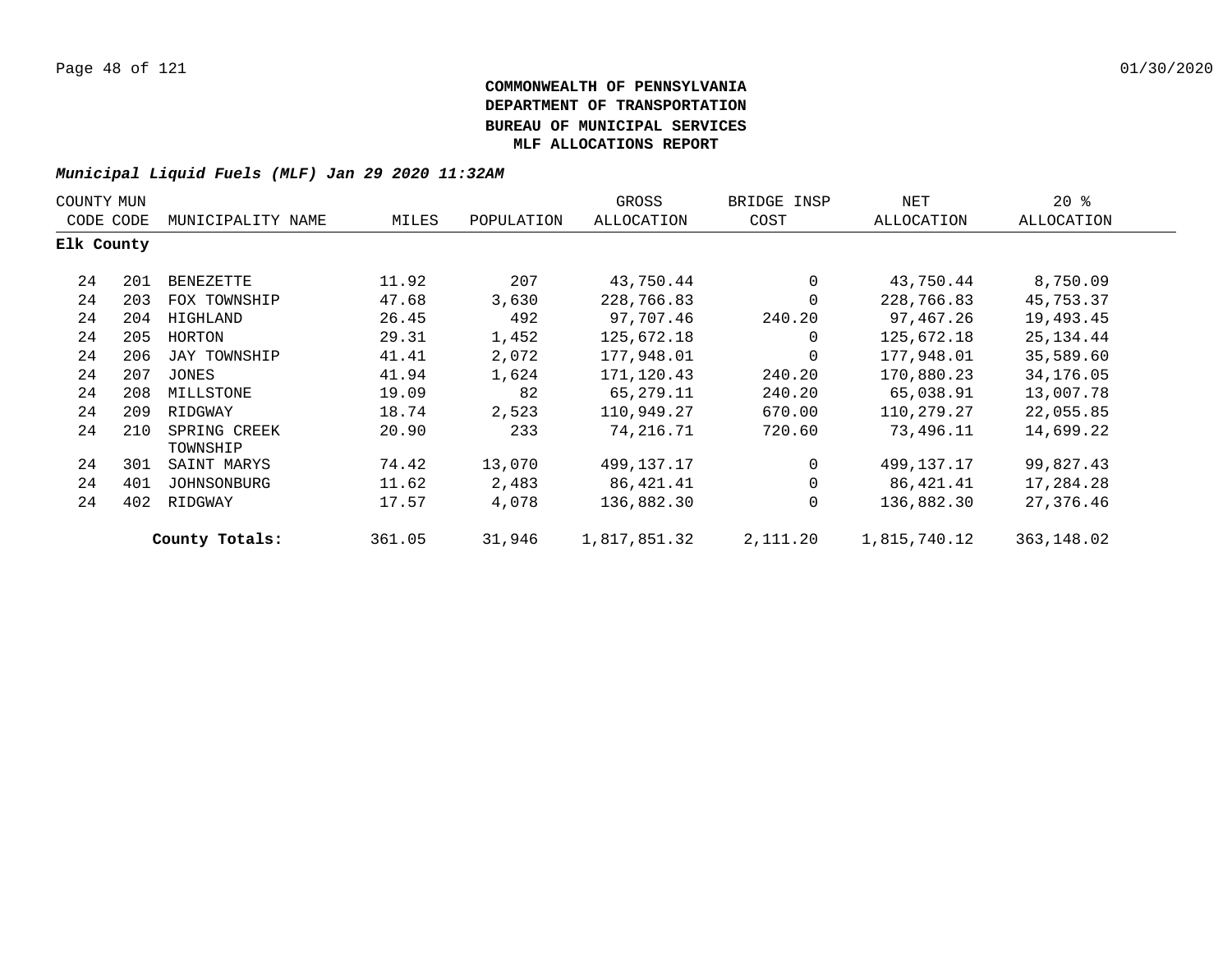**COMMONWEALTH OF PENNSYLVANIA**
**DEPARTMENT OF TRANSPORTATION**
**BUREAU OF MUNICIPAL SERVICES**
**MLF ALLOCATIONS REPORT**

***Municipal Liquid Fuels (MLF) Jan 29 2020 11:32AM***

| COUNTY CODE | MUN CODE | MUNICIPALITY NAME | MILES | POPULATION | GROSS ALLOCATION | BRIDGE INSP COST | NET ALLOCATION | 20 % ALLOCATION |
|---|---|---|---|---|---|---|---|---|
| **Elk County** | | | | | | | | |
| 24 | 201 | BENEZETTE | 11.92 | 207 | 43,750.44 | 0 | 43,750.44 | 8,750.09 |
| 24 | 203 | FOX TOWNSHIP | 47.68 | 3,630 | 228,766.83 | 0 | 228,766.83 | 45,753.37 |
| 24 | 204 | HIGHLAND | 26.45 | 492 | 97,707.46 | 240.20 | 97,467.26 | 19,493.45 |
| 24 | 205 | HORTON | 29.31 | 1,452 | 125,672.18 | 0 | 125,672.18 | 25,134.44 |
| 24 | 206 | JAY TOWNSHIP | 41.41 | 2,072 | 177,948.01 | 0 | 177,948.01 | 35,589.60 |
| 24 | 207 | JONES | 41.94 | 1,624 | 171,120.43 | 240.20 | 170,880.23 | 34,176.05 |
| 24 | 208 | MILLSTONE | 19.09 | 82 | 65,279.11 | 240.20 | 65,038.91 | 13,007.78 |
| 24 | 209 | RIDGWAY | 18.74 | 2,523 | 110,949.27 | 670.00 | 110,279.27 | 22,055.85 |
| 24 | 210 | SPRING CREEK TOWNSHIP | 20.90 | 233 | 74,216.71 | 720.60 | 73,496.11 | 14,699.22 |
| 24 | 301 | SAINT MARYS | 74.42 | 13,070 | 499,137.17 | 0 | 499,137.17 | 99,827.43 |
| 24 | 401 | JOHNSONBURG | 11.62 | 2,483 | 86,421.41 | 0 | 86,421.41 | 17,284.28 |
| 24 | 402 | RIDGWAY | 17.57 | 4,078 | 136,882.30 | 0 | 136,882.30 | 27,376.46 |
| | | **County Totals:** | 361.05 | 31,946 | 1,817,851.32 | 2,111.20 | 1,815,740.12 | 363,148.02 |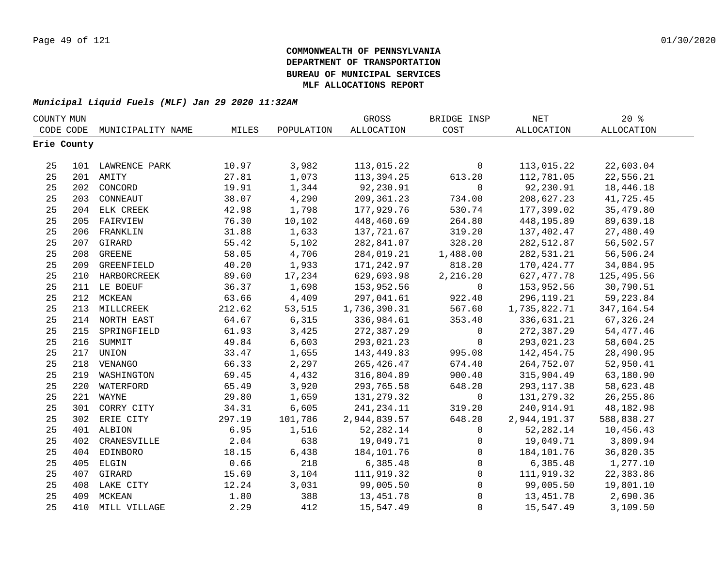**COMMONWEALTH OF PENNSYLVANIA**
**DEPARTMENT OF TRANSPORTATION**
**BUREAU OF MUNICIPAL SERVICES**
**MLF ALLOCATIONS REPORT**

***Municipal Liquid Fuels (MLF) Jan 29 2020 11:32AM***

| COUNTY CODE | MUN CODE | MUNICIPALITY NAME | MILES | POPULATION | GROSS ALLOCATION | BRIDGE INSP COST | NET ALLOCATION | 20 % ALLOCATION |
|---|---|---|---|---|---|---|---|---|
| **Erie County** | | | | | | | | |
| 25 | 101 | LAWRENCE PARK | 10.97 | 3,982 | 113,015.22 | 0 | 113,015.22 | 22,603.04 |
| 25 | 201 | AMITY | 27.81 | 1,073 | 113,394.25 | 613.20 | 112,781.05 | 22,556.21 |
| 25 | 202 | CONCORD | 19.91 | 1,344 | 92,230.91 | 0 | 92,230.91 | 18,446.18 |
| 25 | 203 | CONNEAUT | 38.07 | 4,290 | 209,361.23 | 734.00 | 208,627.23 | 41,725.45 |
| 25 | 204 | ELK CREEK | 42.98 | 1,798 | 177,929.76 | 530.74 | 177,399.02 | 35,479.80 |
| 25 | 205 | FAIRVIEW | 76.30 | 10,102 | 448,460.69 | 264.80 | 448,195.89 | 89,639.18 |
| 25 | 206 | FRANKLIN | 31.88 | 1,633 | 137,721.67 | 319.20 | 137,402.47 | 27,480.49 |
| 25 | 207 | GIRARD | 55.42 | 5,102 | 282,841.07 | 328.20 | 282,512.87 | 56,502.57 |
| 25 | 208 | GREENE | 58.05 | 4,706 | 284,019.21 | 1,488.00 | 282,531.21 | 56,506.24 |
| 25 | 209 | GREENFIELD | 40.20 | 1,933 | 171,242.97 | 818.20 | 170,424.77 | 34,084.95 |
| 25 | 210 | HARBORCREEK | 89.60 | 17,234 | 629,693.98 | 2,216.20 | 627,477.78 | 125,495.56 |
| 25 | 211 | LE BOEUF | 36.37 | 1,698 | 153,952.56 | 0 | 153,952.56 | 30,790.51 |
| 25 | 212 | MCKEAN | 63.66 | 4,409 | 297,041.61 | 922.40 | 296,119.21 | 59,223.84 |
| 25 | 213 | MILLCREEK | 212.62 | 53,515 | 1,736,390.31 | 567.60 | 1,735,822.71 | 347,164.54 |
| 25 | 214 | NORTH EAST | 64.67 | 6,315 | 336,984.61 | 353.40 | 336,631.21 | 67,326.24 |
| 25 | 215 | SPRINGFIELD | 61.93 | 3,425 | 272,387.29 | 0 | 272,387.29 | 54,477.46 |
| 25 | 216 | SUMMIT | 49.84 | 6,603 | 293,021.23 | 0 | 293,021.23 | 58,604.25 |
| 25 | 217 | UNION | 33.47 | 1,655 | 143,449.83 | 995.08 | 142,454.75 | 28,490.95 |
| 25 | 218 | VENANGO | 66.33 | 2,297 | 265,426.47 | 674.40 | 264,752.07 | 52,950.41 |
| 25 | 219 | WASHINGTON | 69.45 | 4,432 | 316,804.89 | 900.40 | 315,904.49 | 63,180.90 |
| 25 | 220 | WATERFORD | 65.49 | 3,920 | 293,765.58 | 648.20 | 293,117.38 | 58,623.48 |
| 25 | 221 | WAYNE | 29.80 | 1,659 | 131,279.32 | 0 | 131,279.32 | 26,255.86 |
| 25 | 301 | CORRY CITY | 34.31 | 6,605 | 241,234.11 | 319.20 | 240,914.91 | 48,182.98 |
| 25 | 302 | ERIE CITY | 297.19 | 101,786 | 2,944,839.57 | 648.20 | 2,944,191.37 | 588,838.27 |
| 25 | 401 | ALBION | 6.95 | 1,516 | 52,282.14 | 0 | 52,282.14 | 10,456.43 |
| 25 | 402 | CRANESVILLE | 2.04 | 638 | 19,049.71 | 0 | 19,049.71 | 3,809.94 |
| 25 | 404 | EDINBORO | 18.15 | 6,438 | 184,101.76 | 0 | 184,101.76 | 36,820.35 |
| 25 | 405 | ELGIN | 0.66 | 218 | 6,385.48 | 0 | 6,385.48 | 1,277.10 |
| 25 | 407 | GIRARD | 15.69 | 3,104 | 111,919.32 | 0 | 111,919.32 | 22,383.86 |
| 25 | 408 | LAKE CITY | 12.24 | 3,031 | 99,005.50 | 0 | 99,005.50 | 19,801.10 |
| 25 | 409 | MCKEAN | 1.80 | 388 | 13,451.78 | 0 | 13,451.78 | 2,690.36 |
| 25 | 410 | MILL VILLAGE | 2.29 | 412 | 15,547.49 | 0 | 15,547.49 | 3,109.50 |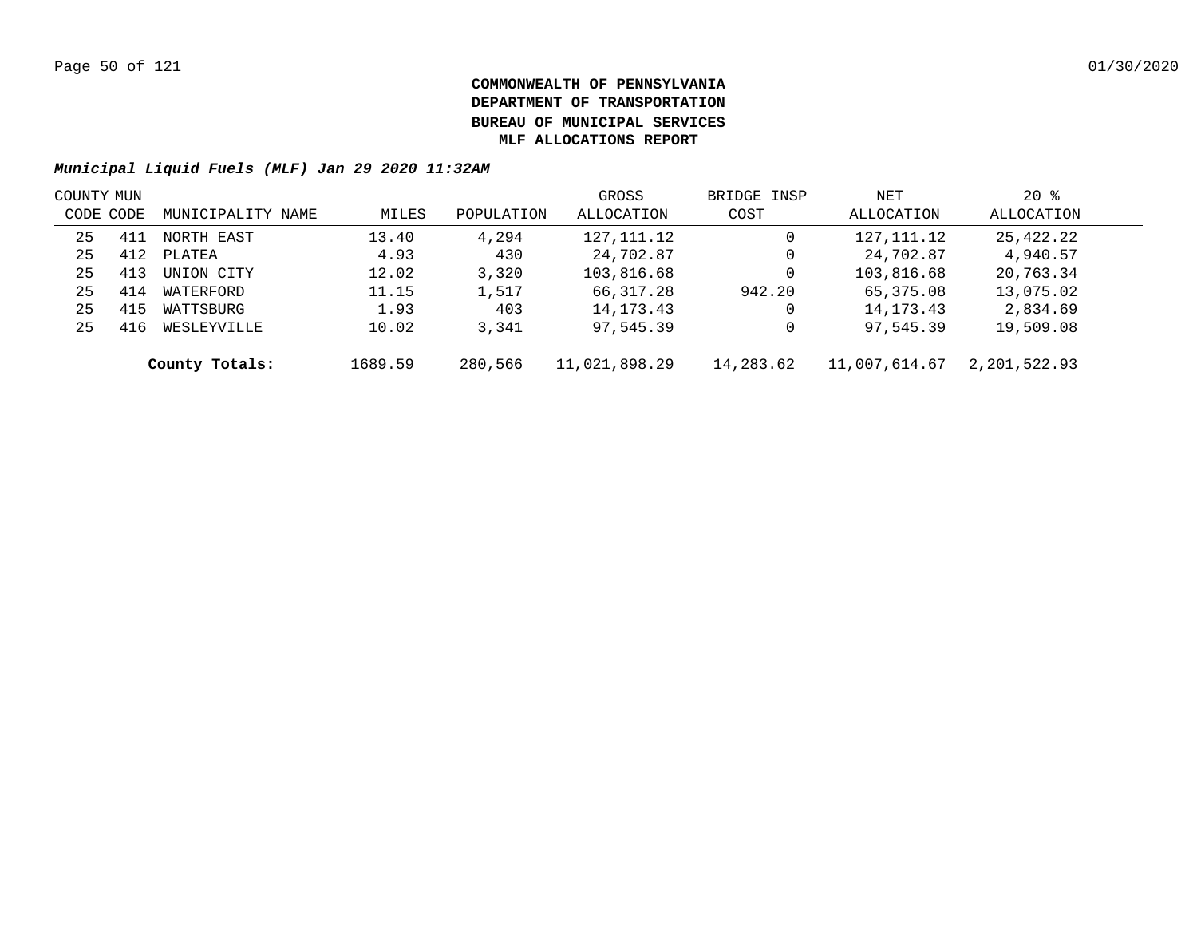**COMMONWEALTH OF PENNSYLVANIA**
**DEPARTMENT OF TRANSPORTATION**
**BUREAU OF MUNICIPAL SERVICES**
**MLF ALLOCATIONS REPORT**

***Municipal Liquid Fuels (MLF) Jan 29 2020 11:32AM***

| COUNTY CODE | MUN CODE | MUNICIPALITY NAME | MILES | POPULATION | GROSS ALLOCATION | BRIDGE INSP COST | NET ALLOCATION | 20 % ALLOCATION |
|---|---|---|---|---|---|---|---|---|
| 25 | 411 | NORTH EAST | 13.40 | 4,294 | 127,111.12 | 0 | 127,111.12 | 25,422.22 |
| 25 | 412 | PLATEA | 4.93 | 430 | 24,702.87 | 0 | 24,702.87 | 4,940.57 |
| 25 | 413 | UNION CITY | 12.02 | 3,320 | 103,816.68 | 0 | 103,816.68 | 20,763.34 |
| 25 | 414 | WATERFORD | 11.15 | 1,517 | 66,317.28 | 942.20 | 65,375.08 | 13,075.02 |
| 25 | 415 | WATTSBURG | 1.93 | 403 | 14,173.43 | 0 | 14,173.43 | 2,834.69 |
| 25 | 416 | WESLEYVILLE | 10.02 | 3,341 | 97,545.39 | 0 | 97,545.39 | 19,509.08 |
| | | **County Totals:** | 1689.59 | 280,566 | 11,021,898.29 | 14,283.62 | 11,007,614.67 | 2,201,522.93 |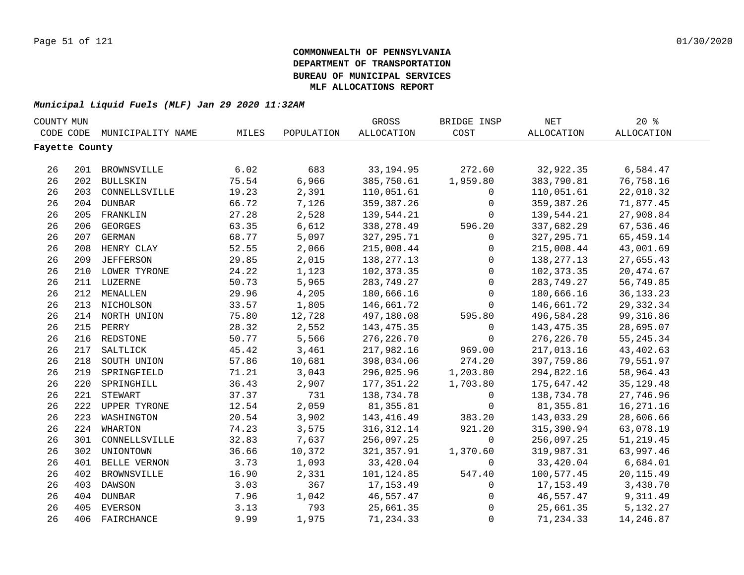**COMMONWEALTH OF PENNSYLVANIA**
**DEPARTMENT OF TRANSPORTATION**
**BUREAU OF MUNICIPAL SERVICES**
**MLF ALLOCATIONS REPORT**

***Municipal Liquid Fuels (MLF) Jan 29 2020 11:32AM***

| COUNTY CODE | MUN CODE | MUNICIPALITY NAME | MILES | POPULATION | GROSS ALLOCATION | BRIDGE INSP COST | NET ALLOCATION | 20 % ALLOCATION |
|---|---|---|---|---|---|---|---|---|
| **Fayette County** | | | | | | | | |
| 26 | 201 | BROWNSVILLE | 6.02 | 683 | 33,194.95 | 272.60 | 32,922.35 | 6,584.47 |
| 26 | 202 | BULLSKIN | 75.54 | 6,966 | 385,750.61 | 1,959.80 | 383,790.81 | 76,758.16 |
| 26 | 203 | CONNELLSVILLE | 19.23 | 2,391 | 110,051.61 | 0 | 110,051.61 | 22,010.32 |
| 26 | 204 | DUNBAR | 66.72 | 7,126 | 359,387.26 | 0 | 359,387.26 | 71,877.45 |
| 26 | 205 | FRANKLIN | 27.28 | 2,528 | 139,544.21 | 0 | 139,544.21 | 27,908.84 |
| 26 | 206 | GEORGES | 63.35 | 6,612 | 338,278.49 | 596.20 | 337,682.29 | 67,536.46 |
| 26 | 207 | GERMAN | 68.77 | 5,097 | 327,295.71 | 0 | 327,295.71 | 65,459.14 |
| 26 | 208 | HENRY CLAY | 52.55 | 2,066 | 215,008.44 | 0 | 215,008.44 | 43,001.69 |
| 26 | 209 | JEFFERSON | 29.85 | 2,015 | 138,277.13 | 0 | 138,277.13 | 27,655.43 |
| 26 | 210 | LOWER TYRONE | 24.22 | 1,123 | 102,373.35 | 0 | 102,373.35 | 20,474.67 |
| 26 | 211 | LUZERNE | 50.73 | 5,965 | 283,749.27 | 0 | 283,749.27 | 56,749.85 |
| 26 | 212 | MENALLEN | 29.96 | 4,205 | 180,666.16 | 0 | 180,666.16 | 36,133.23 |
| 26 | 213 | NICHOLSON | 33.57 | 1,805 | 146,661.72 | 0 | 146,661.72 | 29,332.34 |
| 26 | 214 | NORTH UNION | 75.80 | 12,728 | 497,180.08 | 595.80 | 496,584.28 | 99,316.86 |
| 26 | 215 | PERRY | 28.32 | 2,552 | 143,475.35 | 0 | 143,475.35 | 28,695.07 |
| 26 | 216 | REDSTONE | 50.77 | 5,566 | 276,226.70 | 0 | 276,226.70 | 55,245.34 |
| 26 | 217 | SALTLICK | 45.42 | 3,461 | 217,982.16 | 969.00 | 217,013.16 | 43,402.63 |
| 26 | 218 | SOUTH UNION | 57.86 | 10,681 | 398,034.06 | 274.20 | 397,759.86 | 79,551.97 |
| 26 | 219 | SPRINGFIELD | 71.21 | 3,043 | 296,025.96 | 1,203.80 | 294,822.16 | 58,964.43 |
| 26 | 220 | SPRINGHILL | 36.43 | 2,907 | 177,351.22 | 1,703.80 | 175,647.42 | 35,129.48 |
| 26 | 221 | STEWART | 37.37 | 731 | 138,734.78 | 0 | 138,734.78 | 27,746.96 |
| 26 | 222 | UPPER TYRONE | 12.54 | 2,059 | 81,355.81 | 0 | 81,355.81 | 16,271.16 |
| 26 | 223 | WASHINGTON | 20.54 | 3,902 | 143,416.49 | 383.20 | 143,033.29 | 28,606.66 |
| 26 | 224 | WHARTON | 74.23 | 3,575 | 316,312.14 | 921.20 | 315,390.94 | 63,078.19 |
| 26 | 301 | CONNELLSVILLE | 32.83 | 7,637 | 256,097.25 | 0 | 256,097.25 | 51,219.45 |
| 26 | 302 | UNIONTOWN | 36.66 | 10,372 | 321,357.91 | 1,370.60 | 319,987.31 | 63,997.46 |
| 26 | 401 | BELLE VERNON | 3.73 | 1,093 | 33,420.04 | 0 | 33,420.04 | 6,684.01 |
| 26 | 402 | BROWNSVILLE | 16.90 | 2,331 | 101,124.85 | 547.40 | 100,577.45 | 20,115.49 |
| 26 | 403 | DAWSON | 3.03 | 367 | 17,153.49 | 0 | 17,153.49 | 3,430.70 |
| 26 | 404 | DUNBAR | 7.96 | 1,042 | 46,557.47 | 0 | 46,557.47 | 9,311.49 |
| 26 | 405 | EVERSON | 3.13 | 793 | 25,661.35 | 0 | 25,661.35 | 5,132.27 |
| 26 | 406 | FAIRCHANCE | 9.99 | 1,975 | 71,234.33 | 0 | 71,234.33 | 14,246.87 |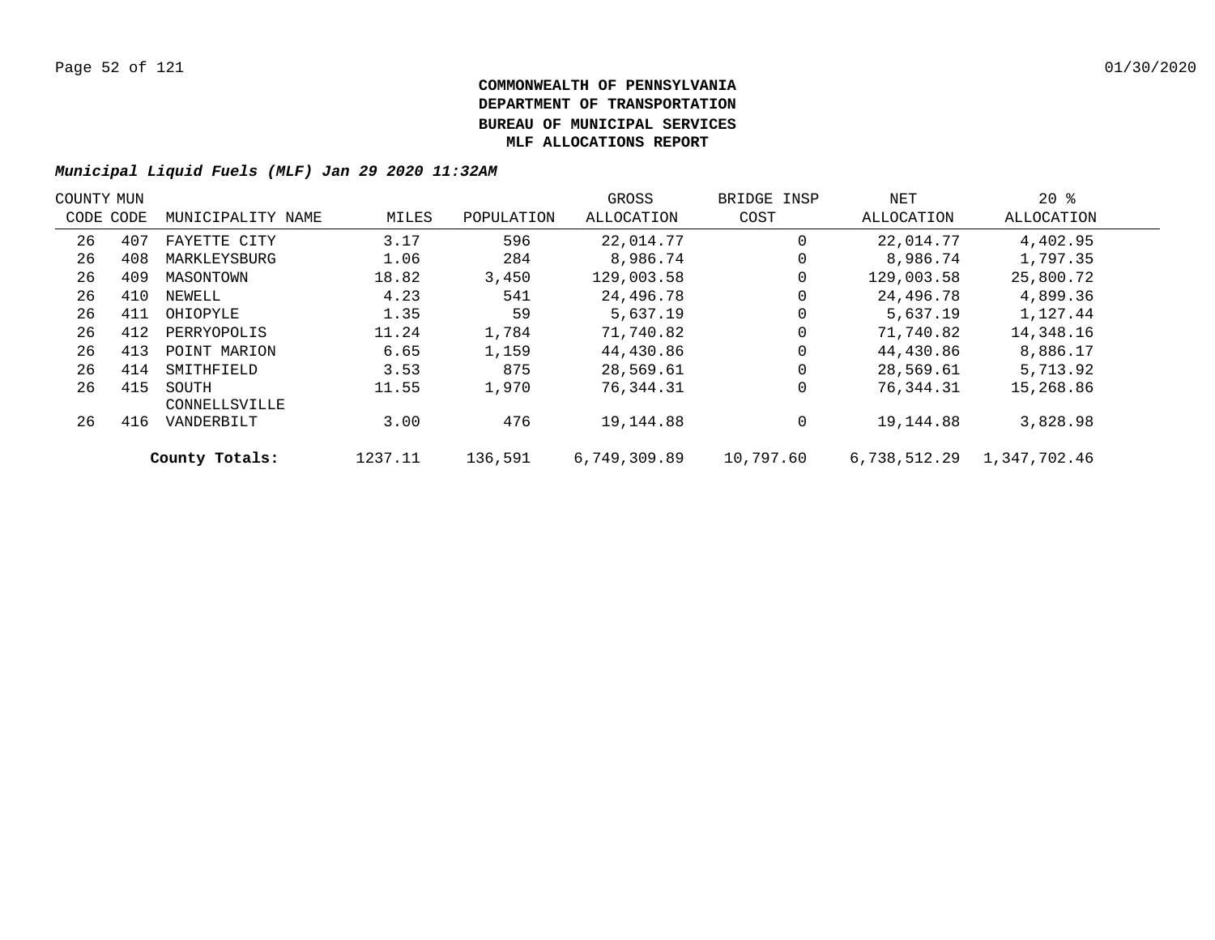**COMMONWEALTH OF PENNSYLVANIA**
**DEPARTMENT OF TRANSPORTATION**
**BUREAU OF MUNICIPAL SERVICES**
**MLF ALLOCATIONS REPORT**

***Municipal Liquid Fuels (MLF) Jan 29 2020 11:32AM***

| COUNTY CODE | MUN CODE | MUNICIPALITY NAME | MILES | POPULATION | GROSS ALLOCATION | BRIDGE INSP COST | NET ALLOCATION | 20 % ALLOCATION |
|---|---|---|---|---|---|---|---|---|
| 26 | 407 | FAYETTE CITY | 3.17 | 596 | 22,014.77 | 0 | 22,014.77 | 4,402.95 |
| 26 | 408 | MARKLEYSBURG | 1.06 | 284 | 8,986.74 | 0 | 8,986.74 | 1,797.35 |
| 26 | 409 | MASONTOWN | 18.82 | 3,450 | 129,003.58 | 0 | 129,003.58 | 25,800.72 |
| 26 | 410 | NEWELL | 4.23 | 541 | 24,496.78 | 0 | 24,496.78 | 4,899.36 |
| 26 | 411 | OHIOPYLE | 1.35 | 59 | 5,637.19 | 0 | 5,637.19 | 1,127.44 |
| 26 | 412 | PERRYOPOLIS | 11.24 | 1,784 | 71,740.82 | 0 | 71,740.82 | 14,348.16 |
| 26 | 413 | POINT MARION | 6.65 | 1,159 | 44,430.86 | 0 | 44,430.86 | 8,886.17 |
| 26 | 414 | SMITHFIELD | 3.53 | 875 | 28,569.61 | 0 | 28,569.61 | 5,713.92 |
| 26 | 415 | SOUTH CONNELLSVILLE | 11.55 | 1,970 | 76,344.31 | 0 | 76,344.31 | 15,268.86 |
| 26 | 416 | VANDERBILT | 3.00 | 476 | 19,144.88 | 0 | 19,144.88 | 3,828.98 |
| | | **County Totals:** | 1237.11 | 136,591 | 6,749,309.89 | 10,797.60 | 6,738,512.29 | 1,347,702.46 |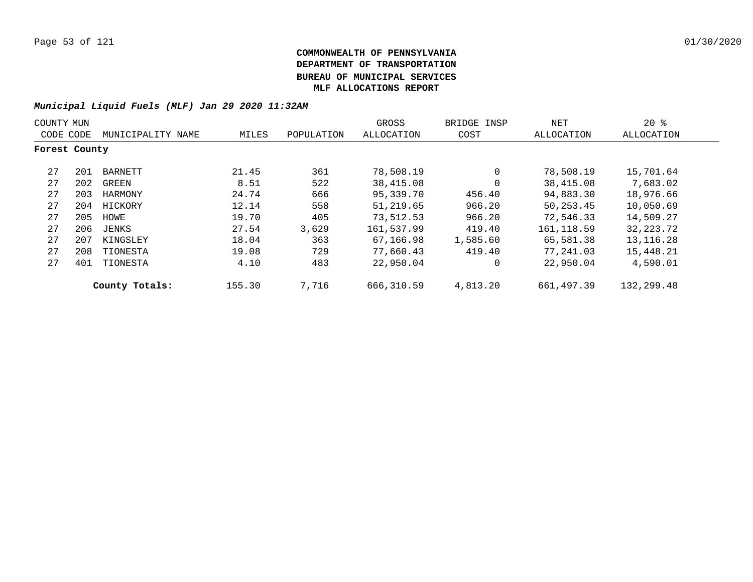**COMMONWEALTH OF PENNSYLVANIA**
**DEPARTMENT OF TRANSPORTATION**
**BUREAU OF MUNICIPAL SERVICES**
**MLF ALLOCATIONS REPORT**

***Municipal Liquid Fuels (MLF) Jan 29 2020 11:32AM***

| COUNTY CODE | MUN CODE | MUNICIPALITY NAME | MILES | POPULATION | GROSS ALLOCATION | BRIDGE INSP COST | NET ALLOCATION | 20 % ALLOCATION |
|---|---|---|---|---|---|---|---|---|
| **Forest County** | | | | | | | | |
| 27 | 201 | BARNETT | 21.45 | 361 | 78,508.19 | 0 | 78,508.19 | 15,701.64 |
| 27 | 202 | GREEN | 8.51 | 522 | 38,415.08 | 0 | 38,415.08 | 7,683.02 |
| 27 | 203 | HARMONY | 24.74 | 666 | 95,339.70 | 456.40 | 94,883.30 | 18,976.66 |
| 27 | 204 | HICKORY | 12.14 | 558 | 51,219.65 | 966.20 | 50,253.45 | 10,050.69 |
| 27 | 205 | HOWE | 19.70 | 405 | 73,512.53 | 966.20 | 72,546.33 | 14,509.27 |
| 27 | 206 | JENKS | 27.54 | 3,629 | 161,537.99 | 419.40 | 161,118.59 | 32,223.72 |
| 27 | 207 | KINGSLEY | 18.04 | 363 | 67,166.98 | 1,585.60 | 65,581.38 | 13,116.28 |
| 27 | 208 | TIONESTA | 19.08 | 729 | 77,660.43 | 419.40 | 77,241.03 | 15,448.21 |
| 27 | 401 | TIONESTA | 4.10 | 483 | 22,950.04 | 0 | 22,950.04 | 4,590.01 |
| | | **County Totals:** | 155.30 | 7,716 | 666,310.59 | 4,813.20 | 661,497.39 | 132,299.48 |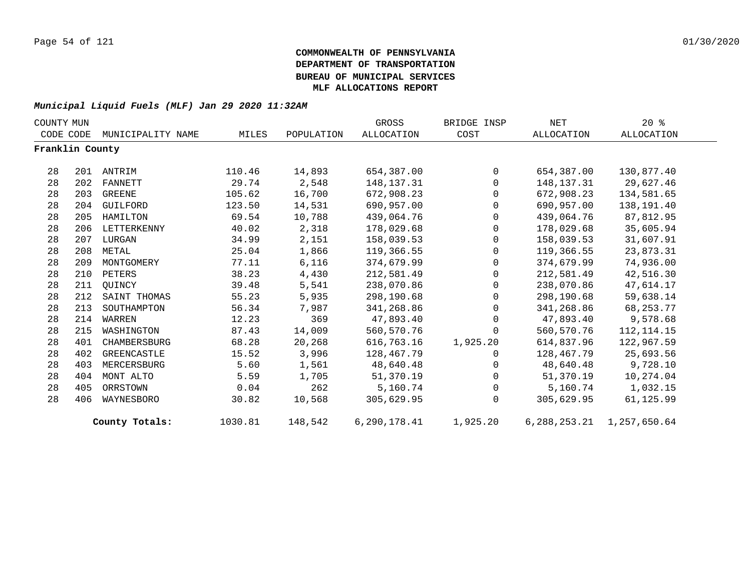**COMMONWEALTH OF PENNSYLVANIA**
**DEPARTMENT OF TRANSPORTATION**
**BUREAU OF MUNICIPAL SERVICES**
**MLF ALLOCATIONS REPORT**

***Municipal Liquid Fuels (MLF) Jan 29 2020 11:32AM***

| COUNTY CODE | MUN CODE | MUNICIPALITY NAME | MILES | POPULATION | GROSS ALLOCATION | BRIDGE INSP COST | NET ALLOCATION | 20 % ALLOCATION |
|---|---|---|---|---|---|---|---|---|
| **Franklin County** | | | | | | | | |
| 28 | 201 | ANTRIM | 110.46 | 14,893 | 654,387.00 | 0 | 654,387.00 | 130,877.40 |
| 28 | 202 | FANNETT | 29.74 | 2,548 | 148,137.31 | 0 | 148,137.31 | 29,627.46 |
| 28 | 203 | GREENE | 105.62 | 16,700 | 672,908.23 | 0 | 672,908.23 | 134,581.65 |
| 28 | 204 | GUILFORD | 123.50 | 14,531 | 690,957.00 | 0 | 690,957.00 | 138,191.40 |
| 28 | 205 | HAMILTON | 69.54 | 10,788 | 439,064.76 | 0 | 439,064.76 | 87,812.95 |
| 28 | 206 | LETTERKENNY | 40.02 | 2,318 | 178,029.68 | 0 | 178,029.68 | 35,605.94 |
| 28 | 207 | LURGAN | 34.99 | 2,151 | 158,039.53 | 0 | 158,039.53 | 31,607.91 |
| 28 | 208 | METAL | 25.04 | 1,866 | 119,366.55 | 0 | 119,366.55 | 23,873.31 |
| 28 | 209 | MONTGOMERY | 77.11 | 6,116 | 374,679.99 | 0 | 374,679.99 | 74,936.00 |
| 28 | 210 | PETERS | 38.23 | 4,430 | 212,581.49 | 0 | 212,581.49 | 42,516.30 |
| 28 | 211 | QUINCY | 39.48 | 5,541 | 238,070.86 | 0 | 238,070.86 | 47,614.17 |
| 28 | 212 | SAINT THOMAS | 55.23 | 5,935 | 298,190.68 | 0 | 298,190.68 | 59,638.14 |
| 28 | 213 | SOUTHAMPTON | 56.34 | 7,987 | 341,268.86 | 0 | 341,268.86 | 68,253.77 |
| 28 | 214 | WARREN | 12.23 | 369 | 47,893.40 | 0 | 47,893.40 | 9,578.68 |
| 28 | 215 | WASHINGTON | 87.43 | 14,009 | 560,570.76 | 0 | 560,570.76 | 112,114.15 |
| 28 | 401 | CHAMBERSBURG | 68.28 | 20,268 | 616,763.16 | 1,925.20 | 614,837.96 | 122,967.59 |
| 28 | 402 | GREENCASTLE | 15.52 | 3,996 | 128,467.79 | 0 | 128,467.79 | 25,693.56 |
| 28 | 403 | MERCERSBURG | 5.60 | 1,561 | 48,640.48 | 0 | 48,640.48 | 9,728.10 |
| 28 | 404 | MONT ALTO | 5.59 | 1,705 | 51,370.19 | 0 | 51,370.19 | 10,274.04 |
| 28 | 405 | ORRSTOWN | 0.04 | 262 | 5,160.74 | 0 | 5,160.74 | 1,032.15 |
| 28 | 406 | WAYNESBORO | 30.82 | 10,568 | 305,629.95 | 0 | 305,629.95 | 61,125.99 |
| | | **County Totals:** | 1030.81 | 148,542 | 6,290,178.41 | 1,925.20 | 6,288,253.21 | 1,257,650.64 |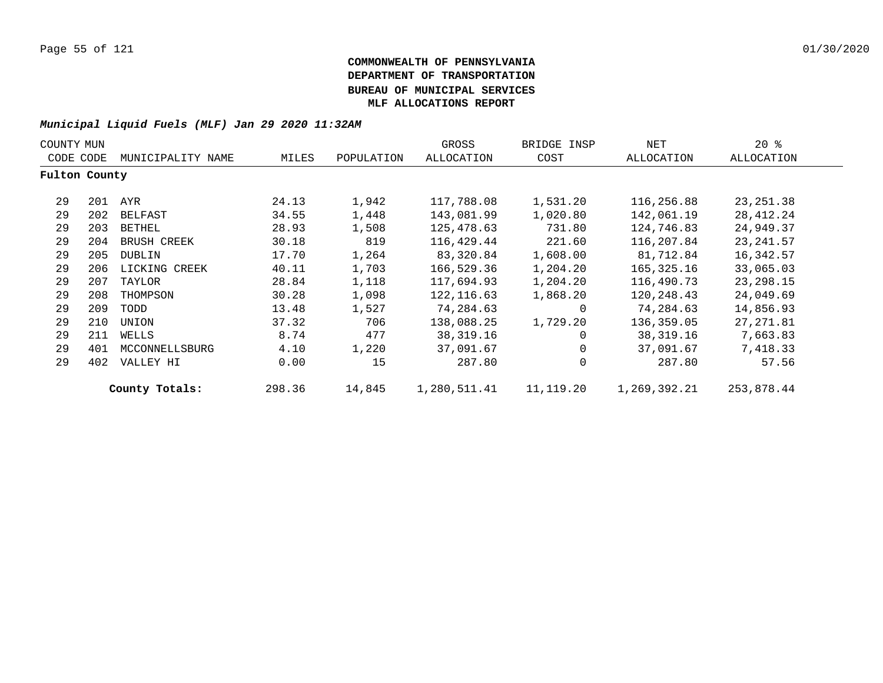**COMMONWEALTH OF PENNSYLVANIA**
**DEPARTMENT OF TRANSPORTATION**
**BUREAU OF MUNICIPAL SERVICES**
**MLF ALLOCATIONS REPORT**

***Municipal Liquid Fuels (MLF) Jan 29 2020 11:32AM***

| COUNTY CODE | MUN CODE | MUNICIPALITY NAME | MILES | POPULATION | GROSS ALLOCATION | BRIDGE INSP COST | NET ALLOCATION | 20 % ALLOCATION |
|---|---|---|---|---|---|---|---|---|
| **Fulton County** | | | | | | | | |
| 29 | 201 | AYR | 24.13 | 1,942 | 117,788.08 | 1,531.20 | 116,256.88 | 23,251.38 |
| 29 | 202 | BELFAST | 34.55 | 1,448 | 143,081.99 | 1,020.80 | 142,061.19 | 28,412.24 |
| 29 | 203 | BETHEL | 28.93 | 1,508 | 125,478.63 | 731.80 | 124,746.83 | 24,949.37 |
| 29 | 204 | BRUSH CREEK | 30.18 | 819 | 116,429.44 | 221.60 | 116,207.84 | 23,241.57 |
| 29 | 205 | DUBLIN | 17.70 | 1,264 | 83,320.84 | 1,608.00 | 81,712.84 | 16,342.57 |
| 29 | 206 | LICKING CREEK | 40.11 | 1,703 | 166,529.36 | 1,204.20 | 165,325.16 | 33,065.03 |
| 29 | 207 | TAYLOR | 28.84 | 1,118 | 117,694.93 | 1,204.20 | 116,490.73 | 23,298.15 |
| 29 | 208 | THOMPSON | 30.28 | 1,098 | 122,116.63 | 1,868.20 | 120,248.43 | 24,049.69 |
| 29 | 209 | TODD | 13.48 | 1,527 | 74,284.63 | 0 | 74,284.63 | 14,856.93 |
| 29 | 210 | UNION | 37.32 | 706 | 138,088.25 | 1,729.20 | 136,359.05 | 27,271.81 |
| 29 | 211 | WELLS | 8.74 | 477 | 38,319.16 | 0 | 38,319.16 | 7,663.83 |
| 29 | 401 | MCCONNELLSBURG | 4.10 | 1,220 | 37,091.67 | 0 | 37,091.67 | 7,418.33 |
| 29 | 402 | VALLEY HI | 0.00 | 15 | 287.80 | 0 | 287.80 | 57.56 |
| | | **County Totals:** | 298.36 | 14,845 | 1,280,511.41 | 11,119.20 | 1,269,392.21 | 253,878.44 |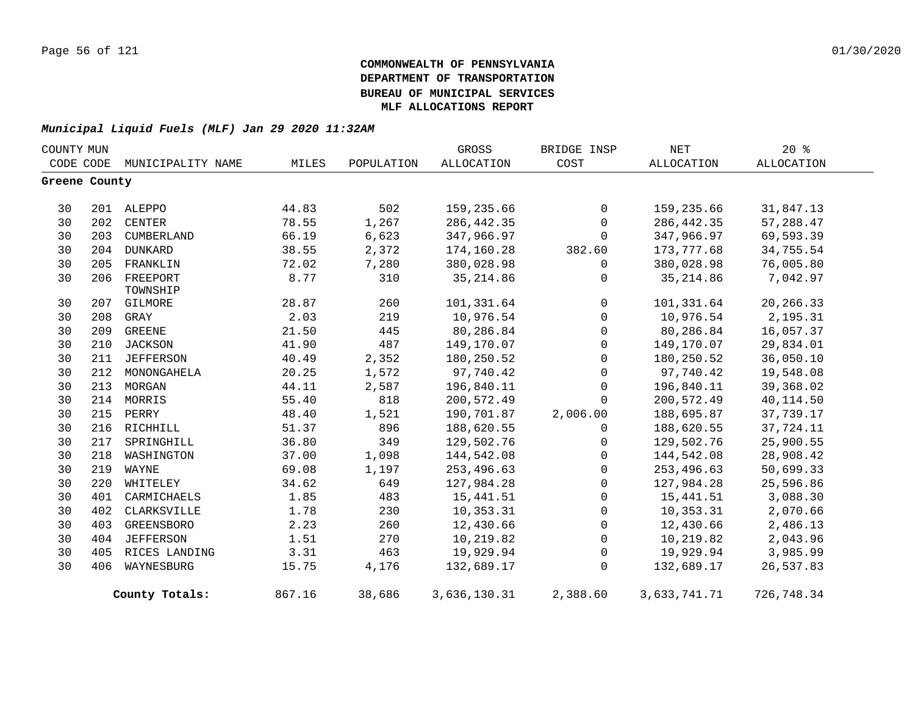**COMMONWEALTH OF PENNSYLVANIA**
**DEPARTMENT OF TRANSPORTATION**
**BUREAU OF MUNICIPAL SERVICES**
**MLF ALLOCATIONS REPORT**

***Municipal Liquid Fuels (MLF) Jan 29 2020 11:32AM***

| COUNTY CODE | MUN CODE | MUNICIPALITY NAME | MILES | POPULATION | GROSS ALLOCATION | BRIDGE INSP COST | NET ALLOCATION | 20 % ALLOCATION |
|---|---|---|---|---|---|---|---|---|
| **Greene County** | | | | | | | | |
| 30 | 201 | ALEPPO | 44.83 | 502 | 159,235.66 | 0 | 159,235.66 | 31,847.13 |
| 30 | 202 | CENTER | 78.55 | 1,267 | 286,442.35 | 0 | 286,442.35 | 57,288.47 |
| 30 | 203 | CUMBERLAND | 66.19 | 6,623 | 347,966.97 | 0 | 347,966.97 | 69,593.39 |
| 30 | 204 | DUNKARD | 38.55 | 2,372 | 174,160.28 | 382.60 | 173,777.68 | 34,755.54 |
| 30 | 205 | FRANKLIN | 72.02 | 7,280 | 380,028.98 | 0 | 380,028.98 | 76,005.80 |
| 30 | 206 | FREEPORT TOWNSHIP | 8.77 | 310 | 35,214.86 | 0 | 35,214.86 | 7,042.97 |
| 30 | 207 | GILMORE | 28.87 | 260 | 101,331.64 | 0 | 101,331.64 | 20,266.33 |
| 30 | 208 | GRAY | 2.03 | 219 | 10,976.54 | 0 | 10,976.54 | 2,195.31 |
| 30 | 209 | GREENE | 21.50 | 445 | 80,286.84 | 0 | 80,286.84 | 16,057.37 |
| 30 | 210 | JACKSON | 41.90 | 487 | 149,170.07 | 0 | 149,170.07 | 29,834.01 |
| 30 | 211 | JEFFERSON | 40.49 | 2,352 | 180,250.52 | 0 | 180,250.52 | 36,050.10 |
| 30 | 212 | MONONGAHELA | 20.25 | 1,572 | 97,740.42 | 0 | 97,740.42 | 19,548.08 |
| 30 | 213 | MORGAN | 44.11 | 2,587 | 196,840.11 | 0 | 196,840.11 | 39,368.02 |
| 30 | 214 | MORRIS | 55.40 | 818 | 200,572.49 | 0 | 200,572.49 | 40,114.50 |
| 30 | 215 | PERRY | 48.40 | 1,521 | 190,701.87 | 2,006.00 | 188,695.87 | 37,739.17 |
| 30 | 216 | RICHHILL | 51.37 | 896 | 188,620.55 | 0 | 188,620.55 | 37,724.11 |
| 30 | 217 | SPRINGHILL | 36.80 | 349 | 129,502.76 | 0 | 129,502.76 | 25,900.55 |
| 30 | 218 | WASHINGTON | 37.00 | 1,098 | 144,542.08 | 0 | 144,542.08 | 28,908.42 |
| 30 | 219 | WAYNE | 69.08 | 1,197 | 253,496.63 | 0 | 253,496.63 | 50,699.33 |
| 30 | 220 | WHITELEY | 34.62 | 649 | 127,984.28 | 0 | 127,984.28 | 25,596.86 |
| 30 | 401 | CARMICHAELS | 1.85 | 483 | 15,441.51 | 0 | 15,441.51 | 3,088.30 |
| 30 | 402 | CLARKSVILLE | 1.78 | 230 | 10,353.31 | 0 | 10,353.31 | 2,070.66 |
| 30 | 403 | GREENSBORO | 2.23 | 260 | 12,430.66 | 0 | 12,430.66 | 2,486.13 |
| 30 | 404 | JEFFERSON | 1.51 | 270 | 10,219.82 | 0 | 10,219.82 | 2,043.96 |
| 30 | 405 | RICES LANDING | 3.31 | 463 | 19,929.94 | 0 | 19,929.94 | 3,985.99 |
| 30 | 406 | WAYNESBURG | 15.75 | 4,176 | 132,689.17 | 0 | 132,689.17 | 26,537.83 |
| | | **County Totals:** | 867.16 | 38,686 | 3,636,130.31 | 2,388.60 | 3,633,741.71 | 726,748.34 |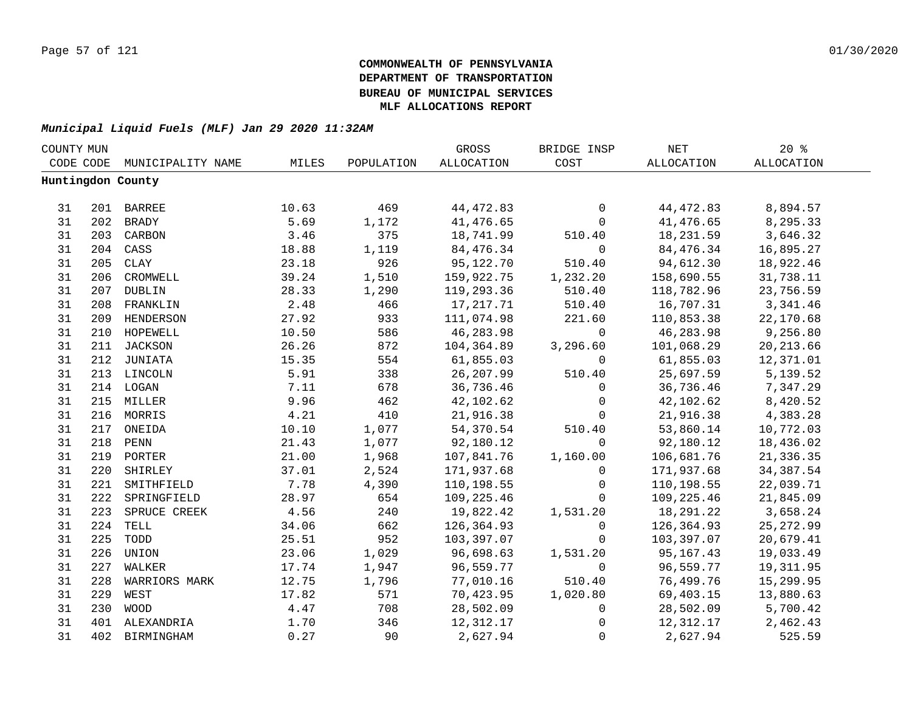**COMMONWEALTH OF PENNSYLVANIA**
**DEPARTMENT OF TRANSPORTATION**
**BUREAU OF MUNICIPAL SERVICES**
**MLF ALLOCATIONS REPORT**

***Municipal Liquid Fuels (MLF) Jan 29 2020 11:32AM***

| COUNTY CODE | MUN CODE | MUNICIPALITY NAME | MILES | POPULATION | GROSS ALLOCATION | BRIDGE INSP COST | NET ALLOCATION | 20 % ALLOCATION |
|---|---|---|---|---|---|---|---|---|
| **Huntingdon County** | | | | | | | | |
| 31 | 201 | BARREE | 10.63 | 469 | 44,472.83 | 0 | 44,472.83 | 8,894.57 |
| 31 | 202 | BRADY | 5.69 | 1,172 | 41,476.65 | 0 | 41,476.65 | 8,295.33 |
| 31 | 203 | CARBON | 3.46 | 375 | 18,741.99 | 510.40 | 18,231.59 | 3,646.32 |
| 31 | 204 | CASS | 18.88 | 1,119 | 84,476.34 | 0 | 84,476.34 | 16,895.27 |
| 31 | 205 | CLAY | 23.18 | 926 | 95,122.70 | 510.40 | 94,612.30 | 18,922.46 |
| 31 | 206 | CROMWELL | 39.24 | 1,510 | 159,922.75 | 1,232.20 | 158,690.55 | 31,738.11 |
| 31 | 207 | DUBLIN | 28.33 | 1,290 | 119,293.36 | 510.40 | 118,782.96 | 23,756.59 |
| 31 | 208 | FRANKLIN | 2.48 | 466 | 17,217.71 | 510.40 | 16,707.31 | 3,341.46 |
| 31 | 209 | HENDERSON | 27.92 | 933 | 111,074.98 | 221.60 | 110,853.38 | 22,170.68 |
| 31 | 210 | HOPEWELL | 10.50 | 586 | 46,283.98 | 0 | 46,283.98 | 9,256.80 |
| 31 | 211 | JACKSON | 26.26 | 872 | 104,364.89 | 3,296.60 | 101,068.29 | 20,213.66 |
| 31 | 212 | JUNIATA | 15.35 | 554 | 61,855.03 | 0 | 61,855.03 | 12,371.01 |
| 31 | 213 | LINCOLN | 5.91 | 338 | 26,207.99 | 510.40 | 25,697.59 | 5,139.52 |
| 31 | 214 | LOGAN | 7.11 | 678 | 36,736.46 | 0 | 36,736.46 | 7,347.29 |
| 31 | 215 | MILLER | 9.96 | 462 | 42,102.62 | 0 | 42,102.62 | 8,420.52 |
| 31 | 216 | MORRIS | 4.21 | 410 | 21,916.38 | 0 | 21,916.38 | 4,383.28 |
| 31 | 217 | ONEIDA | 10.10 | 1,077 | 54,370.54 | 510.40 | 53,860.14 | 10,772.03 |
| 31 | 218 | PENN | 21.43 | 1,077 | 92,180.12 | 0 | 92,180.12 | 18,436.02 |
| 31 | 219 | PORTER | 21.00 | 1,968 | 107,841.76 | 1,160.00 | 106,681.76 | 21,336.35 |
| 31 | 220 | SHIRLEY | 37.01 | 2,524 | 171,937.68 | 0 | 171,937.68 | 34,387.54 |
| 31 | 221 | SMITHFIELD | 7.78 | 4,390 | 110,198.55 | 0 | 110,198.55 | 22,039.71 |
| 31 | 222 | SPRINGFIELD | 28.97 | 654 | 109,225.46 | 0 | 109,225.46 | 21,845.09 |
| 31 | 223 | SPRUCE CREEK | 4.56 | 240 | 19,822.42 | 1,531.20 | 18,291.22 | 3,658.24 |
| 31 | 224 | TELL | 34.06 | 662 | 126,364.93 | 0 | 126,364.93 | 25,272.99 |
| 31 | 225 | TODD | 25.51 | 952 | 103,397.07 | 0 | 103,397.07 | 20,679.41 |
| 31 | 226 | UNION | 23.06 | 1,029 | 96,698.63 | 1,531.20 | 95,167.43 | 19,033.49 |
| 31 | 227 | WALKER | 17.74 | 1,947 | 96,559.77 | 0 | 96,559.77 | 19,311.95 |
| 31 | 228 | WARRIORS MARK | 12.75 | 1,796 | 77,010.16 | 510.40 | 76,499.76 | 15,299.95 |
| 31 | 229 | WEST | 17.82 | 571 | 70,423.95 | 1,020.80 | 69,403.15 | 13,880.63 |
| 31 | 230 | WOOD | 4.47 | 708 | 28,502.09 | 0 | 28,502.09 | 5,700.42 |
| 31 | 401 | ALEXANDRIA | 1.70 | 346 | 12,312.17 | 0 | 12,312.17 | 2,462.43 |
| 31 | 402 | BIRMINGHAM | 0.27 | 90 | 2,627.94 | 0 | 2,627.94 | 525.59 |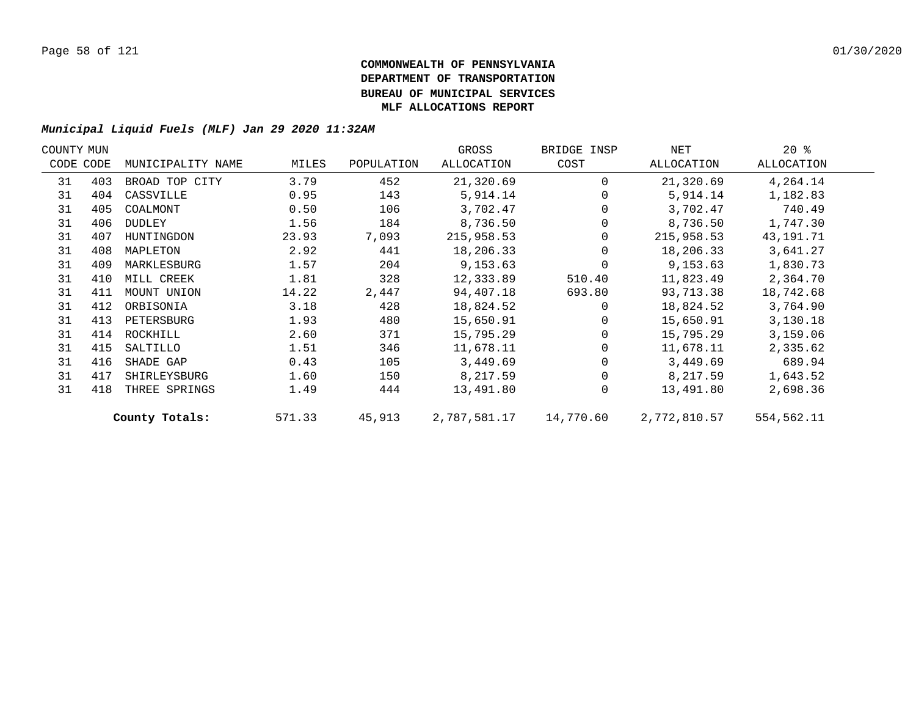**COMMONWEALTH OF PENNSYLVANIA**
**DEPARTMENT OF TRANSPORTATION**
**BUREAU OF MUNICIPAL SERVICES**
**MLF ALLOCATIONS REPORT**

***Municipal Liquid Fuels (MLF) Jan 29 2020 11:32AM***

| COUNTY CODE | MUN CODE | MUNICIPALITY NAME | MILES | POPULATION | GROSS ALLOCATION | BRIDGE INSP COST | NET ALLOCATION | 20 % ALLOCATION |
|---|---|---|---|---|---|---|---|---|
| 31 | 403 | BROAD TOP CITY | 3.79 | 452 | 21,320.69 | 0 | 21,320.69 | 4,264.14 |
| 31 | 404 | CASSVILLE | 0.95 | 143 | 5,914.14 | 0 | 5,914.14 | 1,182.83 |
| 31 | 405 | COALMONT | 0.50 | 106 | 3,702.47 | 0 | 3,702.47 | 740.49 |
| 31 | 406 | DUDLEY | 1.56 | 184 | 8,736.50 | 0 | 8,736.50 | 1,747.30 |
| 31 | 407 | HUNTINGDON | 23.93 | 7,093 | 215,958.53 | 0 | 215,958.53 | 43,191.71 |
| 31 | 408 | MAPLETON | 2.92 | 441 | 18,206.33 | 0 | 18,206.33 | 3,641.27 |
| 31 | 409 | MARKLESBURG | 1.57 | 204 | 9,153.63 | 0 | 9,153.63 | 1,830.73 |
| 31 | 410 | MILL CREEK | 1.81 | 328 | 12,333.89 | 510.40 | 11,823.49 | 2,364.70 |
| 31 | 411 | MOUNT UNION | 14.22 | 2,447 | 94,407.18 | 693.80 | 93,713.38 | 18,742.68 |
| 31 | 412 | ORBISONIA | 3.18 | 428 | 18,824.52 | 0 | 18,824.52 | 3,764.90 |
| 31 | 413 | PETERSBURG | 1.93 | 480 | 15,650.91 | 0 | 15,650.91 | 3,130.18 |
| 31 | 414 | ROCKHILL | 2.60 | 371 | 15,795.29 | 0 | 15,795.29 | 3,159.06 |
| 31 | 415 | SALTILLO | 1.51 | 346 | 11,678.11 | 0 | 11,678.11 | 2,335.62 |
| 31 | 416 | SHADE GAP | 0.43 | 105 | 3,449.69 | 0 | 3,449.69 | 689.94 |
| 31 | 417 | SHIRLEYSBURG | 1.60 | 150 | 8,217.59 | 0 | 8,217.59 | 1,643.52 |
| 31 | 418 | THREE SPRINGS | 1.49 | 444 | 13,491.80 | 0 | 13,491.80 | 2,698.36 |
| | | **County Totals:** | 571.33 | 45,913 | 2,787,581.17 | 14,770.60 | 2,772,810.57 | 554,562.11 |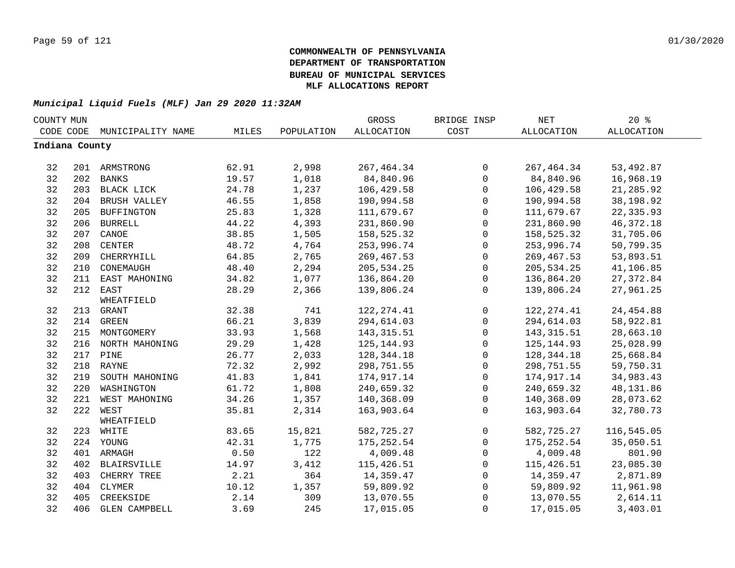**COMMONWEALTH OF PENNSYLVANIA**
**DEPARTMENT OF TRANSPORTATION**
**BUREAU OF MUNICIPAL SERVICES**
**MLF ALLOCATIONS REPORT**

***Municipal Liquid Fuels (MLF) Jan 29 2020 11:32AM***

| COUNTY CODE | MUN CODE | MUNICIPALITY NAME | MILES | POPULATION | GROSS ALLOCATION | BRIDGE INSP COST | NET ALLOCATION | 20 % ALLOCATION |
|---|---|---|---|---|---|---|---|---|
| **Indiana County** | | | | | | | | |
| 32 | 201 | ARMSTRONG | 62.91 | 2,998 | 267,464.34 | 0 | 267,464.34 | 53,492.87 |
| 32 | 202 | BANKS | 19.57 | 1,018 | 84,840.96 | 0 | 84,840.96 | 16,968.19 |
| 32 | 203 | BLACK LICK | 24.78 | 1,237 | 106,429.58 | 0 | 106,429.58 | 21,285.92 |
| 32 | 204 | BRUSH VALLEY | 46.55 | 1,858 | 190,994.58 | 0 | 190,994.58 | 38,198.92 |
| 32 | 205 | BUFFINGTON | 25.83 | 1,328 | 111,679.67 | 0 | 111,679.67 | 22,335.93 |
| 32 | 206 | BURRELL | 44.22 | 4,393 | 231,860.90 | 0 | 231,860.90 | 46,372.18 |
| 32 | 207 | CANOE | 38.85 | 1,505 | 158,525.32 | 0 | 158,525.32 | 31,705.06 |
| 32 | 208 | CENTER | 48.72 | 4,764 | 253,996.74 | 0 | 253,996.74 | 50,799.35 |
| 32 | 209 | CHERRYHILL | 64.85 | 2,765 | 269,467.53 | 0 | 269,467.53 | 53,893.51 |
| 32 | 210 | CONEMAUGH | 48.40 | 2,294 | 205,534.25 | 0 | 205,534.25 | 41,106.85 |
| 32 | 211 | EAST MAHONING | 34.82 | 1,077 | 136,864.20 | 0 | 136,864.20 | 27,372.84 |
| 32 | 212 | EAST WHEATFIELD | 28.29 | 2,366 | 139,806.24 | 0 | 139,806.24 | 27,961.25 |
| 32 | 213 | GRANT | 32.38 | 741 | 122,274.41 | 0 | 122,274.41 | 24,454.88 |
| 32 | 214 | GREEN | 66.21 | 3,839 | 294,614.03 | 0 | 294,614.03 | 58,922.81 |
| 32 | 215 | MONTGOMERY | 33.93 | 1,568 | 143,315.51 | 0 | 143,315.51 | 28,663.10 |
| 32 | 216 | NORTH MAHONING | 29.29 | 1,428 | 125,144.93 | 0 | 125,144.93 | 25,028.99 |
| 32 | 217 | PINE | 26.77 | 2,033 | 128,344.18 | 0 | 128,344.18 | 25,668.84 |
| 32 | 218 | RAYNE | 72.32 | 2,992 | 298,751.55 | 0 | 298,751.55 | 59,750.31 |
| 32 | 219 | SOUTH MAHONING | 41.83 | 1,841 | 174,917.14 | 0 | 174,917.14 | 34,983.43 |
| 32 | 220 | WASHINGTON | 61.72 | 1,808 | 240,659.32 | 0 | 240,659.32 | 48,131.86 |
| 32 | 221 | WEST MAHONING | 34.26 | 1,357 | 140,368.09 | 0 | 140,368.09 | 28,073.62 |
| 32 | 222 | WEST WHEATFIELD | 35.81 | 2,314 | 163,903.64 | 0 | 163,903.64 | 32,780.73 |
| 32 | 223 | WHITE | 83.65 | 15,821 | 582,725.27 | 0 | 582,725.27 | 116,545.05 |
| 32 | 224 | YOUNG | 42.31 | 1,775 | 175,252.54 | 0 | 175,252.54 | 35,050.51 |
| 32 | 401 | ARMAGH | 0.50 | 122 | 4,009.48 | 0 | 4,009.48 | 801.90 |
| 32 | 402 | BLAIRSVILLE | 14.97 | 3,412 | 115,426.51 | 0 | 115,426.51 | 23,085.30 |
| 32 | 403 | CHERRY TREE | 2.21 | 364 | 14,359.47 | 0 | 14,359.47 | 2,871.89 |
| 32 | 404 | CLYMER | 10.12 | 1,357 | 59,809.92 | 0 | 59,809.92 | 11,961.98 |
| 32 | 405 | CREEKSIDE | 2.14 | 309 | 13,070.55 | 0 | 13,070.55 | 2,614.11 |
| 32 | 406 | GLEN CAMPBELL | 3.69 | 245 | 17,015.05 | 0 | 17,015.05 | 3,403.01 |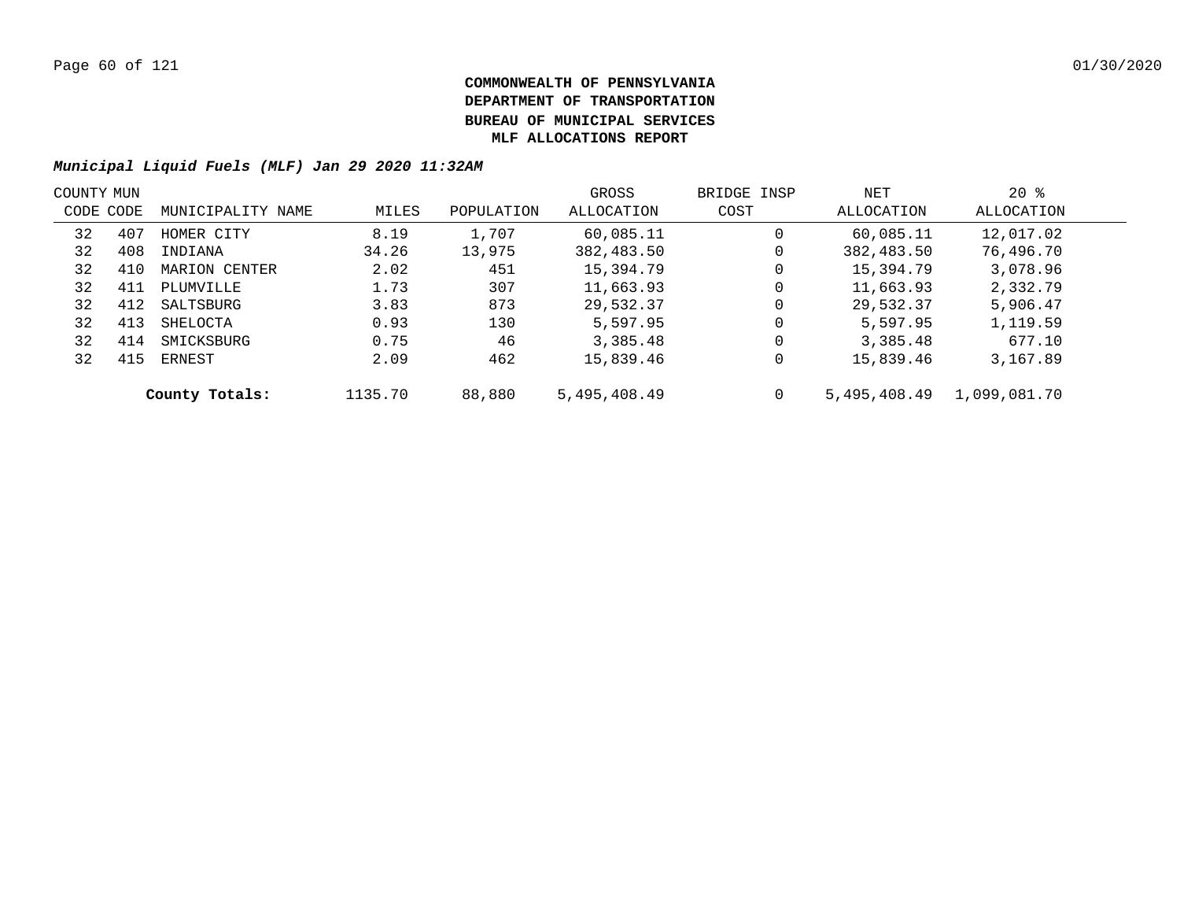**COMMONWEALTH OF PENNSYLVANIA**
**DEPARTMENT OF TRANSPORTATION**
**BUREAU OF MUNICIPAL SERVICES**
**MLF ALLOCATIONS REPORT**

***Municipal Liquid Fuels (MLF) Jan 29 2020 11:32AM***

| COUNTY CODE | MUN CODE | MUNICIPALITY NAME | MILES | POPULATION | GROSS ALLOCATION | BRIDGE INSP COST | NET ALLOCATION | 20 % ALLOCATION |
|---|---|---|---|---|---|---|---|---|
| 32 | 407 | HOMER CITY | 8.19 | 1,707 | 60,085.11 | 0 | 60,085.11 | 12,017.02 |
| 32 | 408 | INDIANA | 34.26 | 13,975 | 382,483.50 | 0 | 382,483.50 | 76,496.70 |
| 32 | 410 | MARION CENTER | 2.02 | 451 | 15,394.79 | 0 | 15,394.79 | 3,078.96 |
| 32 | 411 | PLUMVILLE | 1.73 | 307 | 11,663.93 | 0 | 11,663.93 | 2,332.79 |
| 32 | 412 | SALTSBURG | 3.83 | 873 | 29,532.37 | 0 | 29,532.37 | 5,906.47 |
| 32 | 413 | SHELOCTA | 0.93 | 130 | 5,597.95 | 0 | 5,597.95 | 1,119.59 |
| 32 | 414 | SMICKSBURG | 0.75 | 46 | 3,385.48 | 0 | 3,385.48 | 677.10 |
| 32 | 415 | ERNEST | 2.09 | 462 | 15,839.46 | 0 | 15,839.46 | 3,167.89 |
| | | **County Totals:** | 1135.70 | 88,880 | 5,495,408.49 | 0 | 5,495,408.49 | 1,099,081.70 |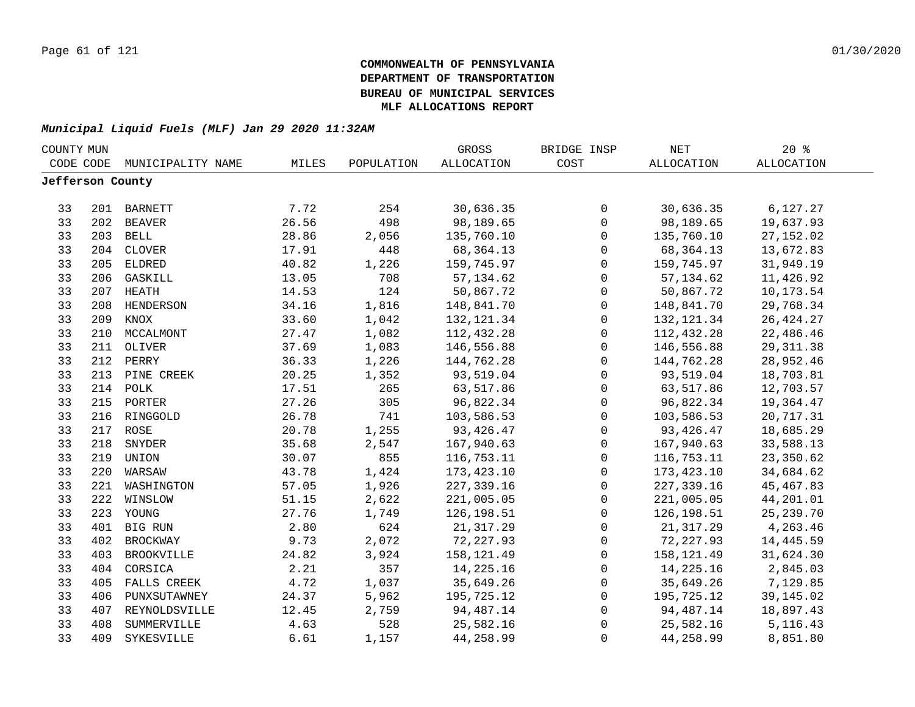**COMMONWEALTH OF PENNSYLVANIA**
**DEPARTMENT OF TRANSPORTATION**
**BUREAU OF MUNICIPAL SERVICES**
**MLF ALLOCATIONS REPORT**

***Municipal Liquid Fuels (MLF) Jan 29 2020 11:32AM***

| COUNTY CODE | MUN CODE | MUNICIPALITY NAME | MILES | POPULATION | GROSS ALLOCATION | BRIDGE INSP COST | NET ALLOCATION | 20 % ALLOCATION |
|---|---|---|---|---|---|---|---|---|
| **Jefferson County** | | | | | | | | |
| 33 | 201 | BARNETT | 7.72 | 254 | 30,636.35 | 0 | 30,636.35 | 6,127.27 |
| 33 | 202 | BEAVER | 26.56 | 498 | 98,189.65 | 0 | 98,189.65 | 19,637.93 |
| 33 | 203 | BELL | 28.86 | 2,056 | 135,760.10 | 0 | 135,760.10 | 27,152.02 |
| 33 | 204 | CLOVER | 17.91 | 448 | 68,364.13 | 0 | 68,364.13 | 13,672.83 |
| 33 | 205 | ELDRED | 40.82 | 1,226 | 159,745.97 | 0 | 159,745.97 | 31,949.19 |
| 33 | 206 | GASKILL | 13.05 | 708 | 57,134.62 | 0 | 57,134.62 | 11,426.92 |
| 33 | 207 | HEATH | 14.53 | 124 | 50,867.72 | 0 | 50,867.72 | 10,173.54 |
| 33 | 208 | HENDERSON | 34.16 | 1,816 | 148,841.70 | 0 | 148,841.70 | 29,768.34 |
| 33 | 209 | KNOX | 33.60 | 1,042 | 132,121.34 | 0 | 132,121.34 | 26,424.27 |
| 33 | 210 | MCCALMONT | 27.47 | 1,082 | 112,432.28 | 0 | 112,432.28 | 22,486.46 |
| 33 | 211 | OLIVER | 37.69 | 1,083 | 146,556.88 | 0 | 146,556.88 | 29,311.38 |
| 33 | 212 | PERRY | 36.33 | 1,226 | 144,762.28 | 0 | 144,762.28 | 28,952.46 |
| 33 | 213 | PINE CREEK | 20.25 | 1,352 | 93,519.04 | 0 | 93,519.04 | 18,703.81 |
| 33 | 214 | POLK | 17.51 | 265 | 63,517.86 | 0 | 63,517.86 | 12,703.57 |
| 33 | 215 | PORTER | 27.26 | 305 | 96,822.34 | 0 | 96,822.34 | 19,364.47 |
| 33 | 216 | RINGGOLD | 26.78 | 741 | 103,586.53 | 0 | 103,586.53 | 20,717.31 |
| 33 | 217 | ROSE | 20.78 | 1,255 | 93,426.47 | 0 | 93,426.47 | 18,685.29 |
| 33 | 218 | SNYDER | 35.68 | 2,547 | 167,940.63 | 0 | 167,940.63 | 33,588.13 |
| 33 | 219 | UNION | 30.07 | 855 | 116,753.11 | 0 | 116,753.11 | 23,350.62 |
| 33 | 220 | WARSAW | 43.78 | 1,424 | 173,423.10 | 0 | 173,423.10 | 34,684.62 |
| 33 | 221 | WASHINGTON | 57.05 | 1,926 | 227,339.16 | 0 | 227,339.16 | 45,467.83 |
| 33 | 222 | WINSLOW | 51.15 | 2,622 | 221,005.05 | 0 | 221,005.05 | 44,201.01 |
| 33 | 223 | YOUNG | 27.76 | 1,749 | 126,198.51 | 0 | 126,198.51 | 25,239.70 |
| 33 | 401 | BIG RUN | 2.80 | 624 | 21,317.29 | 0 | 21,317.29 | 4,263.46 |
| 33 | 402 | BROCKWAY | 9.73 | 2,072 | 72,227.93 | 0 | 72,227.93 | 14,445.59 |
| 33 | 403 | BROOKVILLE | 24.82 | 3,924 | 158,121.49 | 0 | 158,121.49 | 31,624.30 |
| 33 | 404 | CORSICA | 2.21 | 357 | 14,225.16 | 0 | 14,225.16 | 2,845.03 |
| 33 | 405 | FALLS CREEK | 4.72 | 1,037 | 35,649.26 | 0 | 35,649.26 | 7,129.85 |
| 33 | 406 | PUNXSUTAWNEY | 24.37 | 5,962 | 195,725.12 | 0 | 195,725.12 | 39,145.02 |
| 33 | 407 | REYNOLDSVILLE | 12.45 | 2,759 | 94,487.14 | 0 | 94,487.14 | 18,897.43 |
| 33 | 408 | SUMMERVILLE | 4.63 | 528 | 25,582.16 | 0 | 25,582.16 | 5,116.43 |
| 33 | 409 | SYKESVILLE | 6.61 | 1,157 | 44,258.99 | 0 | 44,258.99 | 8,851.80 |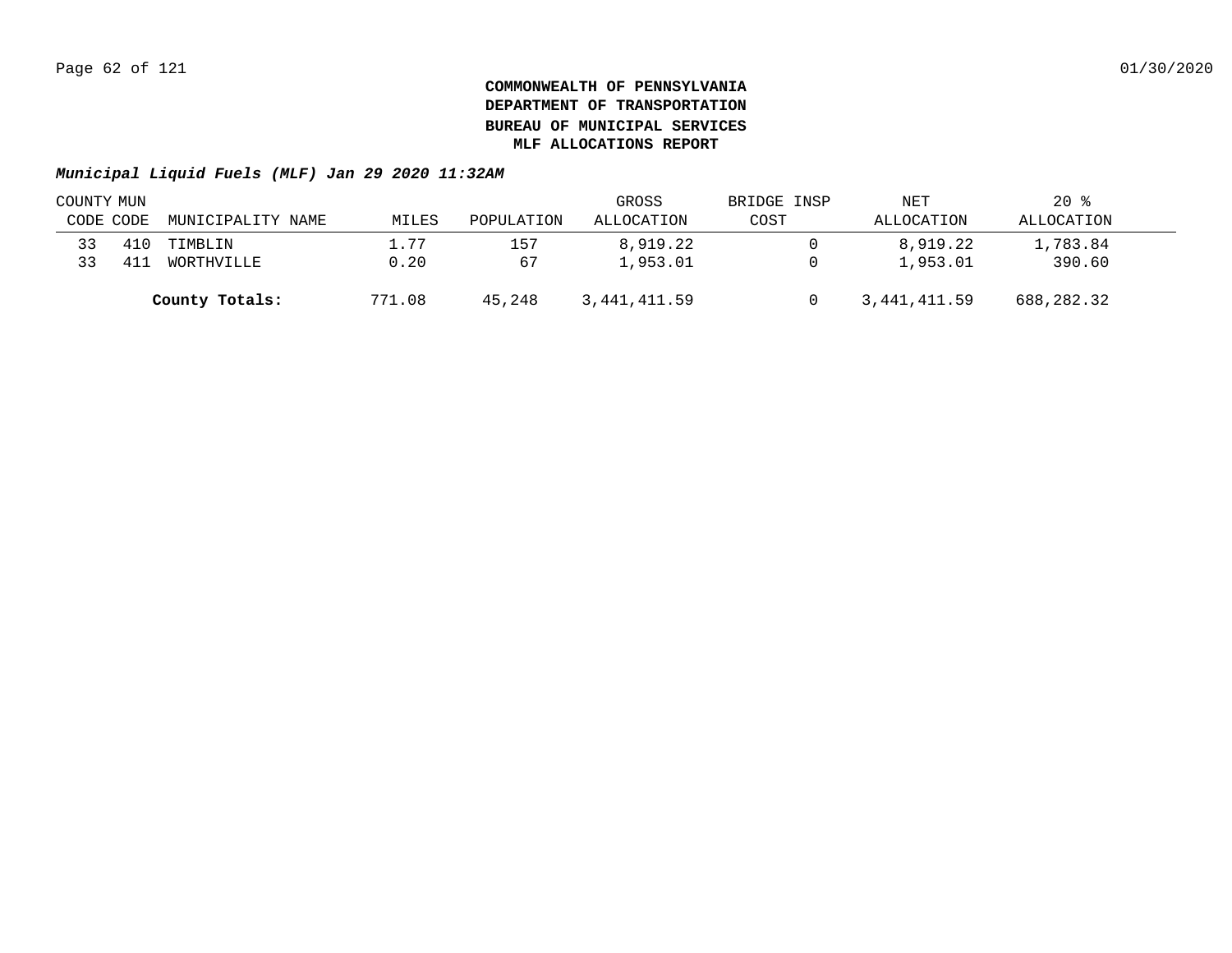**COMMONWEALTH OF PENNSYLVANIA**
**DEPARTMENT OF TRANSPORTATION**
**BUREAU OF MUNICIPAL SERVICES**
**MLF ALLOCATIONS REPORT**

***Municipal Liquid Fuels (MLF) Jan 29 2020 11:32AM***

| COUNTY CODE | MUN CODE | MUNICIPALITY NAME | MILES | POPULATION | GROSS ALLOCATION | BRIDGE INSP COST | NET ALLOCATION | 20 % ALLOCATION |
|---|---|---|---|---|---|---|---|---|
| 33 | 410 | TIMBLIN | 1.77 | 157 | 8,919.22 | 0 | 8,919.22 | 1,783.84 |
| 33 | 411 | WORTHVILLE | 0.20 | 67 | 1,953.01 | 0 | 1,953.01 | 390.60 |
| | | **County Totals:** | 771.08 | 45,248 | 3,441,411.59 | 0 | 3,441,411.59 | 688,282.32 |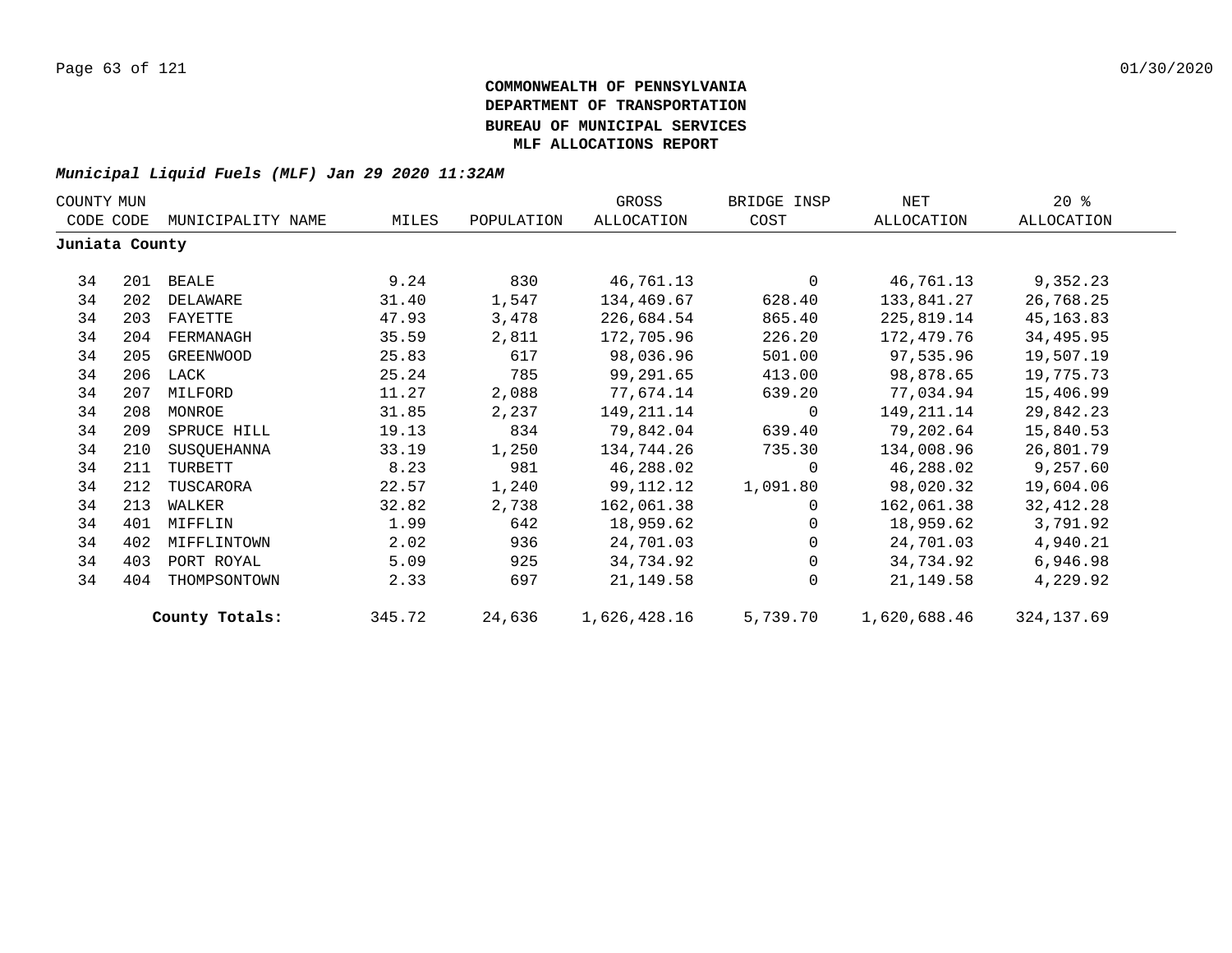**COMMONWEALTH OF PENNSYLVANIA**
**DEPARTMENT OF TRANSPORTATION**
**BUREAU OF MUNICIPAL SERVICES**
**MLF ALLOCATIONS REPORT**

***Municipal Liquid Fuels (MLF) Jan 29 2020 11:32AM***

| COUNTY CODE | MUN CODE | MUNICIPALITY NAME | MILES | POPULATION | GROSS ALLOCATION | BRIDGE INSP COST | NET ALLOCATION | 20 % ALLOCATION |
|---|---|---|---|---|---|---|---|---|
| **Juniata County** | | | | | | | | |
| 34 | 201 | BEALE | 9.24 | 830 | 46,761.13 | 0 | 46,761.13 | 9,352.23 |
| 34 | 202 | DELAWARE | 31.40 | 1,547 | 134,469.67 | 628.40 | 133,841.27 | 26,768.25 |
| 34 | 203 | FAYETTE | 47.93 | 3,478 | 226,684.54 | 865.40 | 225,819.14 | 45,163.83 |
| 34 | 204 | FERMANAGH | 35.59 | 2,811 | 172,705.96 | 226.20 | 172,479.76 | 34,495.95 |
| 34 | 205 | GREENWOOD | 25.83 | 617 | 98,036.96 | 501.00 | 97,535.96 | 19,507.19 |
| 34 | 206 | LACK | 25.24 | 785 | 99,291.65 | 413.00 | 98,878.65 | 19,775.73 |
| 34 | 207 | MILFORD | 11.27 | 2,088 | 77,674.14 | 639.20 | 77,034.94 | 15,406.99 |
| 34 | 208 | MONROE | 31.85 | 2,237 | 149,211.14 | 0 | 149,211.14 | 29,842.23 |
| 34 | 209 | SPRUCE HILL | 19.13 | 834 | 79,842.04 | 639.40 | 79,202.64 | 15,840.53 |
| 34 | 210 | SUSQUEHANNA | 33.19 | 1,250 | 134,744.26 | 735.30 | 134,008.96 | 26,801.79 |
| 34 | 211 | TURBETT | 8.23 | 981 | 46,288.02 | 0 | 46,288.02 | 9,257.60 |
| 34 | 212 | TUSCARORA | 22.57 | 1,240 | 99,112.12 | 1,091.80 | 98,020.32 | 19,604.06 |
| 34 | 213 | WALKER | 32.82 | 2,738 | 162,061.38 | 0 | 162,061.38 | 32,412.28 |
| 34 | 401 | MIFFLIN | 1.99 | 642 | 18,959.62 | 0 | 18,959.62 | 3,791.92 |
| 34 | 402 | MIFFLINTOWN | 2.02 | 936 | 24,701.03 | 0 | 24,701.03 | 4,940.21 |
| 34 | 403 | PORT ROYAL | 5.09 | 925 | 34,734.92 | 0 | 34,734.92 | 6,946.98 |
| 34 | 404 | THOMPSONTOWN | 2.33 | 697 | 21,149.58 | 0 | 21,149.58 | 4,229.92 |
| | | **County Totals:** | 345.72 | 24,636 | 1,626,428.16 | 5,739.70 | 1,620,688.46 | 324,137.69 |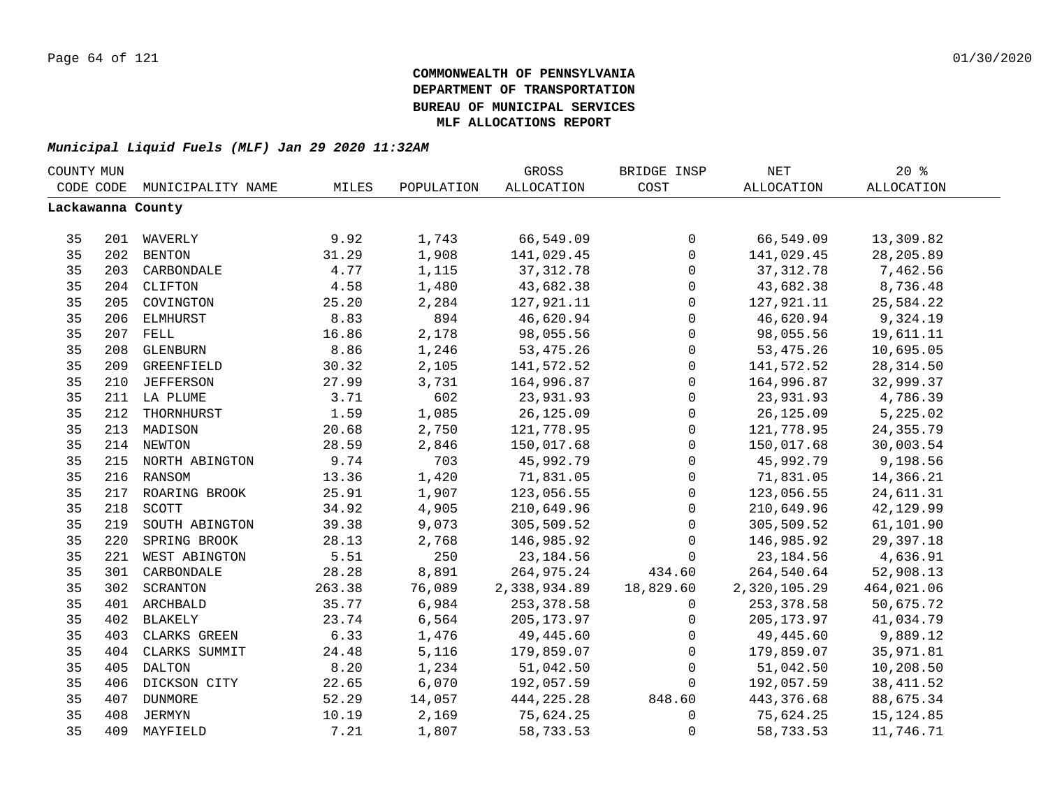# COMMONWEALTH OF PENNSYLVANIA
# DEPARTMENT OF TRANSPORTATION
# BUREAU OF MUNICIPAL SERVICES
# MLF ALLOCATIONS REPORT

***Municipal Liquid Fuels (MLF) Jan 29 2020 11:32AM***

**Lackawanna County**

| COUNTY CODE | MUN CODE | MUNICIPALITY NAME | MILES | POPULATION | GROSS ALLOCATION | BRIDGE INSP COST | NET ALLOCATION | 20 % ALLOCATION |
|---|---|---|---|---|---|---|---|---|
| 35 | 201 | WAVERLY | 9.92 | 1,743 | 66,549.09 | 0 | 66,549.09 | 13,309.82 |
| 35 | 202 | BENTON | 31.29 | 1,908 | 141,029.45 | 0 | 141,029.45 | 28,205.89 |
| 35 | 203 | CARBONDALE | 4.77 | 1,115 | 37,312.78 | 0 | 37,312.78 | 7,462.56 |
| 35 | 204 | CLIFTON | 4.58 | 1,480 | 43,682.38 | 0 | 43,682.38 | 8,736.48 |
| 35 | 205 | COVINGTON | 25.20 | 2,284 | 127,921.11 | 0 | 127,921.11 | 25,584.22 |
| 35 | 206 | ELMHURST | 8.83 | 894 | 46,620.94 | 0 | 46,620.94 | 9,324.19 |
| 35 | 207 | FELL | 16.86 | 2,178 | 98,055.56 | 0 | 98,055.56 | 19,611.11 |
| 35 | 208 | GLENBURN | 8.86 | 1,246 | 53,475.26 | 0 | 53,475.26 | 10,695.05 |
| 35 | 209 | GREENFIELD | 30.32 | 2,105 | 141,572.52 | 0 | 141,572.52 | 28,314.50 |
| 35 | 210 | JEFFERSON | 27.99 | 3,731 | 164,996.87 | 0 | 164,996.87 | 32,999.37 |
| 35 | 211 | LA PLUME | 3.71 | 602 | 23,931.93 | 0 | 23,931.93 | 4,786.39 |
| 35 | 212 | THORNHURST | 1.59 | 1,085 | 26,125.09 | 0 | 26,125.09 | 5,225.02 |
| 35 | 213 | MADISON | 20.68 | 2,750 | 121,778.95 | 0 | 121,778.95 | 24,355.79 |
| 35 | 214 | NEWTON | 28.59 | 2,846 | 150,017.68 | 0 | 150,017.68 | 30,003.54 |
| 35 | 215 | NORTH ABINGTON | 9.74 | 703 | 45,992.79 | 0 | 45,992.79 | 9,198.56 |
| 35 | 216 | RANSOM | 13.36 | 1,420 | 71,831.05 | 0 | 71,831.05 | 14,366.21 |
| 35 | 217 | ROARING BROOK | 25.91 | 1,907 | 123,056.55 | 0 | 123,056.55 | 24,611.31 |
| 35 | 218 | SCOTT | 34.92 | 4,905 | 210,649.96 | 0 | 210,649.96 | 42,129.99 |
| 35 | 219 | SOUTH ABINGTON | 39.38 | 9,073 | 305,509.52 | 0 | 305,509.52 | 61,101.90 |
| 35 | 220 | SPRING BROOK | 28.13 | 2,768 | 146,985.92 | 0 | 146,985.92 | 29,397.18 |
| 35 | 221 | WEST ABINGTON | 5.51 | 250 | 23,184.56 | 0 | 23,184.56 | 4,636.91 |
| 35 | 301 | CARBONDALE | 28.28 | 8,891 | 264,975.24 | 434.60 | 264,540.64 | 52,908.13 |
| 35 | 302 | SCRANTON | 263.38 | 76,089 | 2,338,934.89 | 18,829.60 | 2,320,105.29 | 464,021.06 |
| 35 | 401 | ARCHBALD | 35.77 | 6,984 | 253,378.58 | 0 | 253,378.58 | 50,675.72 |
| 35 | 402 | BLAKELY | 23.74 | 6,564 | 205,173.97 | 0 | 205,173.97 | 41,034.79 |
| 35 | 403 | CLARKS GREEN | 6.33 | 1,476 | 49,445.60 | 0 | 49,445.60 | 9,889.12 |
| 35 | 404 | CLARKS SUMMIT | 24.48 | 5,116 | 179,859.07 | 0 | 179,859.07 | 35,971.81 |
| 35 | 405 | DALTON | 8.20 | 1,234 | 51,042.50 | 0 | 51,042.50 | 10,208.50 |
| 35 | 406 | DICKSON CITY | 22.65 | 6,070 | 192,057.59 | 0 | 192,057.59 | 38,411.52 |
| 35 | 407 | DUNMORE | 52.29 | 14,057 | 444,225.28 | 848.60 | 443,376.68 | 88,675.34 |
| 35 | 408 | JERMYN | 10.19 | 2,169 | 75,624.25 | 0 | 75,624.25 | 15,124.85 |
| 35 | 409 | MAYFIELD | 7.21 | 1,807 | 58,733.53 | 0 | 58,733.53 | 11,746.71 |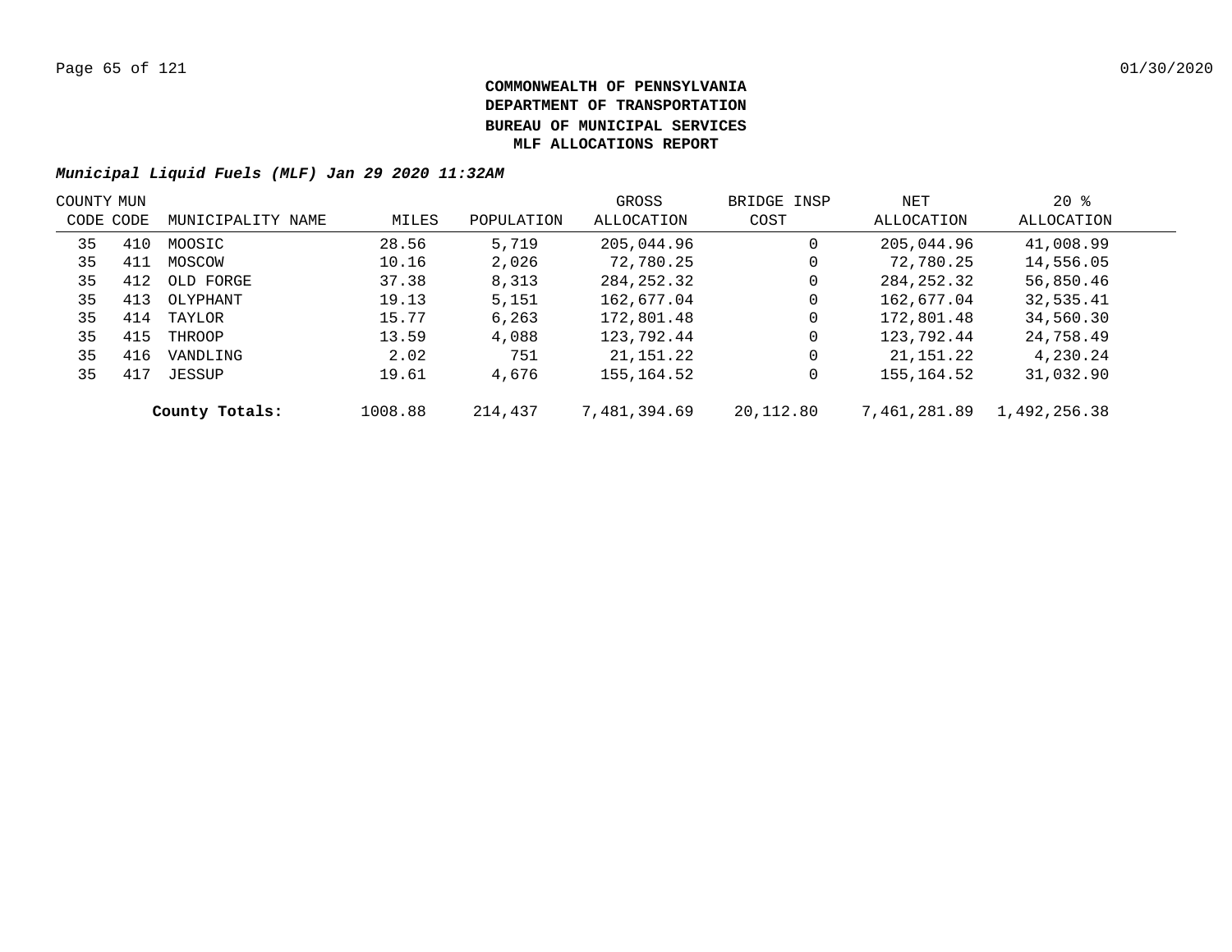**COMMONWEALTH OF PENNSYLVANIA**
**DEPARTMENT OF TRANSPORTATION**
**BUREAU OF MUNICIPAL SERVICES**
**MLF ALLOCATIONS REPORT**

***Municipal Liquid Fuels (MLF) Jan 29 2020 11:32AM***

| COUNTY CODE | MUN CODE | MUNICIPALITY NAME | MILES | POPULATION | GROSS ALLOCATION | BRIDGE INSP COST | NET ALLOCATION | 20 % ALLOCATION |
|---|---|---|---|---|---|---|---|---|
| 35 | 410 | MOOSIC | 28.56 | 5,719 | 205,044.96 | 0 | 205,044.96 | 41,008.99 |
| 35 | 411 | MOSCOW | 10.16 | 2,026 | 72,780.25 | 0 | 72,780.25 | 14,556.05 |
| 35 | 412 | OLD FORGE | 37.38 | 8,313 | 284,252.32 | 0 | 284,252.32 | 56,850.46 |
| 35 | 413 | OLYPHANT | 19.13 | 5,151 | 162,677.04 | 0 | 162,677.04 | 32,535.41 |
| 35 | 414 | TAYLOR | 15.77 | 6,263 | 172,801.48 | 0 | 172,801.48 | 34,560.30 |
| 35 | 415 | THROOP | 13.59 | 4,088 | 123,792.44 | 0 | 123,792.44 | 24,758.49 |
| 35 | 416 | VANDLING | 2.02 | 751 | 21,151.22 | 0 | 21,151.22 | 4,230.24 |
| 35 | 417 | JESSUP | 19.61 | 4,676 | 155,164.52 | 0 | 155,164.52 | 31,032.90 |
| | | **County Totals:** | 1008.88 | 214,437 | 7,481,394.69 | 20,112.80 | 7,461,281.89 | 1,492,256.38 |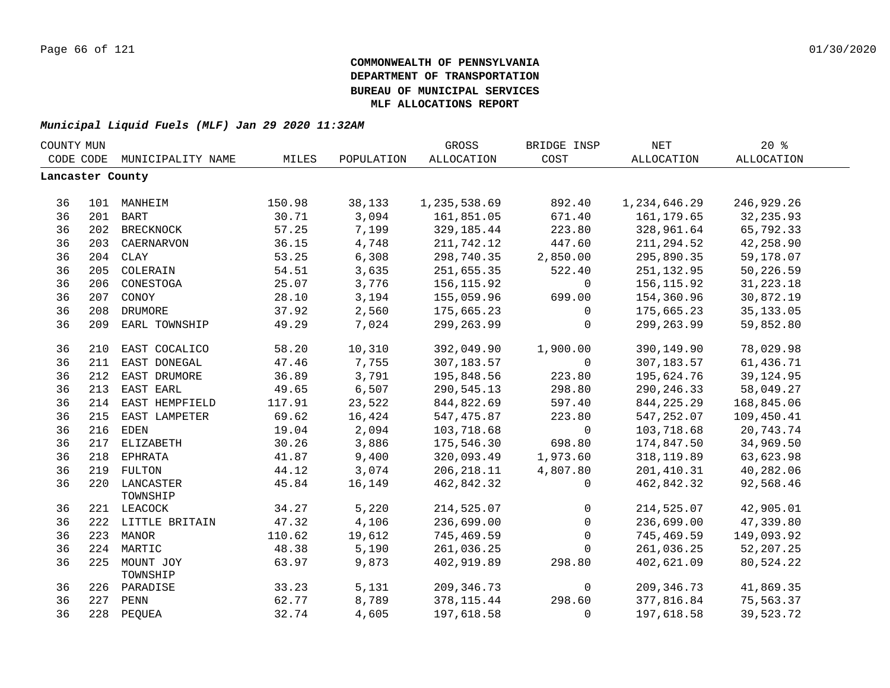**COMMONWEALTH OF PENNSYLVANIA**
**DEPARTMENT OF TRANSPORTATION**
**BUREAU OF MUNICIPAL SERVICES**
**MLF ALLOCATIONS REPORT**

***Municipal Liquid Fuels (MLF) Jan 29 2020 11:32AM***

| COUNTY CODE | MUN CODE | MUNICIPALITY NAME | MILES | POPULATION | GROSS ALLOCATION | BRIDGE INSP COST | NET ALLOCATION | 20 % ALLOCATION |
|---|---|---|---|---|---|---|---|---|
| **Lancaster County** | | | | | | | | |
| 36 | 101 | MANHEIM | 150.98 | 38,133 | 1,235,538.69 | 892.40 | 1,234,646.29 | 246,929.26 |
| 36 | 201 | BART | 30.71 | 3,094 | 161,851.05 | 671.40 | 161,179.65 | 32,235.93 |
| 36 | 202 | BRECKNOCK | 57.25 | 7,199 | 329,185.44 | 223.80 | 328,961.64 | 65,792.33 |
| 36 | 203 | CAERNARVON | 36.15 | 4,748 | 211,742.12 | 447.60 | 211,294.52 | 42,258.90 |
| 36 | 204 | CLAY | 53.25 | 6,308 | 298,740.35 | 2,850.00 | 295,890.35 | 59,178.07 |
| 36 | 205 | COLERAIN | 54.51 | 3,635 | 251,655.35 | 522.40 | 251,132.95 | 50,226.59 |
| 36 | 206 | CONESTOGA | 25.07 | 3,776 | 156,115.92 | 0 | 156,115.92 | 31,223.18 |
| 36 | 207 | CONOY | 28.10 | 3,194 | 155,059.96 | 699.00 | 154,360.96 | 30,872.19 |
| 36 | 208 | DRUMORE | 37.92 | 2,560 | 175,665.23 | 0 | 175,665.23 | 35,133.05 |
| 36 | 209 | EARL TOWNSHIP | 49.29 | 7,024 | 299,263.99 | 0 | 299,263.99 | 59,852.80 |
| 36 | 210 | EAST COCALICO | 58.20 | 10,310 | 392,049.90 | 1,900.00 | 390,149.90 | 78,029.98 |
| 36 | 211 | EAST DONEGAL | 47.46 | 7,755 | 307,183.57 | 0 | 307,183.57 | 61,436.71 |
| 36 | 212 | EAST DRUMORE | 36.89 | 3,791 | 195,848.56 | 223.80 | 195,624.76 | 39,124.95 |
| 36 | 213 | EAST EARL | 49.65 | 6,507 | 290,545.13 | 298.80 | 290,246.33 | 58,049.27 |
| 36 | 214 | EAST HEMPFIELD | 117.91 | 23,522 | 844,822.69 | 597.40 | 844,225.29 | 168,845.06 |
| 36 | 215 | EAST LAMPETER | 69.62 | 16,424 | 547,475.87 | 223.80 | 547,252.07 | 109,450.41 |
| 36 | 216 | EDEN | 19.04 | 2,094 | 103,718.68 | 0 | 103,718.68 | 20,743.74 |
| 36 | 217 | ELIZABETH | 30.26 | 3,886 | 175,546.30 | 698.80 | 174,847.50 | 34,969.50 |
| 36 | 218 | EPHRATA | 41.87 | 9,400 | 320,093.49 | 1,973.60 | 318,119.89 | 63,623.98 |
| 36 | 219 | FULTON | 44.12 | 3,074 | 206,218.11 | 4,807.80 | 201,410.31 | 40,282.06 |
| 36 | 220 | LANCASTER TOWNSHIP | 45.84 | 16,149 | 462,842.32 | 0 | 462,842.32 | 92,568.46 |
| 36 | 221 | LEACOCK | 34.27 | 5,220 | 214,525.07 | 0 | 214,525.07 | 42,905.01 |
| 36 | 222 | LITTLE BRITAIN | 47.32 | 4,106 | 236,699.00 | 0 | 236,699.00 | 47,339.80 |
| 36 | 223 | MANOR | 110.62 | 19,612 | 745,469.59 | 0 | 745,469.59 | 149,093.92 |
| 36 | 224 | MARTIC | 48.38 | 5,190 | 261,036.25 | 0 | 261,036.25 | 52,207.25 |
| 36 | 225 | MOUNT JOY TOWNSHIP | 63.97 | 9,873 | 402,919.89 | 298.80 | 402,621.09 | 80,524.22 |
| 36 | 226 | PARADISE | 33.23 | 5,131 | 209,346.73 | 0 | 209,346.73 | 41,869.35 |
| 36 | 227 | PENN | 62.77 | 8,789 | 378,115.44 | 298.60 | 377,816.84 | 75,563.37 |
| 36 | 228 | PEQUEA | 32.74 | 4,605 | 197,618.58 | 0 | 197,618.58 | 39,523.72 |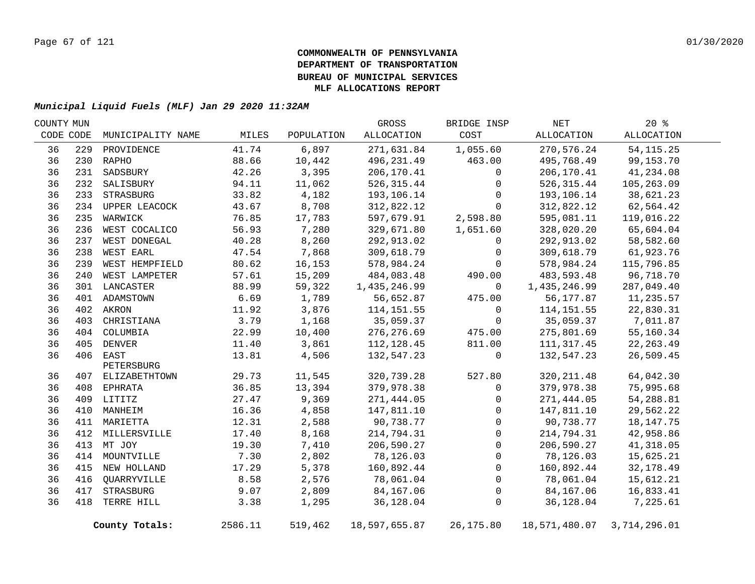**COMMONWEALTH OF PENNSYLVANIA**
**DEPARTMENT OF TRANSPORTATION**
**BUREAU OF MUNICIPAL SERVICES**
**MLF ALLOCATIONS REPORT**

***Municipal Liquid Fuels (MLF) Jan 29 2020 11:32AM***

| COUNTY CODE | MUN CODE | MUNICIPALITY NAME | MILES | POPULATION | GROSS ALLOCATION | BRIDGE INSP COST | NET ALLOCATION | 20 % ALLOCATION |
|---|---|---|---|---|---|---|---|---|
| 36 | 229 | PROVIDENCE | 41.74 | 6,897 | 271,631.84 | 1,055.60 | 270,576.24 | 54,115.25 |
| 36 | 230 | RAPHO | 88.66 | 10,442 | 496,231.49 | 463.00 | 495,768.49 | 99,153.70 |
| 36 | 231 | SADSBURY | 42.26 | 3,395 | 206,170.41 | 0 | 206,170.41 | 41,234.08 |
| 36 | 232 | SALISBURY | 94.11 | 11,062 | 526,315.44 | 0 | 526,315.44 | 105,263.09 |
| 36 | 233 | STRASBURG | 33.82 | 4,182 | 193,106.14 | 0 | 193,106.14 | 38,621.23 |
| 36 | 234 | UPPER LEACOCK | 43.67 | 8,708 | 312,822.12 | 0 | 312,822.12 | 62,564.42 |
| 36 | 235 | WARWICK | 76.85 | 17,783 | 597,679.91 | 2,598.80 | 595,081.11 | 119,016.22 |
| 36 | 236 | WEST COCALICO | 56.93 | 7,280 | 329,671.80 | 1,651.60 | 328,020.20 | 65,604.04 |
| 36 | 237 | WEST DONEGAL | 40.28 | 8,260 | 292,913.02 | 0 | 292,913.02 | 58,582.60 |
| 36 | 238 | WEST EARL | 47.54 | 7,868 | 309,618.79 | 0 | 309,618.79 | 61,923.76 |
| 36 | 239 | WEST HEMPFIELD | 80.62 | 16,153 | 578,984.24 | 0 | 578,984.24 | 115,796.85 |
| 36 | 240 | WEST LAMPETER | 57.61 | 15,209 | 484,083.48 | 490.00 | 483,593.48 | 96,718.70 |
| 36 | 301 | LANCASTER | 88.99 | 59,322 | 1,435,246.99 | 0 | 1,435,246.99 | 287,049.40 |
| 36 | 401 | ADAMSTOWN | 6.69 | 1,789 | 56,652.87 | 475.00 | 56,177.87 | 11,235.57 |
| 36 | 402 | AKRON | 11.92 | 3,876 | 114,151.55 | 0 | 114,151.55 | 22,830.31 |
| 36 | 403 | CHRISTIANA | 3.79 | 1,168 | 35,059.37 | 0 | 35,059.37 | 7,011.87 |
| 36 | 404 | COLUMBIA | 22.99 | 10,400 | 276,276.69 | 475.00 | 275,801.69 | 55,160.34 |
| 36 | 405 | DENVER | 11.40 | 3,861 | 112,128.45 | 811.00 | 111,317.45 | 22,263.49 |
| 36 | 406 | EAST PETERSBURG | 13.81 | 4,506 | 132,547.23 | 0 | 132,547.23 | 26,509.45 |
| 36 | 407 | ELIZABETHTOWN | 29.73 | 11,545 | 320,739.28 | 527.80 | 320,211.48 | 64,042.30 |
| 36 | 408 | EPHRATA | 36.85 | 13,394 | 379,978.38 | 0 | 379,978.38 | 75,995.68 |
| 36 | 409 | LITITZ | 27.47 | 9,369 | 271,444.05 | 0 | 271,444.05 | 54,288.81 |
| 36 | 410 | MANHEIM | 16.36 | 4,858 | 147,811.10 | 0 | 147,811.10 | 29,562.22 |
| 36 | 411 | MARIETTA | 12.31 | 2,588 | 90,738.77 | 0 | 90,738.77 | 18,147.75 |
| 36 | 412 | MILLERSVILLE | 17.40 | 8,168 | 214,794.31 | 0 | 214,794.31 | 42,958.86 |
| 36 | 413 | MT JOY | 19.30 | 7,410 | 206,590.27 | 0 | 206,590.27 | 41,318.05 |
| 36 | 414 | MOUNTVILLE | 7.30 | 2,802 | 78,126.03 | 0 | 78,126.03 | 15,625.21 |
| 36 | 415 | NEW HOLLAND | 17.29 | 5,378 | 160,892.44 | 0 | 160,892.44 | 32,178.49 |
| 36 | 416 | QUARRYVILLE | 8.58 | 2,576 | 78,061.04 | 0 | 78,061.04 | 15,612.21 |
| 36 | 417 | STRASBURG | 9.07 | 2,809 | 84,167.06 | 0 | 84,167.06 | 16,833.41 |
| 36 | 418 | TERRE HILL | 3.38 | 1,295 | 36,128.04 | 0 | 36,128.04 | 7,225.61 |
| | | **County Totals:** | 2586.11 | 519,462 | 18,597,655.87 | 26,175.80 | 18,571,480.07 | 3,714,296.01 |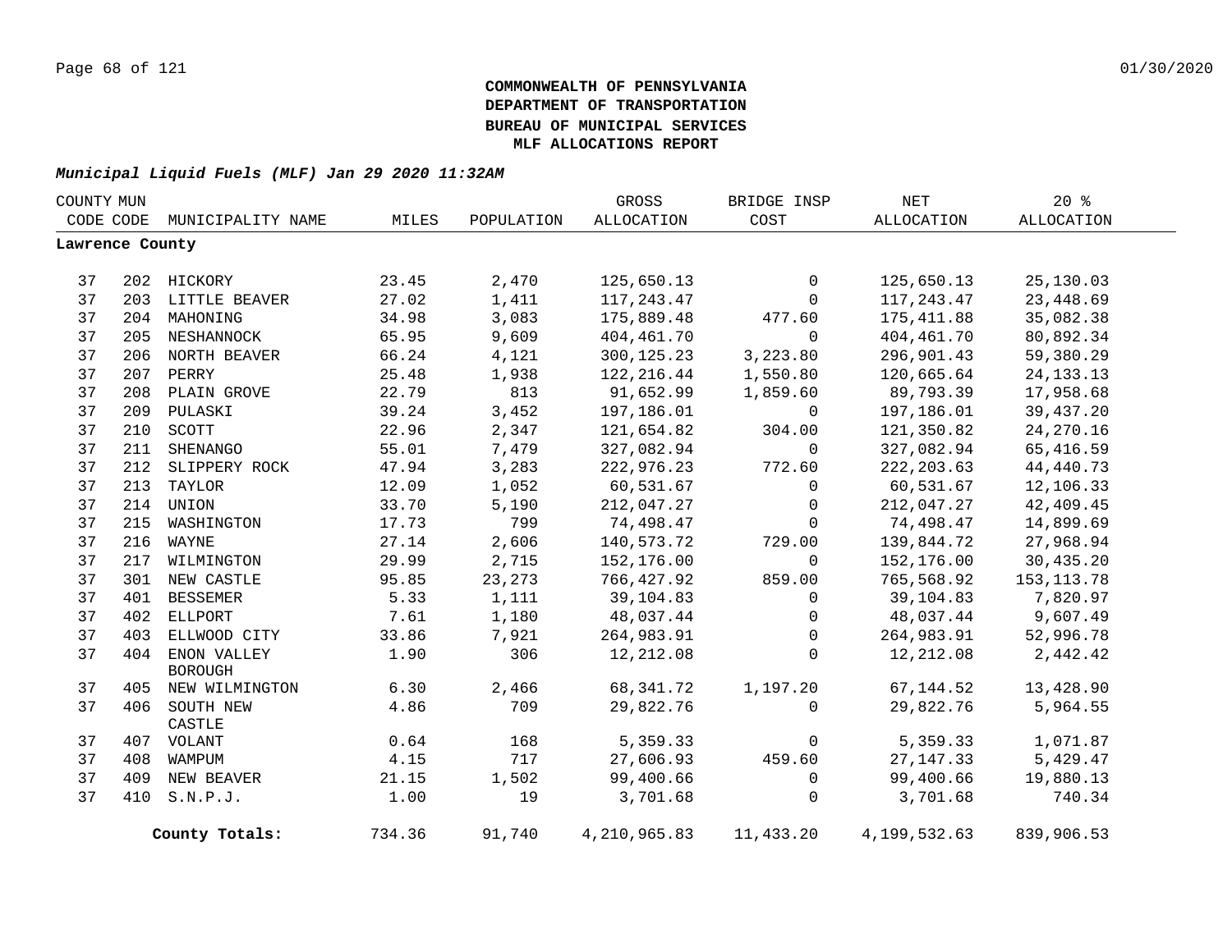**COMMONWEALTH OF PENNSYLVANIA**
**DEPARTMENT OF TRANSPORTATION**
**BUREAU OF MUNICIPAL SERVICES**
**MLF ALLOCATIONS REPORT**

***Municipal Liquid Fuels (MLF) Jan 29 2020 11:32AM***

| COUNTY CODE | MUN CODE | MUNICIPALITY NAME | MILES | POPULATION | GROSS ALLOCATION | BRIDGE INSP COST | NET ALLOCATION | 20 % ALLOCATION |
|---|---|---|---|---|---|---|---|---|
| **Lawrence County** | | | | | | | | |
| 37 | 202 | HICKORY | 23.45 | 2,470 | 125,650.13 | 0 | 125,650.13 | 25,130.03 |
| 37 | 203 | LITTLE BEAVER | 27.02 | 1,411 | 117,243.47 | 0 | 117,243.47 | 23,448.69 |
| 37 | 204 | MAHONING | 34.98 | 3,083 | 175,889.48 | 477.60 | 175,411.88 | 35,082.38 |
| 37 | 205 | NESHANNOCK | 65.95 | 9,609 | 404,461.70 | 0 | 404,461.70 | 80,892.34 |
| 37 | 206 | NORTH BEAVER | 66.24 | 4,121 | 300,125.23 | 3,223.80 | 296,901.43 | 59,380.29 |
| 37 | 207 | PERRY | 25.48 | 1,938 | 122,216.44 | 1,550.80 | 120,665.64 | 24,133.13 |
| 37 | 208 | PLAIN GROVE | 22.79 | 813 | 91,652.99 | 1,859.60 | 89,793.39 | 17,958.68 |
| 37 | 209 | PULASKI | 39.24 | 3,452 | 197,186.01 | 0 | 197,186.01 | 39,437.20 |
| 37 | 210 | SCOTT | 22.96 | 2,347 | 121,654.82 | 304.00 | 121,350.82 | 24,270.16 |
| 37 | 211 | SHENANGO | 55.01 | 7,479 | 327,082.94 | 0 | 327,082.94 | 65,416.59 |
| 37 | 212 | SLIPPERY ROCK | 47.94 | 3,283 | 222,976.23 | 772.60 | 222,203.63 | 44,440.73 |
| 37 | 213 | TAYLOR | 12.09 | 1,052 | 60,531.67 | 0 | 60,531.67 | 12,106.33 |
| 37 | 214 | UNION | 33.70 | 5,190 | 212,047.27 | 0 | 212,047.27 | 42,409.45 |
| 37 | 215 | WASHINGTON | 17.73 | 799 | 74,498.47 | 0 | 74,498.47 | 14,899.69 |
| 37 | 216 | WAYNE | 27.14 | 2,606 | 140,573.72 | 729.00 | 139,844.72 | 27,968.94 |
| 37 | 217 | WILMINGTON | 29.99 | 2,715 | 152,176.00 | 0 | 152,176.00 | 30,435.20 |
| 37 | 301 | NEW CASTLE | 95.85 | 23,273 | 766,427.92 | 859.00 | 765,568.92 | 153,113.78 |
| 37 | 401 | BESSEMER | 5.33 | 1,111 | 39,104.83 | 0 | 39,104.83 | 7,820.97 |
| 37 | 402 | ELLPORT | 7.61 | 1,180 | 48,037.44 | 0 | 48,037.44 | 9,607.49 |
| 37 | 403 | ELLWOOD CITY | 33.86 | 7,921 | 264,983.91 | 0 | 264,983.91 | 52,996.78 |
| 37 | 404 | ENON VALLEY BOROUGH | 1.90 | 306 | 12,212.08 | 0 | 12,212.08 | 2,442.42 |
| 37 | 405 | NEW WILMINGTON | 6.30 | 2,466 | 68,341.72 | 1,197.20 | 67,144.52 | 13,428.90 |
| 37 | 406 | SOUTH NEW CASTLE | 4.86 | 709 | 29,822.76 | 0 | 29,822.76 | 5,964.55 |
| 37 | 407 | VOLANT | 0.64 | 168 | 5,359.33 | 0 | 5,359.33 | 1,071.87 |
| 37 | 408 | WAMPUM | 4.15 | 717 | 27,606.93 | 459.60 | 27,147.33 | 5,429.47 |
| 37 | 409 | NEW BEAVER | 21.15 | 1,502 | 99,400.66 | 0 | 99,400.66 | 19,880.13 |
| 37 | 410 | S.N.P.J. | 1.00 | 19 | 3,701.68 | 0 | 3,701.68 | 740.34 |
| | | **County Totals:** | 734.36 | 91,740 | 4,210,965.83 | 11,433.20 | 4,199,532.63 | 839,906.53 |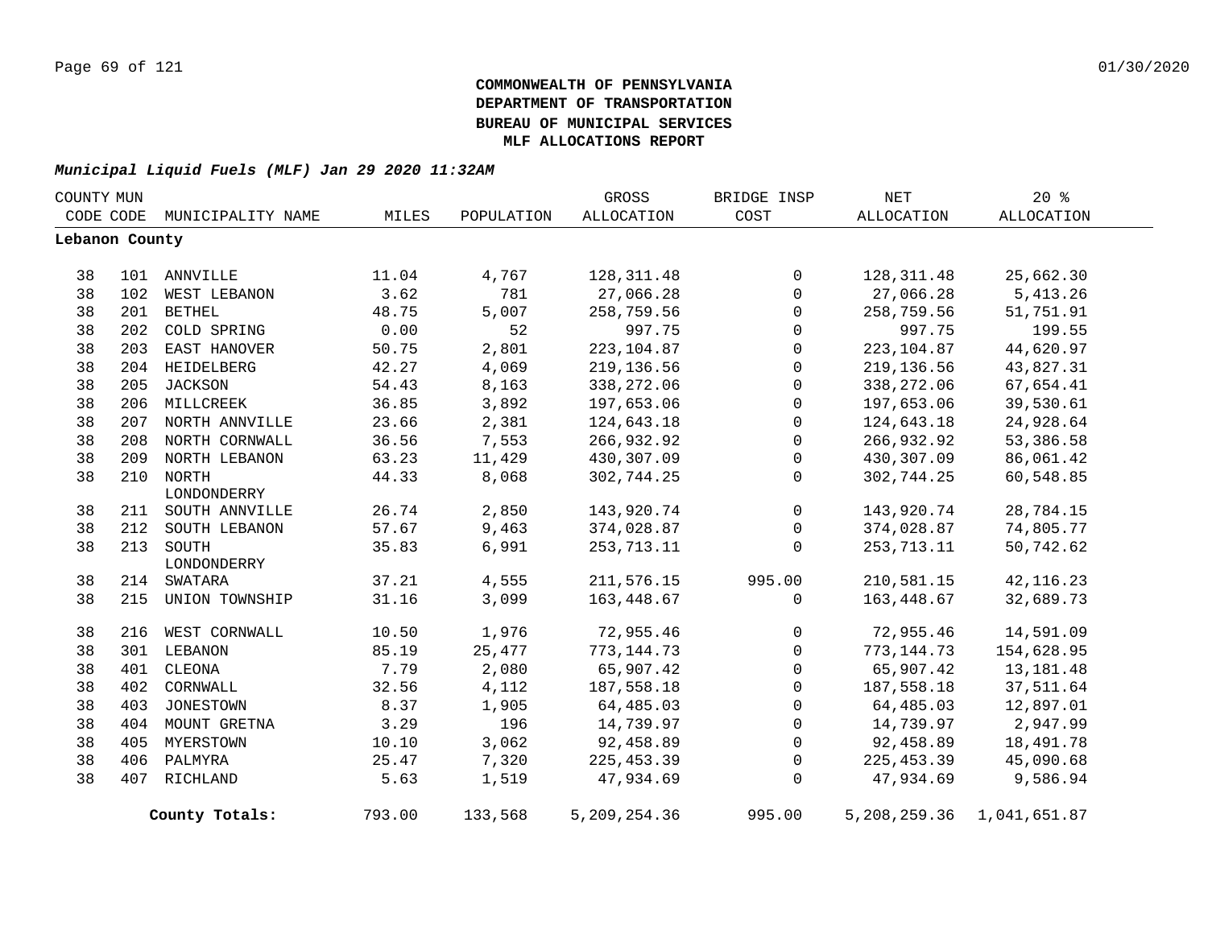**COMMONWEALTH OF PENNSYLVANIA**
**DEPARTMENT OF TRANSPORTATION**
**BUREAU OF MUNICIPAL SERVICES**
**MLF ALLOCATIONS REPORT**

***Municipal Liquid Fuels (MLF) Jan 29 2020 11:32AM***

| COUNTY CODE | MUN CODE | MUNICIPALITY NAME | MILES | POPULATION | GROSS ALLOCATION | BRIDGE INSP COST | NET ALLOCATION | 20 % ALLOCATION |
|---|---|---|---|---|---|---|---|---|
| **Lebanon County** | | | | | | | | |
| 38 | 101 | ANNVILLE | 11.04 | 4,767 | 128,311.48 | 0 | 128,311.48 | 25,662.30 |
| 38 | 102 | WEST LEBANON | 3.62 | 781 | 27,066.28 | 0 | 27,066.28 | 5,413.26 |
| 38 | 201 | BETHEL | 48.75 | 5,007 | 258,759.56 | 0 | 258,759.56 | 51,751.91 |
| 38 | 202 | COLD SPRING | 0.00 | 52 | 997.75 | 0 | 997.75 | 199.55 |
| 38 | 203 | EAST HANOVER | 50.75 | 2,801 | 223,104.87 | 0 | 223,104.87 | 44,620.97 |
| 38 | 204 | HEIDELBERG | 42.27 | 4,069 | 219,136.56 | 0 | 219,136.56 | 43,827.31 |
| 38 | 205 | JACKSON | 54.43 | 8,163 | 338,272.06 | 0 | 338,272.06 | 67,654.41 |
| 38 | 206 | MILLCREEK | 36.85 | 3,892 | 197,653.06 | 0 | 197,653.06 | 39,530.61 |
| 38 | 207 | NORTH ANNVILLE | 23.66 | 2,381 | 124,643.18 | 0 | 124,643.18 | 24,928.64 |
| 38 | 208 | NORTH CORNWALL | 36.56 | 7,553 | 266,932.92 | 0 | 266,932.92 | 53,386.58 |
| 38 | 209 | NORTH LEBANON | 63.23 | 11,429 | 430,307.09 | 0 | 430,307.09 | 86,061.42 |
| 38 | 210 | NORTH LONDONDERRY | 44.33 | 8,068 | 302,744.25 | 0 | 302,744.25 | 60,548.85 |
| 38 | 211 | SOUTH ANNVILLE | 26.74 | 2,850 | 143,920.74 | 0 | 143,920.74 | 28,784.15 |
| 38 | 212 | SOUTH LEBANON | 57.67 | 9,463 | 374,028.87 | 0 | 374,028.87 | 74,805.77 |
| 38 | 213 | SOUTH LONDONDERRY | 35.83 | 6,991 | 253,713.11 | 0 | 253,713.11 | 50,742.62 |
| 38 | 214 | SWATARA | 37.21 | 4,555 | 211,576.15 | 995.00 | 210,581.15 | 42,116.23 |
| 38 | 215 | UNION TOWNSHIP | 31.16 | 3,099 | 163,448.67 | 0 | 163,448.67 | 32,689.73 |
| 38 | 216 | WEST CORNWALL | 10.50 | 1,976 | 72,955.46 | 0 | 72,955.46 | 14,591.09 |
| 38 | 301 | LEBANON | 85.19 | 25,477 | 773,144.73 | 0 | 773,144.73 | 154,628.95 |
| 38 | 401 | CLEONA | 7.79 | 2,080 | 65,907.42 | 0 | 65,907.42 | 13,181.48 |
| 38 | 402 | CORNWALL | 32.56 | 4,112 | 187,558.18 | 0 | 187,558.18 | 37,511.64 |
| 38 | 403 | JONESTOWN | 8.37 | 1,905 | 64,485.03 | 0 | 64,485.03 | 12,897.01 |
| 38 | 404 | MOUNT GRETNA | 3.29 | 196 | 14,739.97 | 0 | 14,739.97 | 2,947.99 |
| 38 | 405 | MYERSTOWN | 10.10 | 3,062 | 92,458.89 | 0 | 92,458.89 | 18,491.78 |
| 38 | 406 | PALMYRA | 25.47 | 7,320 | 225,453.39 | 0 | 225,453.39 | 45,090.68 |
| 38 | 407 | RICHLAND | 5.63 | 1,519 | 47,934.69 | 0 | 47,934.69 | 9,586.94 |
| | | **County Totals:** | 793.00 | 133,568 | 5,209,254.36 | 995.00 | 5,208,259.36 | 1,041,651.87 |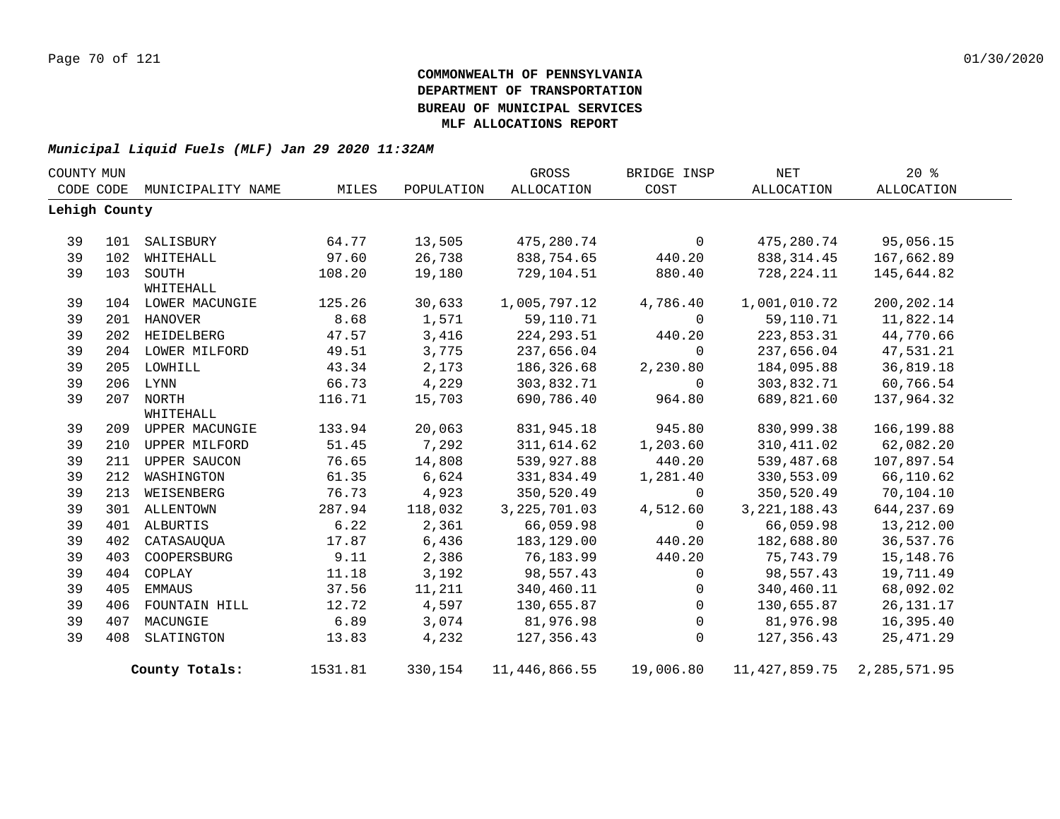**COMMONWEALTH OF PENNSYLVANIA**
**DEPARTMENT OF TRANSPORTATION**
**BUREAU OF MUNICIPAL SERVICES**
**MLF ALLOCATIONS REPORT**

***Municipal Liquid Fuels (MLF) Jan 29 2020 11:32AM***

| COUNTY CODE | MUN CODE | MUNICIPALITY NAME | MILES | POPULATION | GROSS ALLOCATION | BRIDGE INSP COST | NET ALLOCATION | 20 % ALLOCATION |
|---|---|---|---|---|---|---|---|---|
| **Lehigh County** | | | | | | | | |
| 39 | 101 | SALISBURY | 64.77 | 13,505 | 475,280.74 | 0 | 475,280.74 | 95,056.15 |
| 39 | 102 | WHITEHALL | 97.60 | 26,738 | 838,754.65 | 440.20 | 838,314.45 | 167,662.89 |
| 39 | 103 | SOUTH WHITEHALL | 108.20 | 19,180 | 729,104.51 | 880.40 | 728,224.11 | 145,644.82 |
| 39 | 104 | LOWER MACUNGIE | 125.26 | 30,633 | 1,005,797.12 | 4,786.40 | 1,001,010.72 | 200,202.14 |
| 39 | 201 | HANOVER | 8.68 | 1,571 | 59,110.71 | 0 | 59,110.71 | 11,822.14 |
| 39 | 202 | HEIDELBERG | 47.57 | 3,416 | 224,293.51 | 440.20 | 223,853.31 | 44,770.66 |
| 39 | 204 | LOWER MILFORD | 49.51 | 3,775 | 237,656.04 | 0 | 237,656.04 | 47,531.21 |
| 39 | 205 | LOWHILL | 43.34 | 2,173 | 186,326.68 | 2,230.80 | 184,095.88 | 36,819.18 |
| 39 | 206 | LYNN | 66.73 | 4,229 | 303,832.71 | 0 | 303,832.71 | 60,766.54 |
| 39 | 207 | NORTH WHITEHALL | 116.71 | 15,703 | 690,786.40 | 964.80 | 689,821.60 | 137,964.32 |
| 39 | 209 | UPPER MACUNGIE | 133.94 | 20,063 | 831,945.18 | 945.80 | 830,999.38 | 166,199.88 |
| 39 | 210 | UPPER MILFORD | 51.45 | 7,292 | 311,614.62 | 1,203.60 | 310,411.02 | 62,082.20 |
| 39 | 211 | UPPER SAUCON | 76.65 | 14,808 | 539,927.88 | 440.20 | 539,487.68 | 107,897.54 |
| 39 | 212 | WASHINGTON | 61.35 | 6,624 | 331,834.49 | 1,281.40 | 330,553.09 | 66,110.62 |
| 39 | 213 | WEISENBERG | 76.73 | 4,923 | 350,520.49 | 0 | 350,520.49 | 70,104.10 |
| 39 | 301 | ALLENTOWN | 287.94 | 118,032 | 3,225,701.03 | 4,512.60 | 3,221,188.43 | 644,237.69 |
| 39 | 401 | ALBURTIS | 6.22 | 2,361 | 66,059.98 | 0 | 66,059.98 | 13,212.00 |
| 39 | 402 | CATASAUQUA | 17.87 | 6,436 | 183,129.00 | 440.20 | 182,688.80 | 36,537.76 |
| 39 | 403 | COOPERSBURG | 9.11 | 2,386 | 76,183.99 | 440.20 | 75,743.79 | 15,148.76 |
| 39 | 404 | COPLAY | 11.18 | 3,192 | 98,557.43 | 0 | 98,557.43 | 19,711.49 |
| 39 | 405 | EMMAUS | 37.56 | 11,211 | 340,460.11 | 0 | 340,460.11 | 68,092.02 |
| 39 | 406 | FOUNTAIN HILL | 12.72 | 4,597 | 130,655.87 | 0 | 130,655.87 | 26,131.17 |
| 39 | 407 | MACUNGIE | 6.89 | 3,074 | 81,976.98 | 0 | 81,976.98 | 16,395.40 |
| 39 | 408 | SLATINGTON | 13.83 | 4,232 | 127,356.43 | 0 | 127,356.43 | 25,471.29 |
| | | **County Totals:** | 1531.81 | 330,154 | 11,446,866.55 | 19,006.80 | 11,427,859.75 | 2,285,571.95 |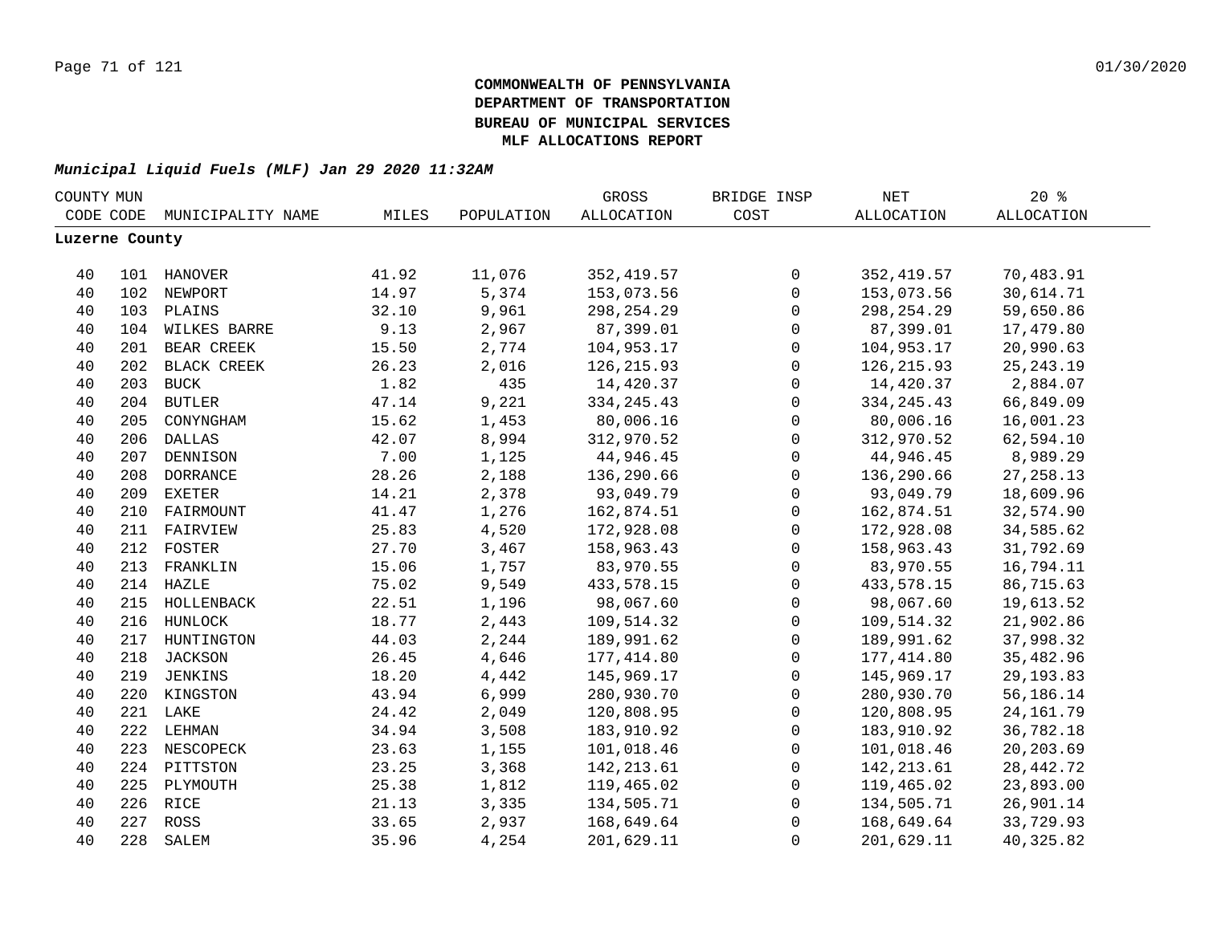**COMMONWEALTH OF PENNSYLVANIA**
**DEPARTMENT OF TRANSPORTATION**
**BUREAU OF MUNICIPAL SERVICES**
**MLF ALLOCATIONS REPORT**

***Municipal Liquid Fuels (MLF) Jan 29 2020 11:32AM***

| COUNTY CODE | MUN CODE | MUNICIPALITY NAME | MILES | POPULATION | GROSS ALLOCATION | BRIDGE INSP COST | NET ALLOCATION | 20 % ALLOCATION |
|---|---|---|---|---|---|---|---|---|
| **Luzerne County** | | | | | | | | |
| 40 | 101 | HANOVER | 41.92 | 11,076 | 352,419.57 | 0 | 352,419.57 | 70,483.91 |
| 40 | 102 | NEWPORT | 14.97 | 5,374 | 153,073.56 | 0 | 153,073.56 | 30,614.71 |
| 40 | 103 | PLAINS | 32.10 | 9,961 | 298,254.29 | 0 | 298,254.29 | 59,650.86 |
| 40 | 104 | WILKES BARRE | 9.13 | 2,967 | 87,399.01 | 0 | 87,399.01 | 17,479.80 |
| 40 | 201 | BEAR CREEK | 15.50 | 2,774 | 104,953.17 | 0 | 104,953.17 | 20,990.63 |
| 40 | 202 | BLACK CREEK | 26.23 | 2,016 | 126,215.93 | 0 | 126,215.93 | 25,243.19 |
| 40 | 203 | BUCK | 1.82 | 435 | 14,420.37 | 0 | 14,420.37 | 2,884.07 |
| 40 | 204 | BUTLER | 47.14 | 9,221 | 334,245.43 | 0 | 334,245.43 | 66,849.09 |
| 40 | 205 | CONYNGHAM | 15.62 | 1,453 | 80,006.16 | 0 | 80,006.16 | 16,001.23 |
| 40 | 206 | DALLAS | 42.07 | 8,994 | 312,970.52 | 0 | 312,970.52 | 62,594.10 |
| 40 | 207 | DENNISON | 7.00 | 1,125 | 44,946.45 | 0 | 44,946.45 | 8,989.29 |
| 40 | 208 | DORRANCE | 28.26 | 2,188 | 136,290.66 | 0 | 136,290.66 | 27,258.13 |
| 40 | 209 | EXETER | 14.21 | 2,378 | 93,049.79 | 0 | 93,049.79 | 18,609.96 |
| 40 | 210 | FAIRMOUNT | 41.47 | 1,276 | 162,874.51 | 0 | 162,874.51 | 32,574.90 |
| 40 | 211 | FAIRVIEW | 25.83 | 4,520 | 172,928.08 | 0 | 172,928.08 | 34,585.62 |
| 40 | 212 | FOSTER | 27.70 | 3,467 | 158,963.43 | 0 | 158,963.43 | 31,792.69 |
| 40 | 213 | FRANKLIN | 15.06 | 1,757 | 83,970.55 | 0 | 83,970.55 | 16,794.11 |
| 40 | 214 | HAZLE | 75.02 | 9,549 | 433,578.15 | 0 | 433,578.15 | 86,715.63 |
| 40 | 215 | HOLLENBACK | 22.51 | 1,196 | 98,067.60 | 0 | 98,067.60 | 19,613.52 |
| 40 | 216 | HUNLOCK | 18.77 | 2,443 | 109,514.32 | 0 | 109,514.32 | 21,902.86 |
| 40 | 217 | HUNTINGTON | 44.03 | 2,244 | 189,991.62 | 0 | 189,991.62 | 37,998.32 |
| 40 | 218 | JACKSON | 26.45 | 4,646 | 177,414.80 | 0 | 177,414.80 | 35,482.96 |
| 40 | 219 | JENKINS | 18.20 | 4,442 | 145,969.17 | 0 | 145,969.17 | 29,193.83 |
| 40 | 220 | KINGSTON | 43.94 | 6,999 | 280,930.70 | 0 | 280,930.70 | 56,186.14 |
| 40 | 221 | LAKE | 24.42 | 2,049 | 120,808.95 | 0 | 120,808.95 | 24,161.79 |
| 40 | 222 | LEHMAN | 34.94 | 3,508 | 183,910.92 | 0 | 183,910.92 | 36,782.18 |
| 40 | 223 | NESCOPECK | 23.63 | 1,155 | 101,018.46 | 0 | 101,018.46 | 20,203.69 |
| 40 | 224 | PITTSTON | 23.25 | 3,368 | 142,213.61 | 0 | 142,213.61 | 28,442.72 |
| 40 | 225 | PLYMOUTH | 25.38 | 1,812 | 119,465.02 | 0 | 119,465.02 | 23,893.00 |
| 40 | 226 | RICE | 21.13 | 3,335 | 134,505.71 | 0 | 134,505.71 | 26,901.14 |
| 40 | 227 | ROSS | 33.65 | 2,937 | 168,649.64 | 0 | 168,649.64 | 33,729.93 |
| 40 | 228 | SALEM | 35.96 | 4,254 | 201,629.11 | 0 | 201,629.11 | 40,325.82 |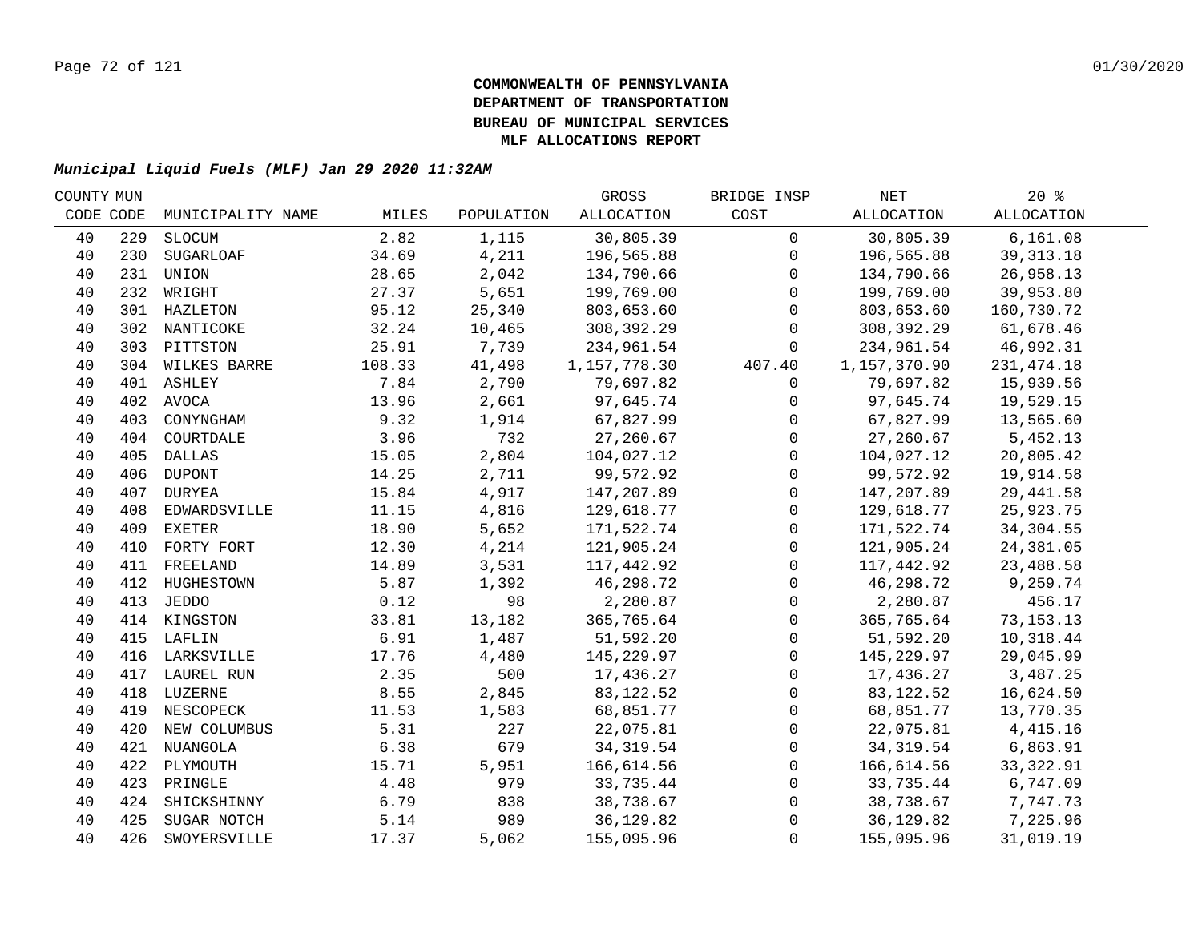**COMMONWEALTH OF PENNSYLVANIA**
**DEPARTMENT OF TRANSPORTATION**
**BUREAU OF MUNICIPAL SERVICES**
**MLF ALLOCATIONS REPORT**

***Municipal Liquid Fuels (MLF) Jan 29 2020 11:32AM***

| COUNTY CODE | MUN CODE | MUNICIPALITY NAME | MILES | POPULATION | GROSS ALLOCATION | BRIDGE INSP COST | NET ALLOCATION | 20 % ALLOCATION |
|---|---|---|---|---|---|---|---|---|
| 40 | 229 | SLOCUM | 2.82 | 1,115 | 30,805.39 | 0 | 30,805.39 | 6,161.08 |
| 40 | 230 | SUGARLOAF | 34.69 | 4,211 | 196,565.88 | 0 | 196,565.88 | 39,313.18 |
| 40 | 231 | UNION | 28.65 | 2,042 | 134,790.66 | 0 | 134,790.66 | 26,958.13 |
| 40 | 232 | WRIGHT | 27.37 | 5,651 | 199,769.00 | 0 | 199,769.00 | 39,953.80 |
| 40 | 301 | HAZLETON | 95.12 | 25,340 | 803,653.60 | 0 | 803,653.60 | 160,730.72 |
| 40 | 302 | NANTICOKE | 32.24 | 10,465 | 308,392.29 | 0 | 308,392.29 | 61,678.46 |
| 40 | 303 | PITTSTON | 25.91 | 7,739 | 234,961.54 | 0 | 234,961.54 | 46,992.31 |
| 40 | 304 | WILKES BARRE | 108.33 | 41,498 | 1,157,778.30 | 407.40 | 1,157,370.90 | 231,474.18 |
| 40 | 401 | ASHLEY | 7.84 | 2,790 | 79,697.82 | 0 | 79,697.82 | 15,939.56 |
| 40 | 402 | AVOCA | 13.96 | 2,661 | 97,645.74 | 0 | 97,645.74 | 19,529.15 |
| 40 | 403 | CONYNGHAM | 9.32 | 1,914 | 67,827.99 | 0 | 67,827.99 | 13,565.60 |
| 40 | 404 | COURTDALE | 3.96 | 732 | 27,260.67 | 0 | 27,260.67 | 5,452.13 |
| 40 | 405 | DALLAS | 15.05 | 2,804 | 104,027.12 | 0 | 104,027.12 | 20,805.42 |
| 40 | 406 | DUPONT | 14.25 | 2,711 | 99,572.92 | 0 | 99,572.92 | 19,914.58 |
| 40 | 407 | DURYEA | 15.84 | 4,917 | 147,207.89 | 0 | 147,207.89 | 29,441.58 |
| 40 | 408 | EDWARDSVILLE | 11.15 | 4,816 | 129,618.77 | 0 | 129,618.77 | 25,923.75 |
| 40 | 409 | EXETER | 18.90 | 5,652 | 171,522.74 | 0 | 171,522.74 | 34,304.55 |
| 40 | 410 | FORTY FORT | 12.30 | 4,214 | 121,905.24 | 0 | 121,905.24 | 24,381.05 |
| 40 | 411 | FREELAND | 14.89 | 3,531 | 117,442.92 | 0 | 117,442.92 | 23,488.58 |
| 40 | 412 | HUGHESTOWN | 5.87 | 1,392 | 46,298.72 | 0 | 46,298.72 | 9,259.74 |
| 40 | 413 | JEDDO | 0.12 | 98 | 2,280.87 | 0 | 2,280.87 | 456.17 |
| 40 | 414 | KINGSTON | 33.81 | 13,182 | 365,765.64 | 0 | 365,765.64 | 73,153.13 |
| 40 | 415 | LAFLIN | 6.91 | 1,487 | 51,592.20 | 0 | 51,592.20 | 10,318.44 |
| 40 | 416 | LARKSVILLE | 17.76 | 4,480 | 145,229.97 | 0 | 145,229.97 | 29,045.99 |
| 40 | 417 | LAUREL RUN | 2.35 | 500 | 17,436.27 | 0 | 17,436.27 | 3,487.25 |
| 40 | 418 | LUZERNE | 8.55 | 2,845 | 83,122.52 | 0 | 83,122.52 | 16,624.50 |
| 40 | 419 | NESCOPECK | 11.53 | 1,583 | 68,851.77 | 0 | 68,851.77 | 13,770.35 |
| 40 | 420 | NEW COLUMBUS | 5.31 | 227 | 22,075.81 | 0 | 22,075.81 | 4,415.16 |
| 40 | 421 | NUANGOLA | 6.38 | 679 | 34,319.54 | 0 | 34,319.54 | 6,863.91 |
| 40 | 422 | PLYMOUTH | 15.71 | 5,951 | 166,614.56 | 0 | 166,614.56 | 33,322.91 |
| 40 | 423 | PRINGLE | 4.48 | 979 | 33,735.44 | 0 | 33,735.44 | 6,747.09 |
| 40 | 424 | SHICKSHINNY | 6.79 | 838 | 38,738.67 | 0 | 38,738.67 | 7,747.73 |
| 40 | 425 | SUGAR NOTCH | 5.14 | 989 | 36,129.82 | 0 | 36,129.82 | 7,225.96 |
| 40 | 426 | SWOYERSVILLE | 17.37 | 5,062 | 155,095.96 | 0 | 155,095.96 | 31,019.19 |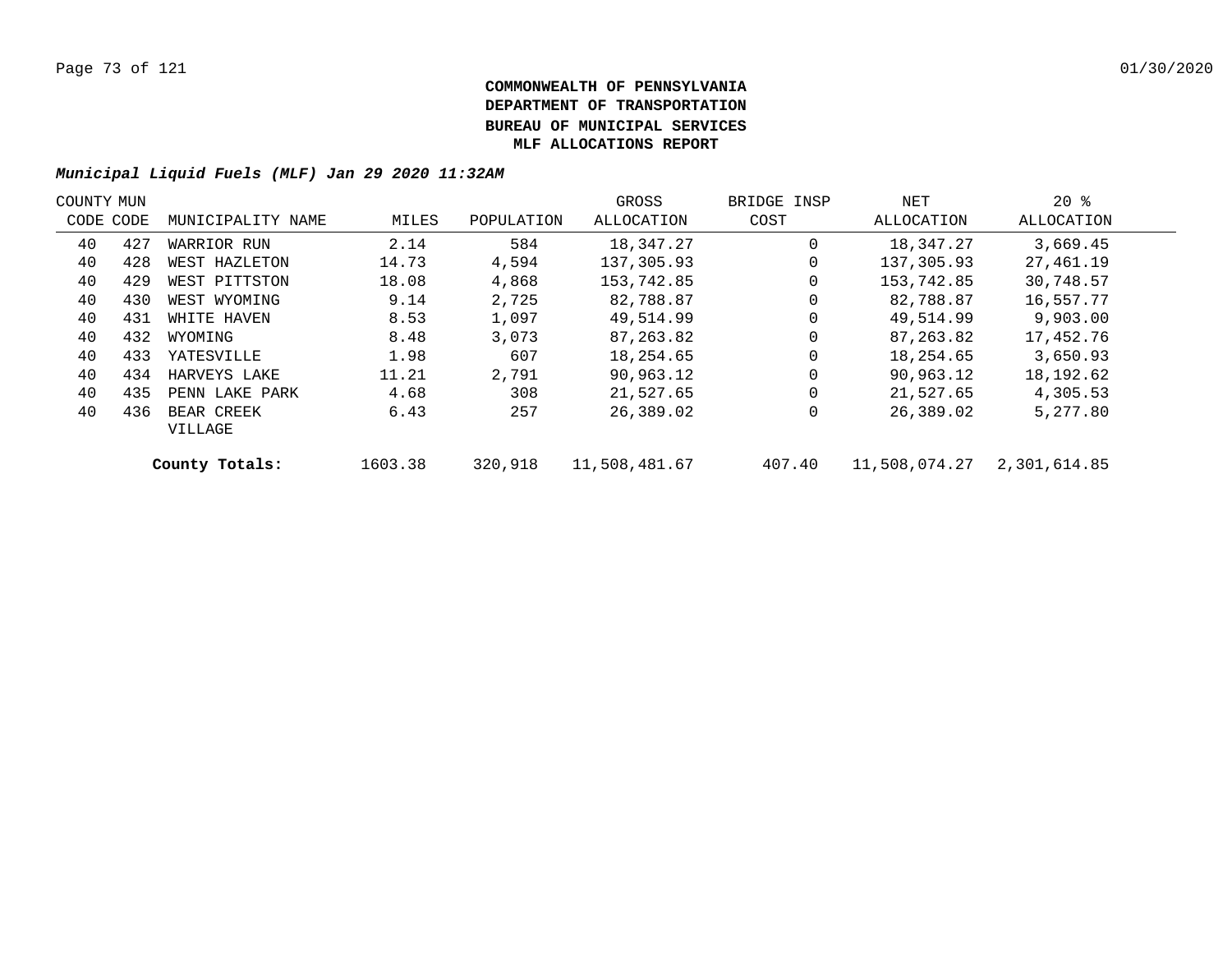**COMMONWEALTH OF PENNSYLVANIA**
**DEPARTMENT OF TRANSPORTATION**
**BUREAU OF MUNICIPAL SERVICES**
**MLF ALLOCATIONS REPORT**

***Municipal Liquid Fuels (MLF) Jan 29 2020 11:32AM***

| COUNTY CODE | MUN CODE | MUNICIPALITY NAME | MILES | POPULATION | GROSS ALLOCATION | BRIDGE INSP COST | NET ALLOCATION | 20 % ALLOCATION |
|---|---|---|---|---|---|---|---|---|
| 40 | 427 | WARRIOR RUN | 2.14 | 584 | 18,347.27 | 0 | 18,347.27 | 3,669.45 |
| 40 | 428 | WEST HAZLETON | 14.73 | 4,594 | 137,305.93 | 0 | 137,305.93 | 27,461.19 |
| 40 | 429 | WEST PITTSTON | 18.08 | 4,868 | 153,742.85 | 0 | 153,742.85 | 30,748.57 |
| 40 | 430 | WEST WYOMING | 9.14 | 2,725 | 82,788.87 | 0 | 82,788.87 | 16,557.77 |
| 40 | 431 | WHITE HAVEN | 8.53 | 1,097 | 49,514.99 | 0 | 49,514.99 | 9,903.00 |
| 40 | 432 | WYOMING | 8.48 | 3,073 | 87,263.82 | 0 | 87,263.82 | 17,452.76 |
| 40 | 433 | YATESVILLE | 1.98 | 607 | 18,254.65 | 0 | 18,254.65 | 3,650.93 |
| 40 | 434 | HARVEYS LAKE | 11.21 | 2,791 | 90,963.12 | 0 | 90,963.12 | 18,192.62 |
| 40 | 435 | PENN LAKE PARK | 4.68 | 308 | 21,527.65 | 0 | 21,527.65 | 4,305.53 |
| 40 | 436 | BEAR CREEK VILLAGE | 6.43 | 257 | 26,389.02 | 0 | 26,389.02 | 5,277.80 |
| | | **County Totals:** | 1603.38 | 320,918 | 11,508,481.67 | 407.40 | 11,508,074.27 | 2,301,614.85 |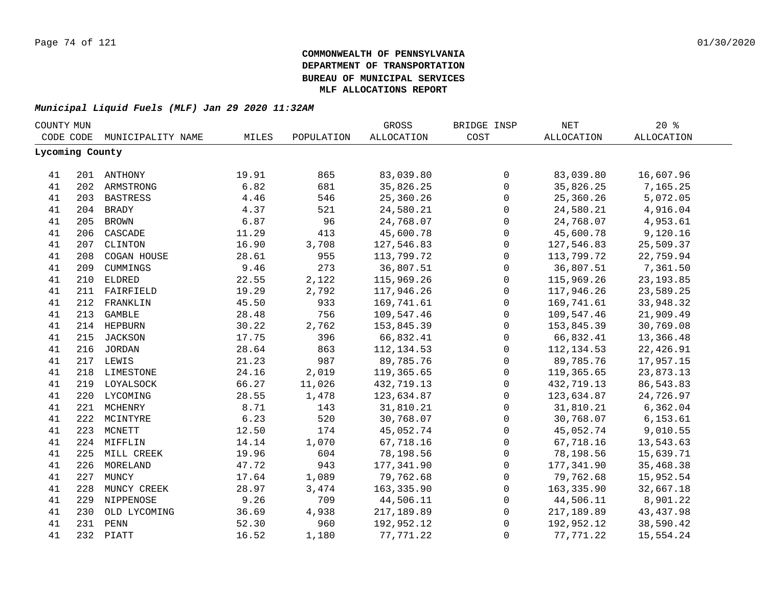**COMMONWEALTH OF PENNSYLVANIA**
**DEPARTMENT OF TRANSPORTATION**
**BUREAU OF MUNICIPAL SERVICES**
**MLF ALLOCATIONS REPORT**

***Municipal Liquid Fuels (MLF) Jan 29 2020 11:32AM***

| COUNTY CODE | MUN CODE | MUNICIPALITY NAME | MILES | POPULATION | GROSS ALLOCATION | BRIDGE INSP COST | NET ALLOCATION | 20 % ALLOCATION |
|---|---|---|---|---|---|---|---|---|
| **Lycoming County** | | | | | | | | |
| 41 | 201 | ANTHONY | 19.91 | 865 | 83,039.80 | 0 | 83,039.80 | 16,607.96 |
| 41 | 202 | ARMSTRONG | 6.82 | 681 | 35,826.25 | 0 | 35,826.25 | 7,165.25 |
| 41 | 203 | BASTRESS | 4.46 | 546 | 25,360.26 | 0 | 25,360.26 | 5,072.05 |
| 41 | 204 | BRADY | 4.37 | 521 | 24,580.21 | 0 | 24,580.21 | 4,916.04 |
| 41 | 205 | BROWN | 6.87 | 96 | 24,768.07 | 0 | 24,768.07 | 4,953.61 |
| 41 | 206 | CASCADE | 11.29 | 413 | 45,600.78 | 0 | 45,600.78 | 9,120.16 |
| 41 | 207 | CLINTON | 16.90 | 3,708 | 127,546.83 | 0 | 127,546.83 | 25,509.37 |
| 41 | 208 | COGAN HOUSE | 28.61 | 955 | 113,799.72 | 0 | 113,799.72 | 22,759.94 |
| 41 | 209 | CUMMINGS | 9.46 | 273 | 36,807.51 | 0 | 36,807.51 | 7,361.50 |
| 41 | 210 | ELDRED | 22.55 | 2,122 | 115,969.26 | 0 | 115,969.26 | 23,193.85 |
| 41 | 211 | FAIRFIELD | 19.29 | 2,792 | 117,946.26 | 0 | 117,946.26 | 23,589.25 |
| 41 | 212 | FRANKLIN | 45.50 | 933 | 169,741.61 | 0 | 169,741.61 | 33,948.32 |
| 41 | 213 | GAMBLE | 28.48 | 756 | 109,547.46 | 0 | 109,547.46 | 21,909.49 |
| 41 | 214 | HEPBURN | 30.22 | 2,762 | 153,845.39 | 0 | 153,845.39 | 30,769.08 |
| 41 | 215 | JACKSON | 17.75 | 396 | 66,832.41 | 0 | 66,832.41 | 13,366.48 |
| 41 | 216 | JORDAN | 28.64 | 863 | 112,134.53 | 0 | 112,134.53 | 22,426.91 |
| 41 | 217 | LEWIS | 21.23 | 987 | 89,785.76 | 0 | 89,785.76 | 17,957.15 |
| 41 | 218 | LIMESTONE | 24.16 | 2,019 | 119,365.65 | 0 | 119,365.65 | 23,873.13 |
| 41 | 219 | LOYALSOCK | 66.27 | 11,026 | 432,719.13 | 0 | 432,719.13 | 86,543.83 |
| 41 | 220 | LYCOMING | 28.55 | 1,478 | 123,634.87 | 0 | 123,634.87 | 24,726.97 |
| 41 | 221 | MCHENRY | 8.71 | 143 | 31,810.21 | 0 | 31,810.21 | 6,362.04 |
| 41 | 222 | MCINTYRE | 6.23 | 520 | 30,768.07 | 0 | 30,768.07 | 6,153.61 |
| 41 | 223 | MCNETT | 12.50 | 174 | 45,052.74 | 0 | 45,052.74 | 9,010.55 |
| 41 | 224 | MIFFLIN | 14.14 | 1,070 | 67,718.16 | 0 | 67,718.16 | 13,543.63 |
| 41 | 225 | MILL CREEK | 19.96 | 604 | 78,198.56 | 0 | 78,198.56 | 15,639.71 |
| 41 | 226 | MORELAND | 47.72 | 943 | 177,341.90 | 0 | 177,341.90 | 35,468.38 |
| 41 | 227 | MUNCY | 17.64 | 1,089 | 79,762.68 | 0 | 79,762.68 | 15,952.54 |
| 41 | 228 | MUNCY CREEK | 28.97 | 3,474 | 163,335.90 | 0 | 163,335.90 | 32,667.18 |
| 41 | 229 | NIPPENOSE | 9.26 | 709 | 44,506.11 | 0 | 44,506.11 | 8,901.22 |
| 41 | 230 | OLD LYCOMING | 36.69 | 4,938 | 217,189.89 | 0 | 217,189.89 | 43,437.98 |
| 41 | 231 | PENN | 52.30 | 960 | 192,952.12 | 0 | 192,952.12 | 38,590.42 |
| 41 | 232 | PIATT | 16.52 | 1,180 | 77,771.22 | 0 | 77,771.22 | 15,554.24 |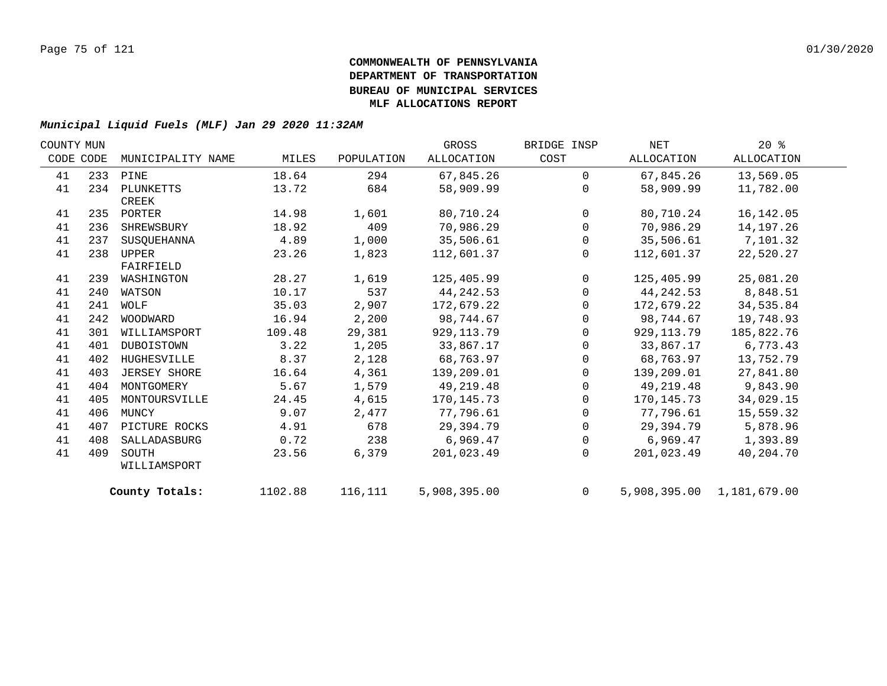**COMMONWEALTH OF PENNSYLVANIA**
**DEPARTMENT OF TRANSPORTATION**
**BUREAU OF MUNICIPAL SERVICES**
**MLF ALLOCATIONS REPORT**

***Municipal Liquid Fuels (MLF) Jan 29 2020 11:32AM***

| COUNTY CODE | MUN CODE | MUNICIPALITY NAME | MILES | POPULATION | GROSS ALLOCATION | BRIDGE INSP COST | NET ALLOCATION | 20 % ALLOCATION |
|---|---|---|---|---|---|---|---|---|
| 41 | 233 | PINE | 18.64 | 294 | 67,845.26 | 0 | 67,845.26 | 13,569.05 |
| 41 | 234 | PLUNKETTS CREEK | 13.72 | 684 | 58,909.99 | 0 | 58,909.99 | 11,782.00 |
| 41 | 235 | PORTER | 14.98 | 1,601 | 80,710.24 | 0 | 80,710.24 | 16,142.05 |
| 41 | 236 | SHREWSBURY | 18.92 | 409 | 70,986.29 | 0 | 70,986.29 | 14,197.26 |
| 41 | 237 | SUSQUEHANNA | 4.89 | 1,000 | 35,506.61 | 0 | 35,506.61 | 7,101.32 |
| 41 | 238 | UPPER FAIRFIELD | 23.26 | 1,823 | 112,601.37 | 0 | 112,601.37 | 22,520.27 |
| 41 | 239 | WASHINGTON | 28.27 | 1,619 | 125,405.99 | 0 | 125,405.99 | 25,081.20 |
| 41 | 240 | WATSON | 10.17 | 537 | 44,242.53 | 0 | 44,242.53 | 8,848.51 |
| 41 | 241 | WOLF | 35.03 | 2,907 | 172,679.22 | 0 | 172,679.22 | 34,535.84 |
| 41 | 242 | WOODWARD | 16.94 | 2,200 | 98,744.67 | 0 | 98,744.67 | 19,748.93 |
| 41 | 301 | WILLIAMSPORT | 109.48 | 29,381 | 929,113.79 | 0 | 929,113.79 | 185,822.76 |
| 41 | 401 | DUBOISTOWN | 3.22 | 1,205 | 33,867.17 | 0 | 33,867.17 | 6,773.43 |
| 41 | 402 | HUGHESVILLE | 8.37 | 2,128 | 68,763.97 | 0 | 68,763.97 | 13,752.79 |
| 41 | 403 | JERSEY SHORE | 16.64 | 4,361 | 139,209.01 | 0 | 139,209.01 | 27,841.80 |
| 41 | 404 | MONTGOMERY | 5.67 | 1,579 | 49,219.48 | 0 | 49,219.48 | 9,843.90 |
| 41 | 405 | MONTOURSVILLE | 24.45 | 4,615 | 170,145.73 | 0 | 170,145.73 | 34,029.15 |
| 41 | 406 | MUNCY | 9.07 | 2,477 | 77,796.61 | 0 | 77,796.61 | 15,559.32 |
| 41 | 407 | PICTURE ROCKS | 4.91 | 678 | 29,394.79 | 0 | 29,394.79 | 5,878.96 |
| 41 | 408 | SALLADASBURG | 0.72 | 238 | 6,969.47 | 0 | 6,969.47 | 1,393.89 |
| 41 | 409 | SOUTH WILLIAMSPORT | 23.56 | 6,379 | 201,023.49 | 0 | 201,023.49 | 40,204.70 |
| | | **County Totals:** | 1102.88 | 116,111 | 5,908,395.00 | 0 | 5,908,395.00 | 1,181,679.00 |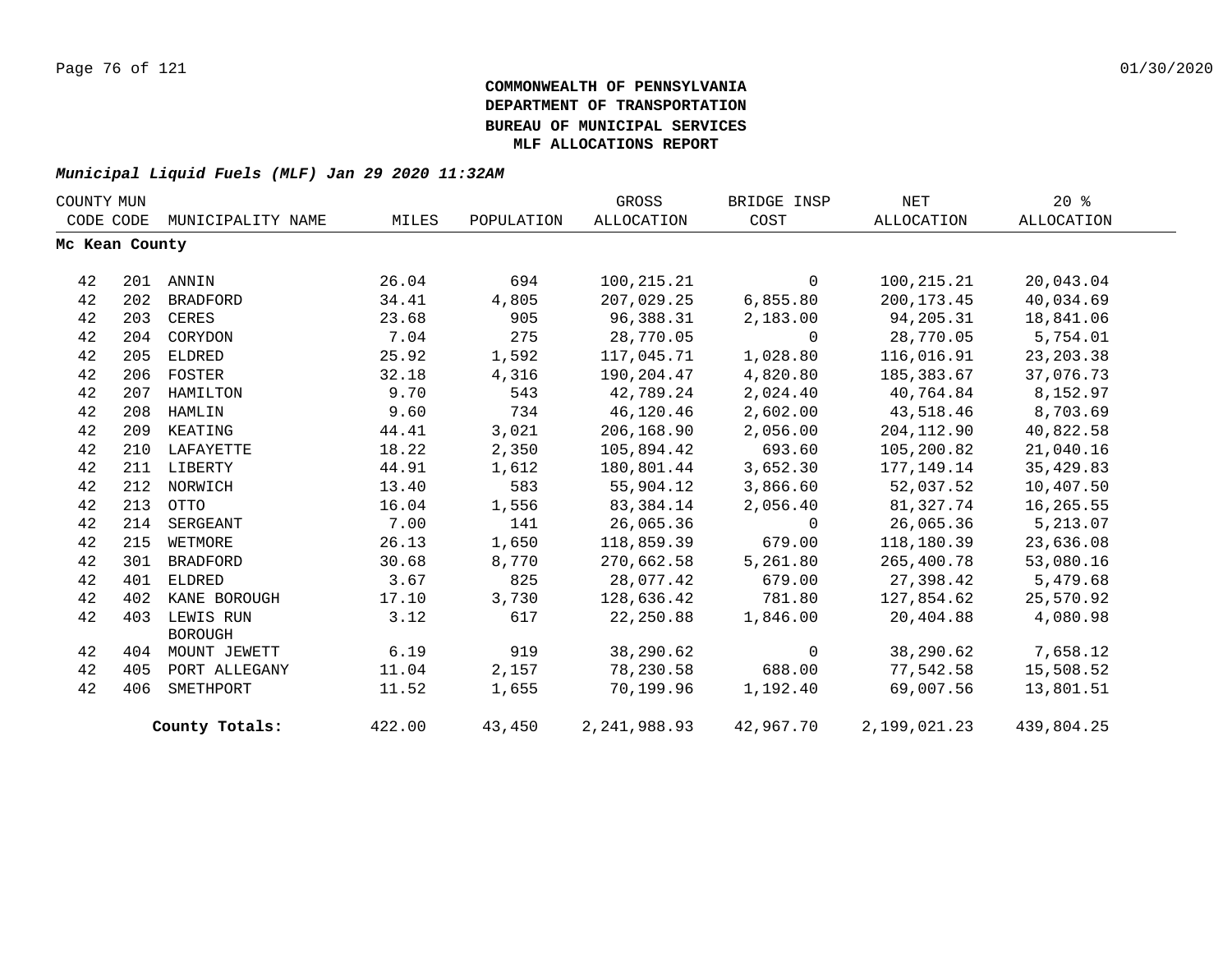**COMMONWEALTH OF PENNSYLVANIA**
**DEPARTMENT OF TRANSPORTATION**
**BUREAU OF MUNICIPAL SERVICES**
**MLF ALLOCATIONS REPORT**

***Municipal Liquid Fuels (MLF) Jan 29 2020 11:32AM***

| COUNTY CODE | MUN CODE | MUNICIPALITY NAME | MILES | POPULATION | GROSS ALLOCATION | BRIDGE INSP COST | NET ALLOCATION | 20 % ALLOCATION |
|---|---|---|---|---|---|---|---|---|
| **Mc Kean County** | | | | | | | | |
| 42 | 201 | ANNIN | 26.04 | 694 | 100,215.21 | 0 | 100,215.21 | 20,043.04 |
| 42 | 202 | BRADFORD | 34.41 | 4,805 | 207,029.25 | 6,855.80 | 200,173.45 | 40,034.69 |
| 42 | 203 | CERES | 23.68 | 905 | 96,388.31 | 2,183.00 | 94,205.31 | 18,841.06 |
| 42 | 204 | CORYDON | 7.04 | 275 | 28,770.05 | 0 | 28,770.05 | 5,754.01 |
| 42 | 205 | ELDRED | 25.92 | 1,592 | 117,045.71 | 1,028.80 | 116,016.91 | 23,203.38 |
| 42 | 206 | FOSTER | 32.18 | 4,316 | 190,204.47 | 4,820.80 | 185,383.67 | 37,076.73 |
| 42 | 207 | HAMILTON | 9.70 | 543 | 42,789.24 | 2,024.40 | 40,764.84 | 8,152.97 |
| 42 | 208 | HAMLIN | 9.60 | 734 | 46,120.46 | 2,602.00 | 43,518.46 | 8,703.69 |
| 42 | 209 | KEATING | 44.41 | 3,021 | 206,168.90 | 2,056.00 | 204,112.90 | 40,822.58 |
| 42 | 210 | LAFAYETTE | 18.22 | 2,350 | 105,894.42 | 693.60 | 105,200.82 | 21,040.16 |
| 42 | 211 | LIBERTY | 44.91 | 1,612 | 180,801.44 | 3,652.30 | 177,149.14 | 35,429.83 |
| 42 | 212 | NORWICH | 13.40 | 583 | 55,904.12 | 3,866.60 | 52,037.52 | 10,407.50 |
| 42 | 213 | OTTO | 16.04 | 1,556 | 83,384.14 | 2,056.40 | 81,327.74 | 16,265.55 |
| 42 | 214 | SERGEANT | 7.00 | 141 | 26,065.36 | 0 | 26,065.36 | 5,213.07 |
| 42 | 215 | WETMORE | 26.13 | 1,650 | 118,859.39 | 679.00 | 118,180.39 | 23,636.08 |
| 42 | 301 | BRADFORD | 30.68 | 8,770 | 270,662.58 | 5,261.80 | 265,400.78 | 53,080.16 |
| 42 | 401 | ELDRED | 3.67 | 825 | 28,077.42 | 679.00 | 27,398.42 | 5,479.68 |
| 42 | 402 | KANE BOROUGH | 17.10 | 3,730 | 128,636.42 | 781.80 | 127,854.62 | 25,570.92 |
| 42 | 403 | LEWIS RUN BOROUGH | 3.12 | 617 | 22,250.88 | 1,846.00 | 20,404.88 | 4,080.98 |
| 42 | 404 | MOUNT JEWETT | 6.19 | 919 | 38,290.62 | 0 | 38,290.62 | 7,658.12 |
| 42 | 405 | PORT ALLEGANY | 11.04 | 2,157 | 78,230.58 | 688.00 | 77,542.58 | 15,508.52 |
| 42 | 406 | SMETHPORT | 11.52 | 1,655 | 70,199.96 | 1,192.40 | 69,007.56 | 13,801.51 |
| | | **County Totals:** | 422.00 | 43,450 | 2,241,988.93 | 42,967.70 | 2,199,021.23 | 439,804.25 |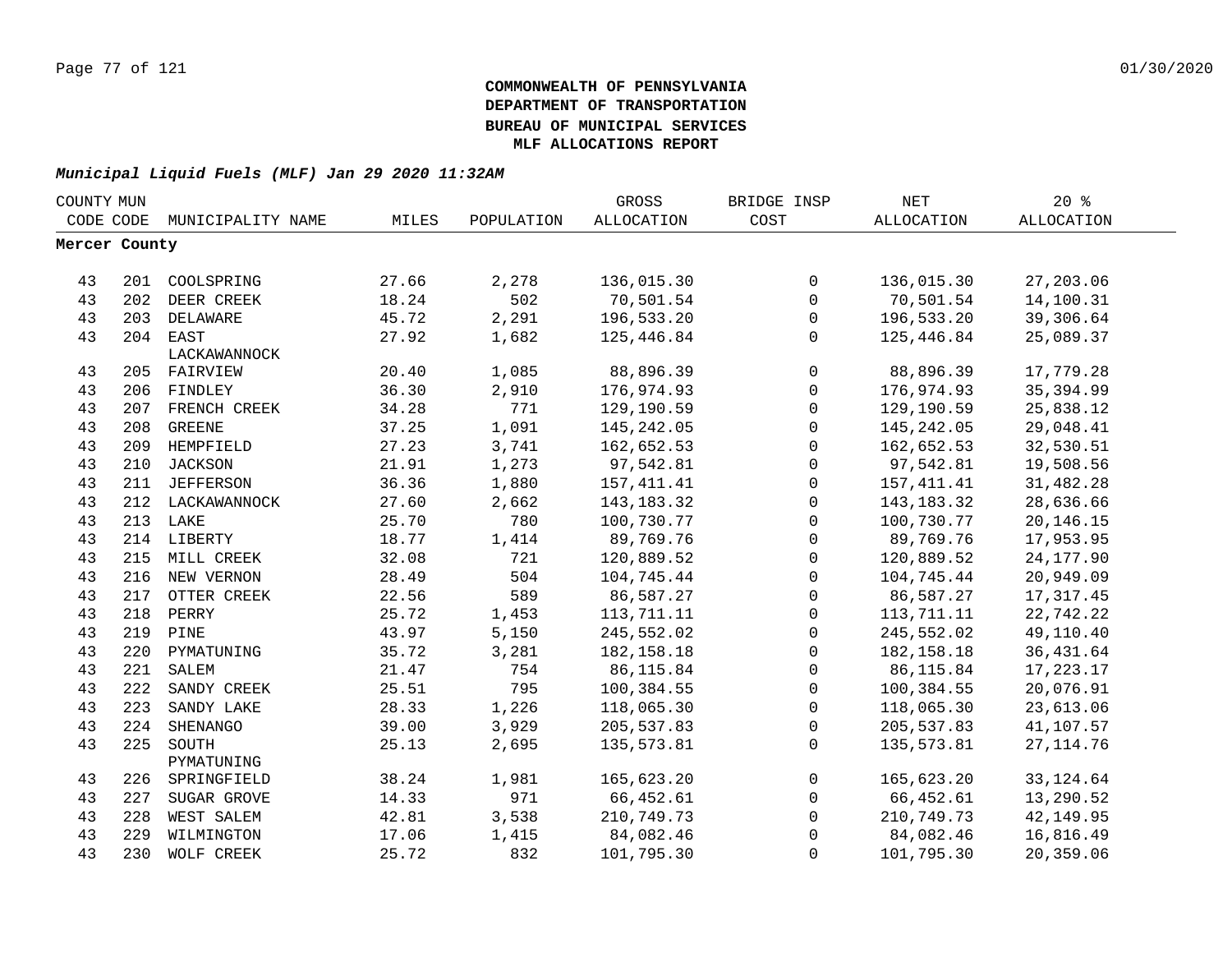**COMMONWEALTH OF PENNSYLVANIA**
**DEPARTMENT OF TRANSPORTATION**
**BUREAU OF MUNICIPAL SERVICES**
**MLF ALLOCATIONS REPORT**

***Municipal Liquid Fuels (MLF) Jan 29 2020 11:32AM***

| COUNTY CODE | MUN CODE | MUNICIPALITY NAME | MILES | POPULATION | GROSS ALLOCATION | BRIDGE INSP COST | NET ALLOCATION | 20 % ALLOCATION |
|---|---|---|---|---|---|---|---|---|
| **Mercer County** | | | | | | | | |
| 43 | 201 | COOLSPRING | 27.66 | 2,278 | 136,015.30 | 0 | 136,015.30 | 27,203.06 |
| 43 | 202 | DEER CREEK | 18.24 | 502 | 70,501.54 | 0 | 70,501.54 | 14,100.31 |
| 43 | 203 | DELAWARE | 45.72 | 2,291 | 196,533.20 | 0 | 196,533.20 | 39,306.64 |
| 43 | 204 | EAST LACKAWANNOCK | 27.92 | 1,682 | 125,446.84 | 0 | 125,446.84 | 25,089.37 |
| 43 | 205 | FAIRVIEW | 20.40 | 1,085 | 88,896.39 | 0 | 88,896.39 | 17,779.28 |
| 43 | 206 | FINDLEY | 36.30 | 2,910 | 176,974.93 | 0 | 176,974.93 | 35,394.99 |
| 43 | 207 | FRENCH CREEK | 34.28 | 771 | 129,190.59 | 0 | 129,190.59 | 25,838.12 |
| 43 | 208 | GREENE | 37.25 | 1,091 | 145,242.05 | 0 | 145,242.05 | 29,048.41 |
| 43 | 209 | HEMPFIELD | 27.23 | 3,741 | 162,652.53 | 0 | 162,652.53 | 32,530.51 |
| 43 | 210 | JACKSON | 21.91 | 1,273 | 97,542.81 | 0 | 97,542.81 | 19,508.56 |
| 43 | 211 | JEFFERSON | 36.36 | 1,880 | 157,411.41 | 0 | 157,411.41 | 31,482.28 |
| 43 | 212 | LACKAWANNOCK | 27.60 | 2,662 | 143,183.32 | 0 | 143,183.32 | 28,636.66 |
| 43 | 213 | LAKE | 25.70 | 780 | 100,730.77 | 0 | 100,730.77 | 20,146.15 |
| 43 | 214 | LIBERTY | 18.77 | 1,414 | 89,769.76 | 0 | 89,769.76 | 17,953.95 |
| 43 | 215 | MILL CREEK | 32.08 | 721 | 120,889.52 | 0 | 120,889.52 | 24,177.90 |
| 43 | 216 | NEW VERNON | 28.49 | 504 | 104,745.44 | 0 | 104,745.44 | 20,949.09 |
| 43 | 217 | OTTER CREEK | 22.56 | 589 | 86,587.27 | 0 | 86,587.27 | 17,317.45 |
| 43 | 218 | PERRY | 25.72 | 1,453 | 113,711.11 | 0 | 113,711.11 | 22,742.22 |
| 43 | 219 | PINE | 43.97 | 5,150 | 245,552.02 | 0 | 245,552.02 | 49,110.40 |
| 43 | 220 | PYMATUNING | 35.72 | 3,281 | 182,158.18 | 0 | 182,158.18 | 36,431.64 |
| 43 | 221 | SALEM | 21.47 | 754 | 86,115.84 | 0 | 86,115.84 | 17,223.17 |
| 43 | 222 | SANDY CREEK | 25.51 | 795 | 100,384.55 | 0 | 100,384.55 | 20,076.91 |
| 43 | 223 | SANDY LAKE | 28.33 | 1,226 | 118,065.30 | 0 | 118,065.30 | 23,613.06 |
| 43 | 224 | SHENANGO | 39.00 | 3,929 | 205,537.83 | 0 | 205,537.83 | 41,107.57 |
| 43 | 225 | SOUTH PYMATUNING | 25.13 | 2,695 | 135,573.81 | 0 | 135,573.81 | 27,114.76 |
| 43 | 226 | SPRINGFIELD | 38.24 | 1,981 | 165,623.20 | 0 | 165,623.20 | 33,124.64 |
| 43 | 227 | SUGAR GROVE | 14.33 | 971 | 66,452.61 | 0 | 66,452.61 | 13,290.52 |
| 43 | 228 | WEST SALEM | 42.81 | 3,538 | 210,749.73 | 0 | 210,749.73 | 42,149.95 |
| 43 | 229 | WILMINGTON | 17.06 | 1,415 | 84,082.46 | 0 | 84,082.46 | 16,816.49 |
| 43 | 230 | WOLF CREEK | 25.72 | 832 | 101,795.30 | 0 | 101,795.30 | 20,359.06 |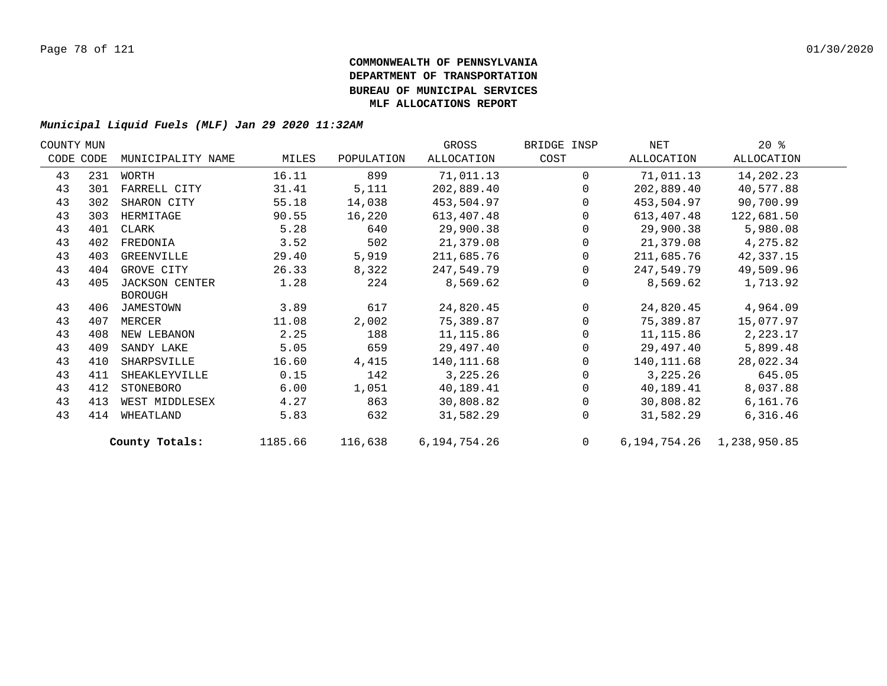**COMMONWEALTH OF PENNSYLVANIA**
**DEPARTMENT OF TRANSPORTATION**
**BUREAU OF MUNICIPAL SERVICES**
**MLF ALLOCATIONS REPORT**

***Municipal Liquid Fuels (MLF) Jan 29 2020 11:32AM***

| COUNTY CODE | MUN CODE | MUNICIPALITY NAME | MILES | POPULATION | GROSS ALLOCATION | BRIDGE INSP COST | NET ALLOCATION | 20 % ALLOCATION |
|---|---|---|---|---|---|---|---|---|
| 43 | 231 | WORTH | 16.11 | 899 | 71,011.13 | 0 | 71,011.13 | 14,202.23 |
| 43 | 301 | FARRELL CITY | 31.41 | 5,111 | 202,889.40 | 0 | 202,889.40 | 40,577.88 |
| 43 | 302 | SHARON CITY | 55.18 | 14,038 | 453,504.97 | 0 | 453,504.97 | 90,700.99 |
| 43 | 303 | HERMITAGE | 90.55 | 16,220 | 613,407.48 | 0 | 613,407.48 | 122,681.50 |
| 43 | 401 | CLARK | 5.28 | 640 | 29,900.38 | 0 | 29,900.38 | 5,980.08 |
| 43 | 402 | FREDONIA | 3.52 | 502 | 21,379.08 | 0 | 21,379.08 | 4,275.82 |
| 43 | 403 | GREENVILLE | 29.40 | 5,919 | 211,685.76 | 0 | 211,685.76 | 42,337.15 |
| 43 | 404 | GROVE CITY | 26.33 | 8,322 | 247,549.79 | 0 | 247,549.79 | 49,509.96 |
| 43 | 405 | JACKSON CENTER BOROUGH | 1.28 | 224 | 8,569.62 | 0 | 8,569.62 | 1,713.92 |
| 43 | 406 | JAMESTOWN | 3.89 | 617 | 24,820.45 | 0 | 24,820.45 | 4,964.09 |
| 43 | 407 | MERCER | 11.08 | 2,002 | 75,389.87 | 0 | 75,389.87 | 15,077.97 |
| 43 | 408 | NEW LEBANON | 2.25 | 188 | 11,115.86 | 0 | 11,115.86 | 2,223.17 |
| 43 | 409 | SANDY LAKE | 5.05 | 659 | 29,497.40 | 0 | 29,497.40 | 5,899.48 |
| 43 | 410 | SHARPSVILLE | 16.60 | 4,415 | 140,111.68 | 0 | 140,111.68 | 28,022.34 |
| 43 | 411 | SHEAKLEYVILLE | 0.15 | 142 | 3,225.26 | 0 | 3,225.26 | 645.05 |
| 43 | 412 | STONEBORO | 6.00 | 1,051 | 40,189.41 | 0 | 40,189.41 | 8,037.88 |
| 43 | 413 | WEST MIDDLESEX | 4.27 | 863 | 30,808.82 | 0 | 30,808.82 | 6,161.76 |
| 43 | 414 | WHEATLAND | 5.83 | 632 | 31,582.29 | 0 | 31,582.29 | 6,316.46 |
| | | **County Totals:** | 1185.66 | 116,638 | 6,194,754.26 | 0 | 6,194,754.26 | 1,238,950.85 |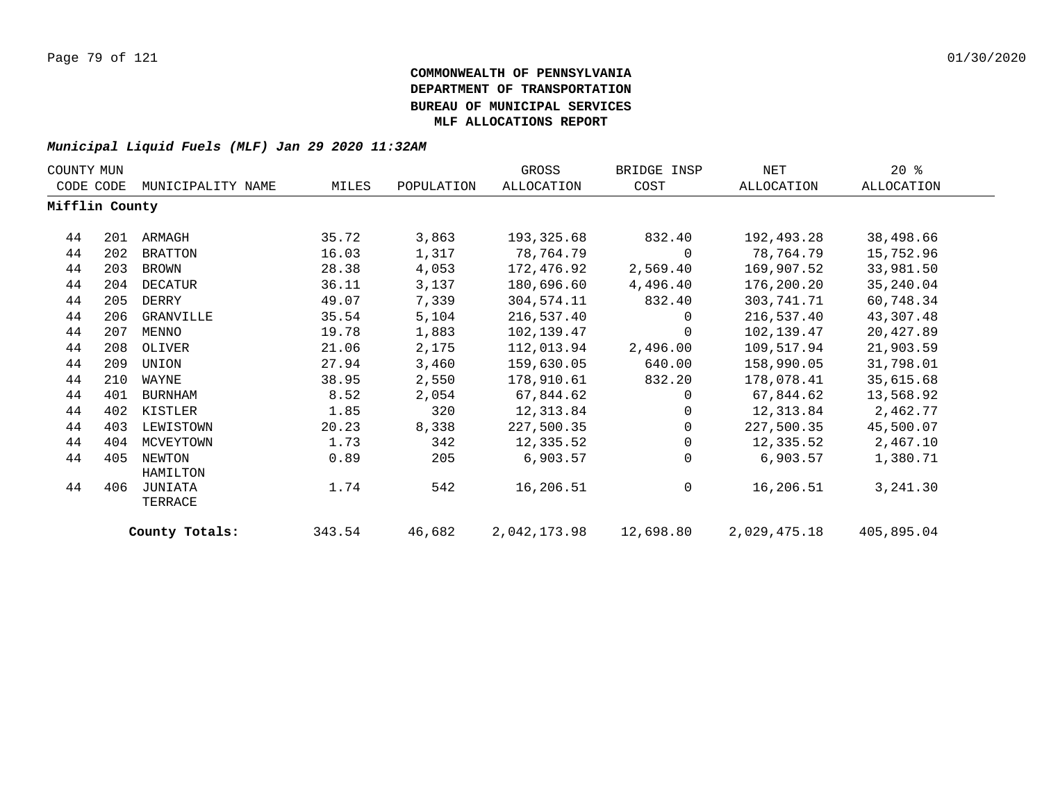**COMMONWEALTH OF PENNSYLVANIA**
**DEPARTMENT OF TRANSPORTATION**
**BUREAU OF MUNICIPAL SERVICES**
**MLF ALLOCATIONS REPORT**

***Municipal Liquid Fuels (MLF) Jan 29 2020 11:32AM***

| COUNTY CODE | MUN CODE | MUNICIPALITY NAME | MILES | POPULATION | GROSS ALLOCATION | BRIDGE INSP COST | NET ALLOCATION | 20 % ALLOCATION |
|---|---|---|---|---|---|---|---|---|
| **Mifflin County** | | | | | | | | |
| 44 | 201 | ARMAGH | 35.72 | 3,863 | 193,325.68 | 832.40 | 192,493.28 | 38,498.66 |
| 44 | 202 | BRATTON | 16.03 | 1,317 | 78,764.79 | 0 | 78,764.79 | 15,752.96 |
| 44 | 203 | BROWN | 28.38 | 4,053 | 172,476.92 | 2,569.40 | 169,907.52 | 33,981.50 |
| 44 | 204 | DECATUR | 36.11 | 3,137 | 180,696.60 | 4,496.40 | 176,200.20 | 35,240.04 |
| 44 | 205 | DERRY | 49.07 | 7,339 | 304,574.11 | 832.40 | 303,741.71 | 60,748.34 |
| 44 | 206 | GRANVILLE | 35.54 | 5,104 | 216,537.40 | 0 | 216,537.40 | 43,307.48 |
| 44 | 207 | MENNO | 19.78 | 1,883 | 102,139.47 | 0 | 102,139.47 | 20,427.89 |
| 44 | 208 | OLIVER | 21.06 | 2,175 | 112,013.94 | 2,496.00 | 109,517.94 | 21,903.59 |
| 44 | 209 | UNION | 27.94 | 3,460 | 159,630.05 | 640.00 | 158,990.05 | 31,798.01 |
| 44 | 210 | WAYNE | 38.95 | 2,550 | 178,910.61 | 832.20 | 178,078.41 | 35,615.68 |
| 44 | 401 | BURNHAM | 8.52 | 2,054 | 67,844.62 | 0 | 67,844.62 | 13,568.92 |
| 44 | 402 | KISTLER | 1.85 | 320 | 12,313.84 | 0 | 12,313.84 | 2,462.77 |
| 44 | 403 | LEWISTOWN | 20.23 | 8,338 | 227,500.35 | 0 | 227,500.35 | 45,500.07 |
| 44 | 404 | MCVEYTOWN | 1.73 | 342 | 12,335.52 | 0 | 12,335.52 | 2,467.10 |
| 44 | 405 | NEWTON HAMILTON | 0.89 | 205 | 6,903.57 | 0 | 6,903.57 | 1,380.71 |
| 44 | 406 | JUNIATA TERRACE | 1.74 | 542 | 16,206.51 | 0 | 16,206.51 | 3,241.30 |
| | | **County Totals:** | 343.54 | 46,682 | 2,042,173.98 | 12,698.80 | 2,029,475.18 | 405,895.04 |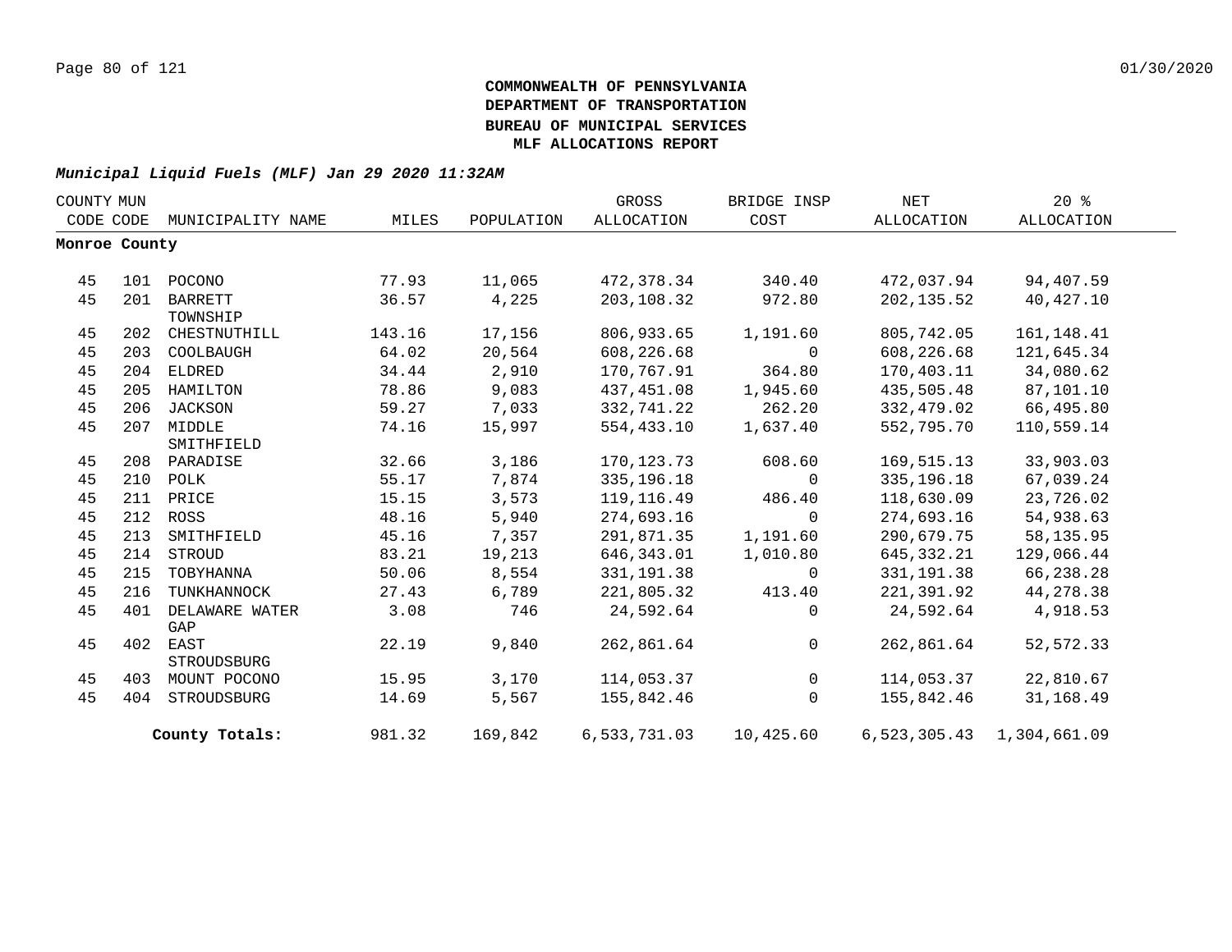**COMMONWEALTH OF PENNSYLVANIA**
**DEPARTMENT OF TRANSPORTATION**
**BUREAU OF MUNICIPAL SERVICES**
**MLF ALLOCATIONS REPORT**

***Municipal Liquid Fuels (MLF) Jan 29 2020 11:32AM***

| COUNTY CODE | MUN CODE | MUNICIPALITY NAME | MILES | POPULATION | GROSS ALLOCATION | BRIDGE INSP COST | NET ALLOCATION | 20 % ALLOCATION |
|---|---|---|---|---|---|---|---|---|
| **Monroe County** | | | | | | | | |
| 45 | 101 | POCONO | 77.93 | 11,065 | 472,378.34 | 340.40 | 472,037.94 | 94,407.59 |
| 45 | 201 | BARRETT TOWNSHIP | 36.57 | 4,225 | 203,108.32 | 972.80 | 202,135.52 | 40,427.10 |
| 45 | 202 | CHESTNUTHILL | 143.16 | 17,156 | 806,933.65 | 1,191.60 | 805,742.05 | 161,148.41 |
| 45 | 203 | COOLBAUGH | 64.02 | 20,564 | 608,226.68 | 0 | 608,226.68 | 121,645.34 |
| 45 | 204 | ELDRED | 34.44 | 2,910 | 170,767.91 | 364.80 | 170,403.11 | 34,080.62 |
| 45 | 205 | HAMILTON | 78.86 | 9,083 | 437,451.08 | 1,945.60 | 435,505.48 | 87,101.10 |
| 45 | 206 | JACKSON | 59.27 | 7,033 | 332,741.22 | 262.20 | 332,479.02 | 66,495.80 |
| 45 | 207 | MIDDLE SMITHFIELD | 74.16 | 15,997 | 554,433.10 | 1,637.40 | 552,795.70 | 110,559.14 |
| 45 | 208 | PARADISE | 32.66 | 3,186 | 170,123.73 | 608.60 | 169,515.13 | 33,903.03 |
| 45 | 210 | POLK | 55.17 | 7,874 | 335,196.18 | 0 | 335,196.18 | 67,039.24 |
| 45 | 211 | PRICE | 15.15 | 3,573 | 119,116.49 | 486.40 | 118,630.09 | 23,726.02 |
| 45 | 212 | ROSS | 48.16 | 5,940 | 274,693.16 | 0 | 274,693.16 | 54,938.63 |
| 45 | 213 | SMITHFIELD | 45.16 | 7,357 | 291,871.35 | 1,191.60 | 290,679.75 | 58,135.95 |
| 45 | 214 | STROUD | 83.21 | 19,213 | 646,343.01 | 1,010.80 | 645,332.21 | 129,066.44 |
| 45 | 215 | TOBYHANNA | 50.06 | 8,554 | 331,191.38 | 0 | 331,191.38 | 66,238.28 |
| 45 | 216 | TUNKHANNOCK | 27.43 | 6,789 | 221,805.32 | 413.40 | 221,391.92 | 44,278.38 |
| 45 | 401 | DELAWARE WATER GAP | 3.08 | 746 | 24,592.64 | 0 | 24,592.64 | 4,918.53 |
| 45 | 402 | EAST STROUDSBURG | 22.19 | 9,840 | 262,861.64 | 0 | 262,861.64 | 52,572.33 |
| 45 | 403 | MOUNT POCONO | 15.95 | 3,170 | 114,053.37 | 0 | 114,053.37 | 22,810.67 |
| 45 | 404 | STROUDSBURG | 14.69 | 5,567 | 155,842.46 | 0 | 155,842.46 | 31,168.49 |
| | | **County Totals:** | 981.32 | 169,842 | 6,533,731.03 | 10,425.60 | 6,523,305.43 | 1,304,661.09 |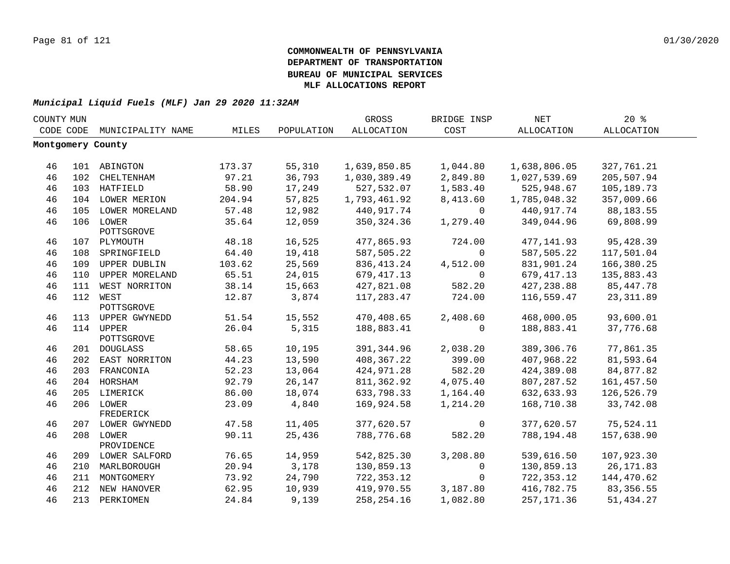**COMMONWEALTH OF PENNSYLVANIA**
**DEPARTMENT OF TRANSPORTATION**
**BUREAU OF MUNICIPAL SERVICES**
**MLF ALLOCATIONS REPORT**

*Municipal Liquid Fuels (MLF) Jan 29 2020 11:32AM*

| COUNTY CODE | MUN CODE | MUNICIPALITY NAME | MILES | POPULATION | GROSS ALLOCATION | BRIDGE INSP COST | NET ALLOCATION | 20 % ALLOCATION |
|---|---|---|---|---|---|---|---|---|
| **Montgomery County** | | | | | | | | |
| 46 | 101 | ABINGTON | 173.37 | 55,310 | 1,639,850.85 | 1,044.80 | 1,638,806.05 | 327,761.21 |
| 46 | 102 | CHELTENHAM | 97.21 | 36,793 | 1,030,389.49 | 2,849.80 | 1,027,539.69 | 205,507.94 |
| 46 | 103 | HATFIELD | 58.90 | 17,249 | 527,532.07 | 1,583.40 | 525,948.67 | 105,189.73 |
| 46 | 104 | LOWER MERION | 204.94 | 57,825 | 1,793,461.92 | 8,413.60 | 1,785,048.32 | 357,009.66 |
| 46 | 105 | LOWER MORELAND | 57.48 | 12,982 | 440,917.74 | 0 | 440,917.74 | 88,183.55 |
| 46 | 106 | LOWER POTTSGROVE | 35.64 | 12,059 | 350,324.36 | 1,279.40 | 349,044.96 | 69,808.99 |
| 46 | 107 | PLYMOUTH | 48.18 | 16,525 | 477,865.93 | 724.00 | 477,141.93 | 95,428.39 |
| 46 | 108 | SPRINGFIELD | 64.40 | 19,418 | 587,505.22 | 0 | 587,505.22 | 117,501.04 |
| 46 | 109 | UPPER DUBLIN | 103.62 | 25,569 | 836,413.24 | 4,512.00 | 831,901.24 | 166,380.25 |
| 46 | 110 | UPPER MORELAND | 65.51 | 24,015 | 679,417.13 | 0 | 679,417.13 | 135,883.43 |
| 46 | 111 | WEST NORRITON | 38.14 | 15,663 | 427,821.08 | 582.20 | 427,238.88 | 85,447.78 |
| 46 | 112 | WEST POTTSGROVE | 12.87 | 3,874 | 117,283.47 | 724.00 | 116,559.47 | 23,311.89 |
| 46 | 113 | UPPER GWYNEDD | 51.54 | 15,552 | 470,408.65 | 2,408.60 | 468,000.05 | 93,600.01 |
| 46 | 114 | UPPER POTTSGROVE | 26.04 | 5,315 | 188,883.41 | 0 | 188,883.41 | 37,776.68 |
| 46 | 201 | DOUGLASS | 58.65 | 10,195 | 391,344.96 | 2,038.20 | 389,306.76 | 77,861.35 |
| 46 | 202 | EAST NORRITON | 44.23 | 13,590 | 408,367.22 | 399.00 | 407,968.22 | 81,593.64 |
| 46 | 203 | FRANCONIA | 52.23 | 13,064 | 424,971.28 | 582.20 | 424,389.08 | 84,877.82 |
| 46 | 204 | HORSHAM | 92.79 | 26,147 | 811,362.92 | 4,075.40 | 807,287.52 | 161,457.50 |
| 46 | 205 | LIMERICK | 86.00 | 18,074 | 633,798.33 | 1,164.40 | 632,633.93 | 126,526.79 |
| 46 | 206 | LOWER FREDERICK | 23.09 | 4,840 | 169,924.58 | 1,214.20 | 168,710.38 | 33,742.08 |
| 46 | 207 | LOWER GWYNEDD | 47.58 | 11,405 | 377,620.57 | 0 | 377,620.57 | 75,524.11 |
| 46 | 208 | LOWER PROVIDENCE | 90.11 | 25,436 | 788,776.68 | 582.20 | 788,194.48 | 157,638.90 |
| 46 | 209 | LOWER SALFORD | 76.65 | 14,959 | 542,825.30 | 3,208.80 | 539,616.50 | 107,923.30 |
| 46 | 210 | MARLBOROUGH | 20.94 | 3,178 | 130,859.13 | 0 | 130,859.13 | 26,171.83 |
| 46 | 211 | MONTGOMERY | 73.92 | 24,790 | 722,353.12 | 0 | 722,353.12 | 144,470.62 |
| 46 | 212 | NEW HANOVER | 62.95 | 10,939 | 419,970.55 | 3,187.80 | 416,782.75 | 83,356.55 |
| 46 | 213 | PERKIOMEN | 24.84 | 9,139 | 258,254.16 | 1,082.80 | 257,171.36 | 51,434.27 |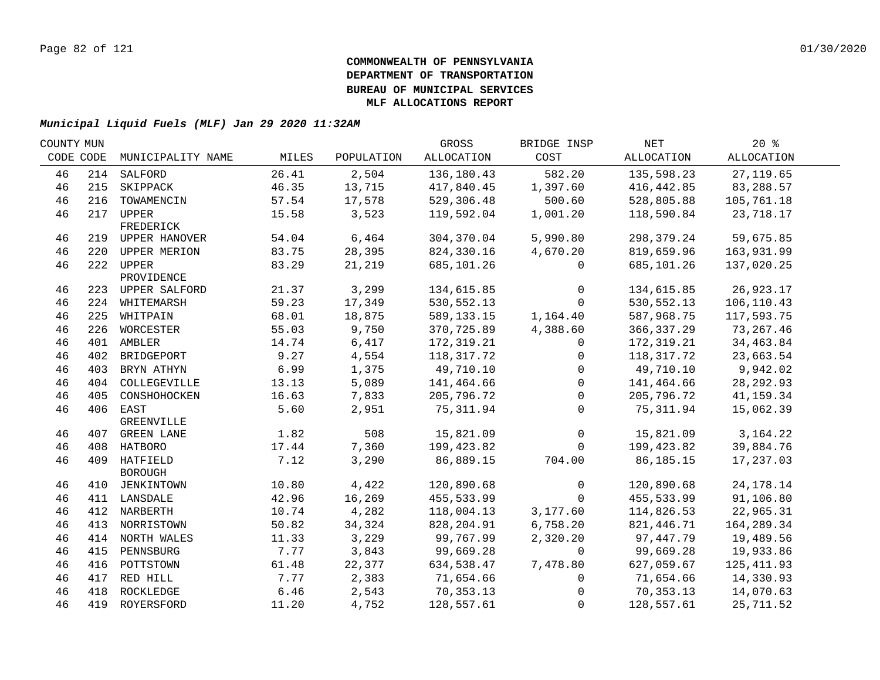**COMMONWEALTH OF PENNSYLVANIA**
**DEPARTMENT OF TRANSPORTATION**
**BUREAU OF MUNICIPAL SERVICES**
**MLF ALLOCATIONS REPORT**

***Municipal Liquid Fuels (MLF) Jan 29 2020 11:32AM***

| COUNTY CODE | MUN CODE | MUNICIPALITY NAME | MILES | POPULATION | GROSS ALLOCATION | BRIDGE INSP COST | NET ALLOCATION | 20 % ALLOCATION |
|---|---|---|---|---|---|---|---|---|
| 46 | 214 | SALFORD | 26.41 | 2,504 | 136,180.43 | 582.20 | 135,598.23 | 27,119.65 |
| 46 | 215 | SKIPPACK | 46.35 | 13,715 | 417,840.45 | 1,397.60 | 416,442.85 | 83,288.57 |
| 46 | 216 | TOWAMENCIN | 57.54 | 17,578 | 529,306.48 | 500.60 | 528,805.88 | 105,761.18 |
| 46 | 217 | UPPER FREDERICK | 15.58 | 3,523 | 119,592.04 | 1,001.20 | 118,590.84 | 23,718.17 |
| 46 | 219 | UPPER HANOVER | 54.04 | 6,464 | 304,370.04 | 5,990.80 | 298,379.24 | 59,675.85 |
| 46 | 220 | UPPER MERION | 83.75 | 28,395 | 824,330.16 | 4,670.20 | 819,659.96 | 163,931.99 |
| 46 | 222 | UPPER PROVIDENCE | 83.29 | 21,219 | 685,101.26 | 0 | 685,101.26 | 137,020.25 |
| 46 | 223 | UPPER SALFORD | 21.37 | 3,299 | 134,615.85 | 0 | 134,615.85 | 26,923.17 |
| 46 | 224 | WHITEMARSH | 59.23 | 17,349 | 530,552.13 | 0 | 530,552.13 | 106,110.43 |
| 46 | 225 | WHITPAIN | 68.01 | 18,875 | 589,133.15 | 1,164.40 | 587,968.75 | 117,593.75 |
| 46 | 226 | WORCESTER | 55.03 | 9,750 | 370,725.89 | 4,388.60 | 366,337.29 | 73,267.46 |
| 46 | 401 | AMBLER | 14.74 | 6,417 | 172,319.21 | 0 | 172,319.21 | 34,463.84 |
| 46 | 402 | BRIDGEPORT | 9.27 | 4,554 | 118,317.72 | 0 | 118,317.72 | 23,663.54 |
| 46 | 403 | BRYN ATHYN | 6.99 | 1,375 | 49,710.10 | 0 | 49,710.10 | 9,942.02 |
| 46 | 404 | COLLEGEVILLE | 13.13 | 5,089 | 141,464.66 | 0 | 141,464.66 | 28,292.93 |
| 46 | 405 | CONSHOHOCKEN | 16.63 | 7,833 | 205,796.72 | 0 | 205,796.72 | 41,159.34 |
| 46 | 406 | EAST GREENVILLE | 5.60 | 2,951 | 75,311.94 | 0 | 75,311.94 | 15,062.39 |
| 46 | 407 | GREEN LANE | 1.82 | 508 | 15,821.09 | 0 | 15,821.09 | 3,164.22 |
| 46 | 408 | HATBORO | 17.44 | 7,360 | 199,423.82 | 0 | 199,423.82 | 39,884.76 |
| 46 | 409 | HATFIELD BOROUGH | 7.12 | 3,290 | 86,889.15 | 704.00 | 86,185.15 | 17,237.03 |
| 46 | 410 | JENKINTOWN | 10.80 | 4,422 | 120,890.68 | 0 | 120,890.68 | 24,178.14 |
| 46 | 411 | LANSDALE | 42.96 | 16,269 | 455,533.99 | 0 | 455,533.99 | 91,106.80 |
| 46 | 412 | NARBERTH | 10.74 | 4,282 | 118,004.13 | 3,177.60 | 114,826.53 | 22,965.31 |
| 46 | 413 | NORRISTOWN | 50.82 | 34,324 | 828,204.91 | 6,758.20 | 821,446.71 | 164,289.34 |
| 46 | 414 | NORTH WALES | 11.33 | 3,229 | 99,767.99 | 2,320.20 | 97,447.79 | 19,489.56 |
| 46 | 415 | PENNSBURG | 7.77 | 3,843 | 99,669.28 | 0 | 99,669.28 | 19,933.86 |
| 46 | 416 | POTTSTOWN | 61.48 | 22,377 | 634,538.47 | 7,478.80 | 627,059.67 | 125,411.93 |
| 46 | 417 | RED HILL | 7.77 | 2,383 | 71,654.66 | 0 | 71,654.66 | 14,330.93 |
| 46 | 418 | ROCKLEDGE | 6.46 | 2,543 | 70,353.13 | 0 | 70,353.13 | 14,070.63 |
| 46 | 419 | ROYERSFORD | 11.20 | 4,752 | 128,557.61 | 0 | 128,557.61 | 25,711.52 |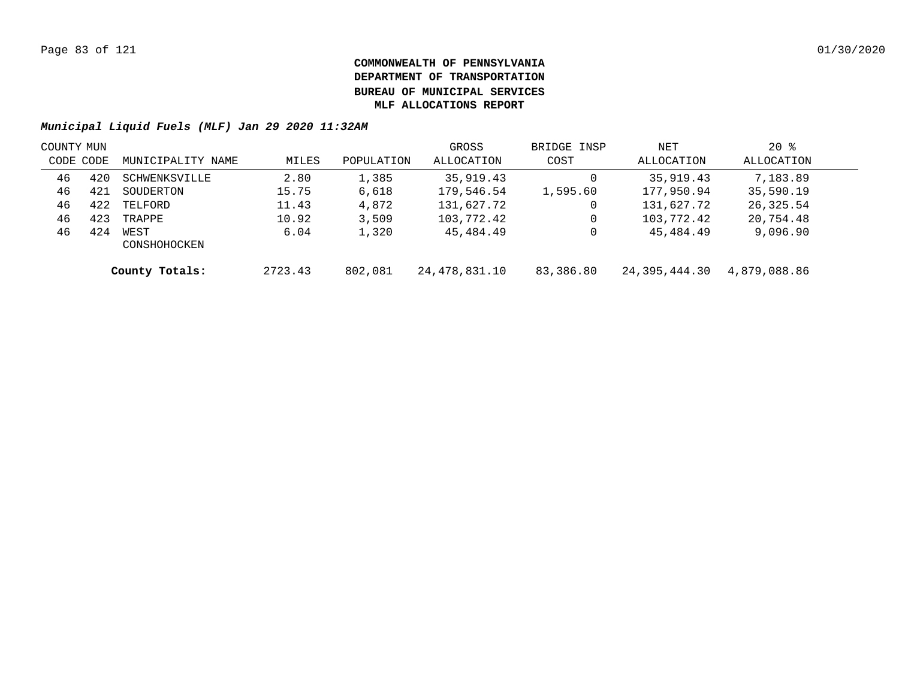**COMMONWEALTH OF PENNSYLVANIA**
**DEPARTMENT OF TRANSPORTATION**
**BUREAU OF MUNICIPAL SERVICES**
**MLF ALLOCATIONS REPORT**

***Municipal Liquid Fuels (MLF) Jan 29 2020 11:32AM***

| COUNTY CODE | MUN CODE | MUNICIPALITY NAME | MILES | POPULATION | GROSS ALLOCATION | BRIDGE INSP COST | NET ALLOCATION | 20 % ALLOCATION |
|---|---|---|---|---|---|---|---|---|
| 46 | 420 | SCHWENKSVILLE | 2.80 | 1,385 | 35,919.43 | 0 | 35,919.43 | 7,183.89 |
| 46 | 421 | SOUDERTON | 15.75 | 6,618 | 179,546.54 | 1,595.60 | 177,950.94 | 35,590.19 |
| 46 | 422 | TELFORD | 11.43 | 4,872 | 131,627.72 | 0 | 131,627.72 | 26,325.54 |
| 46 | 423 | TRAPPE | 10.92 | 3,509 | 103,772.42 | 0 | 103,772.42 | 20,754.48 |
| 46 | 424 | WEST CONSHOHOCKEN | 6.04 | 1,320 | 45,484.49 | 0 | 45,484.49 | 9,096.90 |
| | | **County Totals:** | 2723.43 | 802,081 | 24,478,831.10 | 83,386.80 | 24,395,444.30 | 4,879,088.86 |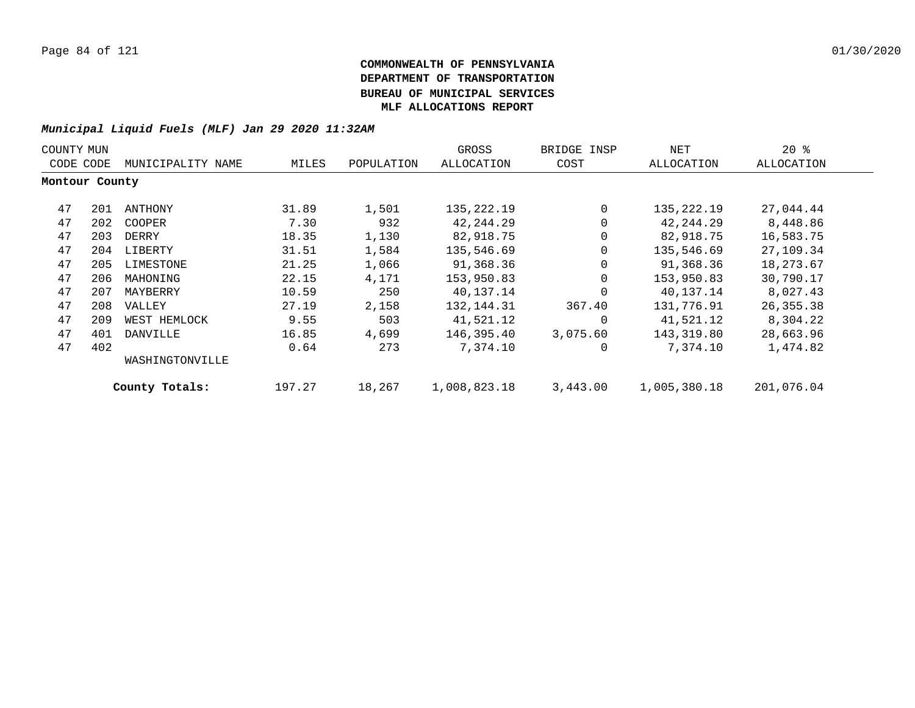**COMMONWEALTH OF PENNSYLVANIA**
**DEPARTMENT OF TRANSPORTATION**
**BUREAU OF MUNICIPAL SERVICES**
**MLF ALLOCATIONS REPORT**

***Municipal Liquid Fuels (MLF) Jan 29 2020 11:32AM***

| COUNTY CODE | MUN CODE | MUNICIPALITY NAME | MILES | POPULATION | GROSS ALLOCATION | BRIDGE INSP COST | NET ALLOCATION | 20 % ALLOCATION |
|---|---|---|---|---|---|---|---|---|
| **Montour County** | | | | | | | | |
| 47 | 201 | ANTHONY | 31.89 | 1,501 | 135,222.19 | 0 | 135,222.19 | 27,044.44 |
| 47 | 202 | COOPER | 7.30 | 932 | 42,244.29 | 0 | 42,244.29 | 8,448.86 |
| 47 | 203 | DERRY | 18.35 | 1,130 | 82,918.75 | 0 | 82,918.75 | 16,583.75 |
| 47 | 204 | LIBERTY | 31.51 | 1,584 | 135,546.69 | 0 | 135,546.69 | 27,109.34 |
| 47 | 205 | LIMESTONE | 21.25 | 1,066 | 91,368.36 | 0 | 91,368.36 | 18,273.67 |
| 47 | 206 | MAHONING | 22.15 | 4,171 | 153,950.83 | 0 | 153,950.83 | 30,790.17 |
| 47 | 207 | MAYBERRY | 10.59 | 250 | 40,137.14 | 0 | 40,137.14 | 8,027.43 |
| 47 | 208 | VALLEY | 27.19 | 2,158 | 132,144.31 | 367.40 | 131,776.91 | 26,355.38 |
| 47 | 209 | WEST HEMLOCK | 9.55 | 503 | 41,521.12 | 0 | 41,521.12 | 8,304.22 |
| 47 | 401 | DANVILLE | 16.85 | 4,699 | 146,395.40 | 3,075.60 | 143,319.80 | 28,663.96 |
| 47 | 402 | WASHINGTONVILLE | 0.64 | 273 | 7,374.10 | 0 | 7,374.10 | 1,474.82 |
| | | **County Totals:** | 197.27 | 18,267 | 1,008,823.18 | 3,443.00 | 1,005,380.18 | 201,076.04 |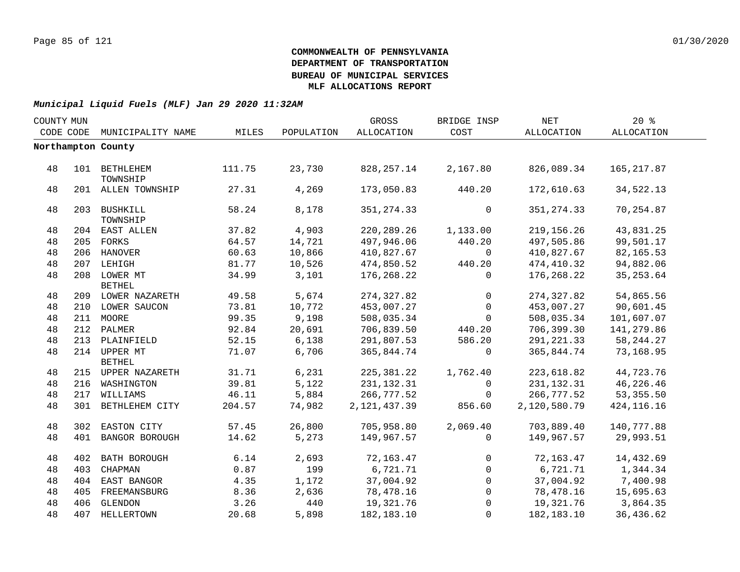**COMMONWEALTH OF PENNSYLVANIA**
**DEPARTMENT OF TRANSPORTATION**
**BUREAU OF MUNICIPAL SERVICES**
**MLF ALLOCATIONS REPORT**

***Municipal Liquid Fuels (MLF) Jan 29 2020 11:32AM***

| COUNTY CODE | MUN CODE | MUNICIPALITY NAME | MILES | POPULATION | GROSS ALLOCATION | BRIDGE INSP COST | NET ALLOCATION | 20 % ALLOCATION |
|---|---|---|---|---|---|---|---|---|
| **Northampton County** | | | | | | | | |
| 48 | 101 | BETHLEHEM TOWNSHIP | 111.75 | 23,730 | 828,257.14 | 2,167.80 | 826,089.34 | 165,217.87 |
| 48 | 201 | ALLEN TOWNSHIP | 27.31 | 4,269 | 173,050.83 | 440.20 | 172,610.63 | 34,522.13 |
| 48 | 203 | BUSHKILL TOWNSHIP | 58.24 | 8,178 | 351,274.33 | 0 | 351,274.33 | 70,254.87 |
| 48 | 204 | EAST ALLEN | 37.82 | 4,903 | 220,289.26 | 1,133.00 | 219,156.26 | 43,831.25 |
| 48 | 205 | FORKS | 64.57 | 14,721 | 497,946.06 | 440.20 | 497,505.86 | 99,501.17 |
| 48 | 206 | HANOVER | 60.63 | 10,866 | 410,827.67 | 0 | 410,827.67 | 82,165.53 |
| 48 | 207 | LEHIGH | 81.77 | 10,526 | 474,850.52 | 440.20 | 474,410.32 | 94,882.06 |
| 48 | 208 | LOWER MT BETHEL | 34.99 | 3,101 | 176,268.22 | 0 | 176,268.22 | 35,253.64 |
| 48 | 209 | LOWER NAZARETH | 49.58 | 5,674 | 274,327.82 | 0 | 274,327.82 | 54,865.56 |
| 48 | 210 | LOWER SAUCON | 73.81 | 10,772 | 453,007.27 | 0 | 453,007.27 | 90,601.45 |
| 48 | 211 | MOORE | 99.35 | 9,198 | 508,035.34 | 0 | 508,035.34 | 101,607.07 |
| 48 | 212 | PALMER | 92.84 | 20,691 | 706,839.50 | 440.20 | 706,399.30 | 141,279.86 |
| 48 | 213 | PLAINFIELD | 52.15 | 6,138 | 291,807.53 | 586.20 | 291,221.33 | 58,244.27 |
| 48 | 214 | UPPER MT BETHEL | 71.07 | 6,706 | 365,844.74 | 0 | 365,844.74 | 73,168.95 |
| 48 | 215 | UPPER NAZARETH | 31.71 | 6,231 | 225,381.22 | 1,762.40 | 223,618.82 | 44,723.76 |
| 48 | 216 | WASHINGTON | 39.81 | 5,122 | 231,132.31 | 0 | 231,132.31 | 46,226.46 |
| 48 | 217 | WILLIAMS | 46.11 | 5,884 | 266,777.52 | 0 | 266,777.52 | 53,355.50 |
| 48 | 301 | BETHLEHEM CITY | 204.57 | 74,982 | 2,121,437.39 | 856.60 | 2,120,580.79 | 424,116.16 |
| 48 | 302 | EASTON CITY | 57.45 | 26,800 | 705,958.80 | 2,069.40 | 703,889.40 | 140,777.88 |
| 48 | 401 | BANGOR BOROUGH | 14.62 | 5,273 | 149,967.57 | 0 | 149,967.57 | 29,993.51 |
| 48 | 402 | BATH BOROUGH | 6.14 | 2,693 | 72,163.47 | 0 | 72,163.47 | 14,432.69 |
| 48 | 403 | CHAPMAN | 0.87 | 199 | 6,721.71 | 0 | 6,721.71 | 1,344.34 |
| 48 | 404 | EAST BANGOR | 4.35 | 1,172 | 37,004.92 | 0 | 37,004.92 | 7,400.98 |
| 48 | 405 | FREEMANSBURG | 8.36 | 2,636 | 78,478.16 | 0 | 78,478.16 | 15,695.63 |
| 48 | 406 | GLENDON | 3.26 | 440 | 19,321.76 | 0 | 19,321.76 | 3,864.35 |
| 48 | 407 | HELLERTOWN | 20.68 | 5,898 | 182,183.10 | 0 | 182,183.10 | 36,436.62 |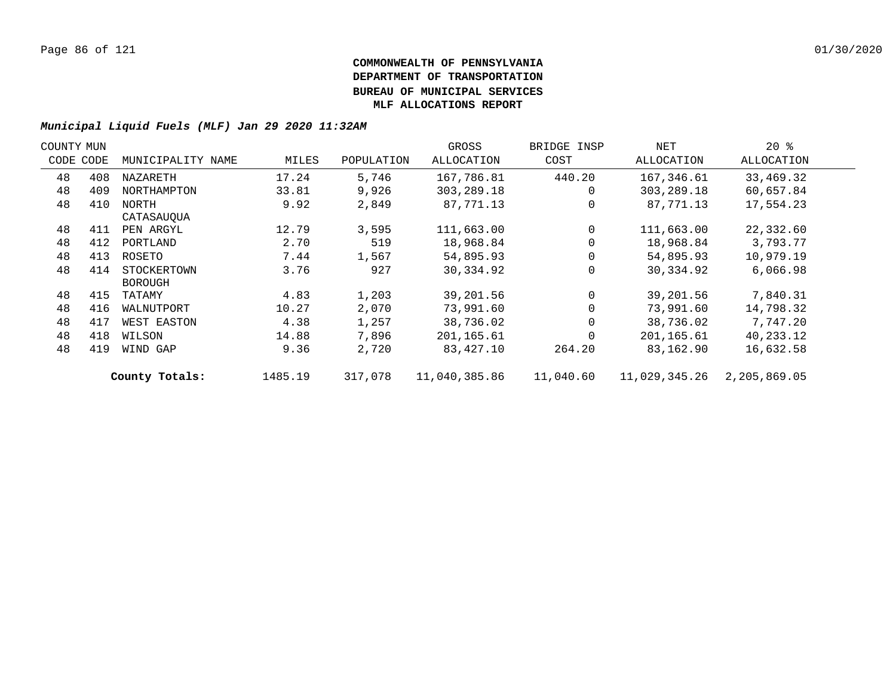**COMMONWEALTH OF PENNSYLVANIA**
**DEPARTMENT OF TRANSPORTATION**
**BUREAU OF MUNICIPAL SERVICES**
**MLF ALLOCATIONS REPORT**

***Municipal Liquid Fuels (MLF) Jan 29 2020 11:32AM***

| COUNTY CODE | MUN CODE | MUNICIPALITY NAME | MILES | POPULATION | GROSS ALLOCATION | BRIDGE INSP COST | NET ALLOCATION | 20 % ALLOCATION |
|---|---|---|---|---|---|---|---|---|
| 48 | 408 | NAZARETH | 17.24 | 5,746 | 167,786.81 | 440.20 | 167,346.61 | 33,469.32 |
| 48 | 409 | NORTHAMPTON | 33.81 | 9,926 | 303,289.18 | 0 | 303,289.18 | 60,657.84 |
| 48 | 410 | NORTH CATASAUQUA | 9.92 | 2,849 | 87,771.13 | 0 | 87,771.13 | 17,554.23 |
| 48 | 411 | PEN ARGYL | 12.79 | 3,595 | 111,663.00 | 0 | 111,663.00 | 22,332.60 |
| 48 | 412 | PORTLAND | 2.70 | 519 | 18,968.84 | 0 | 18,968.84 | 3,793.77 |
| 48 | 413 | ROSETO | 7.44 | 1,567 | 54,895.93 | 0 | 54,895.93 | 10,979.19 |
| 48 | 414 | STOCKERTOWN BOROUGH | 3.76 | 927 | 30,334.92 | 0 | 30,334.92 | 6,066.98 |
| 48 | 415 | TATAMY | 4.83 | 1,203 | 39,201.56 | 0 | 39,201.56 | 7,840.31 |
| 48 | 416 | WALNUTPORT | 10.27 | 2,070 | 73,991.60 | 0 | 73,991.60 | 14,798.32 |
| 48 | 417 | WEST EASTON | 4.38 | 1,257 | 38,736.02 | 0 | 38,736.02 | 7,747.20 |
| 48 | 418 | WILSON | 14.88 | 7,896 | 201,165.61 | 0 | 201,165.61 | 40,233.12 |
| 48 | 419 | WIND GAP | 9.36 | 2,720 | 83,427.10 | 264.20 | 83,162.90 | 16,632.58 |
| | | **County Totals:** | 1485.19 | 317,078 | 11,040,385.86 | 11,040.60 | 11,029,345.26 | 2,205,869.05 |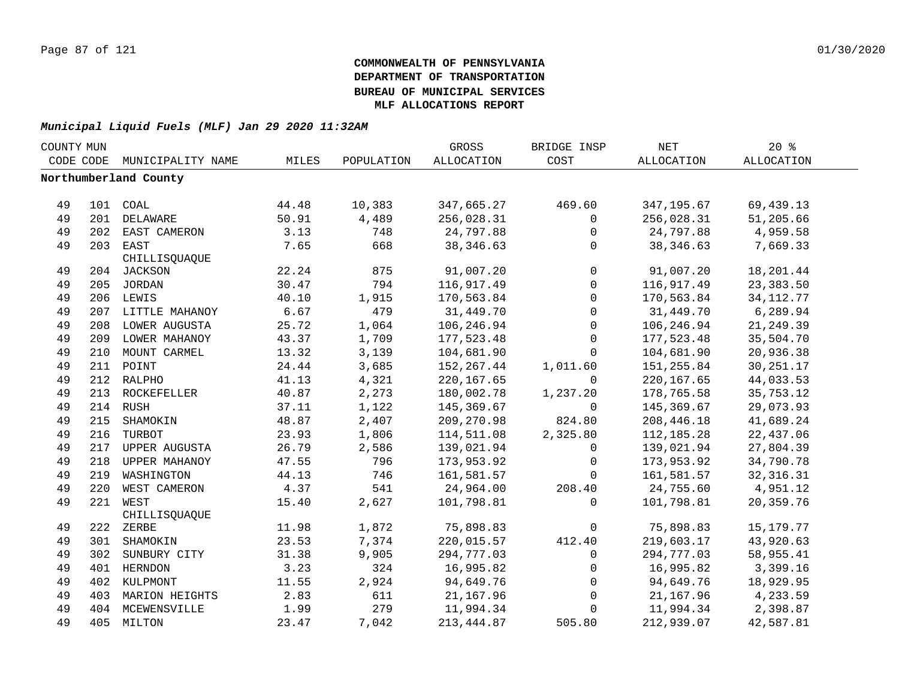**COMMONWEALTH OF PENNSYLVANIA**
**DEPARTMENT OF TRANSPORTATION**
**BUREAU OF MUNICIPAL SERVICES**
**MLF ALLOCATIONS REPORT**

***Municipal Liquid Fuels (MLF) Jan 29 2020 11:32AM***

| COUNTY CODE | MUN CODE | MUNICIPALITY NAME | MILES | POPULATION | GROSS ALLOCATION | BRIDGE INSP COST | NET ALLOCATION | 20 % ALLOCATION |
|---|---|---|---|---|---|---|---|---|
| **Northumberland County** | | | | | | | | |
| 49 | 101 | COAL | 44.48 | 10,383 | 347,665.27 | 469.60 | 347,195.67 | 69,439.13 |
| 49 | 201 | DELAWARE | 50.91 | 4,489 | 256,028.31 | 0 | 256,028.31 | 51,205.66 |
| 49 | 202 | EAST CAMERON | 3.13 | 748 | 24,797.88 | 0 | 24,797.88 | 4,959.58 |
| 49 | 203 | EAST CHILLISQUAQUE | 7.65 | 668 | 38,346.63 | 0 | 38,346.63 | 7,669.33 |
| 49 | 204 | JACKSON | 22.24 | 875 | 91,007.20 | 0 | 91,007.20 | 18,201.44 |
| 49 | 205 | JORDAN | 30.47 | 794 | 116,917.49 | 0 | 116,917.49 | 23,383.50 |
| 49 | 206 | LEWIS | 40.10 | 1,915 | 170,563.84 | 0 | 170,563.84 | 34,112.77 |
| 49 | 207 | LITTLE MAHANOY | 6.67 | 479 | 31,449.70 | 0 | 31,449.70 | 6,289.94 |
| 49 | 208 | LOWER AUGUSTA | 25.72 | 1,064 | 106,246.94 | 0 | 106,246.94 | 21,249.39 |
| 49 | 209 | LOWER MAHANOY | 43.37 | 1,709 | 177,523.48 | 0 | 177,523.48 | 35,504.70 |
| 49 | 210 | MOUNT CARMEL | 13.32 | 3,139 | 104,681.90 | 0 | 104,681.90 | 20,936.38 |
| 49 | 211 | POINT | 24.44 | 3,685 | 152,267.44 | 1,011.60 | 151,255.84 | 30,251.17 |
| 49 | 212 | RALPHO | 41.13 | 4,321 | 220,167.65 | 0 | 220,167.65 | 44,033.53 |
| 49 | 213 | ROCKEFELLER | 40.87 | 2,273 | 180,002.78 | 1,237.20 | 178,765.58 | 35,753.12 |
| 49 | 214 | RUSH | 37.11 | 1,122 | 145,369.67 | 0 | 145,369.67 | 29,073.93 |
| 49 | 215 | SHAMOKIN | 48.87 | 2,407 | 209,270.98 | 824.80 | 208,446.18 | 41,689.24 |
| 49 | 216 | TURBOT | 23.93 | 1,806 | 114,511.08 | 2,325.80 | 112,185.28 | 22,437.06 |
| 49 | 217 | UPPER AUGUSTA | 26.79 | 2,586 | 139,021.94 | 0 | 139,021.94 | 27,804.39 |
| 49 | 218 | UPPER MAHANOY | 47.55 | 796 | 173,953.92 | 0 | 173,953.92 | 34,790.78 |
| 49 | 219 | WASHINGTON | 44.13 | 746 | 161,581.57 | 0 | 161,581.57 | 32,316.31 |
| 49 | 220 | WEST CAMERON | 4.37 | 541 | 24,964.00 | 208.40 | 24,755.60 | 4,951.12 |
| 49 | 221 | WEST CHILLISQUAQUE | 15.40 | 2,627 | 101,798.81 | 0 | 101,798.81 | 20,359.76 |
| 49 | 222 | ZERBE | 11.98 | 1,872 | 75,898.83 | 0 | 75,898.83 | 15,179.77 |
| 49 | 301 | SHAMOKIN | 23.53 | 7,374 | 220,015.57 | 412.40 | 219,603.17 | 43,920.63 |
| 49 | 302 | SUNBURY CITY | 31.38 | 9,905 | 294,777.03 | 0 | 294,777.03 | 58,955.41 |
| 49 | 401 | HERNDON | 3.23 | 324 | 16,995.82 | 0 | 16,995.82 | 3,399.16 |
| 49 | 402 | KULPMONT | 11.55 | 2,924 | 94,649.76 | 0 | 94,649.76 | 18,929.95 |
| 49 | 403 | MARION HEIGHTS | 2.83 | 611 | 21,167.96 | 0 | 21,167.96 | 4,233.59 |
| 49 | 404 | MCEWENSVILLE | 1.99 | 279 | 11,994.34 | 0 | 11,994.34 | 2,398.87 |
| 49 | 405 | MILTON | 23.47 | 7,042 | 213,444.87 | 505.80 | 212,939.07 | 42,587.81 |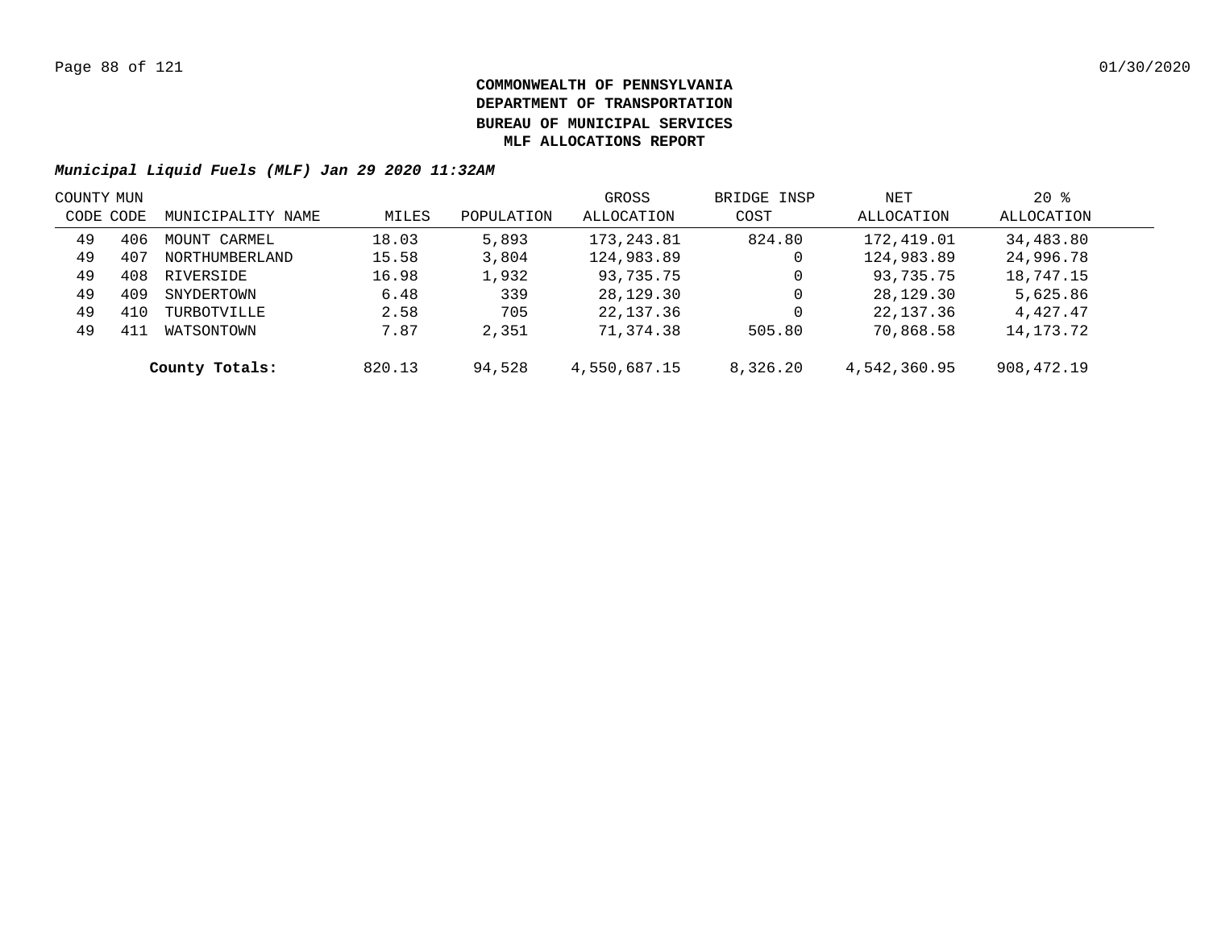**COMMONWEALTH OF PENNSYLVANIA**
**DEPARTMENT OF TRANSPORTATION**
**BUREAU OF MUNICIPAL SERVICES**
**MLF ALLOCATIONS REPORT**

***Municipal Liquid Fuels (MLF) Jan 29 2020 11:32AM***

| COUNTY CODE | MUN CODE | MUNICIPALITY NAME | MILES | POPULATION | GROSS ALLOCATION | BRIDGE INSP COST | NET ALLOCATION | 20 % ALLOCATION |
|---|---|---|---|---|---|---|---|---|
| 49 | 406 | MOUNT CARMEL | 18.03 | 5,893 | 173,243.81 | 824.80 | 172,419.01 | 34,483.80 |
| 49 | 407 | NORTHUMBERLAND | 15.58 | 3,804 | 124,983.89 | 0 | 124,983.89 | 24,996.78 |
| 49 | 408 | RIVERSIDE | 16.98 | 1,932 | 93,735.75 | 0 | 93,735.75 | 18,747.15 |
| 49 | 409 | SNYDERTOWN | 6.48 | 339 | 28,129.30 | 0 | 28,129.30 | 5,625.86 |
| 49 | 410 | TURBOTVILLE | 2.58 | 705 | 22,137.36 | 0 | 22,137.36 | 4,427.47 |
| 49 | 411 | WATSONTOWN | 7.87 | 2,351 | 71,374.38 | 505.80 | 70,868.58 | 14,173.72 |
| | | **County Totals:** | 820.13 | 94,528 | 4,550,687.15 | 8,326.20 | 4,542,360.95 | 908,472.19 |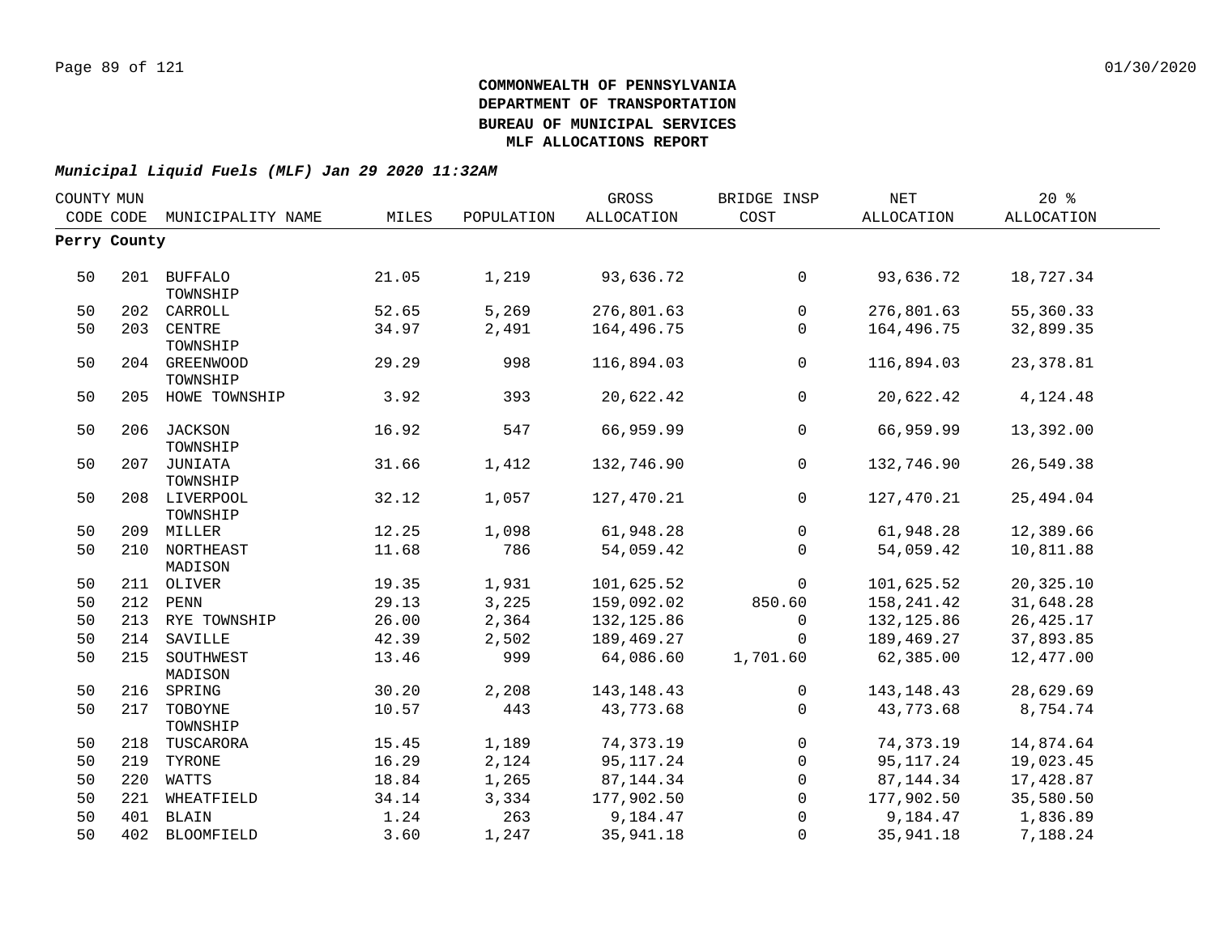**COMMONWEALTH OF PENNSYLVANIA**
**DEPARTMENT OF TRANSPORTATION**
**BUREAU OF MUNICIPAL SERVICES**
**MLF ALLOCATIONS REPORT**

***Municipal Liquid Fuels (MLF) Jan 29 2020 11:32AM***

| COUNTY CODE | MUN CODE | MUNICIPALITY NAME | MILES | POPULATION | GROSS ALLOCATION | BRIDGE INSP COST | NET ALLOCATION | 20 % ALLOCATION |
|---|---|---|---|---|---|---|---|---|
| **Perry County** | | | | | | | | |
| 50 | 201 | BUFFALO TOWNSHIP | 21.05 | 1,219 | 93,636.72 | 0 | 93,636.72 | 18,727.34 |
| 50 | 202 | CARROLL | 52.65 | 5,269 | 276,801.63 | 0 | 276,801.63 | 55,360.33 |
| 50 | 203 | CENTRE TOWNSHIP | 34.97 | 2,491 | 164,496.75 | 0 | 164,496.75 | 32,899.35 |
| 50 | 204 | GREENWOOD TOWNSHIP | 29.29 | 998 | 116,894.03 | 0 | 116,894.03 | 23,378.81 |
| 50 | 205 | HOWE TOWNSHIP | 3.92 | 393 | 20,622.42 | 0 | 20,622.42 | 4,124.48 |
| 50 | 206 | JACKSON TOWNSHIP | 16.92 | 547 | 66,959.99 | 0 | 66,959.99 | 13,392.00 |
| 50 | 207 | JUNIATA TOWNSHIP | 31.66 | 1,412 | 132,746.90 | 0 | 132,746.90 | 26,549.38 |
| 50 | 208 | LIVERPOOL TOWNSHIP | 32.12 | 1,057 | 127,470.21 | 0 | 127,470.21 | 25,494.04 |
| 50 | 209 | MILLER | 12.25 | 1,098 | 61,948.28 | 0 | 61,948.28 | 12,389.66 |
| 50 | 210 | NORTHEAST MADISON | 11.68 | 786 | 54,059.42 | 0 | 54,059.42 | 10,811.88 |
| 50 | 211 | OLIVER | 19.35 | 1,931 | 101,625.52 | 0 | 101,625.52 | 20,325.10 |
| 50 | 212 | PENN | 29.13 | 3,225 | 159,092.02 | 850.60 | 158,241.42 | 31,648.28 |
| 50 | 213 | RYE TOWNSHIP | 26.00 | 2,364 | 132,125.86 | 0 | 132,125.86 | 26,425.17 |
| 50 | 214 | SAVILLE | 42.39 | 2,502 | 189,469.27 | 0 | 189,469.27 | 37,893.85 |
| 50 | 215 | SOUTHWEST MADISON | 13.46 | 999 | 64,086.60 | 1,701.60 | 62,385.00 | 12,477.00 |
| 50 | 216 | SPRING | 30.20 | 2,208 | 143,148.43 | 0 | 143,148.43 | 28,629.69 |
| 50 | 217 | TOBOYNE TOWNSHIP | 10.57 | 443 | 43,773.68 | 0 | 43,773.68 | 8,754.74 |
| 50 | 218 | TUSCARORA | 15.45 | 1,189 | 74,373.19 | 0 | 74,373.19 | 14,874.64 |
| 50 | 219 | TYRONE | 16.29 | 2,124 | 95,117.24 | 0 | 95,117.24 | 19,023.45 |
| 50 | 220 | WATTS | 18.84 | 1,265 | 87,144.34 | 0 | 87,144.34 | 17,428.87 |
| 50 | 221 | WHEATFIELD | 34.14 | 3,334 | 177,902.50 | 0 | 177,902.50 | 35,580.50 |
| 50 | 401 | BLAIN | 1.24 | 263 | 9,184.47 | 0 | 9,184.47 | 1,836.89 |
| 50 | 402 | BLOOMFIELD | 3.60 | 1,247 | 35,941.18 | 0 | 35,941.18 | 7,188.24 |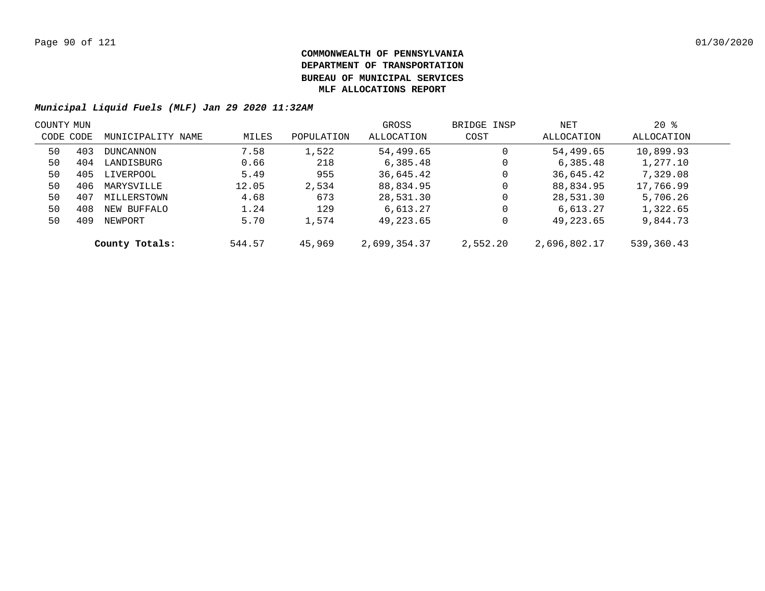**COMMONWEALTH OF PENNSYLVANIA**
**DEPARTMENT OF TRANSPORTATION**
**BUREAU OF MUNICIPAL SERVICES**
**MLF ALLOCATIONS REPORT**

***Municipal Liquid Fuels (MLF) Jan 29 2020 11:32AM***

| COUNTY CODE | MUN CODE | MUNICIPALITY NAME | MILES | POPULATION | GROSS ALLOCATION | BRIDGE INSP COST | NET ALLOCATION | 20 % ALLOCATION |
|---|---|---|---|---|---|---|---|---|
| 50 | 403 | DUNCANNON | 7.58 | 1,522 | 54,499.65 | 0 | 54,499.65 | 10,899.93 |
| 50 | 404 | LANDISBURG | 0.66 | 218 | 6,385.48 | 0 | 6,385.48 | 1,277.10 |
| 50 | 405 | LIVERPOOL | 5.49 | 955 | 36,645.42 | 0 | 36,645.42 | 7,329.08 |
| 50 | 406 | MARYSVILLE | 12.05 | 2,534 | 88,834.95 | 0 | 88,834.95 | 17,766.99 |
| 50 | 407 | MILLERSTOWN | 4.68 | 673 | 28,531.30 | 0 | 28,531.30 | 5,706.26 |
| 50 | 408 | NEW BUFFALO | 1.24 | 129 | 6,613.27 | 0 | 6,613.27 | 1,322.65 |
| 50 | 409 | NEWPORT | 5.70 | 1,574 | 49,223.65 | 0 | 49,223.65 | 9,844.73 |
| | | **County Totals:** | 544.57 | 45,969 | 2,699,354.37 | 2,552.20 | 2,696,802.17 | 539,360.43 |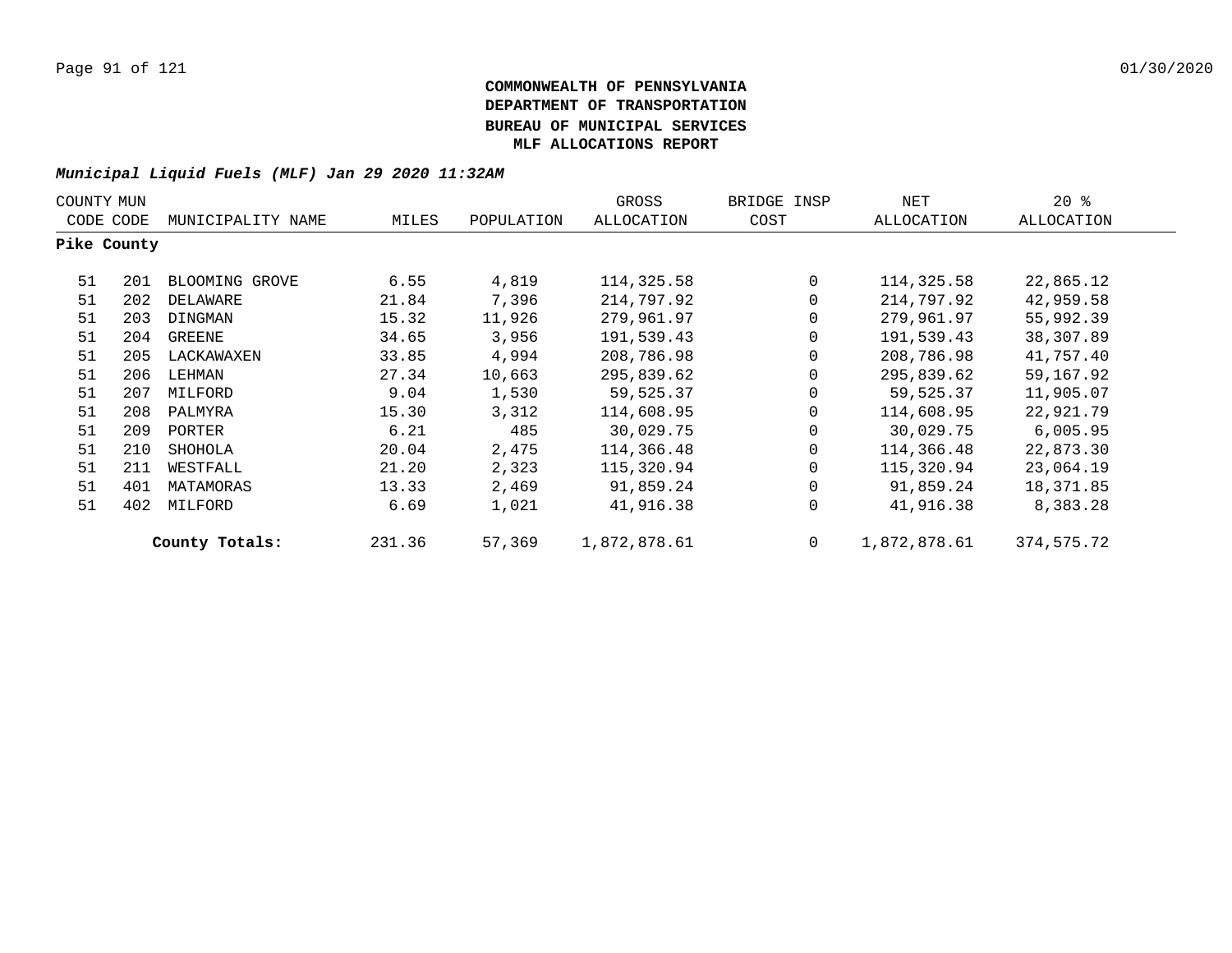**COMMONWEALTH OF PENNSYLVANIA**
**DEPARTMENT OF TRANSPORTATION**
**BUREAU OF MUNICIPAL SERVICES**
**MLF ALLOCATIONS REPORT**

***Municipal Liquid Fuels (MLF) Jan 29 2020 11:32AM***

| COUNTY CODE | MUN CODE | MUNICIPALITY NAME | MILES | POPULATION | GROSS ALLOCATION | BRIDGE INSP COST | NET ALLOCATION | 20 % ALLOCATION |
|---|---|---|---|---|---|---|---|---|
| **Pike County** | | | | | | | | |
| 51 | 201 | BLOOMING GROVE | 6.55 | 4,819 | 114,325.58 | 0 | 114,325.58 | 22,865.12 |
| 51 | 202 | DELAWARE | 21.84 | 7,396 | 214,797.92 | 0 | 214,797.92 | 42,959.58 |
| 51 | 203 | DINGMAN | 15.32 | 11,926 | 279,961.97 | 0 | 279,961.97 | 55,992.39 |
| 51 | 204 | GREENE | 34.65 | 3,956 | 191,539.43 | 0 | 191,539.43 | 38,307.89 |
| 51 | 205 | LACKAWAXEN | 33.85 | 4,994 | 208,786.98 | 0 | 208,786.98 | 41,757.40 |
| 51 | 206 | LEHMAN | 27.34 | 10,663 | 295,839.62 | 0 | 295,839.62 | 59,167.92 |
| 51 | 207 | MILFORD | 9.04 | 1,530 | 59,525.37 | 0 | 59,525.37 | 11,905.07 |
| 51 | 208 | PALMYRA | 15.30 | 3,312 | 114,608.95 | 0 | 114,608.95 | 22,921.79 |
| 51 | 209 | PORTER | 6.21 | 485 | 30,029.75 | 0 | 30,029.75 | 6,005.95 |
| 51 | 210 | SHOHOLA | 20.04 | 2,475 | 114,366.48 | 0 | 114,366.48 | 22,873.30 |
| 51 | 211 | WESTFALL | 21.20 | 2,323 | 115,320.94 | 0 | 115,320.94 | 23,064.19 |
| 51 | 401 | MATAMORAS | 13.33 | 2,469 | 91,859.24 | 0 | 91,859.24 | 18,371.85 |
| 51 | 402 | MILFORD | 6.69 | 1,021 | 41,916.38 | 0 | 41,916.38 | 8,383.28 |
| | | **County Totals:** | 231.36 | 57,369 | 1,872,878.61 | 0 | 1,872,878.61 | 374,575.72 |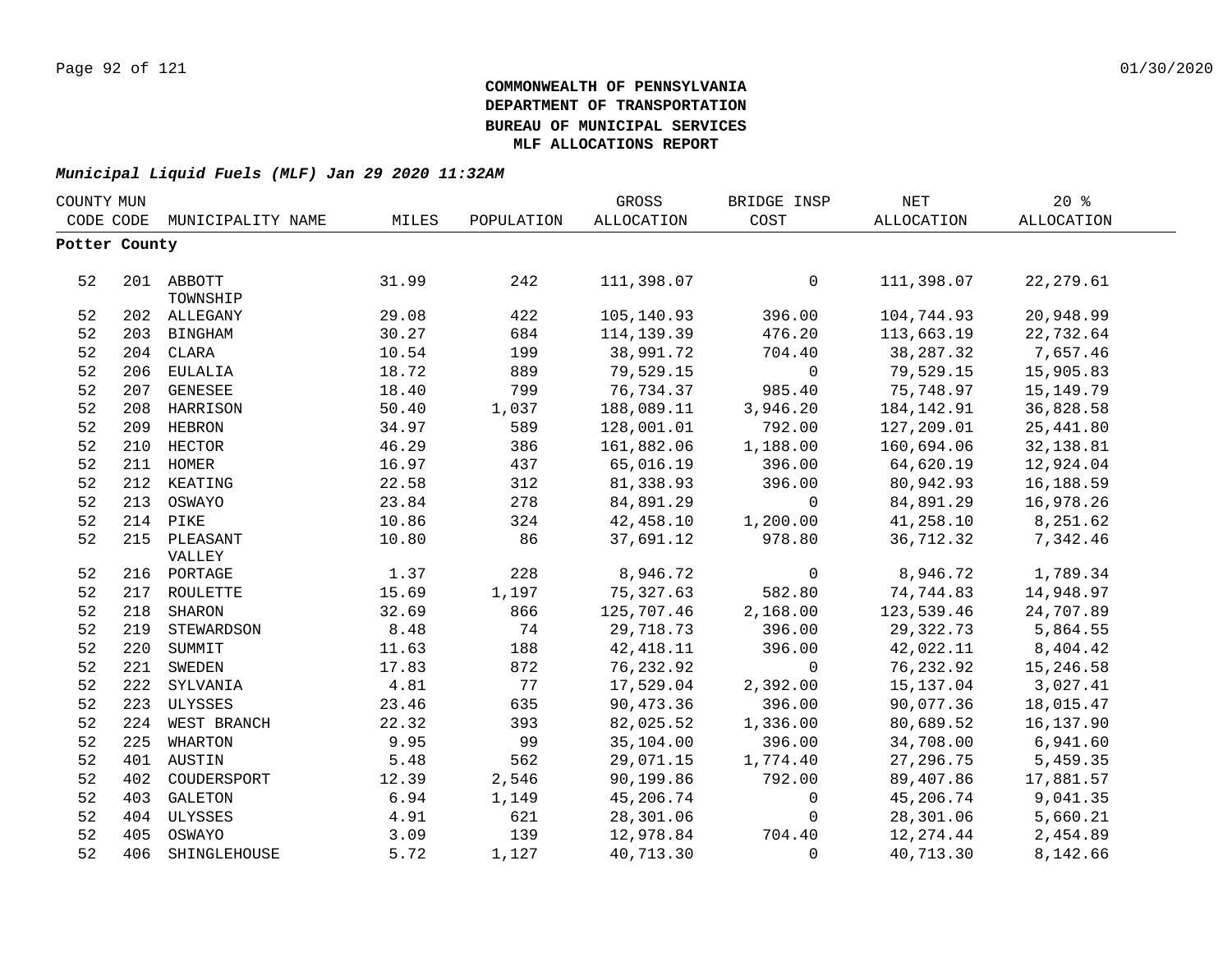**COMMONWEALTH OF PENNSYLVANIA**
**DEPARTMENT OF TRANSPORTATION**
**BUREAU OF MUNICIPAL SERVICES**
**MLF ALLOCATIONS REPORT**

***Municipal Liquid Fuels (MLF) Jan 29 2020 11:32AM***

| COUNTY CODE | MUN CODE | MUNICIPALITY NAME | MILES | POPULATION | GROSS ALLOCATION | BRIDGE INSP COST | NET ALLOCATION | 20 % ALLOCATION |
|---|---|---|---|---|---|---|---|---|
| **Potter County** | | | | | | | | |
| 52 | 201 | ABBOTT TOWNSHIP | 31.99 | 242 | 111,398.07 | 0 | 111,398.07 | 22,279.61 |
| 52 | 202 | ALLEGANY | 29.08 | 422 | 105,140.93 | 396.00 | 104,744.93 | 20,948.99 |
| 52 | 203 | BINGHAM | 30.27 | 684 | 114,139.39 | 476.20 | 113,663.19 | 22,732.64 |
| 52 | 204 | CLARA | 10.54 | 199 | 38,991.72 | 704.40 | 38,287.32 | 7,657.46 |
| 52 | 206 | EULALIA | 18.72 | 889 | 79,529.15 | 0 | 79,529.15 | 15,905.83 |
| 52 | 207 | GENESEE | 18.40 | 799 | 76,734.37 | 985.40 | 75,748.97 | 15,149.79 |
| 52 | 208 | HARRISON | 50.40 | 1,037 | 188,089.11 | 3,946.20 | 184,142.91 | 36,828.58 |
| 52 | 209 | HEBRON | 34.97 | 589 | 128,001.01 | 792.00 | 127,209.01 | 25,441.80 |
| 52 | 210 | HECTOR | 46.29 | 386 | 161,882.06 | 1,188.00 | 160,694.06 | 32,138.81 |
| 52 | 211 | HOMER | 16.97 | 437 | 65,016.19 | 396.00 | 64,620.19 | 12,924.04 |
| 52 | 212 | KEATING | 22.58 | 312 | 81,338.93 | 396.00 | 80,942.93 | 16,188.59 |
| 52 | 213 | OSWAYO | 23.84 | 278 | 84,891.29 | 0 | 84,891.29 | 16,978.26 |
| 52 | 214 | PIKE | 10.86 | 324 | 42,458.10 | 1,200.00 | 41,258.10 | 8,251.62 |
| 52 | 215 | PLEASANT VALLEY | 10.80 | 86 | 37,691.12 | 978.80 | 36,712.32 | 7,342.46 |
| 52 | 216 | PORTAGE | 1.37 | 228 | 8,946.72 | 0 | 8,946.72 | 1,789.34 |
| 52 | 217 | ROULETTE | 15.69 | 1,197 | 75,327.63 | 582.80 | 74,744.83 | 14,948.97 |
| 52 | 218 | SHARON | 32.69 | 866 | 125,707.46 | 2,168.00 | 123,539.46 | 24,707.89 |
| 52 | 219 | STEWARDSON | 8.48 | 74 | 29,718.73 | 396.00 | 29,322.73 | 5,864.55 |
| 52 | 220 | SUMMIT | 11.63 | 188 | 42,418.11 | 396.00 | 42,022.11 | 8,404.42 |
| 52 | 221 | SWEDEN | 17.83 | 872 | 76,232.92 | 0 | 76,232.92 | 15,246.58 |
| 52 | 222 | SYLVANIA | 4.81 | 77 | 17,529.04 | 2,392.00 | 15,137.04 | 3,027.41 |
| 52 | 223 | ULYSSES | 23.46 | 635 | 90,473.36 | 396.00 | 90,077.36 | 18,015.47 |
| 52 | 224 | WEST BRANCH | 22.32 | 393 | 82,025.52 | 1,336.00 | 80,689.52 | 16,137.90 |
| 52 | 225 | WHARTON | 9.95 | 99 | 35,104.00 | 396.00 | 34,708.00 | 6,941.60 |
| 52 | 401 | AUSTIN | 5.48 | 562 | 29,071.15 | 1,774.40 | 27,296.75 | 5,459.35 |
| 52 | 402 | COUDERSPORT | 12.39 | 2,546 | 90,199.86 | 792.00 | 89,407.86 | 17,881.57 |
| 52 | 403 | GALETON | 6.94 | 1,149 | 45,206.74 | 0 | 45,206.74 | 9,041.35 |
| 52 | 404 | ULYSSES | 4.91 | 621 | 28,301.06 | 0 | 28,301.06 | 5,660.21 |
| 52 | 405 | OSWAYO | 3.09 | 139 | 12,978.84 | 704.40 | 12,274.44 | 2,454.89 |
| 52 | 406 | SHINGLEHOUSE | 5.72 | 1,127 | 40,713.30 | 0 | 40,713.30 | 8,142.66 |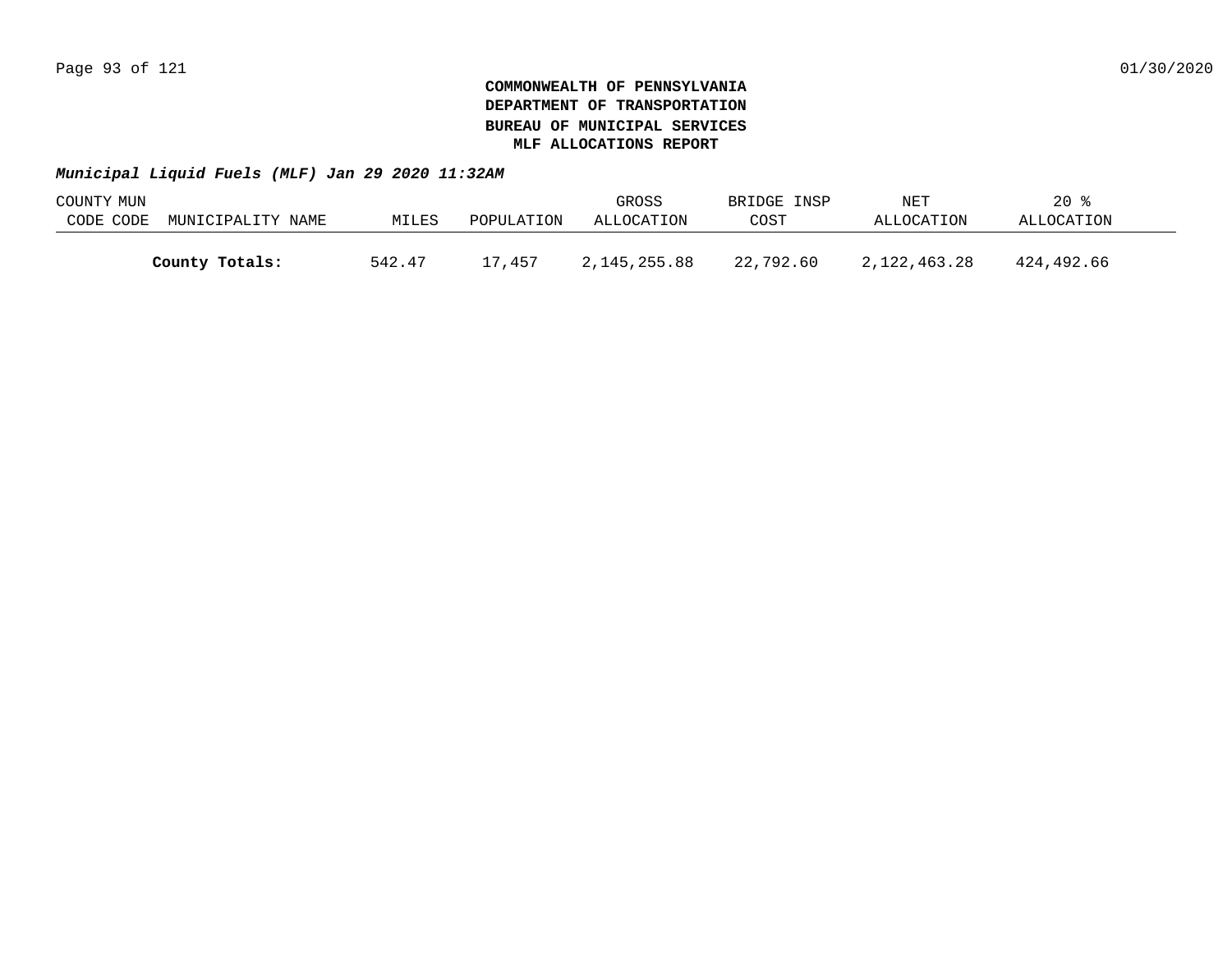**COMMONWEALTH OF PENNSYLVANIA**
**DEPARTMENT OF TRANSPORTATION**
**BUREAU OF MUNICIPAL SERVICES**
**MLF ALLOCATIONS REPORT**

***Municipal Liquid Fuels (MLF) Jan 29 2020 11:32AM***

| COUNTY CODE | MUN CODE | MUNICIPALITY NAME | MILES | POPULATION | GROSS ALLOCATION | BRIDGE INSP COST | NET ALLOCATION | 20 % ALLOCATION |
|---|---|---|---|---|---|---|---|---|
| | | **County Totals:** | 542.47 | 17,457 | 2,145,255.88 | 22,792.60 | 2,122,463.28 | 424,492.66 |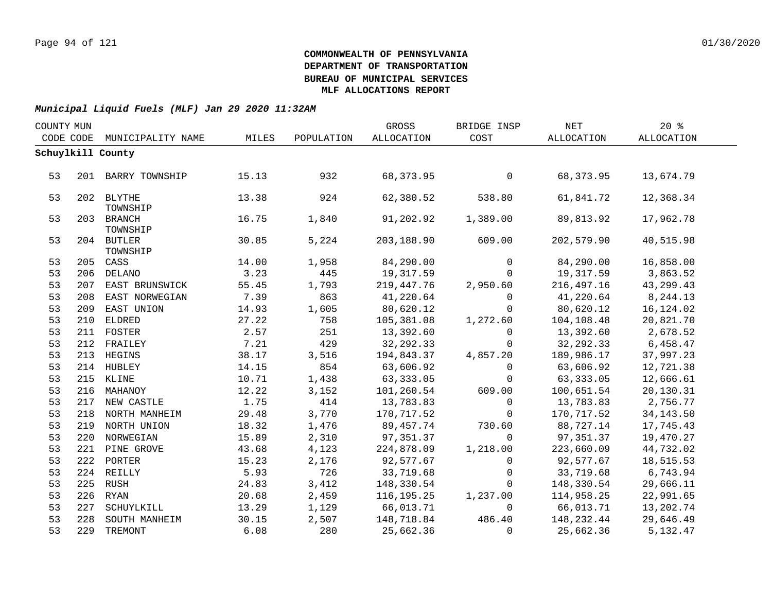**COMMONWEALTH OF PENNSYLVANIA**
**DEPARTMENT OF TRANSPORTATION**
**BUREAU OF MUNICIPAL SERVICES**
**MLF ALLOCATIONS REPORT**

***Municipal Liquid Fuels (MLF) Jan 29 2020 11:32AM***

| COUNTY CODE | MUN CODE | MUNICIPALITY NAME | MILES | POPULATION | GROSS ALLOCATION | BRIDGE INSP COST | NET ALLOCATION | 20 % ALLOCATION |
|---|---|---|---|---|---|---|---|---|
| **Schuylkill County** | | | | | | | | |
| 53 | 201 | BARRY TOWNSHIP | 15.13 | 932 | 68,373.95 | 0 | 68,373.95 | 13,674.79 |
| 53 | 202 | BLYTHE TOWNSHIP | 13.38 | 924 | 62,380.52 | 538.80 | 61,841.72 | 12,368.34 |
| 53 | 203 | BRANCH TOWNSHIP | 16.75 | 1,840 | 91,202.92 | 1,389.00 | 89,813.92 | 17,962.78 |
| 53 | 204 | BUTLER TOWNSHIP | 30.85 | 5,224 | 203,188.90 | 609.00 | 202,579.90 | 40,515.98 |
| 53 | 205 | CASS | 14.00 | 1,958 | 84,290.00 | 0 | 84,290.00 | 16,858.00 |
| 53 | 206 | DELANO | 3.23 | 445 | 19,317.59 | 0 | 19,317.59 | 3,863.52 |
| 53 | 207 | EAST BRUNSWICK | 55.45 | 1,793 | 219,447.76 | 2,950.60 | 216,497.16 | 43,299.43 |
| 53 | 208 | EAST NORWEGIAN | 7.39 | 863 | 41,220.64 | 0 | 41,220.64 | 8,244.13 |
| 53 | 209 | EAST UNION | 14.93 | 1,605 | 80,620.12 | 0 | 80,620.12 | 16,124.02 |
| 53 | 210 | ELDRED | 27.22 | 758 | 105,381.08 | 1,272.60 | 104,108.48 | 20,821.70 |
| 53 | 211 | FOSTER | 2.57 | 251 | 13,392.60 | 0 | 13,392.60 | 2,678.52 |
| 53 | 212 | FRAILEY | 7.21 | 429 | 32,292.33 | 0 | 32,292.33 | 6,458.47 |
| 53 | 213 | HEGINS | 38.17 | 3,516 | 194,843.37 | 4,857.20 | 189,986.17 | 37,997.23 |
| 53 | 214 | HUBLEY | 14.15 | 854 | 63,606.92 | 0 | 63,606.92 | 12,721.38 |
| 53 | 215 | KLINE | 10.71 | 1,438 | 63,333.05 | 0 | 63,333.05 | 12,666.61 |
| 53 | 216 | MAHANOY | 12.22 | 3,152 | 101,260.54 | 609.00 | 100,651.54 | 20,130.31 |
| 53 | 217 | NEW CASTLE | 1.75 | 414 | 13,783.83 | 0 | 13,783.83 | 2,756.77 |
| 53 | 218 | NORTH MANHEIM | 29.48 | 3,770 | 170,717.52 | 0 | 170,717.52 | 34,143.50 |
| 53 | 219 | NORTH UNION | 18.32 | 1,476 | 89,457.74 | 730.60 | 88,727.14 | 17,745.43 |
| 53 | 220 | NORWEGIAN | 15.89 | 2,310 | 97,351.37 | 0 | 97,351.37 | 19,470.27 |
| 53 | 221 | PINE GROVE | 43.68 | 4,123 | 224,878.09 | 1,218.00 | 223,660.09 | 44,732.02 |
| 53 | 222 | PORTER | 15.23 | 2,176 | 92,577.67 | 0 | 92,577.67 | 18,515.53 |
| 53 | 224 | REILLY | 5.93 | 726 | 33,719.68 | 0 | 33,719.68 | 6,743.94 |
| 53 | 225 | RUSH | 24.83 | 3,412 | 148,330.54 | 0 | 148,330.54 | 29,666.11 |
| 53 | 226 | RYAN | 20.68 | 2,459 | 116,195.25 | 1,237.00 | 114,958.25 | 22,991.65 |
| 53 | 227 | SCHUYLKILL | 13.29 | 1,129 | 66,013.71 | 0 | 66,013.71 | 13,202.74 |
| 53 | 228 | SOUTH MANHEIM | 30.15 | 2,507 | 148,718.84 | 486.40 | 148,232.44 | 29,646.49 |
| 53 | 229 | TREMONT | 6.08 | 280 | 25,662.36 | 0 | 25,662.36 | 5,132.47 |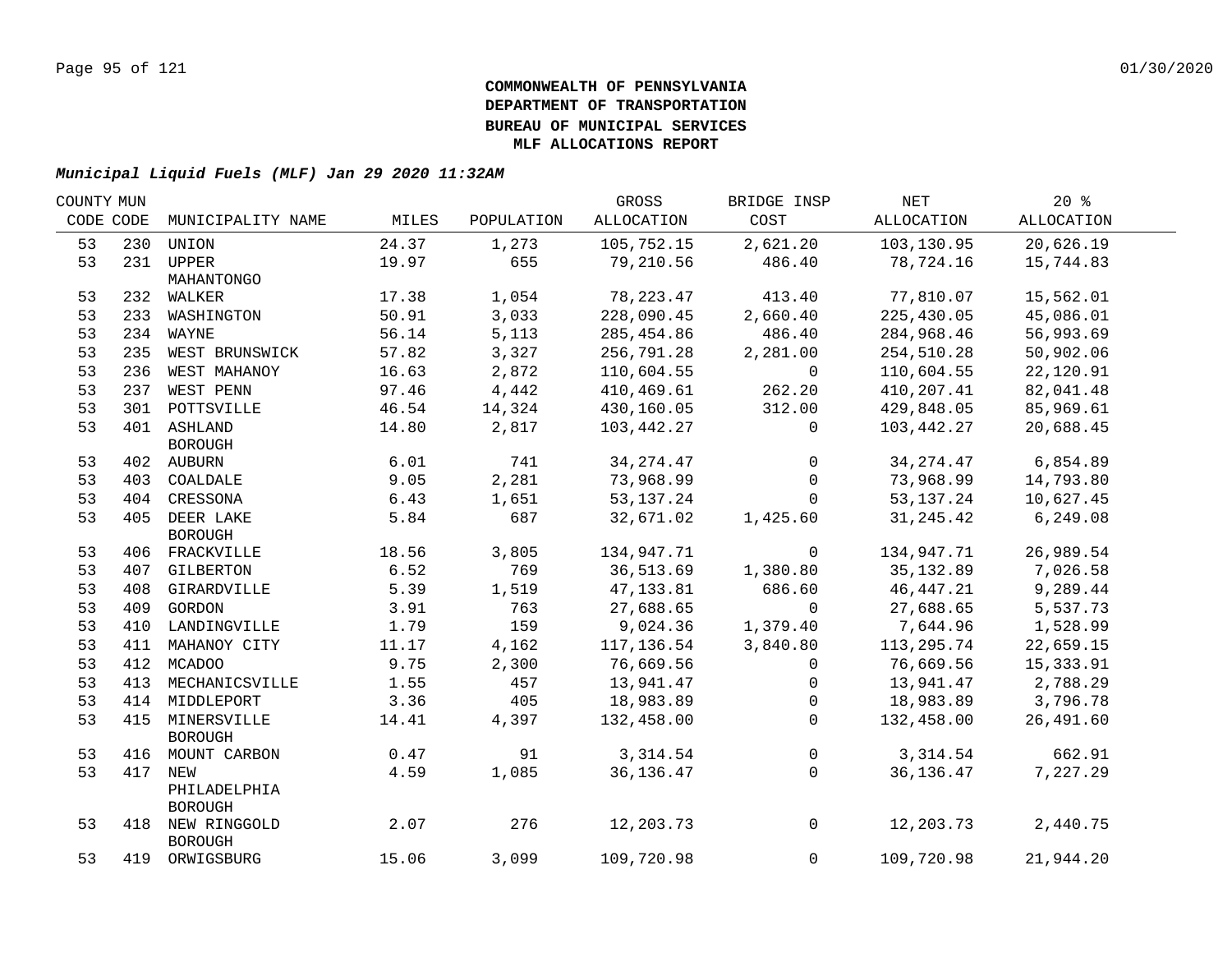**COMMONWEALTH OF PENNSYLVANIA**
**DEPARTMENT OF TRANSPORTATION**
**BUREAU OF MUNICIPAL SERVICES**
**MLF ALLOCATIONS REPORT**

***Municipal Liquid Fuels (MLF) Jan 29 2020 11:32AM***

| COUNTY CODE | MUN CODE | MUNICIPALITY NAME | MILES | POPULATION | GROSS ALLOCATION | BRIDGE INSP COST | NET ALLOCATION | 20 % ALLOCATION |
|---|---|---|---|---|---|---|---|---|
| 53 | 230 | UNION | 24.37 | 1,273 | 105,752.15 | 2,621.20 | 103,130.95 | 20,626.19 |
| 53 | 231 | UPPER MAHANTONGO | 19.97 | 655 | 79,210.56 | 486.40 | 78,724.16 | 15,744.83 |
| 53 | 232 | WALKER | 17.38 | 1,054 | 78,223.47 | 413.40 | 77,810.07 | 15,562.01 |
| 53 | 233 | WASHINGTON | 50.91 | 3,033 | 228,090.45 | 2,660.40 | 225,430.05 | 45,086.01 |
| 53 | 234 | WAYNE | 56.14 | 5,113 | 285,454.86 | 486.40 | 284,968.46 | 56,993.69 |
| 53 | 235 | WEST BRUNSWICK | 57.82 | 3,327 | 256,791.28 | 2,281.00 | 254,510.28 | 50,902.06 |
| 53 | 236 | WEST MAHANOY | 16.63 | 2,872 | 110,604.55 | 0 | 110,604.55 | 22,120.91 |
| 53 | 237 | WEST PENN | 97.46 | 4,442 | 410,469.61 | 262.20 | 410,207.41 | 82,041.48 |
| 53 | 301 | POTTSVILLE | 46.54 | 14,324 | 430,160.05 | 312.00 | 429,848.05 | 85,969.61 |
| 53 | 401 | ASHLAND BOROUGH | 14.80 | 2,817 | 103,442.27 | 0 | 103,442.27 | 20,688.45 |
| 53 | 402 | AUBURN | 6.01 | 741 | 34,274.47 | 0 | 34,274.47 | 6,854.89 |
| 53 | 403 | COALDALE | 9.05 | 2,281 | 73,968.99 | 0 | 73,968.99 | 14,793.80 |
| 53 | 404 | CRESSONA | 6.43 | 1,651 | 53,137.24 | 0 | 53,137.24 | 10,627.45 |
| 53 | 405 | DEER LAKE BOROUGH | 5.84 | 687 | 32,671.02 | 1,425.60 | 31,245.42 | 6,249.08 |
| 53 | 406 | FRACKVILLE | 18.56 | 3,805 | 134,947.71 | 0 | 134,947.71 | 26,989.54 |
| 53 | 407 | GILBERTON | 6.52 | 769 | 36,513.69 | 1,380.80 | 35,132.89 | 7,026.58 |
| 53 | 408 | GIRARDVILLE | 5.39 | 1,519 | 47,133.81 | 686.60 | 46,447.21 | 9,289.44 |
| 53 | 409 | GORDON | 3.91 | 763 | 27,688.65 | 0 | 27,688.65 | 5,537.73 |
| 53 | 410 | LANDINGVILLE | 1.79 | 159 | 9,024.36 | 1,379.40 | 7,644.96 | 1,528.99 |
| 53 | 411 | MAHANOY CITY | 11.17 | 4,162 | 117,136.54 | 3,840.80 | 113,295.74 | 22,659.15 |
| 53 | 412 | MCADOO | 9.75 | 2,300 | 76,669.56 | 0 | 76,669.56 | 15,333.91 |
| 53 | 413 | MECHANICSVILLE | 1.55 | 457 | 13,941.47 | 0 | 13,941.47 | 2,788.29 |
| 53 | 414 | MIDDLEPORT | 3.36 | 405 | 18,983.89 | 0 | 18,983.89 | 3,796.78 |
| 53 | 415 | MINERSVILLE BOROUGH | 14.41 | 4,397 | 132,458.00 | 0 | 132,458.00 | 26,491.60 |
| 53 | 416 | MOUNT CARBON | 0.47 | 91 | 3,314.54 | 0 | 3,314.54 | 662.91 |
| 53 | 417 | NEW PHILADELPHIA BOROUGH | 4.59 | 1,085 | 36,136.47 | 0 | 36,136.47 | 7,227.29 |
| 53 | 418 | NEW RINGGOLD BOROUGH | 2.07 | 276 | 12,203.73 | 0 | 12,203.73 | 2,440.75 |
| 53 | 419 | ORWIGSBURG | 15.06 | 3,099 | 109,720.98 | 0 | 109,720.98 | 21,944.20 |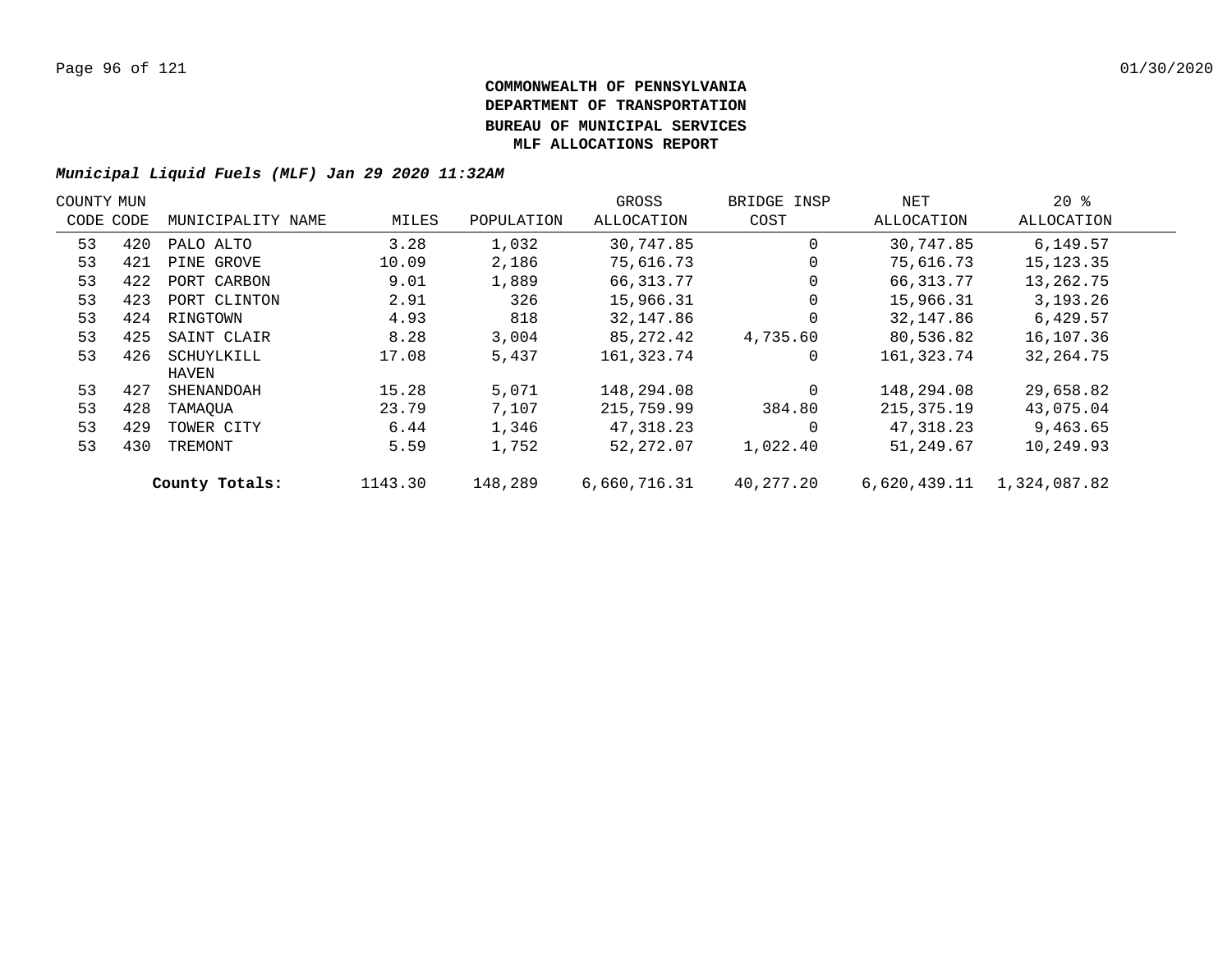**COMMONWEALTH OF PENNSYLVANIA**
**DEPARTMENT OF TRANSPORTATION**
**BUREAU OF MUNICIPAL SERVICES**
**MLF ALLOCATIONS REPORT**

***Municipal Liquid Fuels (MLF) Jan 29 2020 11:32AM***

| COUNTY CODE | MUN CODE | MUNICIPALITY NAME | MILES | POPULATION | GROSS ALLOCATION | BRIDGE INSP COST | NET ALLOCATION | 20 % ALLOCATION |
|---|---|---|---|---|---|---|---|---|
| 53 | 420 | PALO ALTO | 3.28 | 1,032 | 30,747.85 | 0 | 30,747.85 | 6,149.57 |
| 53 | 421 | PINE GROVE | 10.09 | 2,186 | 75,616.73 | 0 | 75,616.73 | 15,123.35 |
| 53 | 422 | PORT CARBON | 9.01 | 1,889 | 66,313.77 | 0 | 66,313.77 | 13,262.75 |
| 53 | 423 | PORT CLINTON | 2.91 | 326 | 15,966.31 | 0 | 15,966.31 | 3,193.26 |
| 53 | 424 | RINGTOWN | 4.93 | 818 | 32,147.86 | 0 | 32,147.86 | 6,429.57 |
| 53 | 425 | SAINT CLAIR | 8.28 | 3,004 | 85,272.42 | 4,735.60 | 80,536.82 | 16,107.36 |
| 53 | 426 | SCHUYLKILL HAVEN | 17.08 | 5,437 | 161,323.74 | 0 | 161,323.74 | 32,264.75 |
| 53 | 427 | SHENANDOAH | 15.28 | 5,071 | 148,294.08 | 0 | 148,294.08 | 29,658.82 |
| 53 | 428 | TAMAQUA | 23.79 | 7,107 | 215,759.99 | 384.80 | 215,375.19 | 43,075.04 |
| 53 | 429 | TOWER CITY | 6.44 | 1,346 | 47,318.23 | 0 | 47,318.23 | 9,463.65 |
| 53 | 430 | TREMONT | 5.59 | 1,752 | 52,272.07 | 1,022.40 | 51,249.67 | 10,249.93 |
| | | **County Totals:** | 1143.30 | 148,289 | 6,660,716.31 | 40,277.20 | 6,620,439.11 | 1,324,087.82 |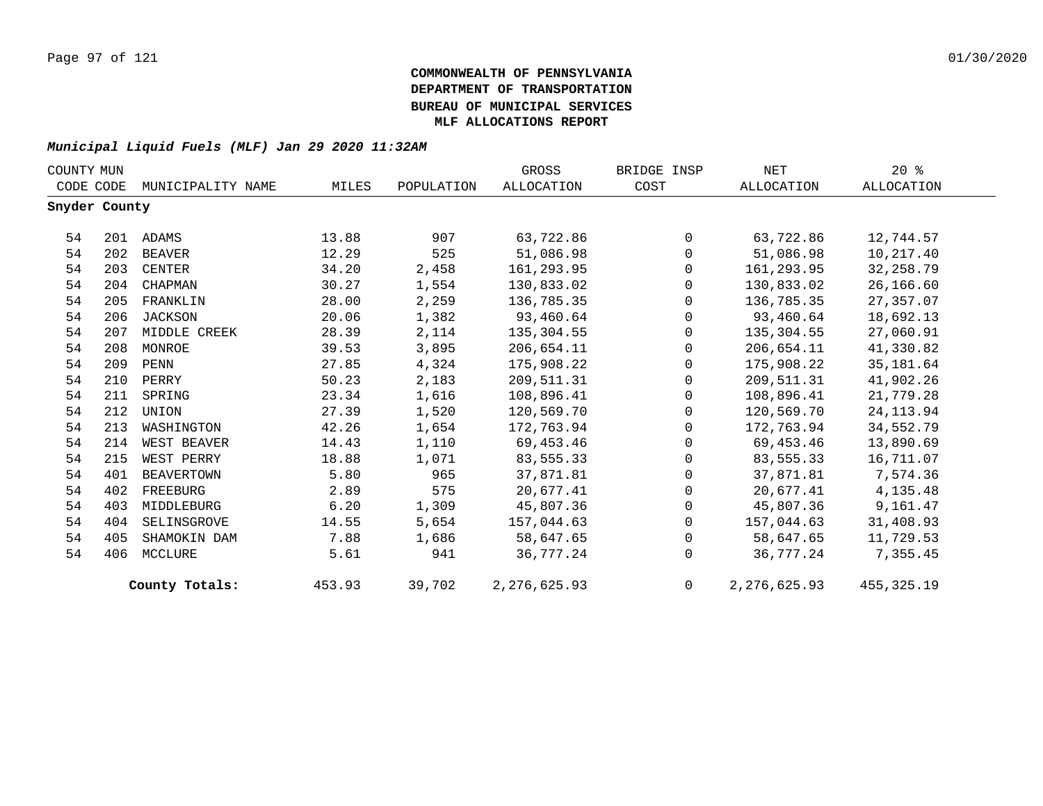**COMMONWEALTH OF PENNSYLVANIA**
**DEPARTMENT OF TRANSPORTATION**
**BUREAU OF MUNICIPAL SERVICES**
**MLF ALLOCATIONS REPORT**

***Municipal Liquid Fuels (MLF) Jan 29 2020 11:32AM***

| COUNTY CODE | MUN CODE | MUNICIPALITY NAME | MILES | POPULATION | GROSS ALLOCATION | BRIDGE INSP COST | NET ALLOCATION | 20 % ALLOCATION |
|---|---|---|---|---|---|---|---|---|
| **Snyder County** | | | | | | | | |
| 54 | 201 | ADAMS | 13.88 | 907 | 63,722.86 | 0 | 63,722.86 | 12,744.57 |
| 54 | 202 | BEAVER | 12.29 | 525 | 51,086.98 | 0 | 51,086.98 | 10,217.40 |
| 54 | 203 | CENTER | 34.20 | 2,458 | 161,293.95 | 0 | 161,293.95 | 32,258.79 |
| 54 | 204 | CHAPMAN | 30.27 | 1,554 | 130,833.02 | 0 | 130,833.02 | 26,166.60 |
| 54 | 205 | FRANKLIN | 28.00 | 2,259 | 136,785.35 | 0 | 136,785.35 | 27,357.07 |
| 54 | 206 | JACKSON | 20.06 | 1,382 | 93,460.64 | 0 | 93,460.64 | 18,692.13 |
| 54 | 207 | MIDDLE CREEK | 28.39 | 2,114 | 135,304.55 | 0 | 135,304.55 | 27,060.91 |
| 54 | 208 | MONROE | 39.53 | 3,895 | 206,654.11 | 0 | 206,654.11 | 41,330.82 |
| 54 | 209 | PENN | 27.85 | 4,324 | 175,908.22 | 0 | 175,908.22 | 35,181.64 |
| 54 | 210 | PERRY | 50.23 | 2,183 | 209,511.31 | 0 | 209,511.31 | 41,902.26 |
| 54 | 211 | SPRING | 23.34 | 1,616 | 108,896.41 | 0 | 108,896.41 | 21,779.28 |
| 54 | 212 | UNION | 27.39 | 1,520 | 120,569.70 | 0 | 120,569.70 | 24,113.94 |
| 54 | 213 | WASHINGTON | 42.26 | 1,654 | 172,763.94 | 0 | 172,763.94 | 34,552.79 |
| 54 | 214 | WEST BEAVER | 14.43 | 1,110 | 69,453.46 | 0 | 69,453.46 | 13,890.69 |
| 54 | 215 | WEST PERRY | 18.88 | 1,071 | 83,555.33 | 0 | 83,555.33 | 16,711.07 |
| 54 | 401 | BEAVERTOWN | 5.80 | 965 | 37,871.81 | 0 | 37,871.81 | 7,574.36 |
| 54 | 402 | FREEBURG | 2.89 | 575 | 20,677.41 | 0 | 20,677.41 | 4,135.48 |
| 54 | 403 | MIDDLEBURG | 6.20 | 1,309 | 45,807.36 | 0 | 45,807.36 | 9,161.47 |
| 54 | 404 | SELINSGROVE | 14.55 | 5,654 | 157,044.63 | 0 | 157,044.63 | 31,408.93 |
| 54 | 405 | SHAMOKIN DAM | 7.88 | 1,686 | 58,647.65 | 0 | 58,647.65 | 11,729.53 |
| 54 | 406 | MCCLURE | 5.61 | 941 | 36,777.24 | 0 | 36,777.24 | 7,355.45 |
| | | **County Totals:** | 453.93 | 39,702 | 2,276,625.93 | 0 | 2,276,625.93 | 455,325.19 |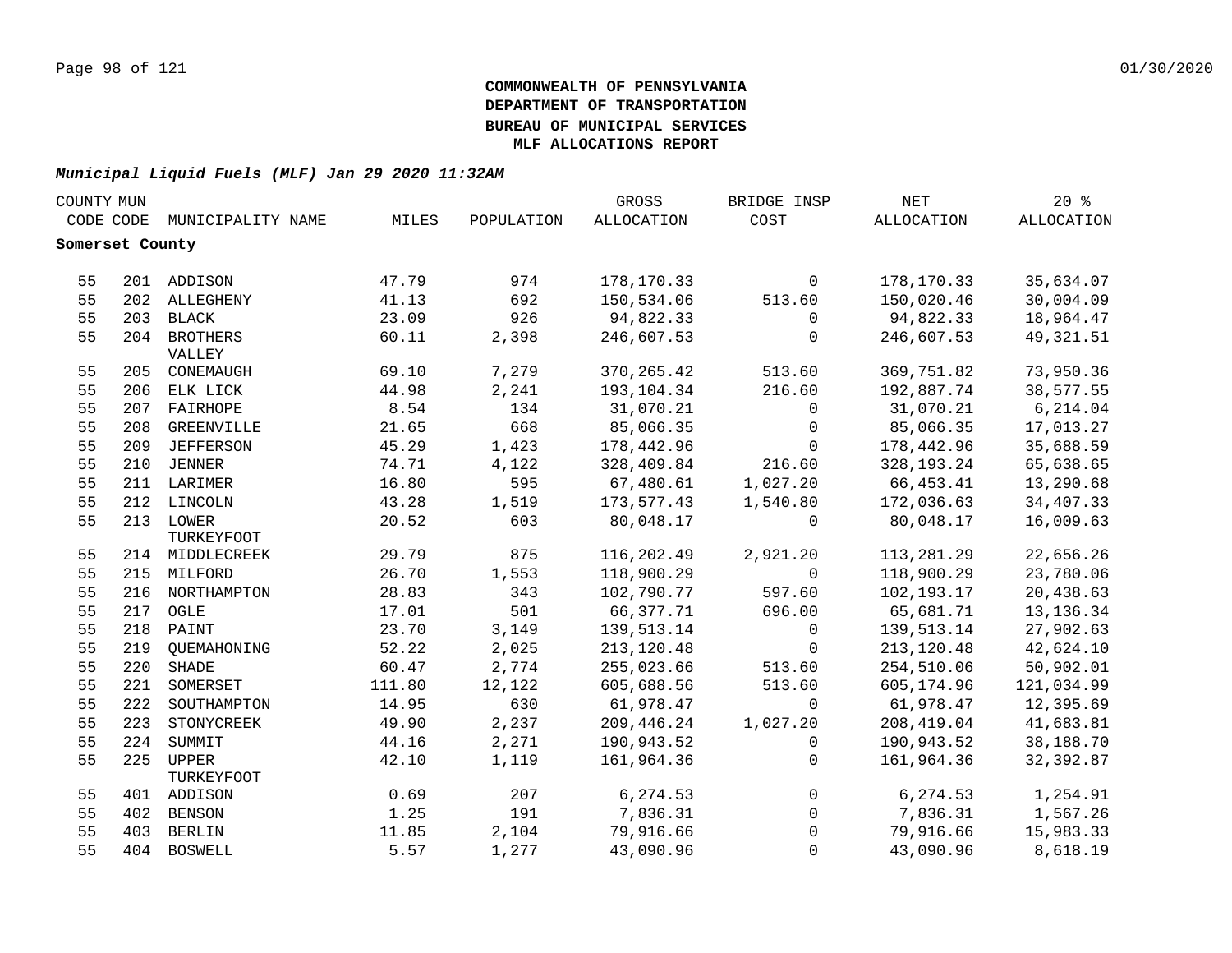# COMMONWEALTH OF PENNSYLVANIA
# DEPARTMENT OF TRANSPORTATION
# BUREAU OF MUNICIPAL SERVICES
# MLF ALLOCATIONS REPORT

***Municipal Liquid Fuels (MLF) Jan 29 2020 11:32AM***

| COUNTY CODE | MUN CODE | MUNICIPALITY NAME | MILES | POPULATION | GROSS ALLOCATION | BRIDGE INSP COST | NET ALLOCATION | 20 % ALLOCATION |
|---|---|---|---|---|---|---|---|---|
| **Somerset County** | | | | | | | | |
| 55 | 201 | ADDISON | 47.79 | 974 | 178,170.33 | 0 | 178,170.33 | 35,634.07 |
| 55 | 202 | ALLEGHENY | 41.13 | 692 | 150,534.06 | 513.60 | 150,020.46 | 30,004.09 |
| 55 | 203 | BLACK | 23.09 | 926 | 94,822.33 | 0 | 94,822.33 | 18,964.47 |
| 55 | 204 | BROTHERS VALLEY | 60.11 | 2,398 | 246,607.53 | 0 | 246,607.53 | 49,321.51 |
| 55 | 205 | CONEMAUGH | 69.10 | 7,279 | 370,265.42 | 513.60 | 369,751.82 | 73,950.36 |
| 55 | 206 | ELK LICK | 44.98 | 2,241 | 193,104.34 | 216.60 | 192,887.74 | 38,577.55 |
| 55 | 207 | FAIRHOPE | 8.54 | 134 | 31,070.21 | 0 | 31,070.21 | 6,214.04 |
| 55 | 208 | GREENVILLE | 21.65 | 668 | 85,066.35 | 0 | 85,066.35 | 17,013.27 |
| 55 | 209 | JEFFERSON | 45.29 | 1,423 | 178,442.96 | 0 | 178,442.96 | 35,688.59 |
| 55 | 210 | JENNER | 74.71 | 4,122 | 328,409.84 | 216.60 | 328,193.24 | 65,638.65 |
| 55 | 211 | LARIMER | 16.80 | 595 | 67,480.61 | 1,027.20 | 66,453.41 | 13,290.68 |
| 55 | 212 | LINCOLN | 43.28 | 1,519 | 173,577.43 | 1,540.80 | 172,036.63 | 34,407.33 |
| 55 | 213 | LOWER TURKEYFOOT | 20.52 | 603 | 80,048.17 | 0 | 80,048.17 | 16,009.63 |
| 55 | 214 | MIDDLECREEK | 29.79 | 875 | 116,202.49 | 2,921.20 | 113,281.29 | 22,656.26 |
| 55 | 215 | MILFORD | 26.70 | 1,553 | 118,900.29 | 0 | 118,900.29 | 23,780.06 |
| 55 | 216 | NORTHAMPTON | 28.83 | 343 | 102,790.77 | 597.60 | 102,193.17 | 20,438.63 |
| 55 | 217 | OGLE | 17.01 | 501 | 66,377.71 | 696.00 | 65,681.71 | 13,136.34 |
| 55 | 218 | PAINT | 23.70 | 3,149 | 139,513.14 | 0 | 139,513.14 | 27,902.63 |
| 55 | 219 | QUEMAHONING | 52.22 | 2,025 | 213,120.48 | 0 | 213,120.48 | 42,624.10 |
| 55 | 220 | SHADE | 60.47 | 2,774 | 255,023.66 | 513.60 | 254,510.06 | 50,902.01 |
| 55 | 221 | SOMERSET | 111.80 | 12,122 | 605,688.56 | 513.60 | 605,174.96 | 121,034.99 |
| 55 | 222 | SOUTHAMPTON | 14.95 | 630 | 61,978.47 | 0 | 61,978.47 | 12,395.69 |
| 55 | 223 | STONYCREEK | 49.90 | 2,237 | 209,446.24 | 1,027.20 | 208,419.04 | 41,683.81 |
| 55 | 224 | SUMMIT | 44.16 | 2,271 | 190,943.52 | 0 | 190,943.52 | 38,188.70 |
| 55 | 225 | UPPER TURKEYFOOT | 42.10 | 1,119 | 161,964.36 | 0 | 161,964.36 | 32,392.87 |
| 55 | 401 | ADDISON | 0.69 | 207 | 6,274.53 | 0 | 6,274.53 | 1,254.91 |
| 55 | 402 | BENSON | 1.25 | 191 | 7,836.31 | 0 | 7,836.31 | 1,567.26 |
| 55 | 403 | BERLIN | 11.85 | 2,104 | 79,916.66 | 0 | 79,916.66 | 15,983.33 |
| 55 | 404 | BOSWELL | 5.57 | 1,277 | 43,090.96 | 0 | 43,090.96 | 8,618.19 |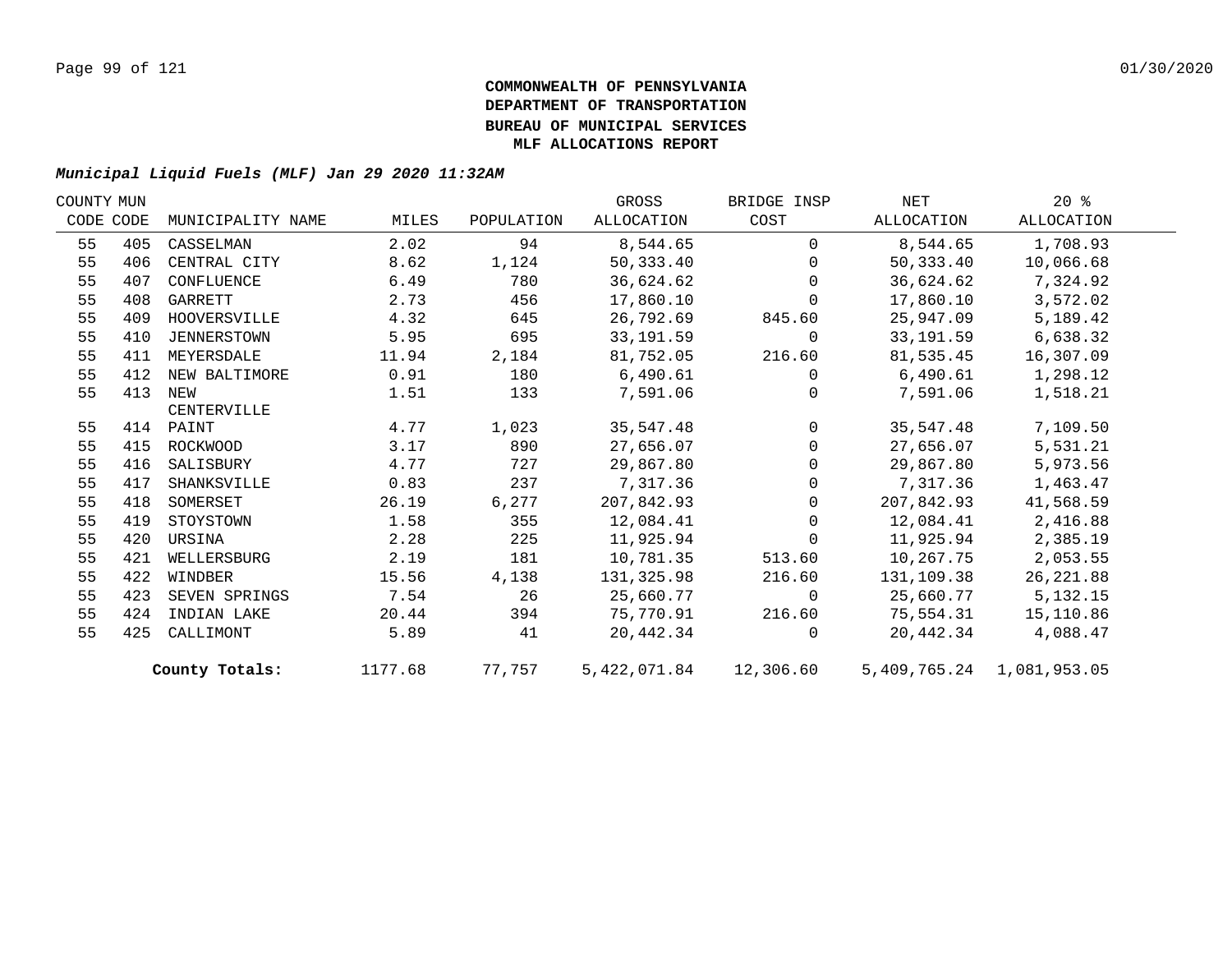**COMMONWEALTH OF PENNSYLVANIA**
**DEPARTMENT OF TRANSPORTATION**
**BUREAU OF MUNICIPAL SERVICES**
**MLF ALLOCATIONS REPORT**

***Municipal Liquid Fuels (MLF) Jan 29 2020 11:32AM***

| COUNTY CODE | MUN CODE | MUNICIPALITY NAME | MILES | POPULATION | GROSS ALLOCATION | BRIDGE INSP COST | NET ALLOCATION | 20 % ALLOCATION |
|---|---|---|---|---|---|---|---|---|
| 55 | 405 | CASSELMAN | 2.02 | 94 | 8,544.65 | 0 | 8,544.65 | 1,708.93 |
| 55 | 406 | CENTRAL CITY | 8.62 | 1,124 | 50,333.40 | 0 | 50,333.40 | 10,066.68 |
| 55 | 407 | CONFLUENCE | 6.49 | 780 | 36,624.62 | 0 | 36,624.62 | 7,324.92 |
| 55 | 408 | GARRETT | 2.73 | 456 | 17,860.10 | 0 | 17,860.10 | 3,572.02 |
| 55 | 409 | HOOVERSVILLE | 4.32 | 645 | 26,792.69 | 845.60 | 25,947.09 | 5,189.42 |
| 55 | 410 | JENNERSTOWN | 5.95 | 695 | 33,191.59 | 0 | 33,191.59 | 6,638.32 |
| 55 | 411 | MEYERSDALE | 11.94 | 2,184 | 81,752.05 | 216.60 | 81,535.45 | 16,307.09 |
| 55 | 412 | NEW BALTIMORE | 0.91 | 180 | 6,490.61 | 0 | 6,490.61 | 1,298.12 |
| 55 | 413 | NEW CENTERVILLE | 1.51 | 133 | 7,591.06 | 0 | 7,591.06 | 1,518.21 |
| 55 | 414 | PAINT | 4.77 | 1,023 | 35,547.48 | 0 | 35,547.48 | 7,109.50 |
| 55 | 415 | ROCKWOOD | 3.17 | 890 | 27,656.07 | 0 | 27,656.07 | 5,531.21 |
| 55 | 416 | SALISBURY | 4.77 | 727 | 29,867.80 | 0 | 29,867.80 | 5,973.56 |
| 55 | 417 | SHANKSVILLE | 0.83 | 237 | 7,317.36 | 0 | 7,317.36 | 1,463.47 |
| 55 | 418 | SOMERSET | 26.19 | 6,277 | 207,842.93 | 0 | 207,842.93 | 41,568.59 |
| 55 | 419 | STOYSTOWN | 1.58 | 355 | 12,084.41 | 0 | 12,084.41 | 2,416.88 |
| 55 | 420 | URSINA | 2.28 | 225 | 11,925.94 | 0 | 11,925.94 | 2,385.19 |
| 55 | 421 | WELLERSBURG | 2.19 | 181 | 10,781.35 | 513.60 | 10,267.75 | 2,053.55 |
| 55 | 422 | WINDBER | 15.56 | 4,138 | 131,325.98 | 216.60 | 131,109.38 | 26,221.88 |
| 55 | 423 | SEVEN SPRINGS | 7.54 | 26 | 25,660.77 | 0 | 25,660.77 | 5,132.15 |
| 55 | 424 | INDIAN LAKE | 20.44 | 394 | 75,770.91 | 216.60 | 75,554.31 | 15,110.86 |
| 55 | 425 | CALLIMONT | 5.89 | 41 | 20,442.34 | 0 | 20,442.34 | 4,088.47 |
| | | **County Totals:** | 1177.68 | 77,757 | 5,422,071.84 | 12,306.60 | 5,409,765.24 | 1,081,953.05 |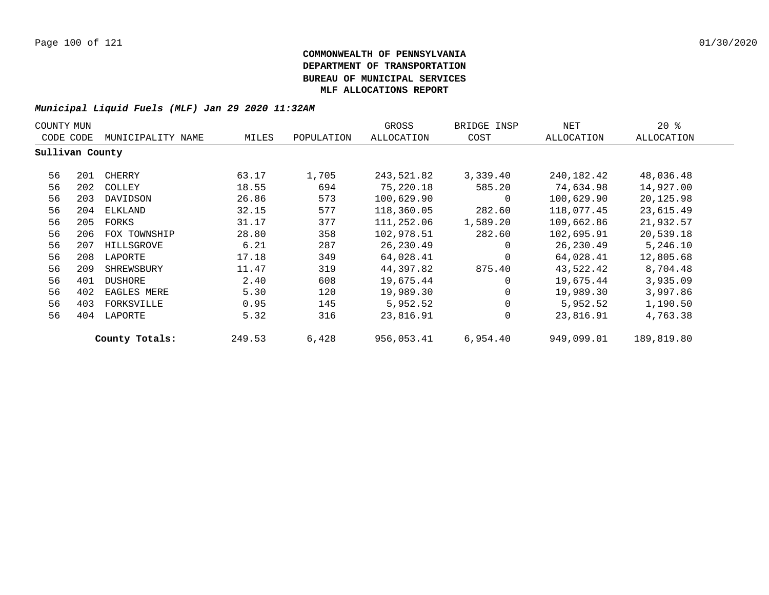**COMMONWEALTH OF PENNSYLVANIA**
**DEPARTMENT OF TRANSPORTATION**
**BUREAU OF MUNICIPAL SERVICES**
**MLF ALLOCATIONS REPORT**

*Municipal Liquid Fuels (MLF) Jan 29 2020 11:32AM*

| COUNTY CODE | MUN CODE | MUNICIPALITY NAME | MILES | POPULATION | GROSS ALLOCATION | BRIDGE INSP COST | NET ALLOCATION | 20 % ALLOCATION |
|---|---|---|---|---|---|---|---|---|
| **Sullivan County** | | | | | | | | |
| 56 | 201 | CHERRY | 63.17 | 1,705 | 243,521.82 | 3,339.40 | 240,182.42 | 48,036.48 |
| 56 | 202 | COLLEY | 18.55 | 694 | 75,220.18 | 585.20 | 74,634.98 | 14,927.00 |
| 56 | 203 | DAVIDSON | 26.86 | 573 | 100,629.90 | 0 | 100,629.90 | 20,125.98 |
| 56 | 204 | ELKLAND | 32.15 | 577 | 118,360.05 | 282.60 | 118,077.45 | 23,615.49 |
| 56 | 205 | FORKS | 31.17 | 377 | 111,252.06 | 1,589.20 | 109,662.86 | 21,932.57 |
| 56 | 206 | FOX TOWNSHIP | 28.80 | 358 | 102,978.51 | 282.60 | 102,695.91 | 20,539.18 |
| 56 | 207 | HILLSGROVE | 6.21 | 287 | 26,230.49 | 0 | 26,230.49 | 5,246.10 |
| 56 | 208 | LAPORTE | 17.18 | 349 | 64,028.41 | 0 | 64,028.41 | 12,805.68 |
| 56 | 209 | SHREWSBURY | 11.47 | 319 | 44,397.82 | 875.40 | 43,522.42 | 8,704.48 |
| 56 | 401 | DUSHORE | 2.40 | 608 | 19,675.44 | 0 | 19,675.44 | 3,935.09 |
| 56 | 402 | EAGLES MERE | 5.30 | 120 | 19,989.30 | 0 | 19,989.30 | 3,997.86 |
| 56 | 403 | FORKSVILLE | 0.95 | 145 | 5,952.52 | 0 | 5,952.52 | 1,190.50 |
| 56 | 404 | LAPORTE | 5.32 | 316 | 23,816.91 | 0 | 23,816.91 | 4,763.38 |
| | | **County Totals:** | 249.53 | 6,428 | 956,053.41 | 6,954.40 | 949,099.01 | 189,819.80 |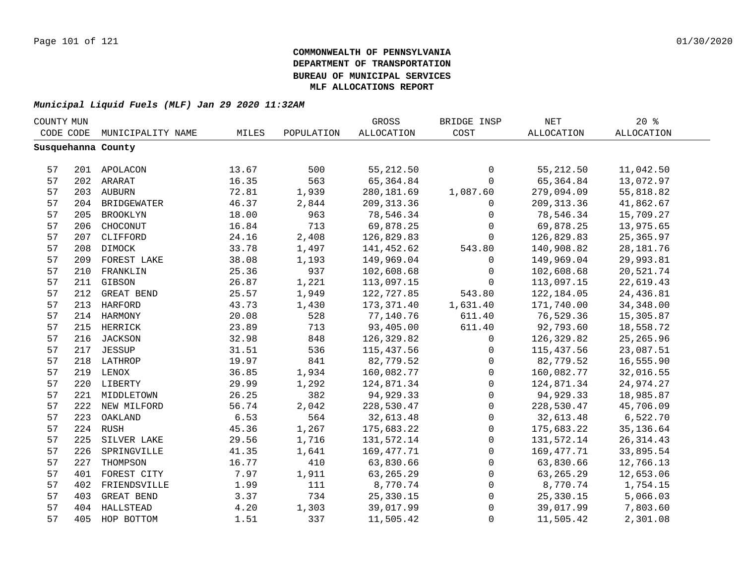**COMMONWEALTH OF PENNSYLVANIA**
**DEPARTMENT OF TRANSPORTATION**
**BUREAU OF MUNICIPAL SERVICES**
**MLF ALLOCATIONS REPORT**

***Municipal Liquid Fuels (MLF) Jan 29 2020 11:32AM***

| COUNTY CODE | MUN CODE | MUNICIPALITY NAME | MILES | POPULATION | GROSS ALLOCATION | BRIDGE INSP COST | NET ALLOCATION | 20 % ALLOCATION |
|---|---|---|---|---|---|---|---|---|
| **Susquehanna County** | | | | | | | | |
| 57 | 201 | APOLACON | 13.67 | 500 | 55,212.50 | 0 | 55,212.50 | 11,042.50 |
| 57 | 202 | ARARAT | 16.35 | 563 | 65,364.84 | 0 | 65,364.84 | 13,072.97 |
| 57 | 203 | AUBURN | 72.81 | 1,939 | 280,181.69 | 1,087.60 | 279,094.09 | 55,818.82 |
| 57 | 204 | BRIDGEWATER | 46.37 | 2,844 | 209,313.36 | 0 | 209,313.36 | 41,862.67 |
| 57 | 205 | BROOKLYN | 18.00 | 963 | 78,546.34 | 0 | 78,546.34 | 15,709.27 |
| 57 | 206 | CHOCONUT | 16.84 | 713 | 69,878.25 | 0 | 69,878.25 | 13,975.65 |
| 57 | 207 | CLIFFORD | 24.16 | 2,408 | 126,829.83 | 0 | 126,829.83 | 25,365.97 |
| 57 | 208 | DIMOCK | 33.78 | 1,497 | 141,452.62 | 543.80 | 140,908.82 | 28,181.76 |
| 57 | 209 | FOREST LAKE | 38.08 | 1,193 | 149,969.04 | 0 | 149,969.04 | 29,993.81 |
| 57 | 210 | FRANKLIN | 25.36 | 937 | 102,608.68 | 0 | 102,608.68 | 20,521.74 |
| 57 | 211 | GIBSON | 26.87 | 1,221 | 113,097.15 | 0 | 113,097.15 | 22,619.43 |
| 57 | 212 | GREAT BEND | 25.57 | 1,949 | 122,727.85 | 543.80 | 122,184.05 | 24,436.81 |
| 57 | 213 | HARFORD | 43.73 | 1,430 | 173,371.40 | 1,631.40 | 171,740.00 | 34,348.00 |
| 57 | 214 | HARMONY | 20.08 | 528 | 77,140.76 | 611.40 | 76,529.36 | 15,305.87 |
| 57 | 215 | HERRICK | 23.89 | 713 | 93,405.00 | 611.40 | 92,793.60 | 18,558.72 |
| 57 | 216 | JACKSON | 32.98 | 848 | 126,329.82 | 0 | 126,329.82 | 25,265.96 |
| 57 | 217 | JESSUP | 31.51 | 536 | 115,437.56 | 0 | 115,437.56 | 23,087.51 |
| 57 | 218 | LATHROP | 19.97 | 841 | 82,779.52 | 0 | 82,779.52 | 16,555.90 |
| 57 | 219 | LENOX | 36.85 | 1,934 | 160,082.77 | 0 | 160,082.77 | 32,016.55 |
| 57 | 220 | LIBERTY | 29.99 | 1,292 | 124,871.34 | 0 | 124,871.34 | 24,974.27 |
| 57 | 221 | MIDDLETOWN | 26.25 | 382 | 94,929.33 | 0 | 94,929.33 | 18,985.87 |
| 57 | 222 | NEW MILFORD | 56.74 | 2,042 | 228,530.47 | 0 | 228,530.47 | 45,706.09 |
| 57 | 223 | OAKLAND | 6.53 | 564 | 32,613.48 | 0 | 32,613.48 | 6,522.70 |
| 57 | 224 | RUSH | 45.36 | 1,267 | 175,683.22 | 0 | 175,683.22 | 35,136.64 |
| 57 | 225 | SILVER LAKE | 29.56 | 1,716 | 131,572.14 | 0 | 131,572.14 | 26,314.43 |
| 57 | 226 | SPRINGVILLE | 41.35 | 1,641 | 169,477.71 | 0 | 169,477.71 | 33,895.54 |
| 57 | 227 | THOMPSON | 16.77 | 410 | 63,830.66 | 0 | 63,830.66 | 12,766.13 |
| 57 | 401 | FOREST CITY | 7.97 | 1,911 | 63,265.29 | 0 | 63,265.29 | 12,653.06 |
| 57 | 402 | FRIENDSVILLE | 1.99 | 111 | 8,770.74 | 0 | 8,770.74 | 1,754.15 |
| 57 | 403 | GREAT BEND | 3.37 | 734 | 25,330.15 | 0 | 25,330.15 | 5,066.03 |
| 57 | 404 | HALLSTEAD | 4.20 | 1,303 | 39,017.99 | 0 | 39,017.99 | 7,803.60 |
| 57 | 405 | HOP BOTTOM | 1.51 | 337 | 11,505.42 | 0 | 11,505.42 | 2,301.08 |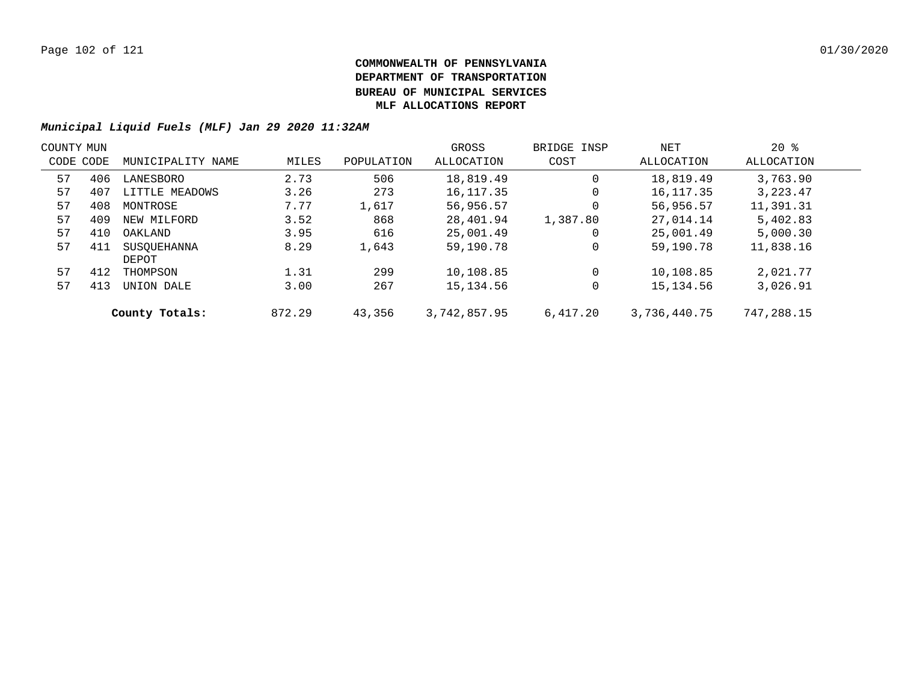**COMMONWEALTH OF PENNSYLVANIA**
**DEPARTMENT OF TRANSPORTATION**
**BUREAU OF MUNICIPAL SERVICES**
**MLF ALLOCATIONS REPORT**

***Municipal Liquid Fuels (MLF) Jan 29 2020 11:32AM***

| COUNTY CODE | MUN CODE | MUNICIPALITY NAME | MILES | POPULATION | GROSS ALLOCATION | BRIDGE INSP COST | NET ALLOCATION | 20 % ALLOCATION |
|---|---|---|---|---|---|---|---|---|
| 57 | 406 | LANESBORO | 2.73 | 506 | 18,819.49 | 0 | 18,819.49 | 3,763.90 |
| 57 | 407 | LITTLE MEADOWS | 3.26 | 273 | 16,117.35 | 0 | 16,117.35 | 3,223.47 |
| 57 | 408 | MONTROSE | 7.77 | 1,617 | 56,956.57 | 0 | 56,956.57 | 11,391.31 |
| 57 | 409 | NEW MILFORD | 3.52 | 868 | 28,401.94 | 1,387.80 | 27,014.14 | 5,402.83 |
| 57 | 410 | OAKLAND | 3.95 | 616 | 25,001.49 | 0 | 25,001.49 | 5,000.30 |
| 57 | 411 | SUSQUEHANNA DEPOT | 8.29 | 1,643 | 59,190.78 | 0 | 59,190.78 | 11,838.16 |
| 57 | 412 | THOMPSON | 1.31 | 299 | 10,108.85 | 0 | 10,108.85 | 2,021.77 |
| 57 | 413 | UNION DALE | 3.00 | 267 | 15,134.56 | 0 | 15,134.56 | 3,026.91 |
| | | **County Totals:** | 872.29 | 43,356 | 3,742,857.95 | 6,417.20 | 3,736,440.75 | 747,288.15 |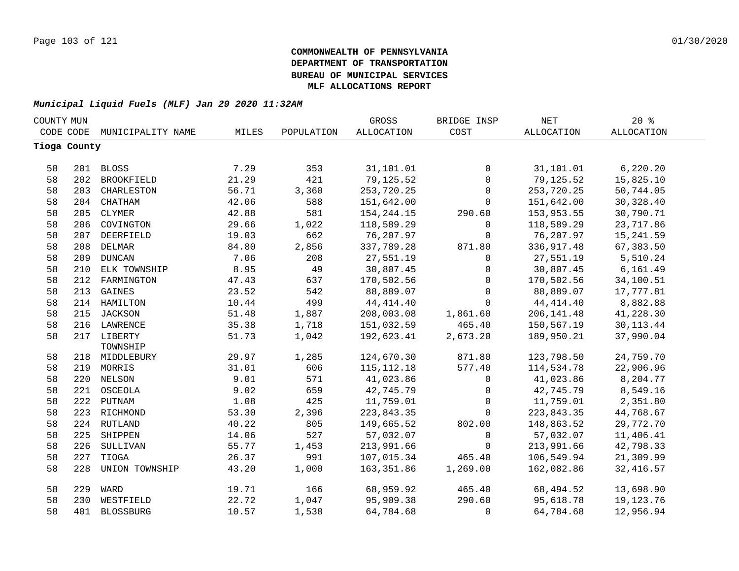**COMMONWEALTH OF PENNSYLVANIA**
**DEPARTMENT OF TRANSPORTATION**
**BUREAU OF MUNICIPAL SERVICES**
**MLF ALLOCATIONS REPORT**

***Municipal Liquid Fuels (MLF) Jan 29 2020 11:32AM***

| COUNTY CODE | MUN CODE | MUNICIPALITY NAME | MILES | POPULATION | GROSS ALLOCATION | BRIDGE INSP COST | NET ALLOCATION | 20 % ALLOCATION |
|---|---|---|---|---|---|---|---|---|
| **Tioga County** | | | | | | | | |
| 58 | 201 | BLOSS | 7.29 | 353 | 31,101.01 | 0 | 31,101.01 | 6,220.20 |
| 58 | 202 | BROOKFIELD | 21.29 | 421 | 79,125.52 | 0 | 79,125.52 | 15,825.10 |
| 58 | 203 | CHARLESTON | 56.71 | 3,360 | 253,720.25 | 0 | 253,720.25 | 50,744.05 |
| 58 | 204 | CHATHAM | 42.06 | 588 | 151,642.00 | 0 | 151,642.00 | 30,328.40 |
| 58 | 205 | CLYMER | 42.88 | 581 | 154,244.15 | 290.60 | 153,953.55 | 30,790.71 |
| 58 | 206 | COVINGTON | 29.66 | 1,022 | 118,589.29 | 0 | 118,589.29 | 23,717.86 |
| 58 | 207 | DEERFIELD | 19.03 | 662 | 76,207.97 | 0 | 76,207.97 | 15,241.59 |
| 58 | 208 | DELMAR | 84.80 | 2,856 | 337,789.28 | 871.80 | 336,917.48 | 67,383.50 |
| 58 | 209 | DUNCAN | 7.06 | 208 | 27,551.19 | 0 | 27,551.19 | 5,510.24 |
| 58 | 210 | ELK TOWNSHIP | 8.95 | 49 | 30,807.45 | 0 | 30,807.45 | 6,161.49 |
| 58 | 212 | FARMINGTON | 47.43 | 637 | 170,502.56 | 0 | 170,502.56 | 34,100.51 |
| 58 | 213 | GAINES | 23.52 | 542 | 88,889.07 | 0 | 88,889.07 | 17,777.81 |
| 58 | 214 | HAMILTON | 10.44 | 499 | 44,414.40 | 0 | 44,414.40 | 8,882.88 |
| 58 | 215 | JACKSON | 51.48 | 1,887 | 208,003.08 | 1,861.60 | 206,141.48 | 41,228.30 |
| 58 | 216 | LAWRENCE | 35.38 | 1,718 | 151,032.59 | 465.40 | 150,567.19 | 30,113.44 |
| 58 | 217 | LIBERTY TOWNSHIP | 51.73 | 1,042 | 192,623.41 | 2,673.20 | 189,950.21 | 37,990.04 |
| 58 | 218 | MIDDLEBURY | 29.97 | 1,285 | 124,670.30 | 871.80 | 123,798.50 | 24,759.70 |
| 58 | 219 | MORRIS | 31.01 | 606 | 115,112.18 | 577.40 | 114,534.78 | 22,906.96 |
| 58 | 220 | NELSON | 9.01 | 571 | 41,023.86 | 0 | 41,023.86 | 8,204.77 |
| 58 | 221 | OSCEOLA | 9.02 | 659 | 42,745.79 | 0 | 42,745.79 | 8,549.16 |
| 58 | 222 | PUTNAM | 1.08 | 425 | 11,759.01 | 0 | 11,759.01 | 2,351.80 |
| 58 | 223 | RICHMOND | 53.30 | 2,396 | 223,843.35 | 0 | 223,843.35 | 44,768.67 |
| 58 | 224 | RUTLAND | 40.22 | 805 | 149,665.52 | 802.00 | 148,863.52 | 29,772.70 |
| 58 | 225 | SHIPPEN | 14.06 | 527 | 57,032.07 | 0 | 57,032.07 | 11,406.41 |
| 58 | 226 | SULLIVAN | 55.77 | 1,453 | 213,991.66 | 0 | 213,991.66 | 42,798.33 |
| 58 | 227 | TIOGA | 26.37 | 991 | 107,015.34 | 465.40 | 106,549.94 | 21,309.99 |
| 58 | 228 | UNION TOWNSHIP | 43.20 | 1,000 | 163,351.86 | 1,269.00 | 162,082.86 | 32,416.57 |
| 58 | 229 | WARD | 19.71 | 166 | 68,959.92 | 465.40 | 68,494.52 | 13,698.90 |
| 58 | 230 | WESTFIELD | 22.72 | 1,047 | 95,909.38 | 290.60 | 95,618.78 | 19,123.76 |
| 58 | 401 | BLOSSBURG | 10.57 | 1,538 | 64,784.68 | 0 | 64,784.68 | 12,956.94 |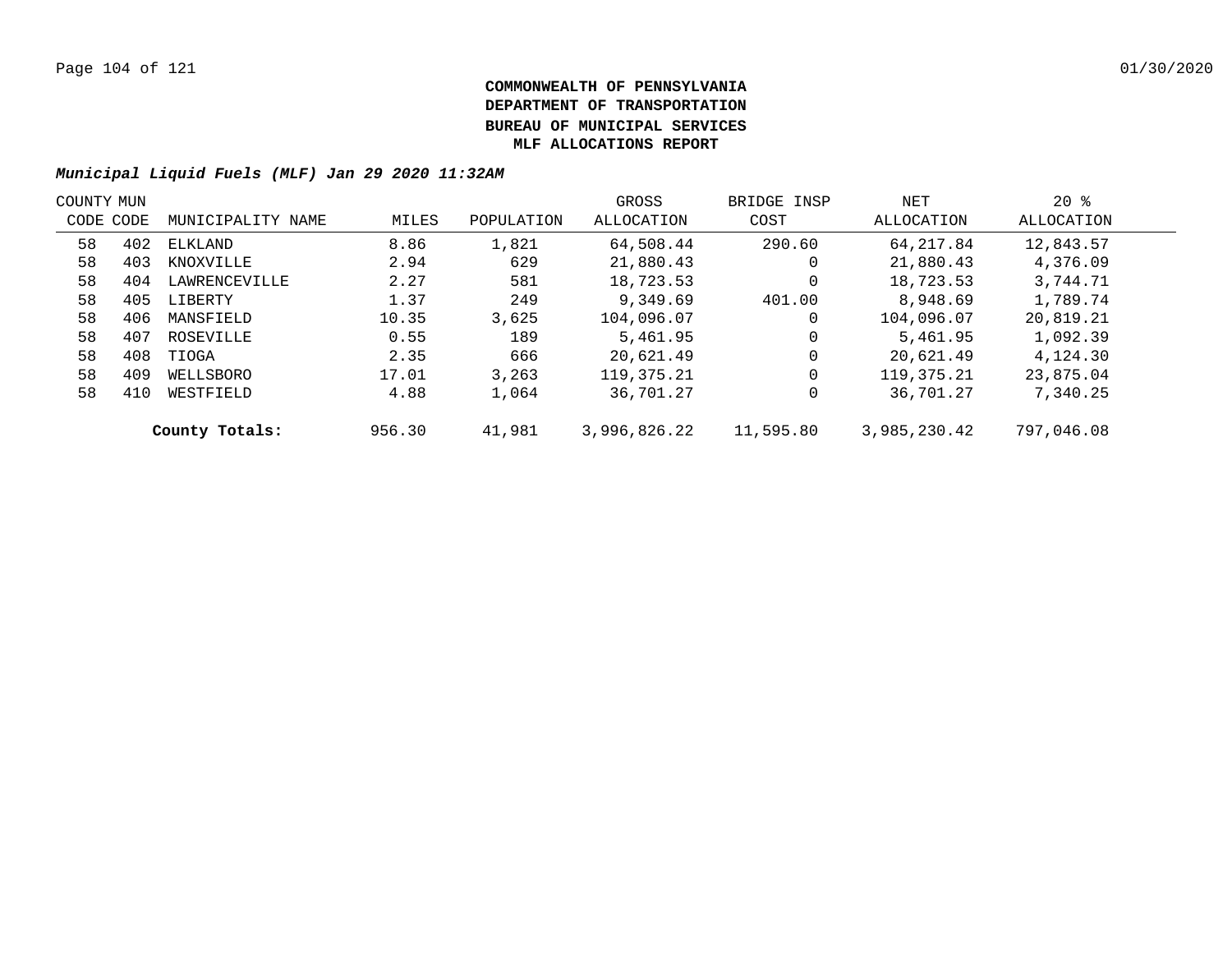**COMMONWEALTH OF PENNSYLVANIA**
**DEPARTMENT OF TRANSPORTATION**
**BUREAU OF MUNICIPAL SERVICES**
**MLF ALLOCATIONS REPORT**

***Municipal Liquid Fuels (MLF) Jan 29 2020 11:32AM***

| COUNTY CODE | MUN CODE | MUNICIPALITY NAME | MILES | POPULATION | GROSS ALLOCATION | BRIDGE INSP COST | NET ALLOCATION | 20 % ALLOCATION |
|---|---|---|---|---|---|---|---|---|
| 58 | 402 | ELKLAND | 8.86 | 1,821 | 64,508.44 | 290.60 | 64,217.84 | 12,843.57 |
| 58 | 403 | KNOXVILLE | 2.94 | 629 | 21,880.43 | 0 | 21,880.43 | 4,376.09 |
| 58 | 404 | LAWRENCEVILLE | 2.27 | 581 | 18,723.53 | 0 | 18,723.53 | 3,744.71 |
| 58 | 405 | LIBERTY | 1.37 | 249 | 9,349.69 | 401.00 | 8,948.69 | 1,789.74 |
| 58 | 406 | MANSFIELD | 10.35 | 3,625 | 104,096.07 | 0 | 104,096.07 | 20,819.21 |
| 58 | 407 | ROSEVILLE | 0.55 | 189 | 5,461.95 | 0 | 5,461.95 | 1,092.39 |
| 58 | 408 | TIOGA | 2.35 | 666 | 20,621.49 | 0 | 20,621.49 | 4,124.30 |
| 58 | 409 | WELLSBORO | 17.01 | 3,263 | 119,375.21 | 0 | 119,375.21 | 23,875.04 |
| 58 | 410 | WESTFIELD | 4.88 | 1,064 | 36,701.27 | 0 | 36,701.27 | 7,340.25 |
| | | **County Totals:** | 956.30 | 41,981 | 3,996,826.22 | 11,595.80 | 3,985,230.42 | 797,046.08 |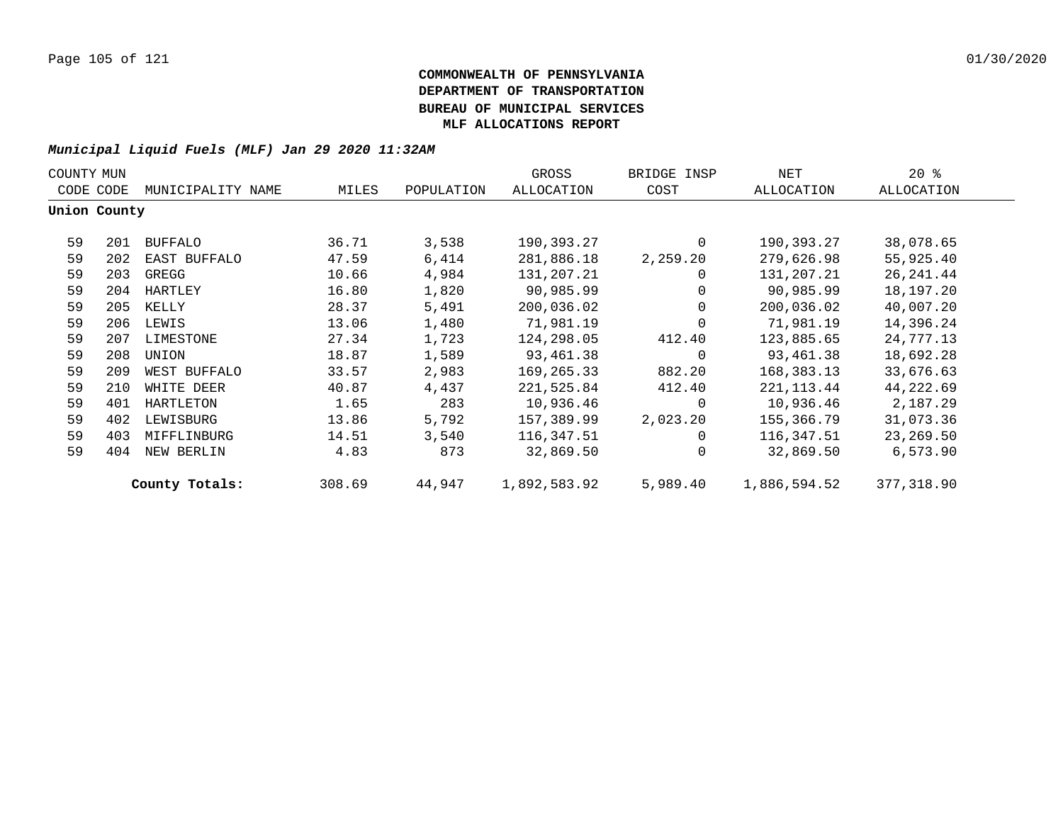**COMMONWEALTH OF PENNSYLVANIA**
**DEPARTMENT OF TRANSPORTATION**
**BUREAU OF MUNICIPAL SERVICES**
**MLF ALLOCATIONS REPORT**

***Municipal Liquid Fuels (MLF) Jan 29 2020 11:32AM***

| COUNTY CODE | MUN CODE | MUNICIPALITY NAME | MILES | POPULATION | GROSS ALLOCATION | BRIDGE INSP COST | NET ALLOCATION | 20 % ALLOCATION |
|---|---|---|---|---|---|---|---|---|
| **Union County** | | | | | | | | |
| 59 | 201 | BUFFALO | 36.71 | 3,538 | 190,393.27 | 0 | 190,393.27 | 38,078.65 |
| 59 | 202 | EAST BUFFALO | 47.59 | 6,414 | 281,886.18 | 2,259.20 | 279,626.98 | 55,925.40 |
| 59 | 203 | GREGG | 10.66 | 4,984 | 131,207.21 | 0 | 131,207.21 | 26,241.44 |
| 59 | 204 | HARTLEY | 16.80 | 1,820 | 90,985.99 | 0 | 90,985.99 | 18,197.20 |
| 59 | 205 | KELLY | 28.37 | 5,491 | 200,036.02 | 0 | 200,036.02 | 40,007.20 |
| 59 | 206 | LEWIS | 13.06 | 1,480 | 71,981.19 | 0 | 71,981.19 | 14,396.24 |
| 59 | 207 | LIMESTONE | 27.34 | 1,723 | 124,298.05 | 412.40 | 123,885.65 | 24,777.13 |
| 59 | 208 | UNION | 18.87 | 1,589 | 93,461.38 | 0 | 93,461.38 | 18,692.28 |
| 59 | 209 | WEST BUFFALO | 33.57 | 2,983 | 169,265.33 | 882.20 | 168,383.13 | 33,676.63 |
| 59 | 210 | WHITE DEER | 40.87 | 4,437 | 221,525.84 | 412.40 | 221,113.44 | 44,222.69 |
| 59 | 401 | HARTLETON | 1.65 | 283 | 10,936.46 | 0 | 10,936.46 | 2,187.29 |
| 59 | 402 | LEWISBURG | 13.86 | 5,792 | 157,389.99 | 2,023.20 | 155,366.79 | 31,073.36 |
| 59 | 403 | MIFFLINBURG | 14.51 | 3,540 | 116,347.51 | 0 | 116,347.51 | 23,269.50 |
| 59 | 404 | NEW BERLIN | 4.83 | 873 | 32,869.50 | 0 | 32,869.50 | 6,573.90 |
| | | **County Totals:** | 308.69 | 44,947 | 1,892,583.92 | 5,989.40 | 1,886,594.52 | 377,318.90 |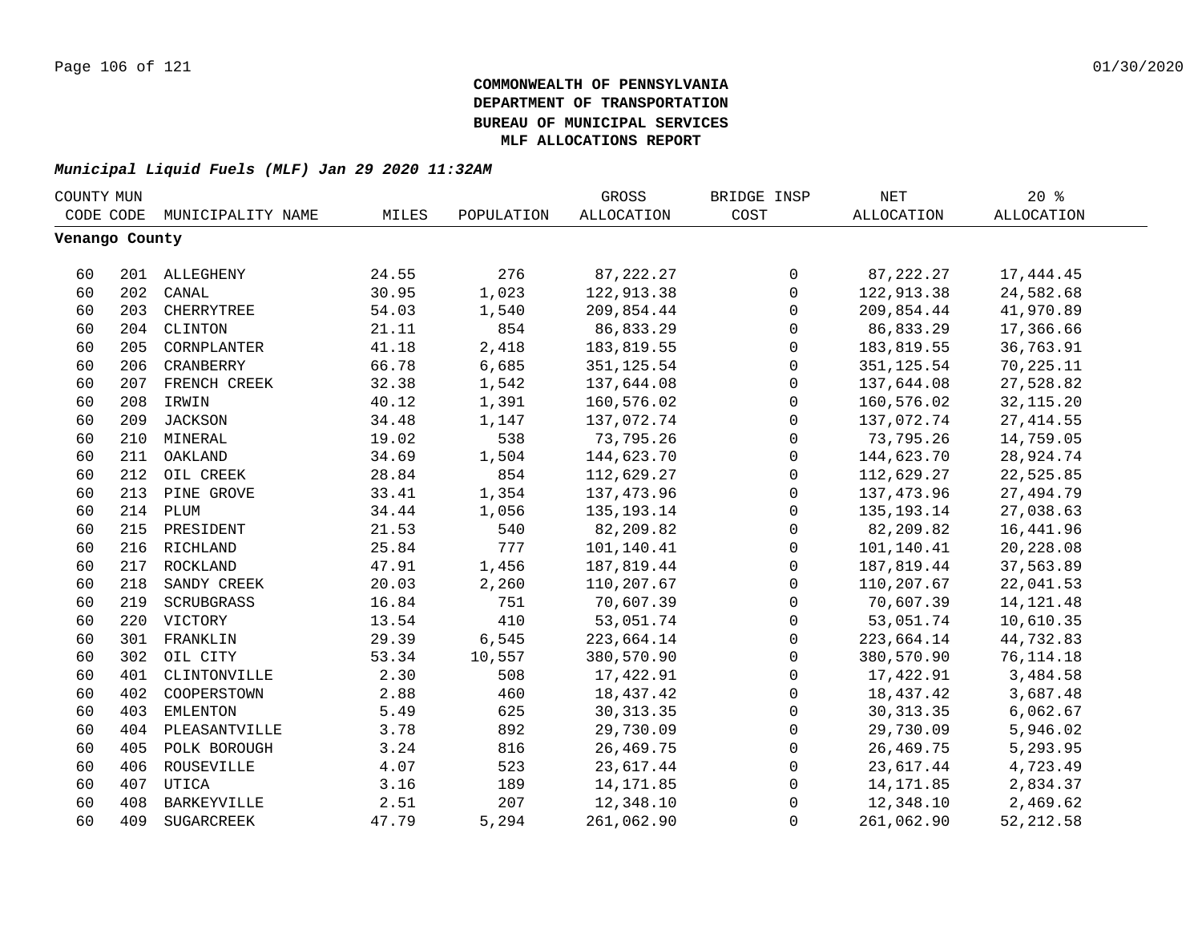**COMMONWEALTH OF PENNSYLVANIA**
**DEPARTMENT OF TRANSPORTATION**
**BUREAU OF MUNICIPAL SERVICES**
**MLF ALLOCATIONS REPORT**

***Municipal Liquid Fuels (MLF) Jan 29 2020 11:32AM***

| COUNTY CODE | MUN CODE | MUNICIPALITY NAME | MILES | POPULATION | GROSS ALLOCATION | BRIDGE INSP COST | NET ALLOCATION | 20 % ALLOCATION |
|---|---|---|---|---|---|---|---|---|
| **Venango County** | | | | | | | | |
| 60 | 201 | ALLEGHENY | 24.55 | 276 | 87,222.27 | 0 | 87,222.27 | 17,444.45 |
| 60 | 202 | CANAL | 30.95 | 1,023 | 122,913.38 | 0 | 122,913.38 | 24,582.68 |
| 60 | 203 | CHERRYTREE | 54.03 | 1,540 | 209,854.44 | 0 | 209,854.44 | 41,970.89 |
| 60 | 204 | CLINTON | 21.11 | 854 | 86,833.29 | 0 | 86,833.29 | 17,366.66 |
| 60 | 205 | CORNPLANTER | 41.18 | 2,418 | 183,819.55 | 0 | 183,819.55 | 36,763.91 |
| 60 | 206 | CRANBERRY | 66.78 | 6,685 | 351,125.54 | 0 | 351,125.54 | 70,225.11 |
| 60 | 207 | FRENCH CREEK | 32.38 | 1,542 | 137,644.08 | 0 | 137,644.08 | 27,528.82 |
| 60 | 208 | IRWIN | 40.12 | 1,391 | 160,576.02 | 0 | 160,576.02 | 32,115.20 |
| 60 | 209 | JACKSON | 34.48 | 1,147 | 137,072.74 | 0 | 137,072.74 | 27,414.55 |
| 60 | 210 | MINERAL | 19.02 | 538 | 73,795.26 | 0 | 73,795.26 | 14,759.05 |
| 60 | 211 | OAKLAND | 34.69 | 1,504 | 144,623.70 | 0 | 144,623.70 | 28,924.74 |
| 60 | 212 | OIL CREEK | 28.84 | 854 | 112,629.27 | 0 | 112,629.27 | 22,525.85 |
| 60 | 213 | PINE GROVE | 33.41 | 1,354 | 137,473.96 | 0 | 137,473.96 | 27,494.79 |
| 60 | 214 | PLUM | 34.44 | 1,056 | 135,193.14 | 0 | 135,193.14 | 27,038.63 |
| 60 | 215 | PRESIDENT | 21.53 | 540 | 82,209.82 | 0 | 82,209.82 | 16,441.96 |
| 60 | 216 | RICHLAND | 25.84 | 777 | 101,140.41 | 0 | 101,140.41 | 20,228.08 |
| 60 | 217 | ROCKLAND | 47.91 | 1,456 | 187,819.44 | 0 | 187,819.44 | 37,563.89 |
| 60 | 218 | SANDY CREEK | 20.03 | 2,260 | 110,207.67 | 0 | 110,207.67 | 22,041.53 |
| 60 | 219 | SCRUBGRASS | 16.84 | 751 | 70,607.39 | 0 | 70,607.39 | 14,121.48 |
| 60 | 220 | VICTORY | 13.54 | 410 | 53,051.74 | 0 | 53,051.74 | 10,610.35 |
| 60 | 301 | FRANKLIN | 29.39 | 6,545 | 223,664.14 | 0 | 223,664.14 | 44,732.83 |
| 60 | 302 | OIL CITY | 53.34 | 10,557 | 380,570.90 | 0 | 380,570.90 | 76,114.18 |
| 60 | 401 | CLINTONVILLE | 2.30 | 508 | 17,422.91 | 0 | 17,422.91 | 3,484.58 |
| 60 | 402 | COOPERSTOWN | 2.88 | 460 | 18,437.42 | 0 | 18,437.42 | 3,687.48 |
| 60 | 403 | EMLENTON | 5.49 | 625 | 30,313.35 | 0 | 30,313.35 | 6,062.67 |
| 60 | 404 | PLEASANTVILLE | 3.78 | 892 | 29,730.09 | 0 | 29,730.09 | 5,946.02 |
| 60 | 405 | POLK BOROUGH | 3.24 | 816 | 26,469.75 | 0 | 26,469.75 | 5,293.95 |
| 60 | 406 | ROUSEVILLE | 4.07 | 523 | 23,617.44 | 0 | 23,617.44 | 4,723.49 |
| 60 | 407 | UTICA | 3.16 | 189 | 14,171.85 | 0 | 14,171.85 | 2,834.37 |
| 60 | 408 | BARKEYVILLE | 2.51 | 207 | 12,348.10 | 0 | 12,348.10 | 2,469.62 |
| 60 | 409 | SUGARCREEK | 47.79 | 5,294 | 261,062.90 | 0 | 261,062.90 | 52,212.58 |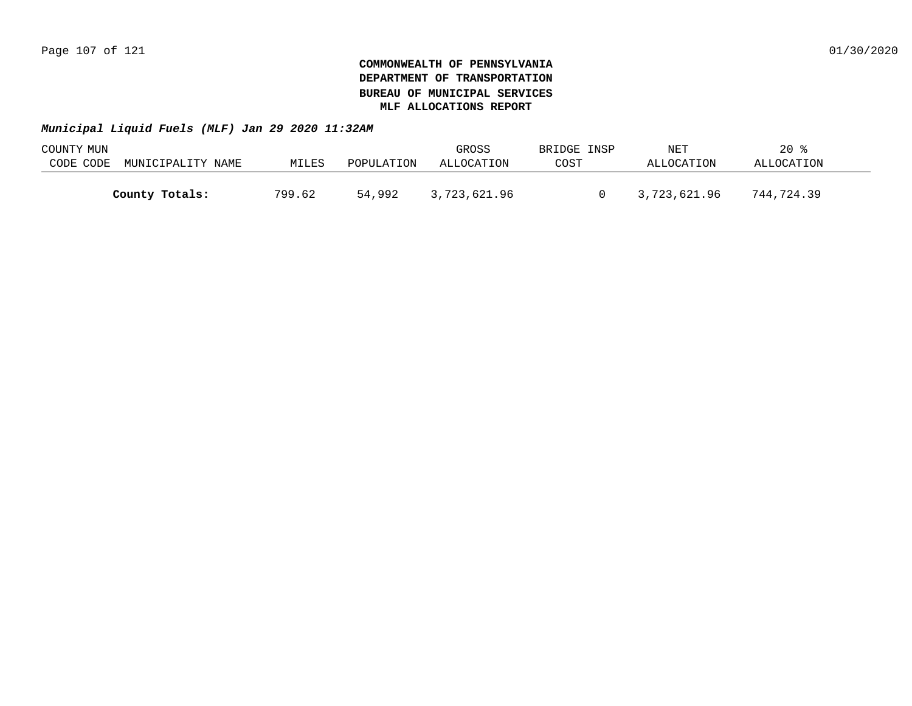**COMMONWEALTH OF PENNSYLVANIA**
**DEPARTMENT OF TRANSPORTATION**
**BUREAU OF MUNICIPAL SERVICES**
**MLF ALLOCATIONS REPORT**

***Municipal Liquid Fuels (MLF) Jan 29 2020 11:32AM***

| COUNTY CODE | MUN CODE | MUNICIPALITY NAME | MILES | POPULATION | GROSS ALLOCATION | BRIDGE INSP COST | NET ALLOCATION | 20 % ALLOCATION |
|---|---|---|---|---|---|---|---|---|
| | | **County Totals:** | 799.62 | 54,992 | 3,723,621.96 | 0 | 3,723,621.96 | 744,724.39 |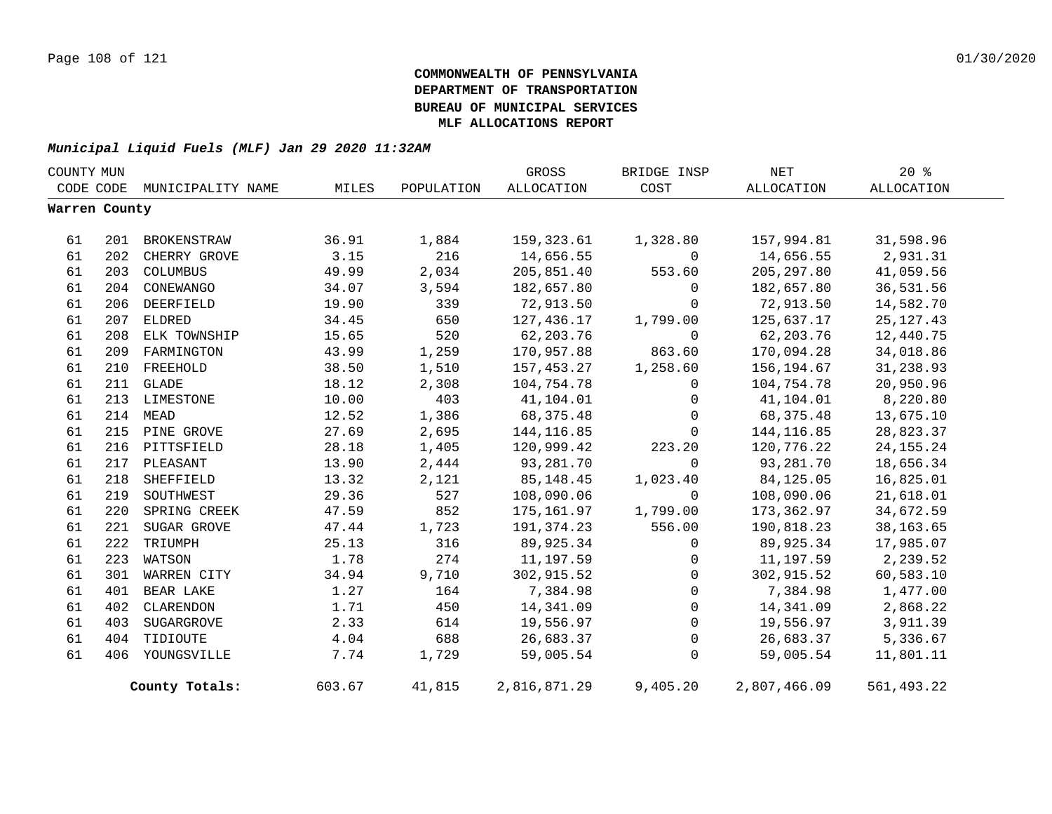**COMMONWEALTH OF PENNSYLVANIA**
**DEPARTMENT OF TRANSPORTATION**
**BUREAU OF MUNICIPAL SERVICES**
**MLF ALLOCATIONS REPORT**

***Municipal Liquid Fuels (MLF) Jan 29 2020 11:32AM***

| COUNTY CODE | MUN CODE | MUNICIPALITY NAME | MILES | POPULATION | GROSS ALLOCATION | BRIDGE INSP COST | NET ALLOCATION | 20 % ALLOCATION |
|---|---|---|---|---|---|---|---|---|
| **Warren County** | | | | | | | | |
| 61 | 201 | BROKENSTRAW | 36.91 | 1,884 | 159,323.61 | 1,328.80 | 157,994.81 | 31,598.96 |
| 61 | 202 | CHERRY GROVE | 3.15 | 216 | 14,656.55 | 0 | 14,656.55 | 2,931.31 |
| 61 | 203 | COLUMBUS | 49.99 | 2,034 | 205,851.40 | 553.60 | 205,297.80 | 41,059.56 |
| 61 | 204 | CONEWANGO | 34.07 | 3,594 | 182,657.80 | 0 | 182,657.80 | 36,531.56 |
| 61 | 206 | DEERFIELD | 19.90 | 339 | 72,913.50 | 0 | 72,913.50 | 14,582.70 |
| 61 | 207 | ELDRED | 34.45 | 650 | 127,436.17 | 1,799.00 | 125,637.17 | 25,127.43 |
| 61 | 208 | ELK TOWNSHIP | 15.65 | 520 | 62,203.76 | 0 | 62,203.76 | 12,440.75 |
| 61 | 209 | FARMINGTON | 43.99 | 1,259 | 170,957.88 | 863.60 | 170,094.28 | 34,018.86 |
| 61 | 210 | FREEHOLD | 38.50 | 1,510 | 157,453.27 | 1,258.60 | 156,194.67 | 31,238.93 |
| 61 | 211 | GLADE | 18.12 | 2,308 | 104,754.78 | 0 | 104,754.78 | 20,950.96 |
| 61 | 213 | LIMESTONE | 10.00 | 403 | 41,104.01 | 0 | 41,104.01 | 8,220.80 |
| 61 | 214 | MEAD | 12.52 | 1,386 | 68,375.48 | 0 | 68,375.48 | 13,675.10 |
| 61 | 215 | PINE GROVE | 27.69 | 2,695 | 144,116.85 | 0 | 144,116.85 | 28,823.37 |
| 61 | 216 | PITTSFIELD | 28.18 | 1,405 | 120,999.42 | 223.20 | 120,776.22 | 24,155.24 |
| 61 | 217 | PLEASANT | 13.90 | 2,444 | 93,281.70 | 0 | 93,281.70 | 18,656.34 |
| 61 | 218 | SHEFFIELD | 13.32 | 2,121 | 85,148.45 | 1,023.40 | 84,125.05 | 16,825.01 |
| 61 | 219 | SOUTHWEST | 29.36 | 527 | 108,090.06 | 0 | 108,090.06 | 21,618.01 |
| 61 | 220 | SPRING CREEK | 47.59 | 852 | 175,161.97 | 1,799.00 | 173,362.97 | 34,672.59 |
| 61 | 221 | SUGAR GROVE | 47.44 | 1,723 | 191,374.23 | 556.00 | 190,818.23 | 38,163.65 |
| 61 | 222 | TRIUMPH | 25.13 | 316 | 89,925.34 | 0 | 89,925.34 | 17,985.07 |
| 61 | 223 | WATSON | 1.78 | 274 | 11,197.59 | 0 | 11,197.59 | 2,239.52 |
| 61 | 301 | WARREN CITY | 34.94 | 9,710 | 302,915.52 | 0 | 302,915.52 | 60,583.10 |
| 61 | 401 | BEAR LAKE | 1.27 | 164 | 7,384.98 | 0 | 7,384.98 | 1,477.00 |
| 61 | 402 | CLARENDON | 1.71 | 450 | 14,341.09 | 0 | 14,341.09 | 2,868.22 |
| 61 | 403 | SUGARGROVE | 2.33 | 614 | 19,556.97 | 0 | 19,556.97 | 3,911.39 |
| 61 | 404 | TIDIOUTE | 4.04 | 688 | 26,683.37 | 0 | 26,683.37 | 5,336.67 |
| 61 | 406 | YOUNGSVILLE | 7.74 | 1,729 | 59,005.54 | 0 | 59,005.54 | 11,801.11 |
| | | **County Totals:** | 603.67 | 41,815 | 2,816,871.29 | 9,405.20 | 2,807,466.09 | 561,493.22 |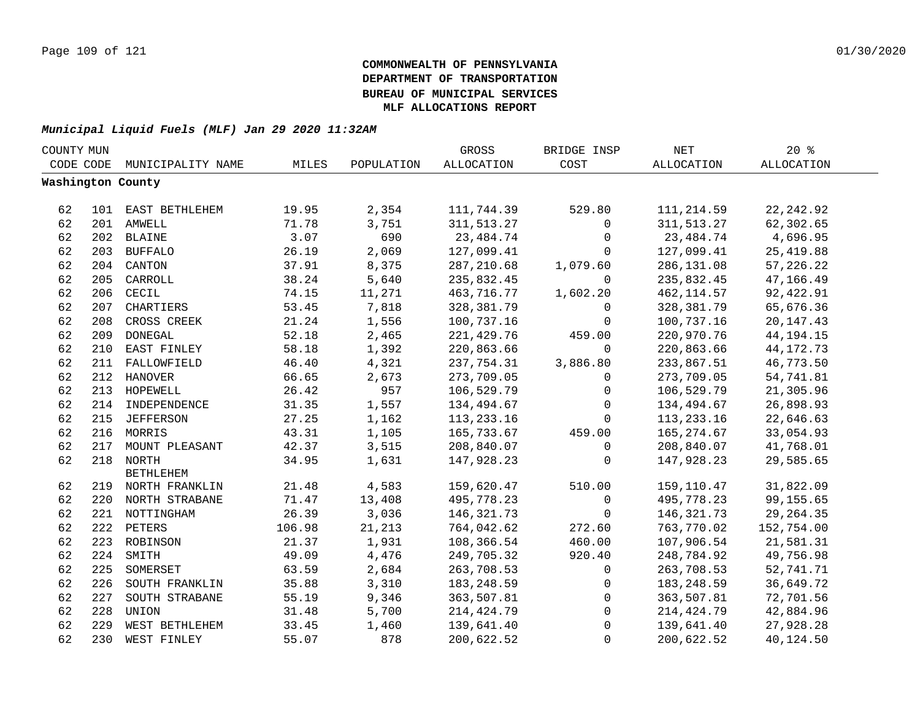**COMMONWEALTH OF PENNSYLVANIA**
**DEPARTMENT OF TRANSPORTATION**
**BUREAU OF MUNICIPAL SERVICES**
**MLF ALLOCATIONS REPORT**

***Municipal Liquid Fuels (MLF) Jan 29 2020 11:32AM***

| COUNTY CODE | MUN CODE | MUNICIPALITY NAME | MILES | POPULATION | GROSS ALLOCATION | BRIDGE INSP COST | NET ALLOCATION | 20 % ALLOCATION |
|---|---|---|---|---|---|---|---|---|
| **Washington County** | | | | | | | | |
| 62 | 101 | EAST BETHLEHEM | 19.95 | 2,354 | 111,744.39 | 529.80 | 111,214.59 | 22,242.92 |
| 62 | 201 | AMWELL | 71.78 | 3,751 | 311,513.27 | 0 | 311,513.27 | 62,302.65 |
| 62 | 202 | BLAINE | 3.07 | 690 | 23,484.74 | 0 | 23,484.74 | 4,696.95 |
| 62 | 203 | BUFFALO | 26.19 | 2,069 | 127,099.41 | 0 | 127,099.41 | 25,419.88 |
| 62 | 204 | CANTON | 37.91 | 8,375 | 287,210.68 | 1,079.60 | 286,131.08 | 57,226.22 |
| 62 | 205 | CARROLL | 38.24 | 5,640 | 235,832.45 | 0 | 235,832.45 | 47,166.49 |
| 62 | 206 | CECIL | 74.15 | 11,271 | 463,716.77 | 1,602.20 | 462,114.57 | 92,422.91 |
| 62 | 207 | CHARTIERS | 53.45 | 7,818 | 328,381.79 | 0 | 328,381.79 | 65,676.36 |
| 62 | 208 | CROSS CREEK | 21.24 | 1,556 | 100,737.16 | 0 | 100,737.16 | 20,147.43 |
| 62 | 209 | DONEGAL | 52.18 | 2,465 | 221,429.76 | 459.00 | 220,970.76 | 44,194.15 |
| 62 | 210 | EAST FINLEY | 58.18 | 1,392 | 220,863.66 | 0 | 220,863.66 | 44,172.73 |
| 62 | 211 | FALLOWFIELD | 46.40 | 4,321 | 237,754.31 | 3,886.80 | 233,867.51 | 46,773.50 |
| 62 | 212 | HANOVER | 66.65 | 2,673 | 273,709.05 | 0 | 273,709.05 | 54,741.81 |
| 62 | 213 | HOPEWELL | 26.42 | 957 | 106,529.79 | 0 | 106,529.79 | 21,305.96 |
| 62 | 214 | INDEPENDENCE | 31.35 | 1,557 | 134,494.67 | 0 | 134,494.67 | 26,898.93 |
| 62 | 215 | JEFFERSON | 27.25 | 1,162 | 113,233.16 | 0 | 113,233.16 | 22,646.63 |
| 62 | 216 | MORRIS | 43.31 | 1,105 | 165,733.67 | 459.00 | 165,274.67 | 33,054.93 |
| 62 | 217 | MOUNT PLEASANT | 42.37 | 3,515 | 208,840.07 | 0 | 208,840.07 | 41,768.01 |
| 62 | 218 | NORTH BETHLEHEM | 34.95 | 1,631 | 147,928.23 | 0 | 147,928.23 | 29,585.65 |
| 62 | 219 | NORTH FRANKLIN | 21.48 | 4,583 | 159,620.47 | 510.00 | 159,110.47 | 31,822.09 |
| 62 | 220 | NORTH STRABANE | 71.47 | 13,408 | 495,778.23 | 0 | 495,778.23 | 99,155.65 |
| 62 | 221 | NOTTINGHAM | 26.39 | 3,036 | 146,321.73 | 0 | 146,321.73 | 29,264.35 |
| 62 | 222 | PETERS | 106.98 | 21,213 | 764,042.62 | 272.60 | 763,770.02 | 152,754.00 |
| 62 | 223 | ROBINSON | 21.37 | 1,931 | 108,366.54 | 460.00 | 107,906.54 | 21,581.31 |
| 62 | 224 | SMITH | 49.09 | 4,476 | 249,705.32 | 920.40 | 248,784.92 | 49,756.98 |
| 62 | 225 | SOMERSET | 63.59 | 2,684 | 263,708.53 | 0 | 263,708.53 | 52,741.71 |
| 62 | 226 | SOUTH FRANKLIN | 35.88 | 3,310 | 183,248.59 | 0 | 183,248.59 | 36,649.72 |
| 62 | 227 | SOUTH STRABANE | 55.19 | 9,346 | 363,507.81 | 0 | 363,507.81 | 72,701.56 |
| 62 | 228 | UNION | 31.48 | 5,700 | 214,424.79 | 0 | 214,424.79 | 42,884.96 |
| 62 | 229 | WEST BETHLEHEM | 33.45 | 1,460 | 139,641.40 | 0 | 139,641.40 | 27,928.28 |
| 62 | 230 | WEST FINLEY | 55.07 | 878 | 200,622.52 | 0 | 200,622.52 | 40,124.50 |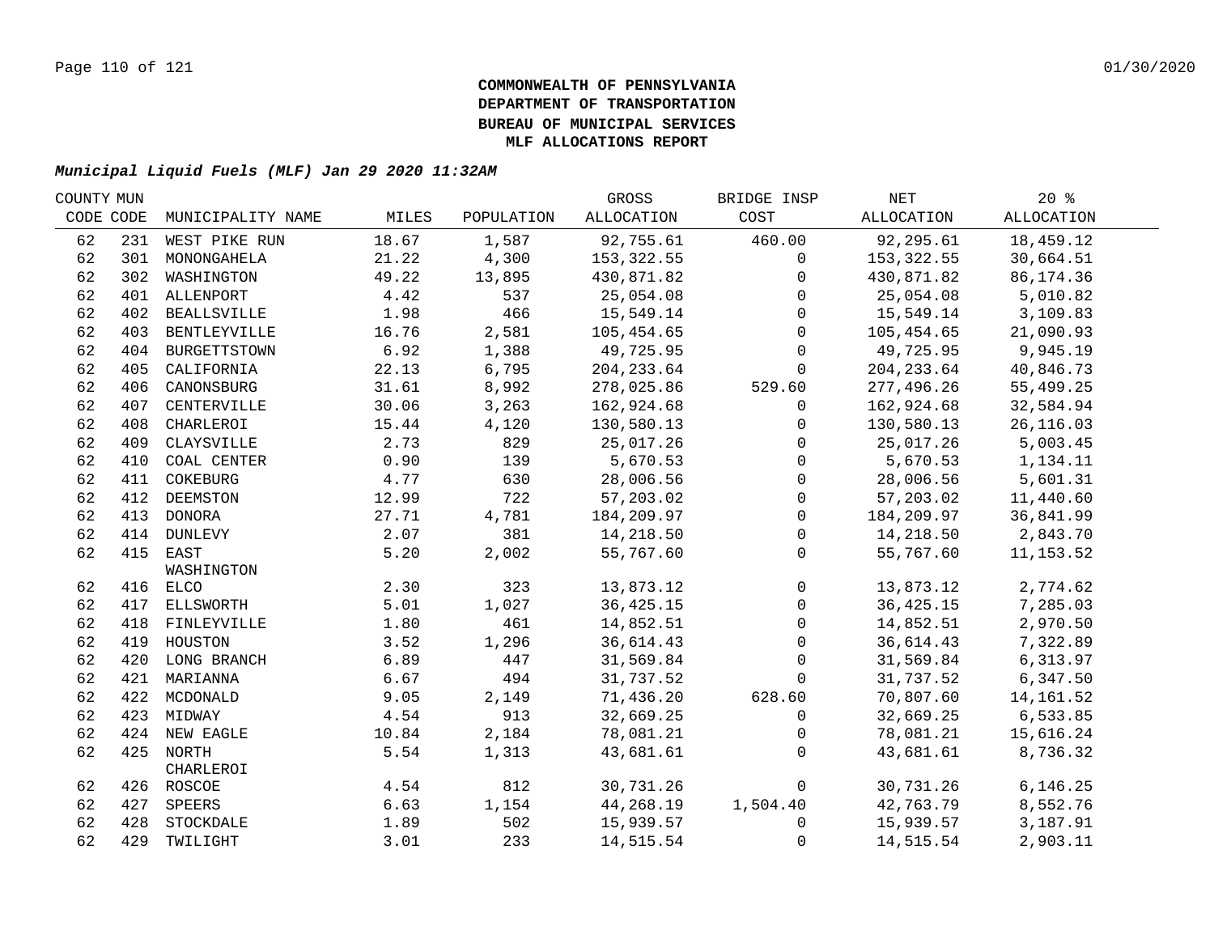**COMMONWEALTH OF PENNSYLVANIA**
**DEPARTMENT OF TRANSPORTATION**
**BUREAU OF MUNICIPAL SERVICES**
**MLF ALLOCATIONS REPORT**

***Municipal Liquid Fuels (MLF) Jan 29 2020 11:32AM***

| COUNTY CODE | MUN CODE | MUNICIPALITY NAME | MILES | POPULATION | GROSS ALLOCATION | BRIDGE INSP COST | NET ALLOCATION | 20 % ALLOCATION |
|---|---|---|---|---|---|---|---|---|
| 62 | 231 | WEST PIKE RUN | 18.67 | 1,587 | 92,755.61 | 460.00 | 92,295.61 | 18,459.12 |
| 62 | 301 | MONONGAHELA | 21.22 | 4,300 | 153,322.55 | 0 | 153,322.55 | 30,664.51 |
| 62 | 302 | WASHINGTON | 49.22 | 13,895 | 430,871.82 | 0 | 430,871.82 | 86,174.36 |
| 62 | 401 | ALLENPORT | 4.42 | 537 | 25,054.08 | 0 | 25,054.08 | 5,010.82 |
| 62 | 402 | BEALLSVILLE | 1.98 | 466 | 15,549.14 | 0 | 15,549.14 | 3,109.83 |
| 62 | 403 | BENTLEYVILLE | 16.76 | 2,581 | 105,454.65 | 0 | 105,454.65 | 21,090.93 |
| 62 | 404 | BURGETTSTOWN | 6.92 | 1,388 | 49,725.95 | 0 | 49,725.95 | 9,945.19 |
| 62 | 405 | CALIFORNIA | 22.13 | 6,795 | 204,233.64 | 0 | 204,233.64 | 40,846.73 |
| 62 | 406 | CANONSBURG | 31.61 | 8,992 | 278,025.86 | 529.60 | 277,496.26 | 55,499.25 |
| 62 | 407 | CENTERVILLE | 30.06 | 3,263 | 162,924.68 | 0 | 162,924.68 | 32,584.94 |
| 62 | 408 | CHARLEROI | 15.44 | 4,120 | 130,580.13 | 0 | 130,580.13 | 26,116.03 |
| 62 | 409 | CLAYSVILLE | 2.73 | 829 | 25,017.26 | 0 | 25,017.26 | 5,003.45 |
| 62 | 410 | COAL CENTER | 0.90 | 139 | 5,670.53 | 0 | 5,670.53 | 1,134.11 |
| 62 | 411 | COKEBURG | 4.77 | 630 | 28,006.56 | 0 | 28,006.56 | 5,601.31 |
| 62 | 412 | DEEMSTON | 12.99 | 722 | 57,203.02 | 0 | 57,203.02 | 11,440.60 |
| 62 | 413 | DONORA | 27.71 | 4,781 | 184,209.97 | 0 | 184,209.97 | 36,841.99 |
| 62 | 414 | DUNLEVY | 2.07 | 381 | 14,218.50 | 0 | 14,218.50 | 2,843.70 |
| 62 | 415 | EAST WASHINGTON | 5.20 | 2,002 | 55,767.60 | 0 | 55,767.60 | 11,153.52 |
| 62 | 416 | ELCO | 2.30 | 323 | 13,873.12 | 0 | 13,873.12 | 2,774.62 |
| 62 | 417 | ELLSWORTH | 5.01 | 1,027 | 36,425.15 | 0 | 36,425.15 | 7,285.03 |
| 62 | 418 | FINLEYVILLE | 1.80 | 461 | 14,852.51 | 0 | 14,852.51 | 2,970.50 |
| 62 | 419 | HOUSTON | 3.52 | 1,296 | 36,614.43 | 0 | 36,614.43 | 7,322.89 |
| 62 | 420 | LONG BRANCH | 6.89 | 447 | 31,569.84 | 0 | 31,569.84 | 6,313.97 |
| 62 | 421 | MARIANNA | 6.67 | 494 | 31,737.52 | 0 | 31,737.52 | 6,347.50 |
| 62 | 422 | MCDONALD | 9.05 | 2,149 | 71,436.20 | 628.60 | 70,807.60 | 14,161.52 |
| 62 | 423 | MIDWAY | 4.54 | 913 | 32,669.25 | 0 | 32,669.25 | 6,533.85 |
| 62 | 424 | NEW EAGLE | 10.84 | 2,184 | 78,081.21 | 0 | 78,081.21 | 15,616.24 |
| 62 | 425 | NORTH CHARLEROI | 5.54 | 1,313 | 43,681.61 | 0 | 43,681.61 | 8,736.32 |
| 62 | 426 | ROSCOE | 4.54 | 812 | 30,731.26 | 0 | 30,731.26 | 6,146.25 |
| 62 | 427 | SPEERS | 6.63 | 1,154 | 44,268.19 | 1,504.40 | 42,763.79 | 8,552.76 |
| 62 | 428 | STOCKDALE | 1.89 | 502 | 15,939.57 | 0 | 15,939.57 | 3,187.91 |
| 62 | 429 | TWILIGHT | 3.01 | 233 | 14,515.54 | 0 | 14,515.54 | 2,903.11 |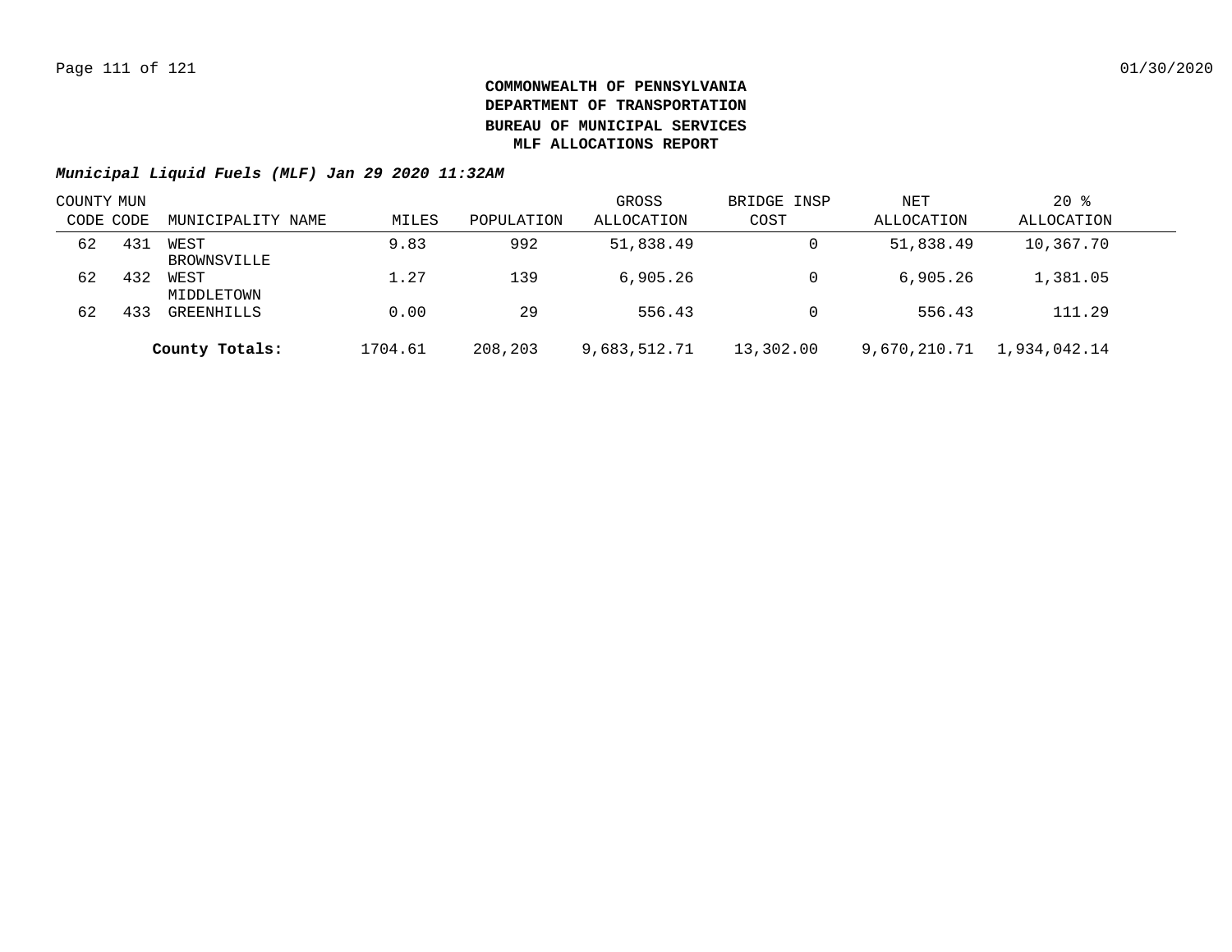**COMMONWEALTH OF PENNSYLVANIA**
**DEPARTMENT OF TRANSPORTATION**
**BUREAU OF MUNICIPAL SERVICES**
**MLF ALLOCATIONS REPORT**

***Municipal Liquid Fuels (MLF) Jan 29 2020 11:32AM***

| COUNTY CODE | MUN CODE | MUNICIPALITY NAME | MILES | POPULATION | GROSS ALLOCATION | BRIDGE INSP COST | NET ALLOCATION | 20 % ALLOCATION |
|---|---|---|---|---|---|---|---|---|
| 62 | 431 | WEST BROWNSVILLE | 9.83 | 992 | 51,838.49 | 0 | 51,838.49 | 10,367.70 |
| 62 | 432 | WEST MIDDLETOWN | 1.27 | 139 | 6,905.26 | 0 | 6,905.26 | 1,381.05 |
| 62 | 433 | GREENHILLS | 0.00 | 29 | 556.43 | 0 | 556.43 | 111.29 |
| | | **County Totals:** | 1704.61 | 208,203 | 9,683,512.71 | 13,302.00 | 9,670,210.71 | 1,934,042.14 |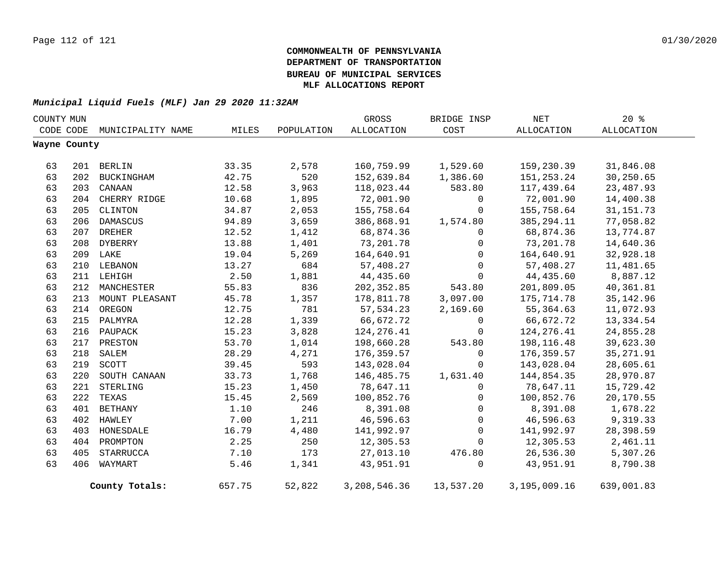**COMMONWEALTH OF PENNSYLVANIA**
**DEPARTMENT OF TRANSPORTATION**
**BUREAU OF MUNICIPAL SERVICES**
**MLF ALLOCATIONS REPORT**

***Municipal Liquid Fuels (MLF) Jan 29 2020 11:32AM***

| COUNTY CODE | MUN CODE | MUNICIPALITY NAME | MILES | POPULATION | GROSS ALLOCATION | BRIDGE INSP COST | NET ALLOCATION | 20 % ALLOCATION |
|---|---|---|---|---|---|---|---|---|
| **Wayne County** | | | | | | | | |
| 63 | 201 | BERLIN | 33.35 | 2,578 | 160,759.99 | 1,529.60 | 159,230.39 | 31,846.08 |
| 63 | 202 | BUCKINGHAM | 42.75 | 520 | 152,639.84 | 1,386.60 | 151,253.24 | 30,250.65 |
| 63 | 203 | CANAAN | 12.58 | 3,963 | 118,023.44 | 583.80 | 117,439.64 | 23,487.93 |
| 63 | 204 | CHERRY RIDGE | 10.68 | 1,895 | 72,001.90 | 0 | 72,001.90 | 14,400.38 |
| 63 | 205 | CLINTON | 34.87 | 2,053 | 155,758.64 | 0 | 155,758.64 | 31,151.73 |
| 63 | 206 | DAMASCUS | 94.89 | 3,659 | 386,868.91 | 1,574.80 | 385,294.11 | 77,058.82 |
| 63 | 207 | DREHER | 12.52 | 1,412 | 68,874.36 | 0 | 68,874.36 | 13,774.87 |
| 63 | 208 | DYBERRY | 13.88 | 1,401 | 73,201.78 | 0 | 73,201.78 | 14,640.36 |
| 63 | 209 | LAKE | 19.04 | 5,269 | 164,640.91 | 0 | 164,640.91 | 32,928.18 |
| 63 | 210 | LEBANON | 13.27 | 684 | 57,408.27 | 0 | 57,408.27 | 11,481.65 |
| 63 | 211 | LEHIGH | 2.50 | 1,881 | 44,435.60 | 0 | 44,435.60 | 8,887.12 |
| 63 | 212 | MANCHESTER | 55.83 | 836 | 202,352.85 | 543.80 | 201,809.05 | 40,361.81 |
| 63 | 213 | MOUNT PLEASANT | 45.78 | 1,357 | 178,811.78 | 3,097.00 | 175,714.78 | 35,142.96 |
| 63 | 214 | OREGON | 12.75 | 781 | 57,534.23 | 2,169.60 | 55,364.63 | 11,072.93 |
| 63 | 215 | PALMYRA | 12.28 | 1,339 | 66,672.72 | 0 | 66,672.72 | 13,334.54 |
| 63 | 216 | PAUPACK | 15.23 | 3,828 | 124,276.41 | 0 | 124,276.41 | 24,855.28 |
| 63 | 217 | PRESTON | 53.70 | 1,014 | 198,660.28 | 543.80 | 198,116.48 | 39,623.30 |
| 63 | 218 | SALEM | 28.29 | 4,271 | 176,359.57 | 0 | 176,359.57 | 35,271.91 |
| 63 | 219 | SCOTT | 39.45 | 593 | 143,028.04 | 0 | 143,028.04 | 28,605.61 |
| 63 | 220 | SOUTH CANAAN | 33.73 | 1,768 | 146,485.75 | 1,631.40 | 144,854.35 | 28,970.87 |
| 63 | 221 | STERLING | 15.23 | 1,450 | 78,647.11 | 0 | 78,647.11 | 15,729.42 |
| 63 | 222 | TEXAS | 15.45 | 2,569 | 100,852.76 | 0 | 100,852.76 | 20,170.55 |
| 63 | 401 | BETHANY | 1.10 | 246 | 8,391.08 | 0 | 8,391.08 | 1,678.22 |
| 63 | 402 | HAWLEY | 7.00 | 1,211 | 46,596.63 | 0 | 46,596.63 | 9,319.33 |
| 63 | 403 | HONESDALE | 16.79 | 4,480 | 141,992.97 | 0 | 141,992.97 | 28,398.59 |
| 63 | 404 | PROMPTON | 2.25 | 250 | 12,305.53 | 0 | 12,305.53 | 2,461.11 |
| 63 | 405 | STARRUCCA | 7.10 | 173 | 27,013.10 | 476.80 | 26,536.30 | 5,307.26 |
| 63 | 406 | WAYMART | 5.46 | 1,341 | 43,951.91 | 0 | 43,951.91 | 8,790.38 |
| | | **County Totals:** | 657.75 | 52,822 | 3,208,546.36 | 13,537.20 | 3,195,009.16 | 639,001.83 |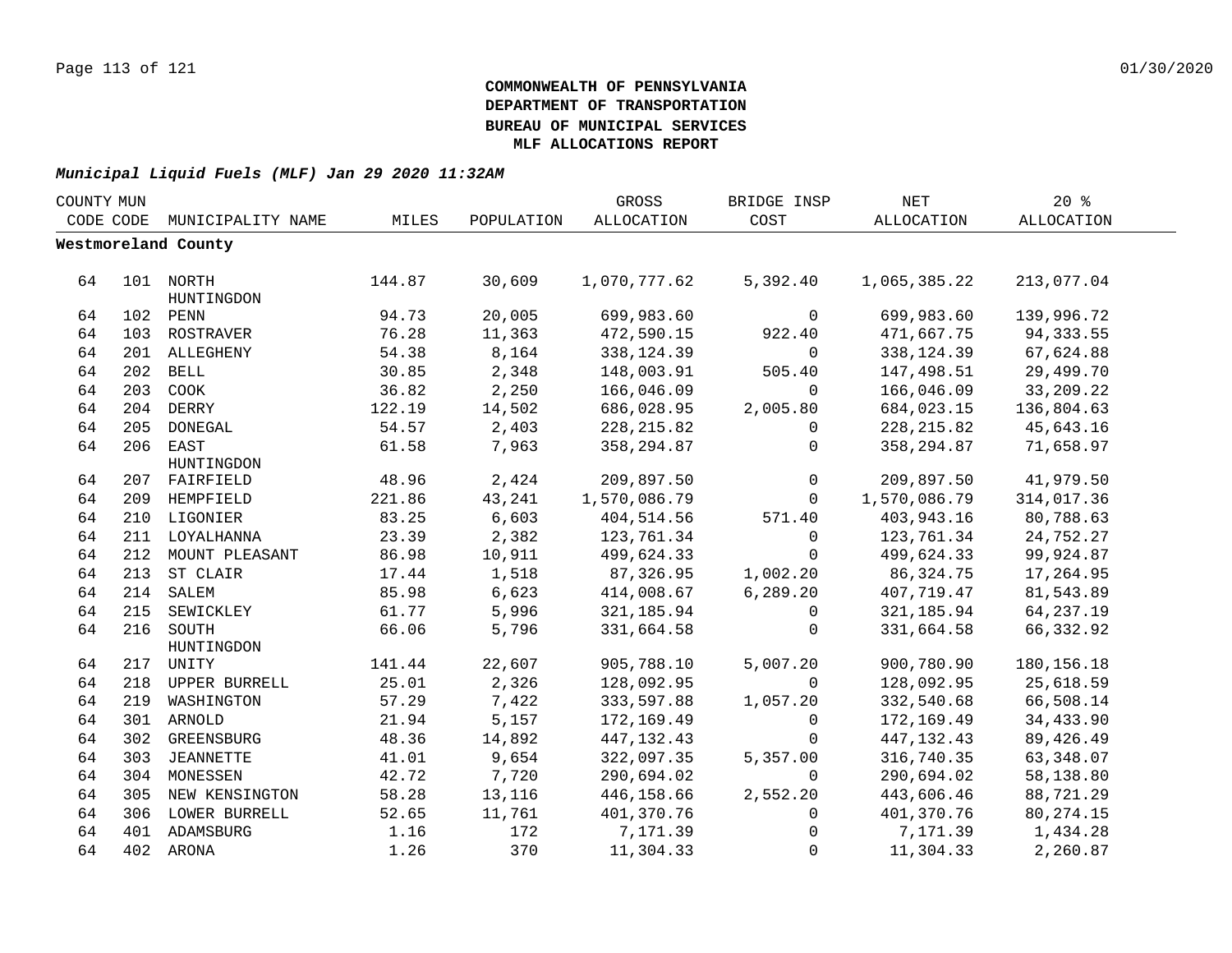**COMMONWEALTH OF PENNSYLVANIA**
**DEPARTMENT OF TRANSPORTATION**
**BUREAU OF MUNICIPAL SERVICES**
**MLF ALLOCATIONS REPORT**

***Municipal Liquid Fuels (MLF) Jan 29 2020 11:32AM***

| COUNTY CODE | MUN CODE | MUNICIPALITY NAME | MILES | POPULATION | GROSS ALLOCATION | BRIDGE INSP COST | NET ALLOCATION | 20 % ALLOCATION |
|---|---|---|---|---|---|---|---|---|
| **Westmoreland County** | | | | | | | | |
| 64 | 101 | NORTH HUNTINGDON | 144.87 | 30,609 | 1,070,777.62 | 5,392.40 | 1,065,385.22 | 213,077.04 |
| 64 | 102 | PENN | 94.73 | 20,005 | 699,983.60 | 0 | 699,983.60 | 139,996.72 |
| 64 | 103 | ROSTRAVER | 76.28 | 11,363 | 472,590.15 | 922.40 | 471,667.75 | 94,333.55 |
| 64 | 201 | ALLEGHENY | 54.38 | 8,164 | 338,124.39 | 0 | 338,124.39 | 67,624.88 |
| 64 | 202 | BELL | 30.85 | 2,348 | 148,003.91 | 505.40 | 147,498.51 | 29,499.70 |
| 64 | 203 | COOK | 36.82 | 2,250 | 166,046.09 | 0 | 166,046.09 | 33,209.22 |
| 64 | 204 | DERRY | 122.19 | 14,502 | 686,028.95 | 2,005.80 | 684,023.15 | 136,804.63 |
| 64 | 205 | DONEGAL | 54.57 | 2,403 | 228,215.82 | 0 | 228,215.82 | 45,643.16 |
| 64 | 206 | EAST HUNTINGDON | 61.58 | 7,963 | 358,294.87 | 0 | 358,294.87 | 71,658.97 |
| 64 | 207 | FAIRFIELD | 48.96 | 2,424 | 209,897.50 | 0 | 209,897.50 | 41,979.50 |
| 64 | 209 | HEMPFIELD | 221.86 | 43,241 | 1,570,086.79 | 0 | 1,570,086.79 | 314,017.36 |
| 64 | 210 | LIGONIER | 83.25 | 6,603 | 404,514.56 | 571.40 | 403,943.16 | 80,788.63 |
| 64 | 211 | LOYALHANNA | 23.39 | 2,382 | 123,761.34 | 0 | 123,761.34 | 24,752.27 |
| 64 | 212 | MOUNT PLEASANT | 86.98 | 10,911 | 499,624.33 | 0 | 499,624.33 | 99,924.87 |
| 64 | 213 | ST CLAIR | 17.44 | 1,518 | 87,326.95 | 1,002.20 | 86,324.75 | 17,264.95 |
| 64 | 214 | SALEM | 85.98 | 6,623 | 414,008.67 | 6,289.20 | 407,719.47 | 81,543.89 |
| 64 | 215 | SEWICKLEY | 61.77 | 5,996 | 321,185.94 | 0 | 321,185.94 | 64,237.19 |
| 64 | 216 | SOUTH HUNTINGDON | 66.06 | 5,796 | 331,664.58 | 0 | 331,664.58 | 66,332.92 |
| 64 | 217 | UNITY | 141.44 | 22,607 | 905,788.10 | 5,007.20 | 900,780.90 | 180,156.18 |
| 64 | 218 | UPPER BURRELL | 25.01 | 2,326 | 128,092.95 | 0 | 128,092.95 | 25,618.59 |
| 64 | 219 | WASHINGTON | 57.29 | 7,422 | 333,597.88 | 1,057.20 | 332,540.68 | 66,508.14 |
| 64 | 301 | ARNOLD | 21.94 | 5,157 | 172,169.49 | 0 | 172,169.49 | 34,433.90 |
| 64 | 302 | GREENSBURG | 48.36 | 14,892 | 447,132.43 | 0 | 447,132.43 | 89,426.49 |
| 64 | 303 | JEANNETTE | 41.01 | 9,654 | 322,097.35 | 5,357.00 | 316,740.35 | 63,348.07 |
| 64 | 304 | MONESSEN | 42.72 | 7,720 | 290,694.02 | 0 | 290,694.02 | 58,138.80 |
| 64 | 305 | NEW KENSINGTON | 58.28 | 13,116 | 446,158.66 | 2,552.20 | 443,606.46 | 88,721.29 |
| 64 | 306 | LOWER BURRELL | 52.65 | 11,761 | 401,370.76 | 0 | 401,370.76 | 80,274.15 |
| 64 | 401 | ADAMSBURG | 1.16 | 172 | 7,171.39 | 0 | 7,171.39 | 1,434.28 |
| 64 | 402 | ARONA | 1.26 | 370 | 11,304.33 | 0 | 11,304.33 | 2,260.87 |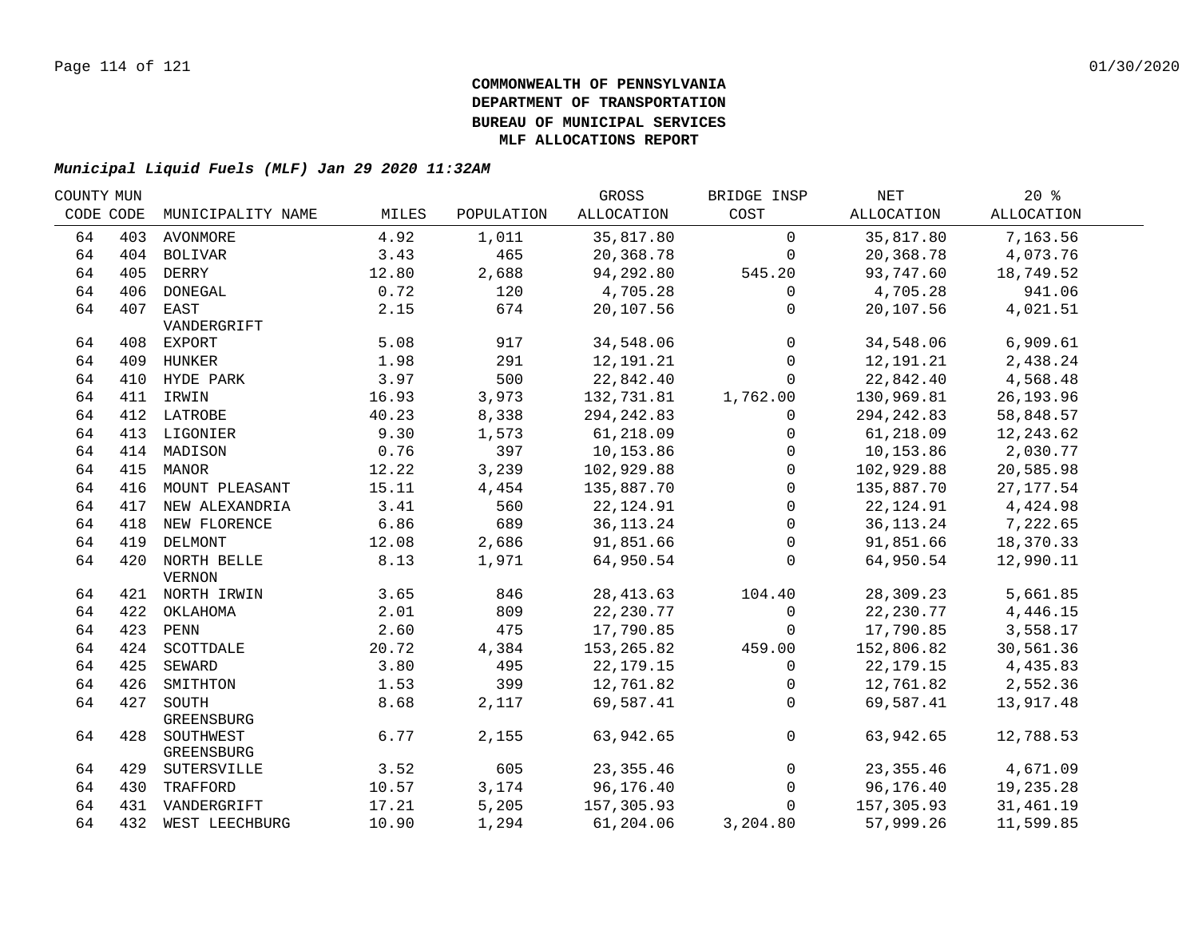**COMMONWEALTH OF PENNSYLVANIA**
**DEPARTMENT OF TRANSPORTATION**
**BUREAU OF MUNICIPAL SERVICES**
**MLF ALLOCATIONS REPORT**

***Municipal Liquid Fuels (MLF) Jan 29 2020 11:32AM***

| COUNTY CODE | MUN CODE | MUNICIPALITY NAME | MILES | POPULATION | GROSS ALLOCATION | BRIDGE INSP COST | NET ALLOCATION | 20 % ALLOCATION |
|---|---|---|---|---|---|---|---|---|
| 64 | 403 | AVONMORE | 4.92 | 1,011 | 35,817.80 | 0 | 35,817.80 | 7,163.56 |
| 64 | 404 | BOLIVAR | 3.43 | 465 | 20,368.78 | 0 | 20,368.78 | 4,073.76 |
| 64 | 405 | DERRY | 12.80 | 2,688 | 94,292.80 | 545.20 | 93,747.60 | 18,749.52 |
| 64 | 406 | DONEGAL | 0.72 | 120 | 4,705.28 | 0 | 4,705.28 | 941.06 |
| 64 | 407 | EAST VANDERGRIFT | 2.15 | 674 | 20,107.56 | 0 | 20,107.56 | 4,021.51 |
| 64 | 408 | EXPORT | 5.08 | 917 | 34,548.06 | 0 | 34,548.06 | 6,909.61 |
| 64 | 409 | HUNKER | 1.98 | 291 | 12,191.21 | 0 | 12,191.21 | 2,438.24 |
| 64 | 410 | HYDE PARK | 3.97 | 500 | 22,842.40 | 0 | 22,842.40 | 4,568.48 |
| 64 | 411 | IRWIN | 16.93 | 3,973 | 132,731.81 | 1,762.00 | 130,969.81 | 26,193.96 |
| 64 | 412 | LATROBE | 40.23 | 8,338 | 294,242.83 | 0 | 294,242.83 | 58,848.57 |
| 64 | 413 | LIGONIER | 9.30 | 1,573 | 61,218.09 | 0 | 61,218.09 | 12,243.62 |
| 64 | 414 | MADISON | 0.76 | 397 | 10,153.86 | 0 | 10,153.86 | 2,030.77 |
| 64 | 415 | MANOR | 12.22 | 3,239 | 102,929.88 | 0 | 102,929.88 | 20,585.98 |
| 64 | 416 | MOUNT PLEASANT | 15.11 | 4,454 | 135,887.70 | 0 | 135,887.70 | 27,177.54 |
| 64 | 417 | NEW ALEXANDRIA | 3.41 | 560 | 22,124.91 | 0 | 22,124.91 | 4,424.98 |
| 64 | 418 | NEW FLORENCE | 6.86 | 689 | 36,113.24 | 0 | 36,113.24 | 7,222.65 |
| 64 | 419 | DELMONT | 12.08 | 2,686 | 91,851.66 | 0 | 91,851.66 | 18,370.33 |
| 64 | 420 | NORTH BELLE VERNON | 8.13 | 1,971 | 64,950.54 | 0 | 64,950.54 | 12,990.11 |
| 64 | 421 | NORTH IRWIN | 3.65 | 846 | 28,413.63 | 104.40 | 28,309.23 | 5,661.85 |
| 64 | 422 | OKLAHOMA | 2.01 | 809 | 22,230.77 | 0 | 22,230.77 | 4,446.15 |
| 64 | 423 | PENN | 2.60 | 475 | 17,790.85 | 0 | 17,790.85 | 3,558.17 |
| 64 | 424 | SCOTTDALE | 20.72 | 4,384 | 153,265.82 | 459.00 | 152,806.82 | 30,561.36 |
| 64 | 425 | SEWARD | 3.80 | 495 | 22,179.15 | 0 | 22,179.15 | 4,435.83 |
| 64 | 426 | SMITHTON | 1.53 | 399 | 12,761.82 | 0 | 12,761.82 | 2,552.36 |
| 64 | 427 | SOUTH GREENSBURG | 8.68 | 2,117 | 69,587.41 | 0 | 69,587.41 | 13,917.48 |
| 64 | 428 | SOUTHWEST GREENSBURG | 6.77 | 2,155 | 63,942.65 | 0 | 63,942.65 | 12,788.53 |
| 64 | 429 | SUTERSVILLE | 3.52 | 605 | 23,355.46 | 0 | 23,355.46 | 4,671.09 |
| 64 | 430 | TRAFFORD | 10.57 | 3,174 | 96,176.40 | 0 | 96,176.40 | 19,235.28 |
| 64 | 431 | VANDERGRIFT | 17.21 | 5,205 | 157,305.93 | 0 | 157,305.93 | 31,461.19 |
| 64 | 432 | WEST LEECHBURG | 10.90 | 1,294 | 61,204.06 | 3,204.80 | 57,999.26 | 11,599.85 |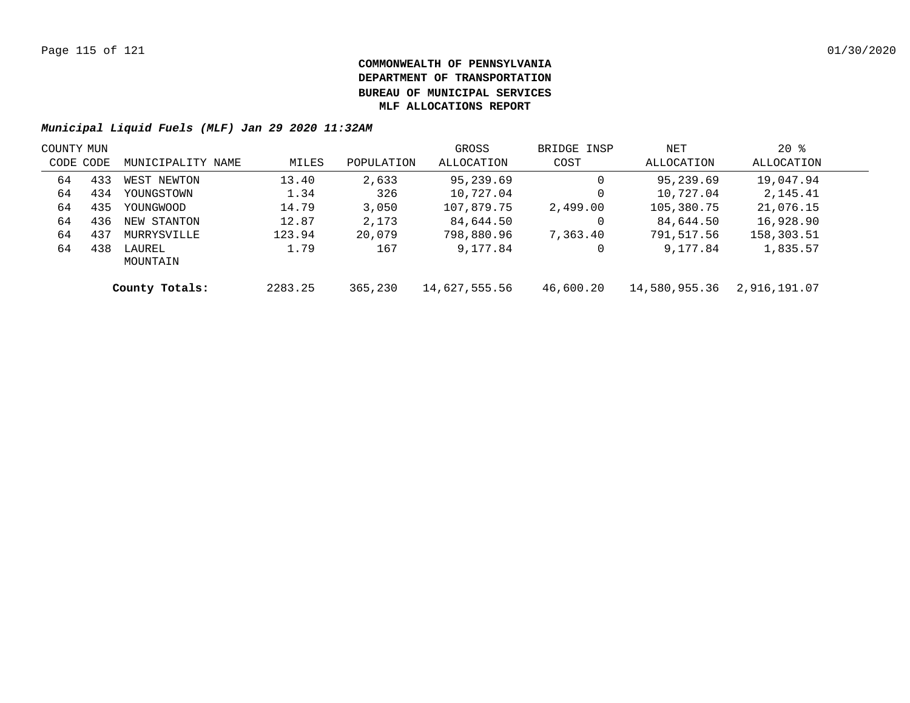**COMMONWEALTH OF PENNSYLVANIA**
**DEPARTMENT OF TRANSPORTATION**
**BUREAU OF MUNICIPAL SERVICES**
**MLF ALLOCATIONS REPORT**

***Municipal Liquid Fuels (MLF) Jan 29 2020 11:32AM***

| COUNTY CODE | MUN CODE | MUNICIPALITY NAME | MILES | POPULATION | GROSS ALLOCATION | BRIDGE INSP COST | NET ALLOCATION | 20 % ALLOCATION |
|---|---|---|---|---|---|---|---|---|
| 64 | 433 | WEST NEWTON | 13.40 | 2,633 | 95,239.69 | 0 | 95,239.69 | 19,047.94 |
| 64 | 434 | YOUNGSTOWN | 1.34 | 326 | 10,727.04 | 0 | 10,727.04 | 2,145.41 |
| 64 | 435 | YOUNGWOOD | 14.79 | 3,050 | 107,879.75 | 2,499.00 | 105,380.75 | 21,076.15 |
| 64 | 436 | NEW STANTON | 12.87 | 2,173 | 84,644.50 | 0 | 84,644.50 | 16,928.90 |
| 64 | 437 | MURRYSVILLE | 123.94 | 20,079 | 798,880.96 | 7,363.40 | 791,517.56 | 158,303.51 |
| 64 | 438 | LAUREL MOUNTAIN | 1.79 | 167 | 9,177.84 | 0 | 9,177.84 | 1,835.57 |
| | | **County Totals:** | 2283.25 | 365,230 | 14,627,555.56 | 46,600.20 | 14,580,955.36 | 2,916,191.07 |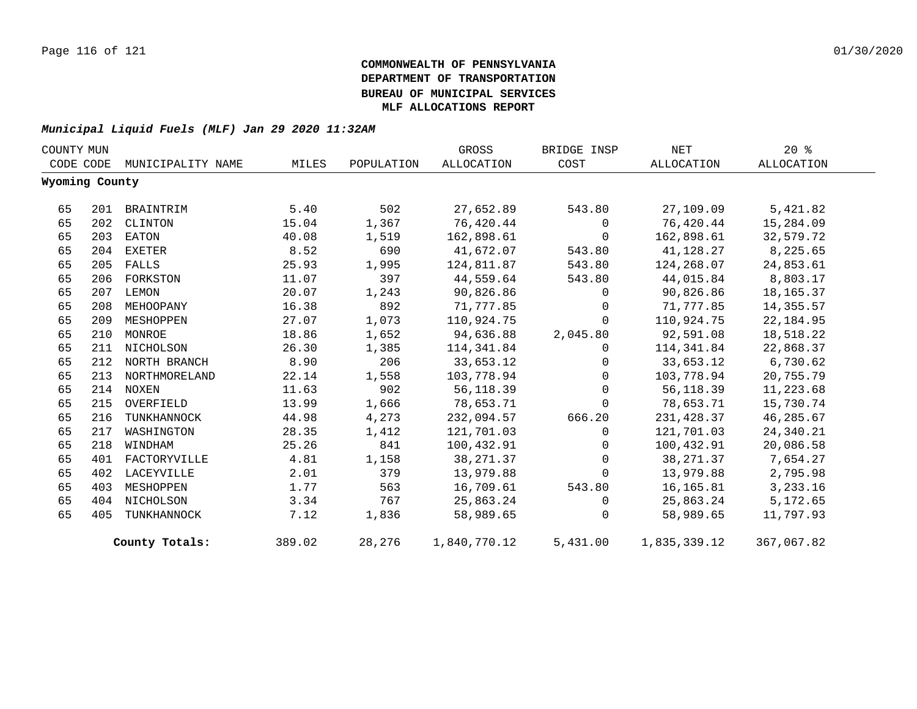**COMMONWEALTH OF PENNSYLVANIA**
**DEPARTMENT OF TRANSPORTATION**
**BUREAU OF MUNICIPAL SERVICES**
**MLF ALLOCATIONS REPORT**

***Municipal Liquid Fuels (MLF) Jan 29 2020 11:32AM***

| COUNTY CODE | MUN CODE | MUNICIPALITY NAME | MILES | POPULATION | GROSS ALLOCATION | BRIDGE INSP COST | NET ALLOCATION | 20 % ALLOCATION |
|---|---|---|---|---|---|---|---|---|
| **Wyoming County** | | | | | | | | |
| 65 | 201 | BRAINTRIM | 5.40 | 502 | 27,652.89 | 543.80 | 27,109.09 | 5,421.82 |
| 65 | 202 | CLINTON | 15.04 | 1,367 | 76,420.44 | 0 | 76,420.44 | 15,284.09 |
| 65 | 203 | EATON | 40.08 | 1,519 | 162,898.61 | 0 | 162,898.61 | 32,579.72 |
| 65 | 204 | EXETER | 8.52 | 690 | 41,672.07 | 543.80 | 41,128.27 | 8,225.65 |
| 65 | 205 | FALLS | 25.93 | 1,995 | 124,811.87 | 543.80 | 124,268.07 | 24,853.61 |
| 65 | 206 | FORKSTON | 11.07 | 397 | 44,559.64 | 543.80 | 44,015.84 | 8,803.17 |
| 65 | 207 | LEMON | 20.07 | 1,243 | 90,826.86 | 0 | 90,826.86 | 18,165.37 |
| 65 | 208 | MEHOOPANY | 16.38 | 892 | 71,777.85 | 0 | 71,777.85 | 14,355.57 |
| 65 | 209 | MESHOPPEN | 27.07 | 1,073 | 110,924.75 | 0 | 110,924.75 | 22,184.95 |
| 65 | 210 | MONROE | 18.86 | 1,652 | 94,636.88 | 2,045.80 | 92,591.08 | 18,518.22 |
| 65 | 211 | NICHOLSON | 26.30 | 1,385 | 114,341.84 | 0 | 114,341.84 | 22,868.37 |
| 65 | 212 | NORTH BRANCH | 8.90 | 206 | 33,653.12 | 0 | 33,653.12 | 6,730.62 |
| 65 | 213 | NORTHMORELAND | 22.14 | 1,558 | 103,778.94 | 0 | 103,778.94 | 20,755.79 |
| 65 | 214 | NOXEN | 11.63 | 902 | 56,118.39 | 0 | 56,118.39 | 11,223.68 |
| 65 | 215 | OVERFIELD | 13.99 | 1,666 | 78,653.71 | 0 | 78,653.71 | 15,730.74 |
| 65 | 216 | TUNKHANNOCK | 44.98 | 4,273 | 232,094.57 | 666.20 | 231,428.37 | 46,285.67 |
| 65 | 217 | WASHINGTON | 28.35 | 1,412 | 121,701.03 | 0 | 121,701.03 | 24,340.21 |
| 65 | 218 | WINDHAM | 25.26 | 841 | 100,432.91 | 0 | 100,432.91 | 20,086.58 |
| 65 | 401 | FACTORYVILLE | 4.81 | 1,158 | 38,271.37 | 0 | 38,271.37 | 7,654.27 |
| 65 | 402 | LACEYVILLE | 2.01 | 379 | 13,979.88 | 0 | 13,979.88 | 2,795.98 |
| 65 | 403 | MESHOPPEN | 1.77 | 563 | 16,709.61 | 543.80 | 16,165.81 | 3,233.16 |
| 65 | 404 | NICHOLSON | 3.34 | 767 | 25,863.24 | 0 | 25,863.24 | 5,172.65 |
| 65 | 405 | TUNKHANNOCK | 7.12 | 1,836 | 58,989.65 | 0 | 58,989.65 | 11,797.93 |
| | | **County Totals:** | 389.02 | 28,276 | 1,840,770.12 | 5,431.00 | 1,835,339.12 | 367,067.82 |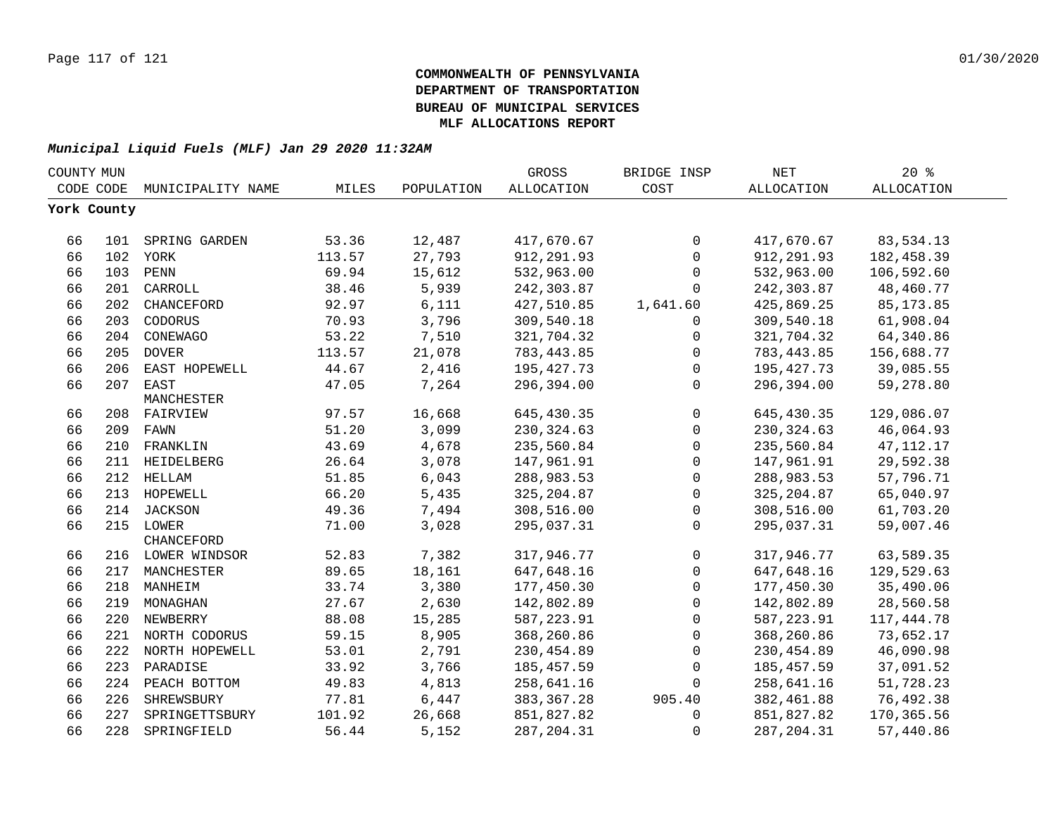# COMMONWEALTH OF PENNSYLVANIA
# DEPARTMENT OF TRANSPORTATION
# BUREAU OF MUNICIPAL SERVICES
# MLF ALLOCATIONS REPORT

***Municipal Liquid Fuels (MLF) Jan 29 2020 11:32AM***

| COUNTY CODE | MUN CODE | MUNICIPALITY NAME | MILES | POPULATION | GROSS ALLOCATION | BRIDGE INSP COST | NET ALLOCATION | 20 % ALLOCATION |
|---|---|---|---|---|---|---|---|---|
| **York County** | | | | | | | | |
| 66 | 101 | SPRING GARDEN | 53.36 | 12,487 | 417,670.67 | 0 | 417,670.67 | 83,534.13 |
| 66 | 102 | YORK | 113.57 | 27,793 | 912,291.93 | 0 | 912,291.93 | 182,458.39 |
| 66 | 103 | PENN | 69.94 | 15,612 | 532,963.00 | 0 | 532,963.00 | 106,592.60 |
| 66 | 201 | CARROLL | 38.46 | 5,939 | 242,303.87 | 0 | 242,303.87 | 48,460.77 |
| 66 | 202 | CHANCEFORD | 92.97 | 6,111 | 427,510.85 | 1,641.60 | 425,869.25 | 85,173.85 |
| 66 | 203 | CODORUS | 70.93 | 3,796 | 309,540.18 | 0 | 309,540.18 | 61,908.04 |
| 66 | 204 | CONEWAGO | 53.22 | 7,510 | 321,704.32 | 0 | 321,704.32 | 64,340.86 |
| 66 | 205 | DOVER | 113.57 | 21,078 | 783,443.85 | 0 | 783,443.85 | 156,688.77 |
| 66 | 206 | EAST HOPEWELL | 44.67 | 2,416 | 195,427.73 | 0 | 195,427.73 | 39,085.55 |
| 66 | 207 | EAST MANCHESTER | 47.05 | 7,264 | 296,394.00 | 0 | 296,394.00 | 59,278.80 |
| 66 | 208 | FAIRVIEW | 97.57 | 16,668 | 645,430.35 | 0 | 645,430.35 | 129,086.07 |
| 66 | 209 | FAWN | 51.20 | 3,099 | 230,324.63 | 0 | 230,324.63 | 46,064.93 |
| 66 | 210 | FRANKLIN | 43.69 | 4,678 | 235,560.84 | 0 | 235,560.84 | 47,112.17 |
| 66 | 211 | HEIDELBERG | 26.64 | 3,078 | 147,961.91 | 0 | 147,961.91 | 29,592.38 |
| 66 | 212 | HELLAM | 51.85 | 6,043 | 288,983.53 | 0 | 288,983.53 | 57,796.71 |
| 66 | 213 | HOPEWELL | 66.20 | 5,435 | 325,204.87 | 0 | 325,204.87 | 65,040.97 |
| 66 | 214 | JACKSON | 49.36 | 7,494 | 308,516.00 | 0 | 308,516.00 | 61,703.20 |
| 66 | 215 | LOWER CHANCEFORD | 71.00 | 3,028 | 295,037.31 | 0 | 295,037.31 | 59,007.46 |
| 66 | 216 | LOWER WINDSOR | 52.83 | 7,382 | 317,946.77 | 0 | 317,946.77 | 63,589.35 |
| 66 | 217 | MANCHESTER | 89.65 | 18,161 | 647,648.16 | 0 | 647,648.16 | 129,529.63 |
| 66 | 218 | MANHEIM | 33.74 | 3,380 | 177,450.30 | 0 | 177,450.30 | 35,490.06 |
| 66 | 219 | MONAGHAN | 27.67 | 2,630 | 142,802.89 | 0 | 142,802.89 | 28,560.58 |
| 66 | 220 | NEWBERRY | 88.08 | 15,285 | 587,223.91 | 0 | 587,223.91 | 117,444.78 |
| 66 | 221 | NORTH CODORUS | 59.15 | 8,905 | 368,260.86 | 0 | 368,260.86 | 73,652.17 |
| 66 | 222 | NORTH HOPEWELL | 53.01 | 2,791 | 230,454.89 | 0 | 230,454.89 | 46,090.98 |
| 66 | 223 | PARADISE | 33.92 | 3,766 | 185,457.59 | 0 | 185,457.59 | 37,091.52 |
| 66 | 224 | PEACH BOTTOM | 49.83 | 4,813 | 258,641.16 | 0 | 258,641.16 | 51,728.23 |
| 66 | 226 | SHREWSBURY | 77.81 | 6,447 | 383,367.28 | 905.40 | 382,461.88 | 76,492.38 |
| 66 | 227 | SPRINGETTSBURY | 101.92 | 26,668 | 851,827.82 | 0 | 851,827.82 | 170,365.56 |
| 66 | 228 | SPRINGFIELD | 56.44 | 5,152 | 287,204.31 | 0 | 287,204.31 | 57,440.86 |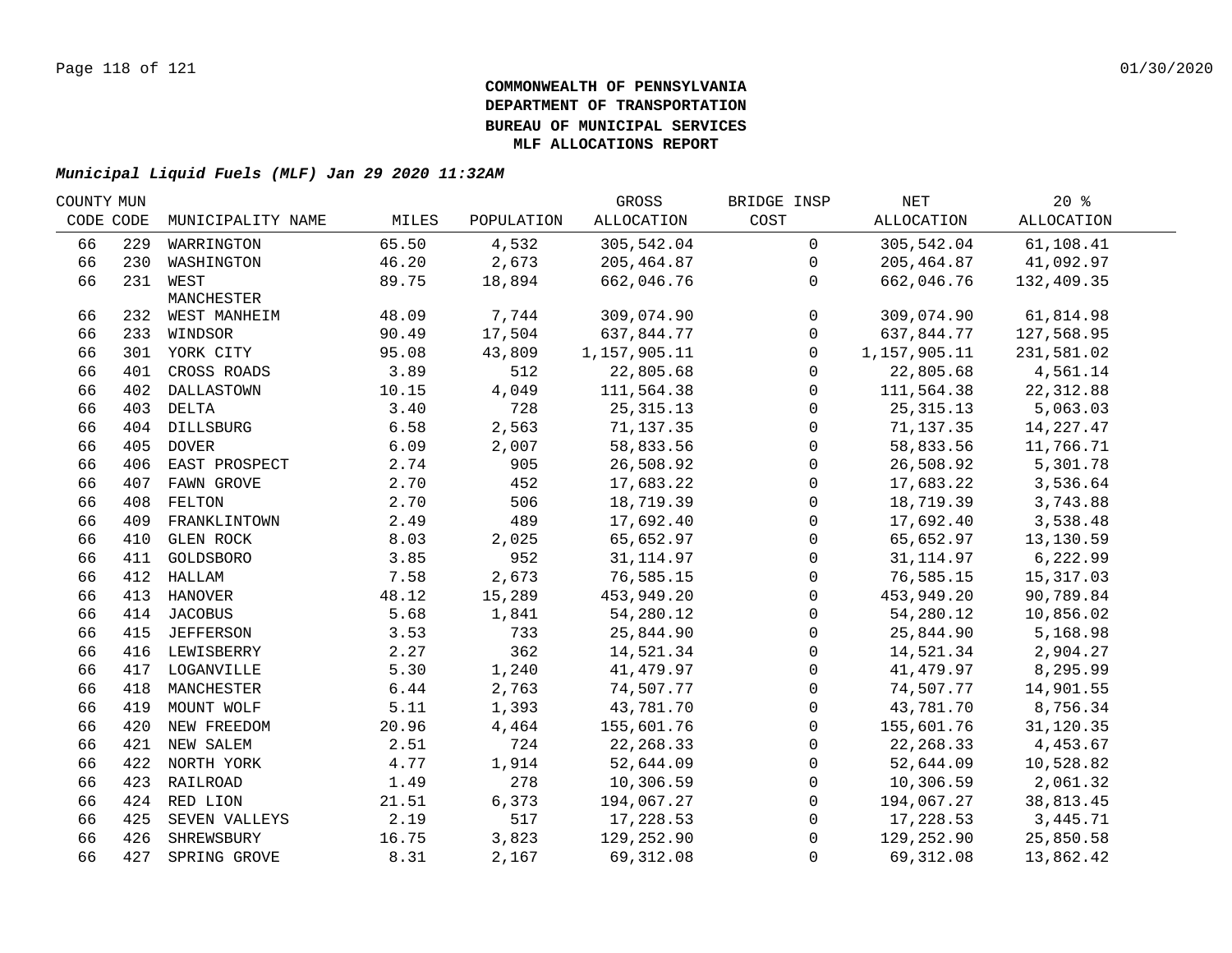**COMMONWEALTH OF PENNSYLVANIA**
**DEPARTMENT OF TRANSPORTATION**
**BUREAU OF MUNICIPAL SERVICES**
**MLF ALLOCATIONS REPORT**

***Municipal Liquid Fuels (MLF) Jan 29 2020 11:32AM***

| COUNTY CODE | MUN CODE | MUNICIPALITY NAME | MILES | POPULATION | GROSS ALLOCATION | BRIDGE INSP COST | NET ALLOCATION | 20 % ALLOCATION |
|---|---|---|---|---|---|---|---|---|
| 66 | 229 | WARRINGTON | 65.50 | 4,532 | 305,542.04 | 0 | 305,542.04 | 61,108.41 |
| 66 | 230 | WASHINGTON | 46.20 | 2,673 | 205,464.87 | 0 | 205,464.87 | 41,092.97 |
| 66 | 231 | WEST MANCHESTER | 89.75 | 18,894 | 662,046.76 | 0 | 662,046.76 | 132,409.35 |
| 66 | 232 | WEST MANHEIM | 48.09 | 7,744 | 309,074.90 | 0 | 309,074.90 | 61,814.98 |
| 66 | 233 | WINDSOR | 90.49 | 17,504 | 637,844.77 | 0 | 637,844.77 | 127,568.95 |
| 66 | 301 | YORK CITY | 95.08 | 43,809 | 1,157,905.11 | 0 | 1,157,905.11 | 231,581.02 |
| 66 | 401 | CROSS ROADS | 3.89 | 512 | 22,805.68 | 0 | 22,805.68 | 4,561.14 |
| 66 | 402 | DALLASTOWN | 10.15 | 4,049 | 111,564.38 | 0 | 111,564.38 | 22,312.88 |
| 66 | 403 | DELTA | 3.40 | 728 | 25,315.13 | 0 | 25,315.13 | 5,063.03 |
| 66 | 404 | DILLSBURG | 6.58 | 2,563 | 71,137.35 | 0 | 71,137.35 | 14,227.47 |
| 66 | 405 | DOVER | 6.09 | 2,007 | 58,833.56 | 0 | 58,833.56 | 11,766.71 |
| 66 | 406 | EAST PROSPECT | 2.74 | 905 | 26,508.92 | 0 | 26,508.92 | 5,301.78 |
| 66 | 407 | FAWN GROVE | 2.70 | 452 | 17,683.22 | 0 | 17,683.22 | 3,536.64 |
| 66 | 408 | FELTON | 2.70 | 506 | 18,719.39 | 0 | 18,719.39 | 3,743.88 |
| 66 | 409 | FRANKLINTOWN | 2.49 | 489 | 17,692.40 | 0 | 17,692.40 | 3,538.48 |
| 66 | 410 | GLEN ROCK | 8.03 | 2,025 | 65,652.97 | 0 | 65,652.97 | 13,130.59 |
| 66 | 411 | GOLDSBORO | 3.85 | 952 | 31,114.97 | 0 | 31,114.97 | 6,222.99 |
| 66 | 412 | HALLAM | 7.58 | 2,673 | 76,585.15 | 0 | 76,585.15 | 15,317.03 |
| 66 | 413 | HANOVER | 48.12 | 15,289 | 453,949.20 | 0 | 453,949.20 | 90,789.84 |
| 66 | 414 | JACOBUS | 5.68 | 1,841 | 54,280.12 | 0 | 54,280.12 | 10,856.02 |
| 66 | 415 | JEFFERSON | 3.53 | 733 | 25,844.90 | 0 | 25,844.90 | 5,168.98 |
| 66 | 416 | LEWISBERRY | 2.27 | 362 | 14,521.34 | 0 | 14,521.34 | 2,904.27 |
| 66 | 417 | LOGANVILLE | 5.30 | 1,240 | 41,479.97 | 0 | 41,479.97 | 8,295.99 |
| 66 | 418 | MANCHESTER | 6.44 | 2,763 | 74,507.77 | 0 | 74,507.77 | 14,901.55 |
| 66 | 419 | MOUNT WOLF | 5.11 | 1,393 | 43,781.70 | 0 | 43,781.70 | 8,756.34 |
| 66 | 420 | NEW FREEDOM | 20.96 | 4,464 | 155,601.76 | 0 | 155,601.76 | 31,120.35 |
| 66 | 421 | NEW SALEM | 2.51 | 724 | 22,268.33 | 0 | 22,268.33 | 4,453.67 |
| 66 | 422 | NORTH YORK | 4.77 | 1,914 | 52,644.09 | 0 | 52,644.09 | 10,528.82 |
| 66 | 423 | RAILROAD | 1.49 | 278 | 10,306.59 | 0 | 10,306.59 | 2,061.32 |
| 66 | 424 | RED LION | 21.51 | 6,373 | 194,067.27 | 0 | 194,067.27 | 38,813.45 |
| 66 | 425 | SEVEN VALLEYS | 2.19 | 517 | 17,228.53 | 0 | 17,228.53 | 3,445.71 |
| 66 | 426 | SHREWSBURY | 16.75 | 3,823 | 129,252.90 | 0 | 129,252.90 | 25,850.58 |
| 66 | 427 | SPRING GROVE | 8.31 | 2,167 | 69,312.08 | 0 | 69,312.08 | 13,862.42 |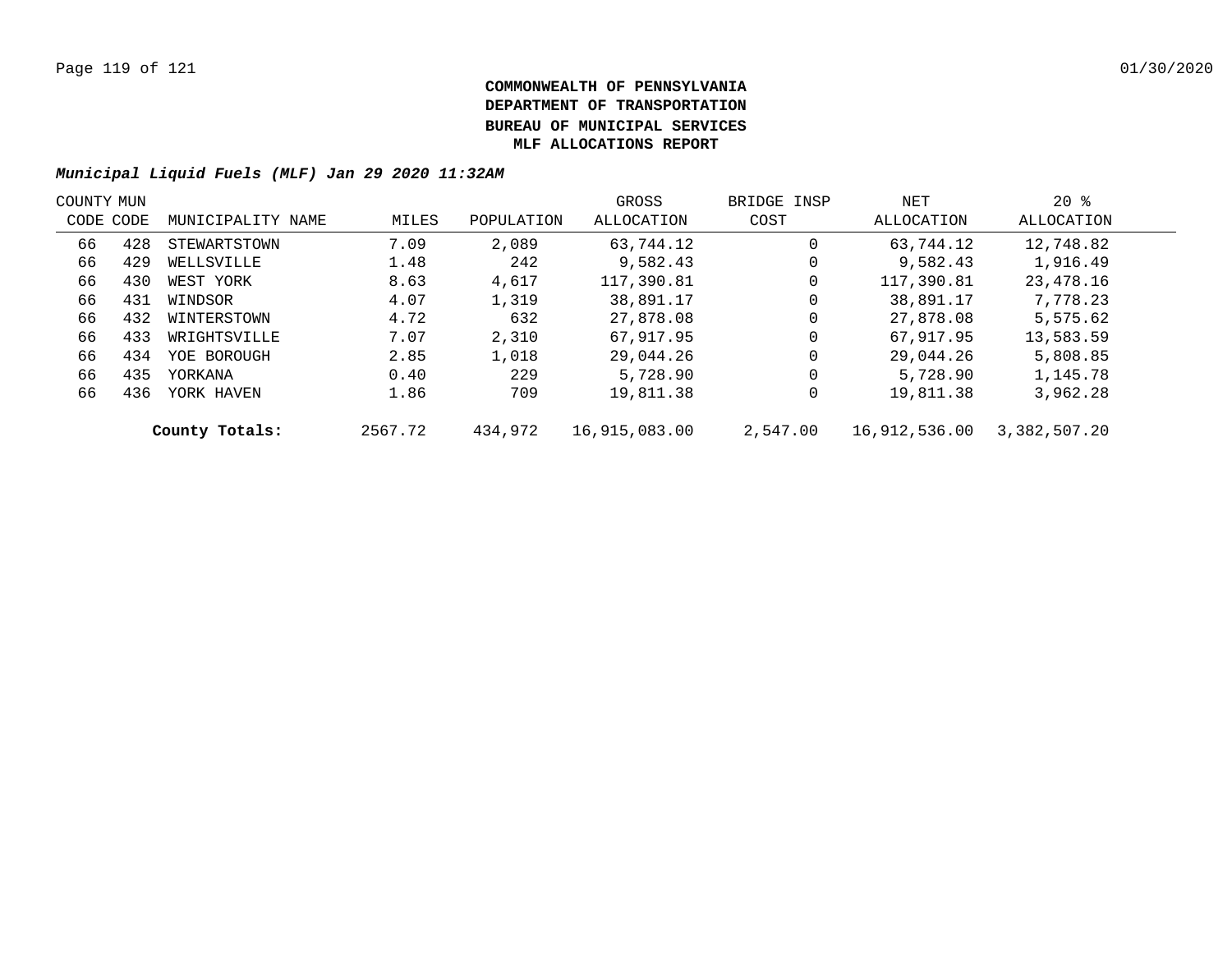**COMMONWEALTH OF PENNSYLVANIA**
**DEPARTMENT OF TRANSPORTATION**
**BUREAU OF MUNICIPAL SERVICES**
**MLF ALLOCATIONS REPORT**

***Municipal Liquid Fuels (MLF) Jan 29 2020 11:32AM***

| COUNTY CODE | MUN CODE | MUNICIPALITY NAME | MILES | POPULATION | GROSS ALLOCATION | BRIDGE INSP COST | NET ALLOCATION | 20 % ALLOCATION |
|---|---|---|---|---|---|---|---|---|
| 66 | 428 | STEWARTSTOWN | 7.09 | 2,089 | 63,744.12 | 0 | 63,744.12 | 12,748.82 |
| 66 | 429 | WELLSVILLE | 1.48 | 242 | 9,582.43 | 0 | 9,582.43 | 1,916.49 |
| 66 | 430 | WEST YORK | 8.63 | 4,617 | 117,390.81 | 0 | 117,390.81 | 23,478.16 |
| 66 | 431 | WINDSOR | 4.07 | 1,319 | 38,891.17 | 0 | 38,891.17 | 7,778.23 |
| 66 | 432 | WINTERSTOWN | 4.72 | 632 | 27,878.08 | 0 | 27,878.08 | 5,575.62 |
| 66 | 433 | WRIGHTSVILLE | 7.07 | 2,310 | 67,917.95 | 0 | 67,917.95 | 13,583.59 |
| 66 | 434 | YOE BOROUGH | 2.85 | 1,018 | 29,044.26 | 0 | 29,044.26 | 5,808.85 |
| 66 | 435 | YORKANA | 0.40 | 229 | 5,728.90 | 0 | 5,728.90 | 1,145.78 |
| 66 | 436 | YORK HAVEN | 1.86 | 709 | 19,811.38 | 0 | 19,811.38 | 3,962.28 |
| | | **County Totals:** | 2567.72 | 434,972 | 16,915,083.00 | 2,547.00 | 16,912,536.00 | 3,382,507.20 |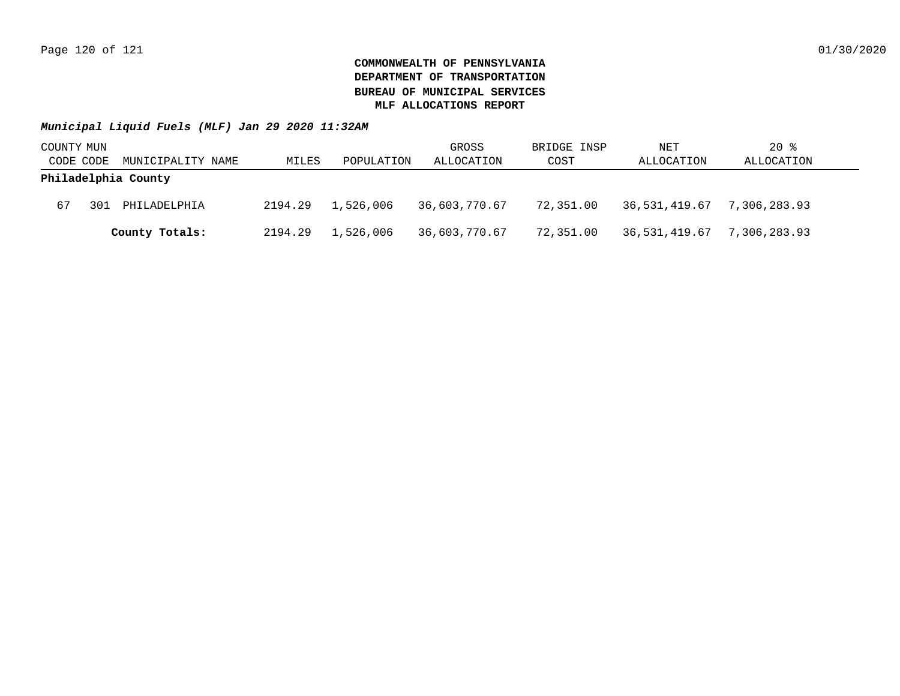**COMMONWEALTH OF PENNSYLVANIA**
**DEPARTMENT OF TRANSPORTATION**
**BUREAU OF MUNICIPAL SERVICES**
**MLF ALLOCATIONS REPORT**

***Municipal Liquid Fuels (MLF) Jan 29 2020 11:32AM***

| COUNTY CODE | MUN CODE | MUNICIPALITY NAME | MILES | POPULATION | GROSS ALLOCATION | BRIDGE INSP COST | NET ALLOCATION | 20 % ALLOCATION |
|---|---|---|---|---|---|---|---|---|
| **Philadelphia County** | | | | | | | | |
| 67 | 301 | PHILADELPHIA | 2194.29 | 1,526,006 | 36,603,770.67 | 72,351.00 | 36,531,419.67 | 7,306,283.93 |
| | | **County Totals:** | 2194.29 | 1,526,006 | 36,603,770.67 | 72,351.00 | 36,531,419.67 | 7,306,283.93 |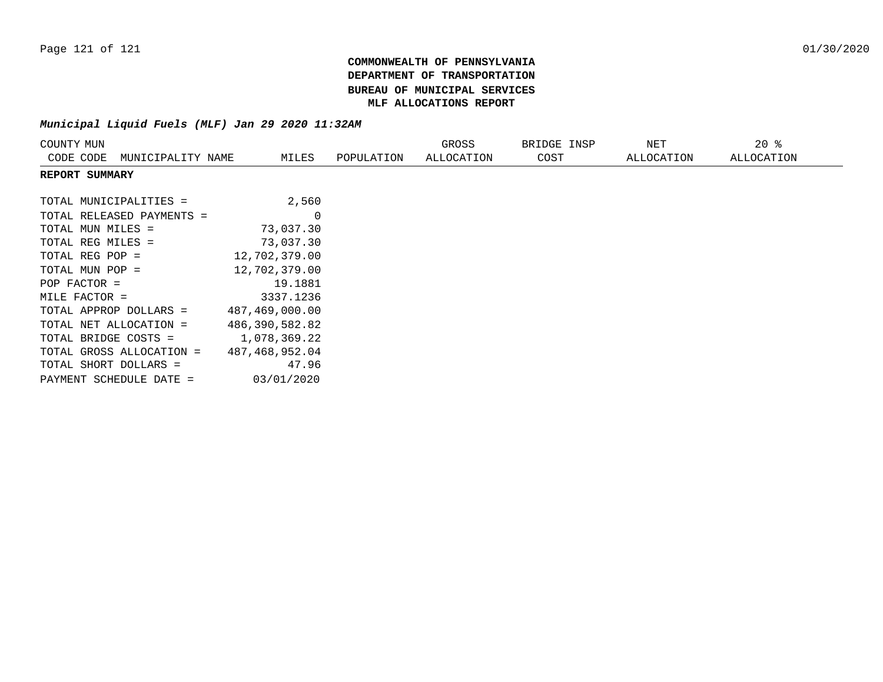**COMMONWEALTH OF PENNSYLVANIA**
**DEPARTMENT OF TRANSPORTATION**
**BUREAU OF MUNICIPAL SERVICES**
**MLF ALLOCATIONS REPORT**

***Municipal Liquid Fuels (MLF) Jan 29 2020 11:32AM***

| COUNTY CODE | MUN CODE | MUNICIPALITY NAME | MILES | POPULATION | GROSS ALLOCATION | BRIDGE INSP COST | NET ALLOCATION | 20 % ALLOCATION |
|---|---|---|---|---|---|---|---|---|

**REPORT SUMMARY**

| | |
|---|---|
| TOTAL MUNICIPALITIES = | 2,560 |
| TOTAL RELEASED PAYMENTS = | 0 |
| TOTAL MUN MILES = | 73,037.30 |
| TOTAL REG MILES = | 73,037.30 |
| TOTAL REG POP = | 12,702,379.00 |
| TOTAL MUN POP = | 12,702,379.00 |
| POP FACTOR = | 19.1881 |
| MILE FACTOR = | 3337.1236 |
| TOTAL APPROP DOLLARS = | 487,469,000.00 |
| TOTAL NET ALLOCATION = | 486,390,582.82 |
| TOTAL BRIDGE COSTS = | 1,078,369.22 |
| TOTAL GROSS ALLOCATION = | 487,468,952.04 |
| TOTAL SHORT DOLLARS = | 47.96 |
| PAYMENT SCHEDULE DATE = | 03/01/2020 |